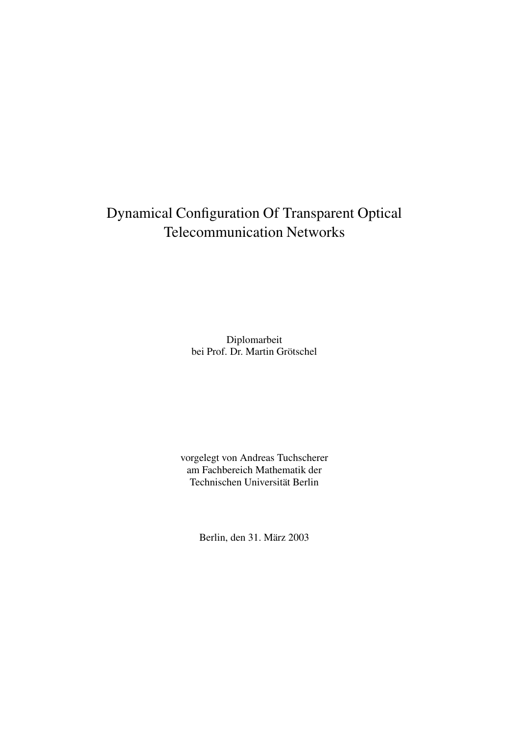# Dynamical Configuration Of Transparent Optical Telecommunication Networks

Diplomarbeit
bei Prof. Dr. Martin Grötschel

vorgelegt von Andreas Tuchscherer
am Fachbereich Mathematik der
Technischen Universität Berlin

Berlin, den 31. März 2003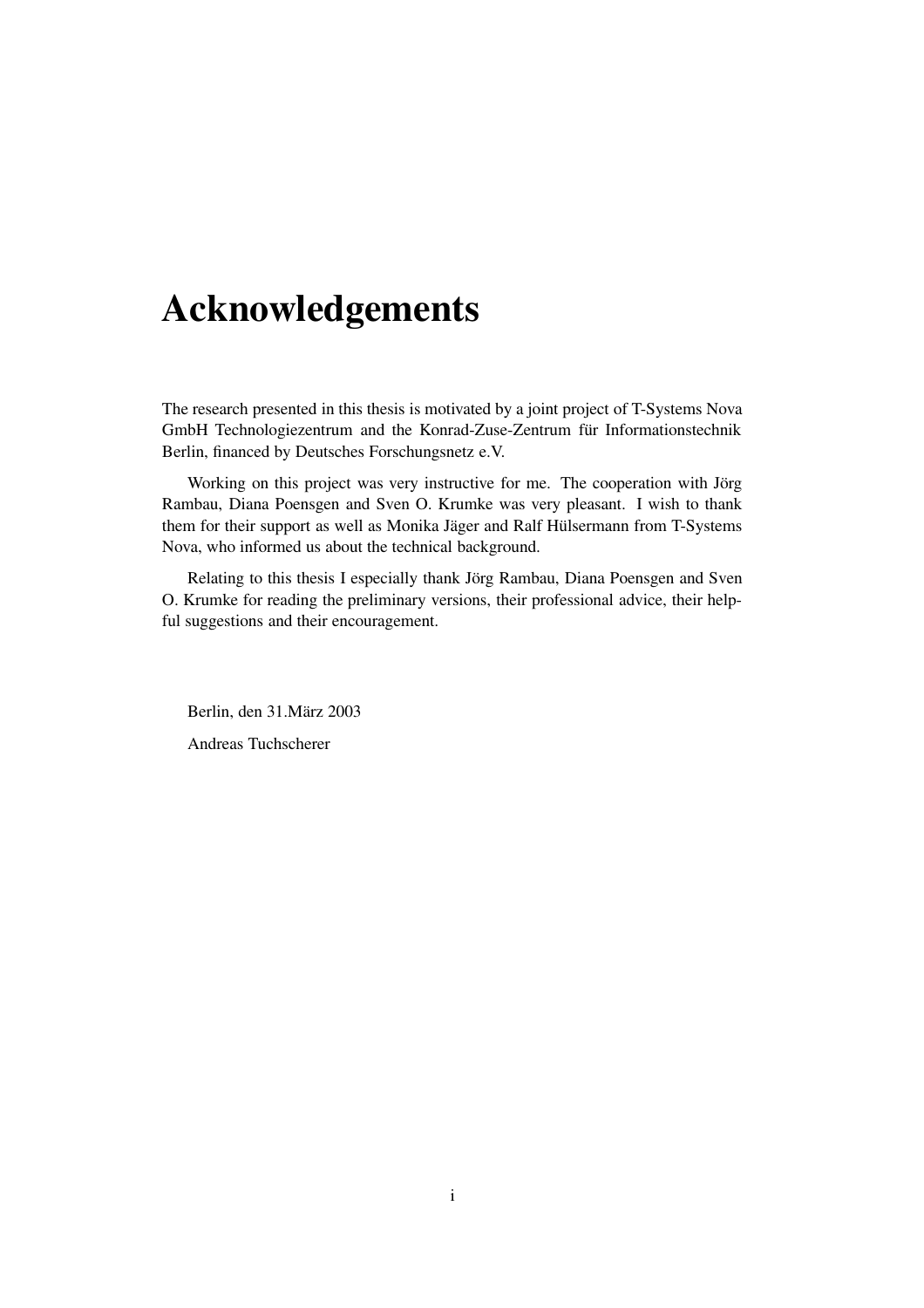# Acknowledgements

The research presented in this thesis is motivated by a joint project of T-Systems Nova GmbH Technologiezentrum and the Konrad-Zuse-Zentrum für Informationstechnik Berlin, financed by Deutsches Forschungsnetz e.V.

Working on this project was very instructive for me. The cooperation with Jörg Rambau, Diana Poensgen and Sven O. Krumke was very pleasant. I wish to thank them for their support as well as Monika Jäger and Ralf Hülsermann from T-Systems Nova, who informed us about the technical background.

Relating to this thesis I especially thank Jörg Rambau, Diana Poensgen and Sven O. Krumke for reading the preliminary versions, their professional advice, their helpful suggestions and their encouragement.

Berlin, den 31.März 2003

Andreas Tuchscherer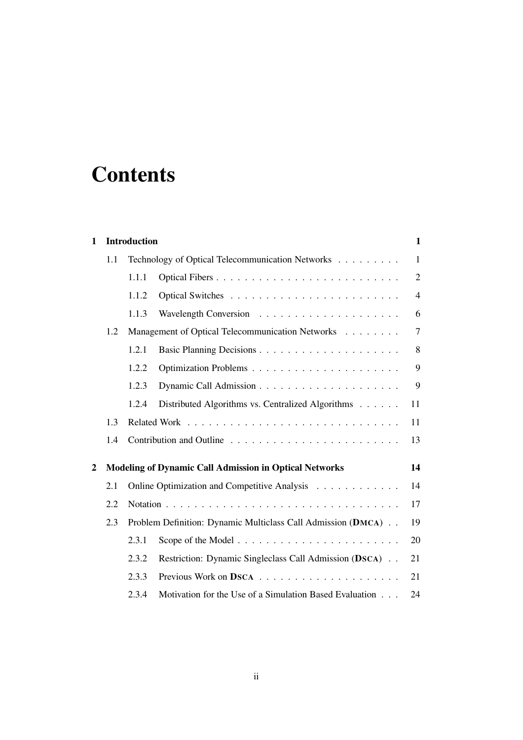# Contents

**1 Introduction** **1**

- 1.1 Technology of Optical Telecommunication Networks . . . . . . . . . 1
  - 1.1.1 Optical Fibers . . . . . . . . . . . . . . . . . . . . . . . . . 2
  - 1.1.2 Optical Switches . . . . . . . . . . . . . . . . . . . . . . . . 4
  - 1.1.3 Wavelength Conversion . . . . . . . . . . . . . . . . . . . . 6
- 1.2 Management of Optical Telecommunication Networks . . . . . . . . 7
  - 1.2.1 Basic Planning Decisions . . . . . . . . . . . . . . . . . . . . 8
  - 1.2.2 Optimization Problems . . . . . . . . . . . . . . . . . . . . . 9
  - 1.2.3 Dynamic Call Admission . . . . . . . . . . . . . . . . . . . . 9
  - 1.2.4 Distributed Algorithms vs. Centralized Algorithms . . . . . . 11
- 1.3 Related Work . . . . . . . . . . . . . . . . . . . . . . . . . . . . . 11
- 1.4 Contribution and Outline . . . . . . . . . . . . . . . . . . . . . . . 13

**2 Modeling of Dynamic Call Admission in Optical Networks** **14**

- 2.1 Online Optimization and Competitive Analysis . . . . . . . . . . . . 14
- 2.2 Notation . . . . . . . . . . . . . . . . . . . . . . . . . . . . . . . . 17
- 2.3 Problem Definition: Dynamic Multiclass Call Admission (**DMCA**) . . 19
  - 2.3.1 Scope of the Model . . . . . . . . . . . . . . . . . . . . . . . 20
  - 2.3.2 Restriction: Dynamic Singleclass Call Admission (**DSCA**) . . 21
  - 2.3.3 Previous Work on **DSCA** . . . . . . . . . . . . . . . . . . . . 21
  - 2.3.4 Motivation for the Use of a Simulation Based Evaluation . . . 24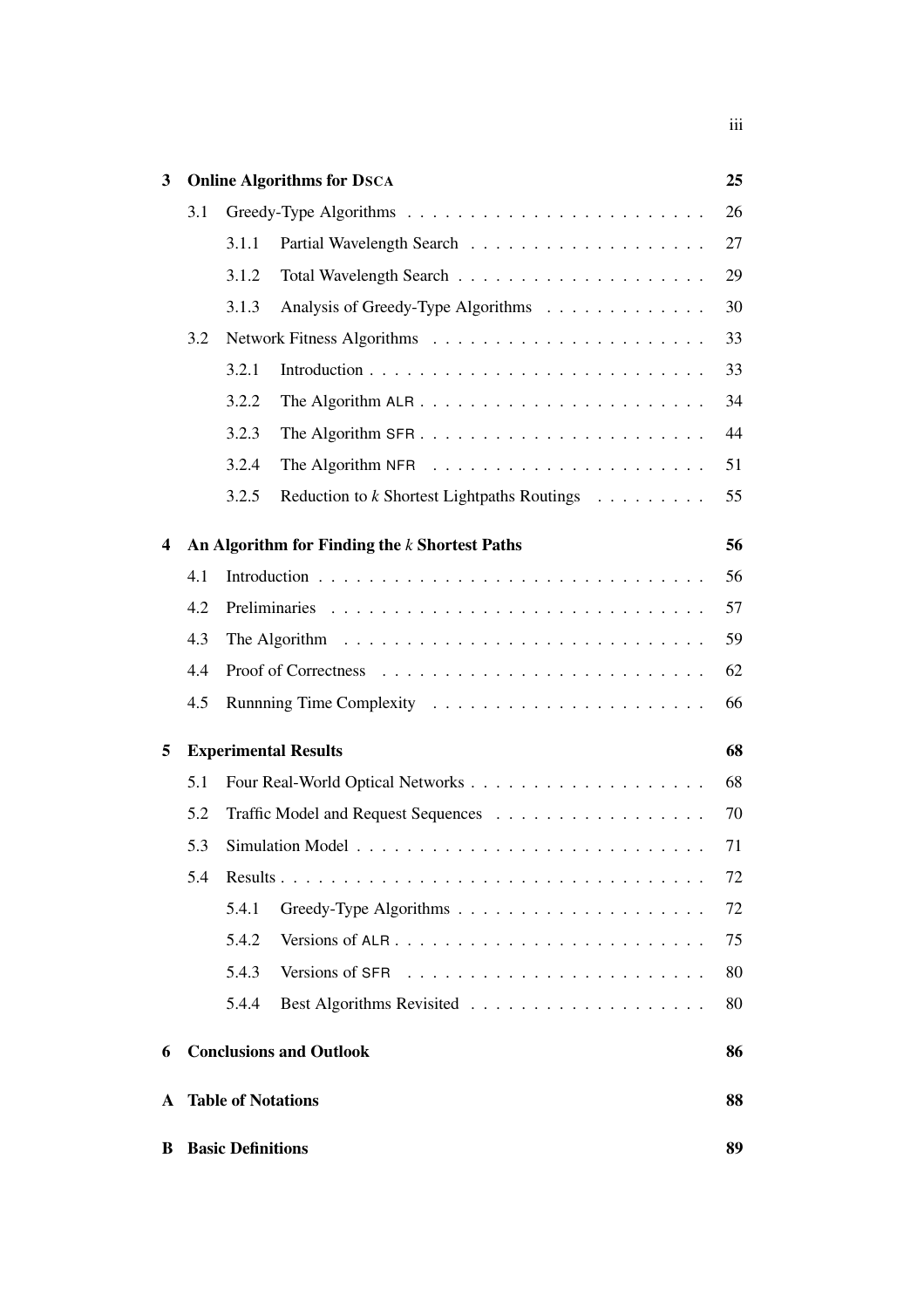**3 Online Algorithms for DSCA** 25

- 3.1 Greedy-Type Algorithms 26
  - 3.1.1 Partial Wavelength Search 27
  - 3.1.2 Total Wavelength Search 29
  - 3.1.3 Analysis of Greedy-Type Algorithms 30
- 3.2 Network Fitness Algorithms 33
  - 3.2.1 Introduction 33
  - 3.2.2 The Algorithm ALR 34
  - 3.2.3 The Algorithm SFR 44
  - 3.2.4 The Algorithm NFR 51
  - 3.2.5 Reduction to $k$ Shortest Lightpaths Routings 55

**4 An Algorithm for Finding the $k$ Shortest Paths** 56

- 4.1 Introduction 56
- 4.2 Preliminaries 57
- 4.3 The Algorithm 59
- 4.4 Proof of Correctness 62
- 4.5 Runnning Time Complexity 66

**5 Experimental Results** 68

- 5.1 Four Real-World Optical Networks 68
- 5.2 Traffic Model and Request Sequences 70
- 5.3 Simulation Model 71
- 5.4 Results 72
  - 5.4.1 Greedy-Type Algorithms 72
  - 5.4.2 Versions of ALR 75
  - 5.4.3 Versions of SFR 80
  - 5.4.4 Best Algorithms Revisited 80

**6 Conclusions and Outlook** 86

**A Table of Notations** 88

**B Basic Definitions** 89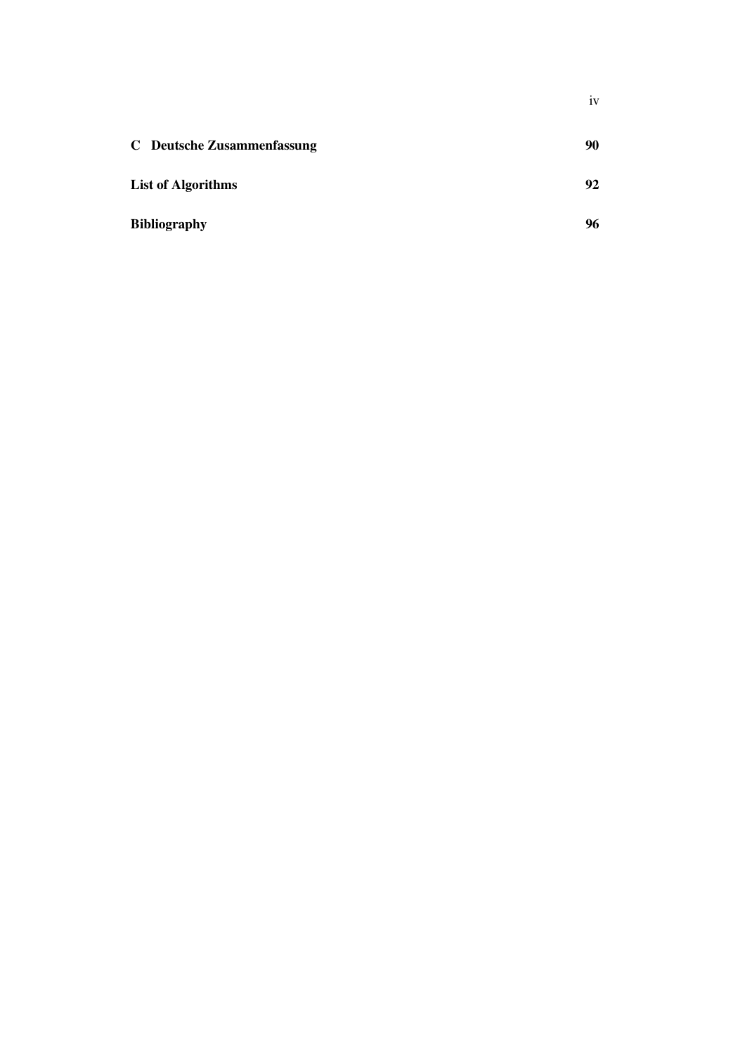**C Deutsche Zusammenfassung** 90

**List of Algorithms** 92

**Bibliography** 96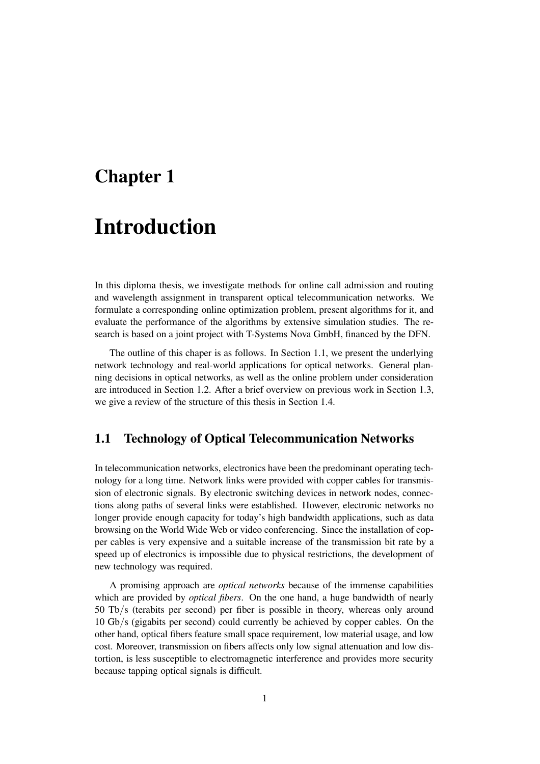# Chapter 1

# Introduction

In this diploma thesis, we investigate methods for online call admission and routing and wavelength assignment in transparent optical telecommunication networks. We formulate a corresponding online optimization problem, present algorithms for it, and evaluate the performance of the algorithms by extensive simulation studies. The research is based on a joint project with T-Systems Nova GmbH, financed by the DFN.

The outline of this chaper is as follows. In Section 1.1, we present the underlying network technology and real-world applications for optical networks. General planning decisions in optical networks, as well as the online problem under consideration are introduced in Section 1.2. After a brief overview on previous work in Section 1.3, we give a review of the structure of this thesis in Section 1.4.

## 1.1 Technology of Optical Telecommunication Networks

In telecommunication networks, electronics have been the predominant operating technology for a long time. Network links were provided with copper cables for transmission of electronic signals. By electronic switching devices in network nodes, connections along paths of several links were established. However, electronic networks no longer provide enough capacity for today's high bandwidth applications, such as data browsing on the World Wide Web or video conferencing. Since the installation of copper cables is very expensive and a suitable increase of the transmission bit rate by a speed up of electronics is impossible due to physical restrictions, the development of new technology was required.

A promising approach are *optical networks* because of the immense capabilities which are provided by *optical fibers*. On the one hand, a huge bandwidth of nearly 50 Tb/s (terabits per second) per fiber is possible in theory, whereas only around 10 Gb/s (gigabits per second) could currently be achieved by copper cables. On the other hand, optical fibers feature small space requirement, low material usage, and low cost. Moreover, transmission on fibers affects only low signal attenuation and low distortion, is less susceptible to electromagnetic interference and provides more security because tapping optical signals is difficult.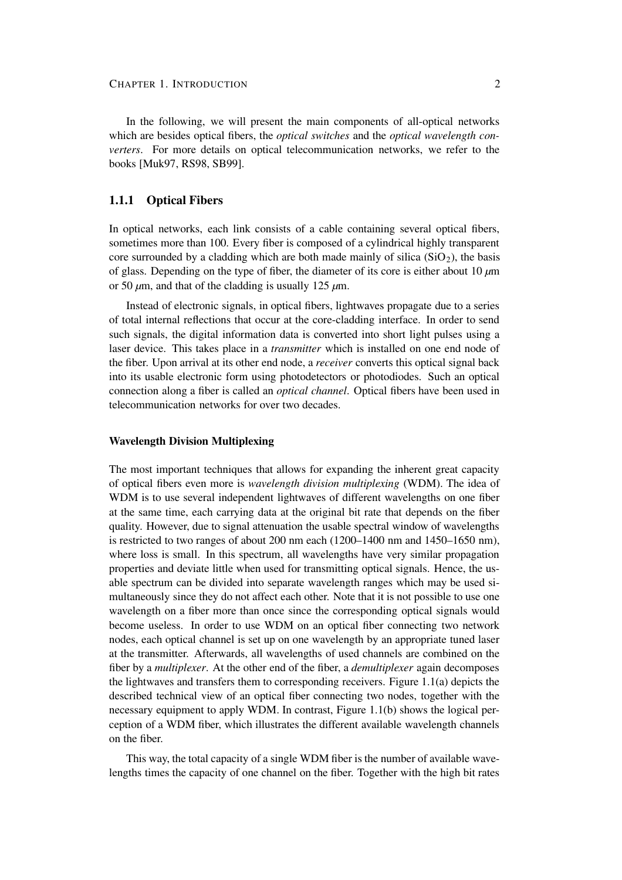In the following, we will present the main components of all-optical networks which are besides optical fibers, the *optical switches* and the *optical wavelength converters*. For more details on optical telecommunication networks, we refer to the books [Muk97, RS98, SB99].

### 1.1.1 Optical Fibers

In optical networks, each link consists of a cable containing several optical fibers, sometimes more than 100. Every fiber is composed of a cylindrical highly transparent core surrounded by a cladding which are both made mainly of silica ($SiO_2$), the basis of glass. Depending on the type of fiber, the diameter of its core is either about 10 $\mu$m or 50 $\mu$m, and that of the cladding is usually 125 $\mu$m.

Instead of electronic signals, in optical fibers, lightwaves propagate due to a series of total internal reflections that occur at the core-cladding interface. In order to send such signals, the digital information data is converted into short light pulses using a laser device. This takes place in a *transmitter* which is installed on one end node of the fiber. Upon arrival at its other end node, a *receiver* converts this optical signal back into its usable electronic form using photodetectors or photodiodes. Such an optical connection along a fiber is called an *optical channel*. Optical fibers have been used in telecommunication networks for over two decades.

#### Wavelength Division Multiplexing

The most important techniques that allows for expanding the inherent great capacity of optical fibers even more is *wavelength division multiplexing* (WDM). The idea of WDM is to use several independent lightwaves of different wavelengths on one fiber at the same time, each carrying data at the original bit rate that depends on the fiber quality. However, due to signal attenuation the usable spectral window of wavelengths is restricted to two ranges of about 200 nm each (1200–1400 nm and 1450–1650 nm), where loss is small. In this spectrum, all wavelengths have very similar propagation properties and deviate little when used for transmitting optical signals. Hence, the usable spectrum can be divided into separate wavelength ranges which may be used simultaneously since they do not affect each other. Note that it is not possible to use one wavelength on a fiber more than once since the corresponding optical signals would become useless. In order to use WDM on an optical fiber connecting two network nodes, each optical channel is set up on one wavelength by an appropriate tuned laser at the transmitter. Afterwards, all wavelengths of used channels are combined on the fiber by a *multiplexer*. At the other end of the fiber, a *demultiplexer* again decomposes the lightwaves and transfers them to corresponding receivers. Figure 1.1(a) depicts the described technical view of an optical fiber connecting two nodes, together with the necessary equipment to apply WDM. In contrast, Figure 1.1(b) shows the logical perception of a WDM fiber, which illustrates the different available wavelength channels on the fiber.

This way, the total capacity of a single WDM fiber is the number of available wavelengths times the capacity of one channel on the fiber. Together with the high bit rates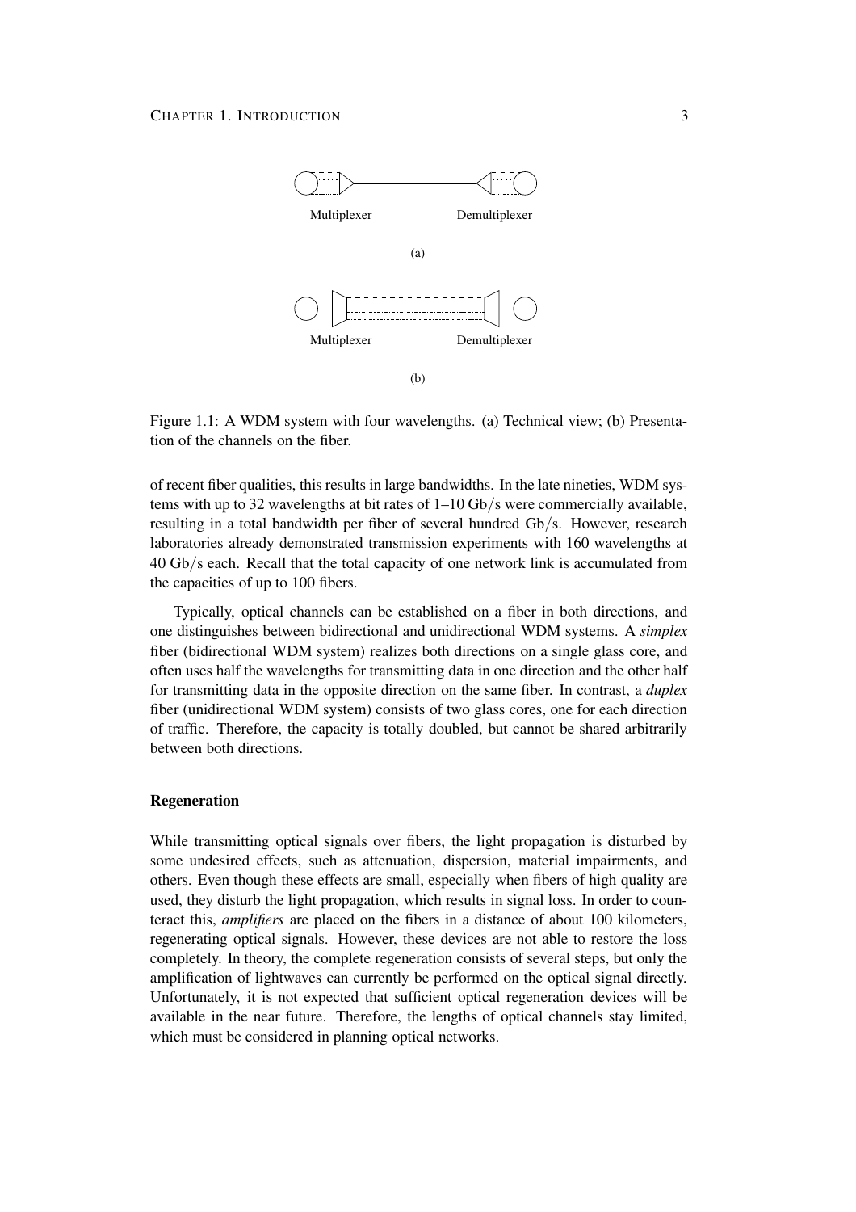Multiplexer Demultiplexer

(a)

Multiplexer Demultiplexer

(b)

Figure 1.1: A WDM system with four wavelengths. (a) Technical view; (b) Presentation of the channels on the fiber.

of recent fiber qualities, this results in large bandwidths. In the late nineties, WDM systems with up to 32 wavelengths at bit rates of 1–10 Gb/s were commercially available, resulting in a total bandwidth per fiber of several hundred Gb/s. However, research laboratories already demonstrated transmission experiments with 160 wavelengths at 40 Gb/s each. Recall that the total capacity of one network link is accumulated from the capacities of up to 100 fibers.

Typically, optical channels can be established on a fiber in both directions, and one distinguishes between bidirectional and unidirectional WDM systems. A *simplex* fiber (bidirectional WDM system) realizes both directions on a single glass core, and often uses half the wavelengths for transmitting data in one direction and the other half for transmitting data in the opposite direction on the same fiber. In contrast, a *duplex* fiber (unidirectional WDM system) consists of two glass cores, one for each direction of traffic. Therefore, the capacity is totally doubled, but cannot be shared arbitrarily between both directions.

### Regeneration

While transmitting optical signals over fibers, the light propagation is disturbed by some undesired effects, such as attenuation, dispersion, material impairments, and others. Even though these effects are small, especially when fibers of high quality are used, they disturb the light propagation, which results in signal loss. In order to counteract this, *amplifiers* are placed on the fibers in a distance of about 100 kilometers, regenerating optical signals. However, these devices are not able to restore the loss completely. In theory, the complete regeneration consists of several steps, but only the amplification of lightwaves can currently be performed on the optical signal directly. Unfortunately, it is not expected that sufficient optical regeneration devices will be available in the near future. Therefore, the lengths of optical channels stay limited, which must be considered in planning optical networks.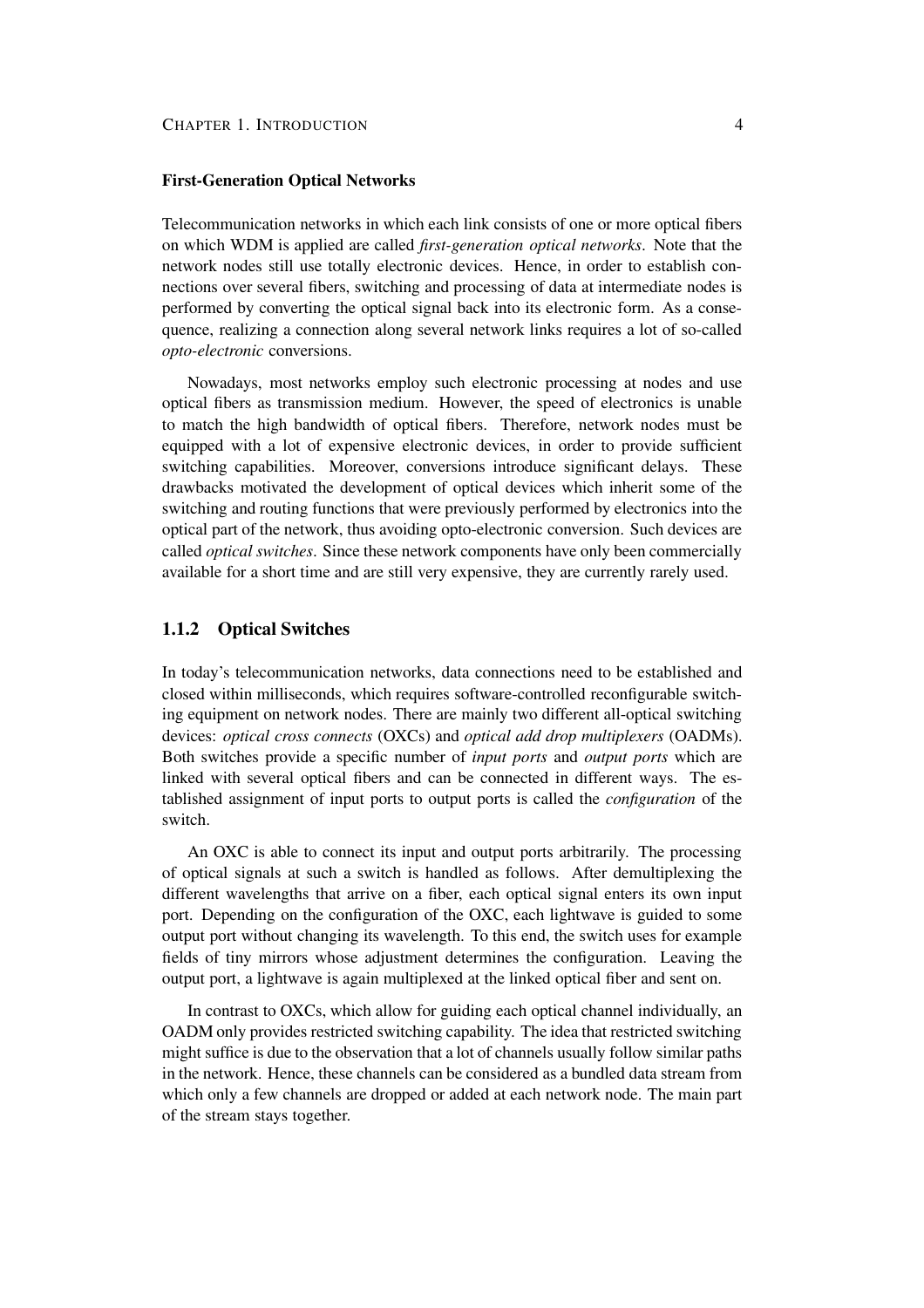#### First-Generation Optical Networks

Telecommunication networks in which each link consists of one or more optical fibers on which WDM is applied are called *first-generation optical networks*. Note that the network nodes still use totally electronic devices. Hence, in order to establish connections over several fibers, switching and processing of data at intermediate nodes is performed by converting the optical signal back into its electronic form. As a consequence, realizing a connection along several network links requires a lot of so-called *opto-electronic* conversions.

Nowadays, most networks employ such electronic processing at nodes and use optical fibers as transmission medium. However, the speed of electronics is unable to match the high bandwidth of optical fibers. Therefore, network nodes must be equipped with a lot of expensive electronic devices, in order to provide sufficient switching capabilities. Moreover, conversions introduce significant delays. These drawbacks motivated the development of optical devices which inherit some of the switching and routing functions that were previously performed by electronics into the optical part of the network, thus avoiding opto-electronic conversion. Such devices are called *optical switches*. Since these network components have only been commercially available for a short time and are still very expensive, they are currently rarely used.

### 1.1.2 Optical Switches

In today's telecommunication networks, data connections need to be established and closed within milliseconds, which requires software-controlled reconfigurable switching equipment on network nodes. There are mainly two different all-optical switching devices: *optical cross connects* (OXCs) and *optical add drop multiplexers* (OADMs). Both switches provide a specific number of *input ports* and *output ports* which are linked with several optical fibers and can be connected in different ways. The established assignment of input ports to output ports is called the *configuration* of the switch.

An OXC is able to connect its input and output ports arbitrarily. The processing of optical signals at such a switch is handled as follows. After demultiplexing the different wavelengths that arrive on a fiber, each optical signal enters its own input port. Depending on the configuration of the OXC, each lightwave is guided to some output port without changing its wavelength. To this end, the switch uses for example fields of tiny mirrors whose adjustment determines the configuration. Leaving the output port, a lightwave is again multiplexed at the linked optical fiber and sent on.

In contrast to OXCs, which allow for guiding each optical channel individually, an OADM only provides restricted switching capability. The idea that restricted switching might suffice is due to the observation that a lot of channels usually follow similar paths in the network. Hence, these channels can be considered as a bundled data stream from which only a few channels are dropped or added at each network node. The main part of the stream stays together.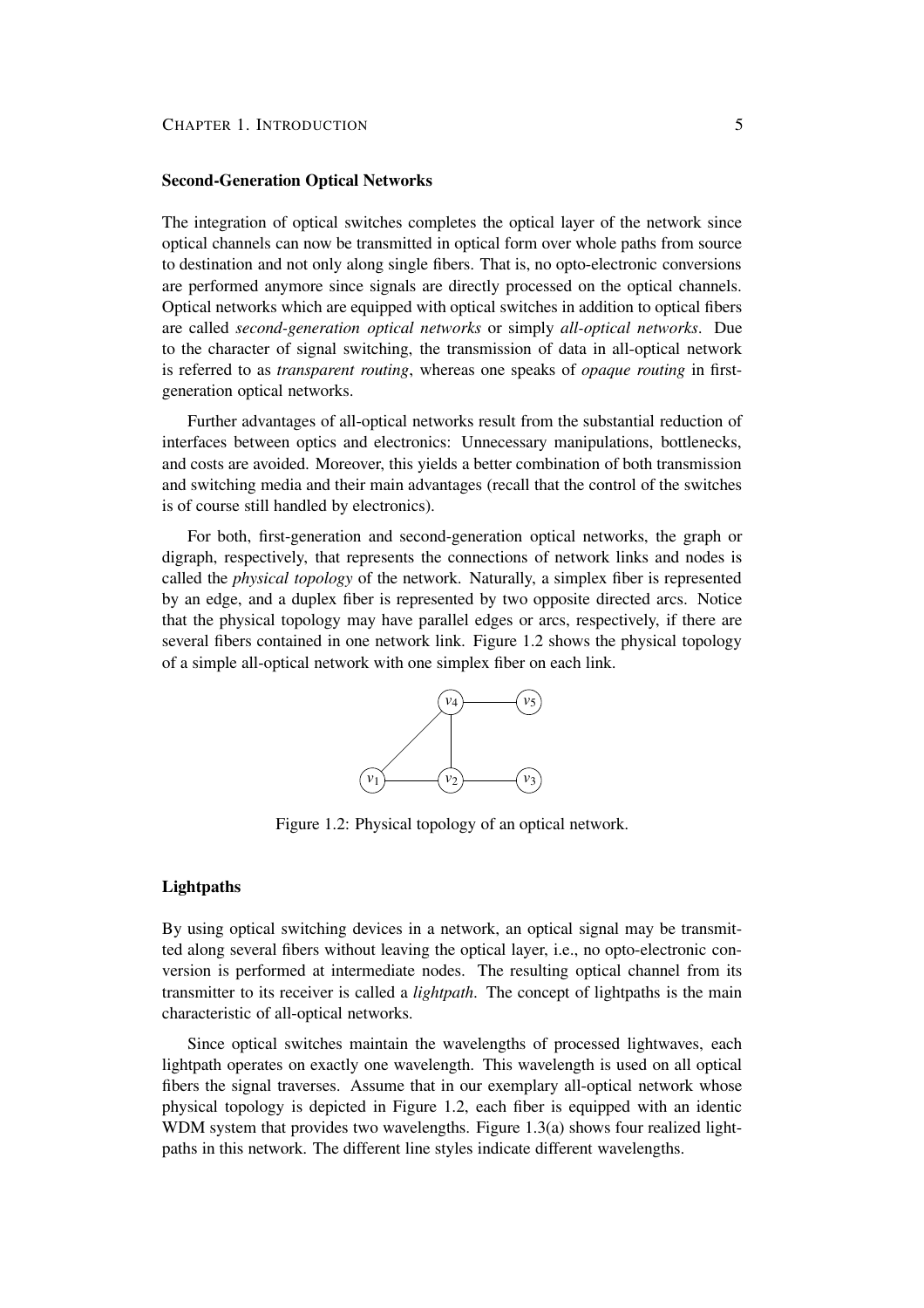### Second-Generation Optical Networks

The integration of optical switches completes the optical layer of the network since optical channels can now be transmitted in optical form over whole paths from source to destination and not only along single fibers. That is, no opto-electronic conversions are performed anymore since signals are directly processed on the optical channels. Optical networks which are equipped with optical switches in addition to optical fibers are called *second-generation optical networks* or simply *all-optical networks*. Due to the character of signal switching, the transmission of data in all-optical network is referred to as *transparent routing*, whereas one speaks of *opaque routing* in first-generation optical networks.

Further advantages of all-optical networks result from the substantial reduction of interfaces between optics and electronics: Unnecessary manipulations, bottlenecks, and costs are avoided. Moreover, this yields a better combination of both transmission and switching media and their main advantages (recall that the control of the switches is of course still handled by electronics).

For both, first-generation and second-generation optical networks, the graph or digraph, respectively, that represents the connections of network links and nodes is called the *physical topology* of the network. Naturally, a simplex fiber is represented by an edge, and a duplex fiber is represented by two opposite directed arcs. Notice that the physical topology may have parallel edges or arcs, respectively, if there are several fibers contained in one network link. Figure 1.2 shows the physical topology of a simple all-optical network with one simplex fiber on each link.

Figure 1.2: Physical topology of an optical network.

### Lightpaths

By using optical switching devices in a network, an optical signal may be transmitted along several fibers without leaving the optical layer, i.e., no opto-electronic conversion is performed at intermediate nodes. The resulting optical channel from its transmitter to its receiver is called a *lightpath*. The concept of lightpaths is the main characteristic of all-optical networks.

Since optical switches maintain the wavelengths of processed lightwaves, each lightpath operates on exactly one wavelength. This wavelength is used on all optical fibers the signal traverses. Assume that in our exemplary all-optical network whose physical topology is depicted in Figure 1.2, each fiber is equipped with an identic WDM system that provides two wavelengths. Figure 1.3(a) shows four realized lightpaths in this network. The different line styles indicate different wavelengths.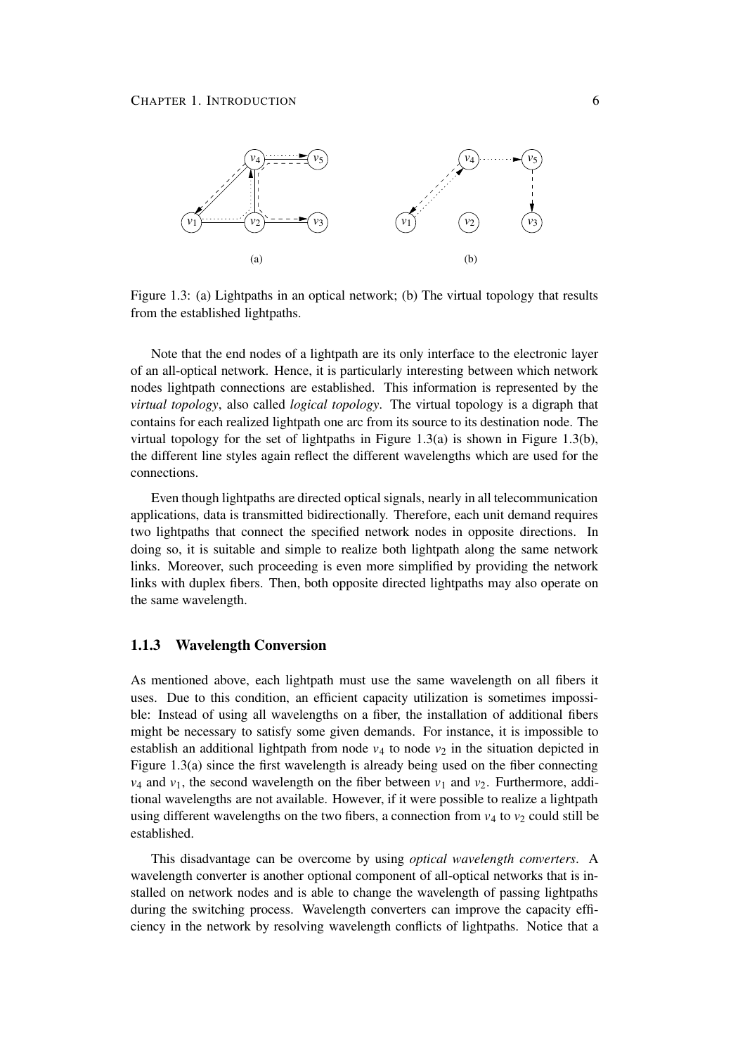Figure 1.3: (a) Lightpaths in an optical network; (b) The virtual topology that results from the established lightpaths.

Note that the end nodes of a lightpath are its only interface to the electronic layer of an all-optical network. Hence, it is particularly interesting between which network nodes lightpath connections are established. This information is represented by the *virtual topology*, also called *logical topology*. The virtual topology is a digraph that contains for each realized lightpath one arc from its source to its destination node. The virtual topology for the set of lightpaths in Figure 1.3(a) is shown in Figure 1.3(b), the different line styles again reflect the different wavelengths which are used for the connections.

Even though lightpaths are directed optical signals, nearly in all telecommunication applications, data is transmitted bidirectionally. Therefore, each unit demand requires two lightpaths that connect the specified network nodes in opposite directions. In doing so, it is suitable and simple to realize both lightpath along the same network links. Moreover, such proceeding is even more simplified by providing the network links with duplex fibers. Then, both opposite directed lightpaths may also operate on the same wavelength.

### 1.1.3 Wavelength Conversion

As mentioned above, each lightpath must use the same wavelength on all fibers it uses. Due to this condition, an efficient capacity utilization is sometimes impossible: Instead of using all wavelengths on a fiber, the installation of additional fibers might be necessary to satisfy some given demands. For instance, it is impossible to establish an additional lightpath from node $v_4$ to node $v_2$ in the situation depicted in Figure 1.3(a) since the first wavelength is already being used on the fiber connecting $v_4$ and $v_1$, the second wavelength on the fiber between $v_1$ and $v_2$. Furthermore, additional wavelengths are not available. However, if it were possible to realize a lightpath using different wavelengths on the two fibers, a connection from $v_4$ to $v_2$ could still be established.

This disadvantage can be overcome by using *optical wavelength converters*. A wavelength converter is another optional component of all-optical networks that is installed on network nodes and is able to change the wavelength of passing lightpaths during the switching process. Wavelength converters can improve the capacity efficiency in the network by resolving wavelength conflicts of lightpaths. Notice that a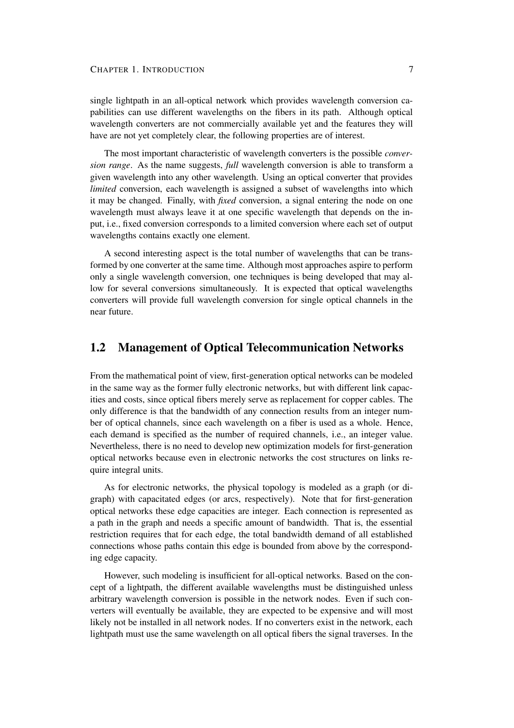single lightpath in an all-optical network which provides wavelength conversion capabilities can use different wavelengths on the fibers in its path. Although optical wavelength converters are not commercially available yet and the features they will have are not yet completely clear, the following properties are of interest.

The most important characteristic of wavelength converters is the possible *conversion range*. As the name suggests, *full* wavelength conversion is able to transform a given wavelength into any other wavelength. Using an optical converter that provides *limited* conversion, each wavelength is assigned a subset of wavelengths into which it may be changed. Finally, with *fixed* conversion, a signal entering the node on one wavelength must always leave it at one specific wavelength that depends on the input, i.e., fixed conversion corresponds to a limited conversion where each set of output wavelengths contains exactly one element.

A second interesting aspect is the total number of wavelengths that can be transformed by one converter at the same time. Although most approaches aspire to perform only a single wavelength conversion, one techniques is being developed that may allow for several conversions simultaneously. It is expected that optical wavelengths converters will provide full wavelength conversion for single optical channels in the near future.

## 1.2 Management of Optical Telecommunication Networks

From the mathematical point of view, first-generation optical networks can be modeled in the same way as the former fully electronic networks, but with different link capacities and costs, since optical fibers merely serve as replacement for copper cables. The only difference is that the bandwidth of any connection results from an integer number of optical channels, since each wavelength on a fiber is used as a whole. Hence, each demand is specified as the number of required channels, i.e., an integer value. Nevertheless, there is no need to develop new optimization models for first-generation optical networks because even in electronic networks the cost structures on links require integral units.

As for electronic networks, the physical topology is modeled as a graph (or digraph) with capacitated edges (or arcs, respectively). Note that for first-generation optical networks these edge capacities are integer. Each connection is represented as a path in the graph and needs a specific amount of bandwidth. That is, the essential restriction requires that for each edge, the total bandwidth demand of all established connections whose paths contain this edge is bounded from above by the corresponding edge capacity.

However, such modeling is insufficient for all-optical networks. Based on the concept of a lightpath, the different available wavelengths must be distinguished unless arbitrary wavelength conversion is possible in the network nodes. Even if such converters will eventually be available, they are expected to be expensive and will most likely not be installed in all network nodes. If no converters exist in the network, each lightpath must use the same wavelength on all optical fibers the signal traverses. In the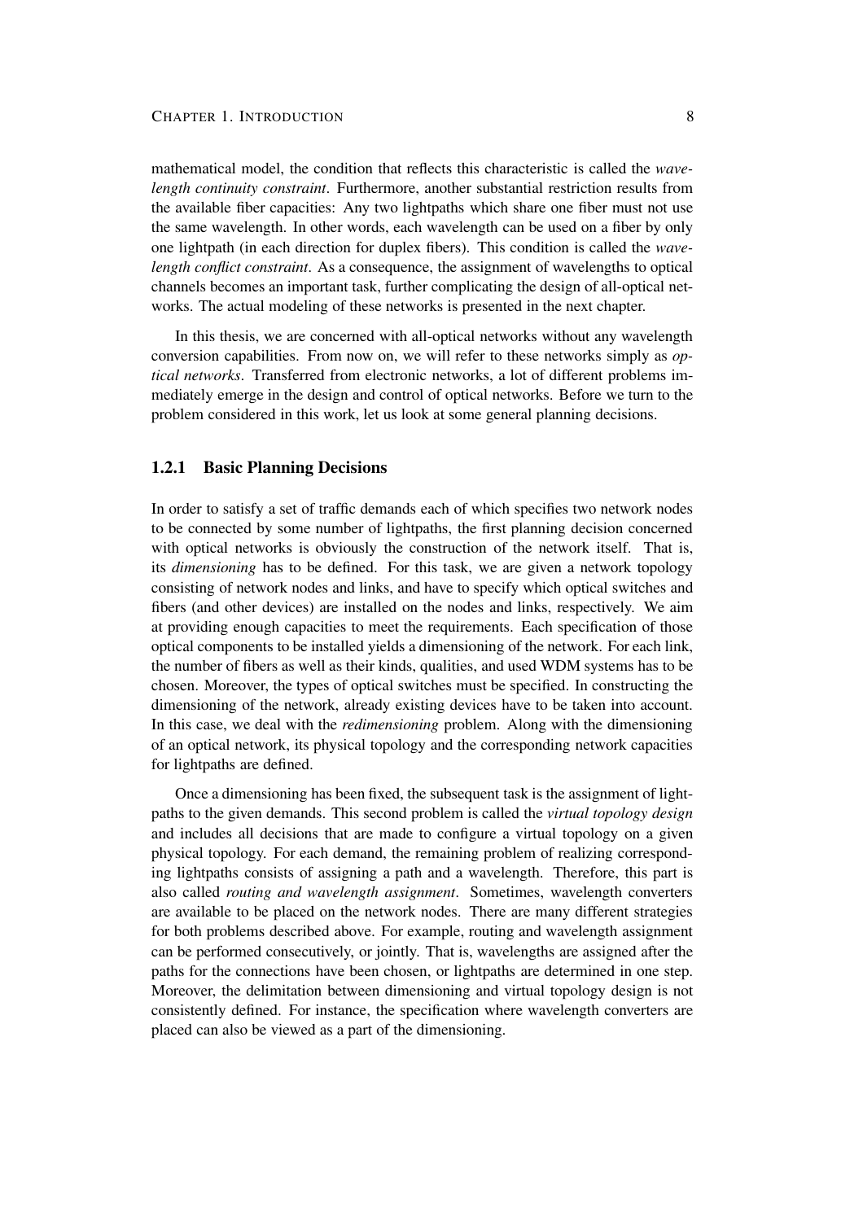mathematical model, the condition that reflects this characteristic is called the *wavelength continuity constraint*. Furthermore, another substantial restriction results from the available fiber capacities: Any two lightpaths which share one fiber must not use the same wavelength. In other words, each wavelength can be used on a fiber by only one lightpath (in each direction for duplex fibers). This condition is called the *wavelength conflict constraint*. As a consequence, the assignment of wavelengths to optical channels becomes an important task, further complicating the design of all-optical networks. The actual modeling of these networks is presented in the next chapter.

In this thesis, we are concerned with all-optical networks without any wavelength conversion capabilities. From now on, we will refer to these networks simply as *optical networks*. Transferred from electronic networks, a lot of different problems immediately emerge in the design and control of optical networks. Before we turn to the problem considered in this work, let us look at some general planning decisions.

### 1.2.1 Basic Planning Decisions

In order to satisfy a set of traffic demands each of which specifies two network nodes to be connected by some number of lightpaths, the first planning decision concerned with optical networks is obviously the construction of the network itself. That is, its *dimensioning* has to be defined. For this task, we are given a network topology consisting of network nodes and links, and have to specify which optical switches and fibers (and other devices) are installed on the nodes and links, respectively. We aim at providing enough capacities to meet the requirements. Each specification of those optical components to be installed yields a dimensioning of the network. For each link, the number of fibers as well as their kinds, qualities, and used WDM systems has to be chosen. Moreover, the types of optical switches must be specified. In constructing the dimensioning of the network, already existing devices have to be taken into account. In this case, we deal with the *redimensioning* problem. Along with the dimensioning of an optical network, its physical topology and the corresponding network capacities for lightpaths are defined.

Once a dimensioning has been fixed, the subsequent task is the assignment of lightpaths to the given demands. This second problem is called the *virtual topology design* and includes all decisions that are made to configure a virtual topology on a given physical topology. For each demand, the remaining problem of realizing corresponding lightpaths consists of assigning a path and a wavelength. Therefore, this part is also called *routing and wavelength assignment*. Sometimes, wavelength converters are available to be placed on the network nodes. There are many different strategies for both problems described above. For example, routing and wavelength assignment can be performed consecutively, or jointly. That is, wavelengths are assigned after the paths for the connections have been chosen, or lightpaths are determined in one step. Moreover, the delimitation between dimensioning and virtual topology design is not consistently defined. For instance, the specification where wavelength converters are placed can also be viewed as a part of the dimensioning.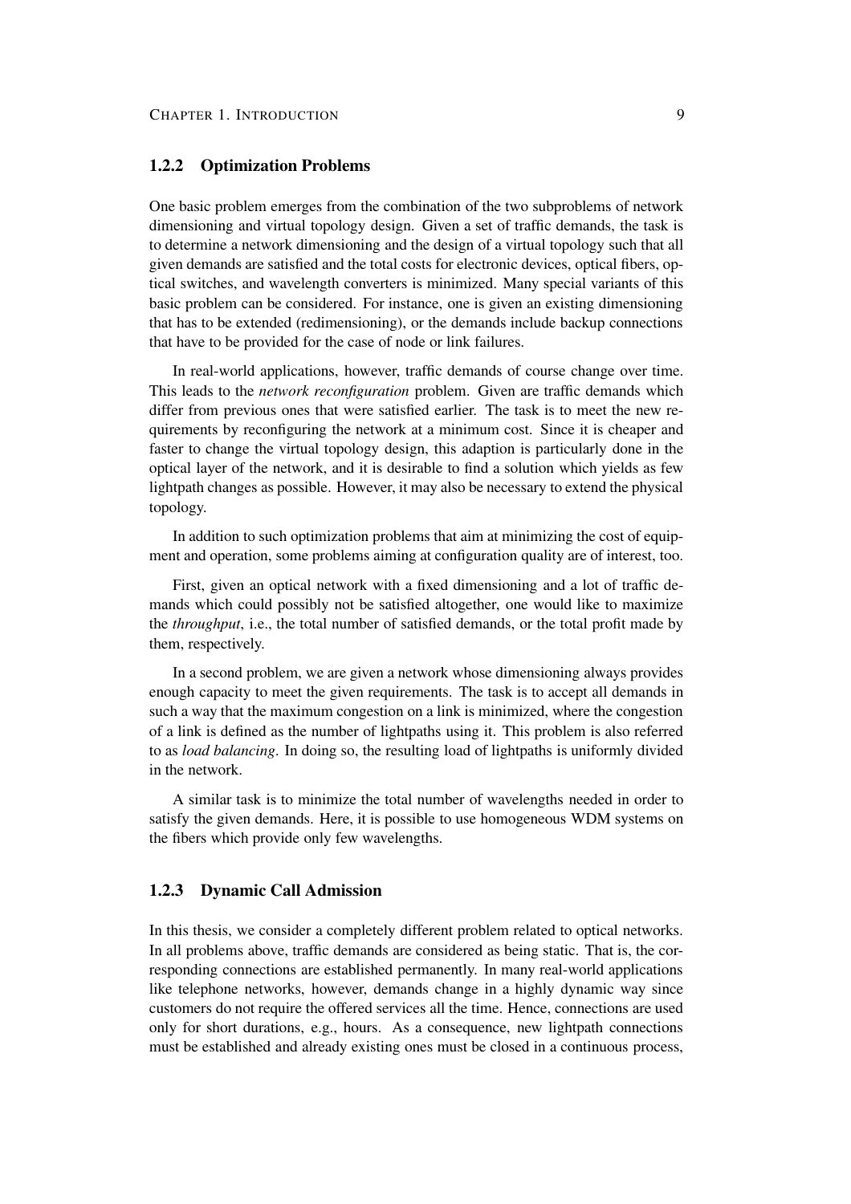### 1.2.2 Optimization Problems

One basic problem emerges from the combination of the two subproblems of network dimensioning and virtual topology design. Given a set of traffic demands, the task is to determine a network dimensioning and the design of a virtual topology such that all given demands are satisfied and the total costs for electronic devices, optical fibers, optical switches, and wavelength converters is minimized. Many special variants of this basic problem can be considered. For instance, one is given an existing dimensioning that has to be extended (redimensioning), or the demands include backup connections that have to be provided for the case of node or link failures.

In real-world applications, however, traffic demands of course change over time. This leads to the *network reconfiguration* problem. Given are traffic demands which differ from previous ones that were satisfied earlier. The task is to meet the new requirements by reconfiguring the network at a minimum cost. Since it is cheaper and faster to change the virtual topology design, this adaption is particularly done in the optical layer of the network, and it is desirable to find a solution which yields as few lightpath changes as possible. However, it may also be necessary to extend the physical topology.

In addition to such optimization problems that aim at minimizing the cost of equipment and operation, some problems aiming at configuration quality are of interest, too.

First, given an optical network with a fixed dimensioning and a lot of traffic demands which could possibly not be satisfied altogether, one would like to maximize the *throughput*, i.e., the total number of satisfied demands, or the total profit made by them, respectively.

In a second problem, we are given a network whose dimensioning always provides enough capacity to meet the given requirements. The task is to accept all demands in such a way that the maximum congestion on a link is minimized, where the congestion of a link is defined as the number of lightpaths using it. This problem is also referred to as *load balancing*. In doing so, the resulting load of lightpaths is uniformly divided in the network.

A similar task is to minimize the total number of wavelengths needed in order to satisfy the given demands. Here, it is possible to use homogeneous WDM systems on the fibers which provide only few wavelengths.

### 1.2.3 Dynamic Call Admission

In this thesis, we consider a completely different problem related to optical networks. In all problems above, traffic demands are considered as being static. That is, the corresponding connections are established permanently. In many real-world applications like telephone networks, however, demands change in a highly dynamic way since customers do not require the offered services all the time. Hence, connections are used only for short durations, e.g., hours. As a consequence, new lightpath connections must be established and already existing ones must be closed in a continuous process,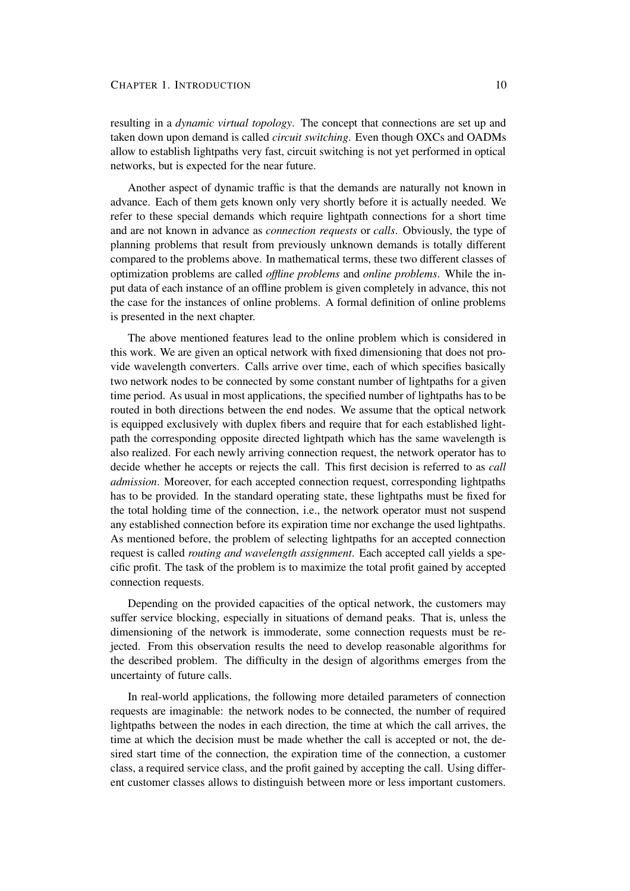resulting in a *dynamic virtual topology*. The concept that connections are set up and taken down upon demand is called *circuit switching*. Even though OXCs and OADMs allow to establish lightpaths very fast, circuit switching is not yet performed in optical networks, but is expected for the near future.

Another aspect of dynamic traffic is that the demands are naturally not known in advance. Each of them gets known only very shortly before it is actually needed. We refer to these special demands which require lightpath connections for a short time and are not known in advance as *connection requests* or *calls*. Obviously, the type of planning problems that result from previously unknown demands is totally different compared to the problems above. In mathematical terms, these two different classes of optimization problems are called *offline problems* and *online problems*. While the input data of each instance of an offline problem is given completely in advance, this not the case for the instances of online problems. A formal definition of online problems is presented in the next chapter.

The above mentioned features lead to the online problem which is considered in this work. We are given an optical network with fixed dimensioning that does not provide wavelength converters. Calls arrive over time, each of which specifies basically two network nodes to be connected by some constant number of lightpaths for a given time period. As usual in most applications, the specified number of lightpaths has to be routed in both directions between the end nodes. We assume that the optical network is equipped exclusively with duplex fibers and require that for each established lightpath the corresponding opposite directed lightpath which has the same wavelength is also realized. For each newly arriving connection request, the network operator has to decide whether he accepts or rejects the call. This first decision is referred to as *call admission*. Moreover, for each accepted connection request, corresponding lightpaths has to be provided. In the standard operating state, these lightpaths must be fixed for the total holding time of the connection, i.e., the network operator must not suspend any established connection before its expiration time nor exchange the used lightpaths. As mentioned before, the problem of selecting lightpaths for an accepted connection request is called *routing and wavelength assignment*. Each accepted call yields a specific profit. The task of the problem is to maximize the total profit gained by accepted connection requests.

Depending on the provided capacities of the optical network, the customers may suffer service blocking, especially in situations of demand peaks. That is, unless the dimensioning of the network is immoderate, some connection requests must be rejected. From this observation results the need to develop reasonable algorithms for the described problem. The difficulty in the design of algorithms emerges from the uncertainty of future calls.

In real-world applications, the following more detailed parameters of connection requests are imaginable: the network nodes to be connected, the number of required lightpaths between the nodes in each direction, the time at which the call arrives, the time at which the decision must be made whether the call is accepted or not, the desired start time of the connection, the expiration time of the connection, a customer class, a required service class, and the profit gained by accepting the call. Using different customer classes allows to distinguish between more or less important customers.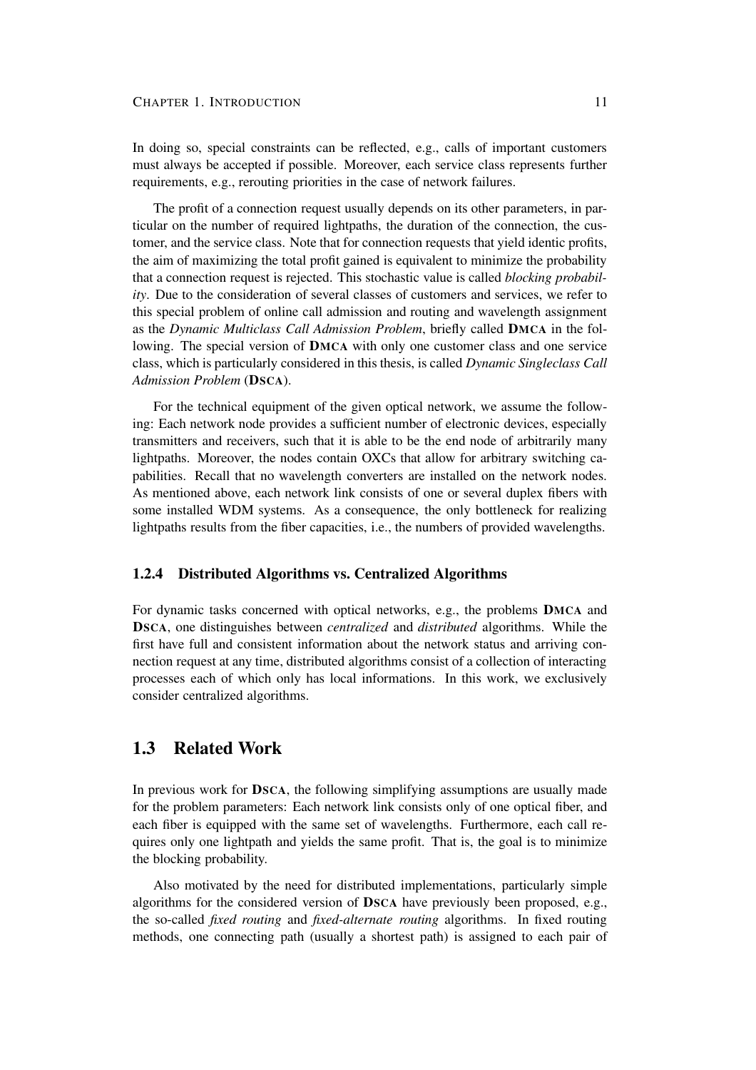In doing so, special constraints can be reflected, e.g., calls of important customers must always be accepted if possible. Moreover, each service class represents further requirements, e.g., rerouting priorities in the case of network failures.

The profit of a connection request usually depends on its other parameters, in particular on the number of required lightpaths, the duration of the connection, the customer, and the service class. Note that for connection requests that yield identic profits, the aim of maximizing the total profit gained is equivalent to minimize the probability that a connection request is rejected. This stochastic value is called *blocking probability*. Due to the consideration of several classes of customers and services, we refer to this special problem of online call admission and routing and wavelength assignment as the *Dynamic Multiclass Call Admission Problem*, briefly called **DMCA** in the following. The special version of **DMCA** with only one customer class and one service class, which is particularly considered in this thesis, is called *Dynamic Singleclass Call Admission Problem* (**DSCA**).

For the technical equipment of the given optical network, we assume the following: Each network node provides a sufficient number of electronic devices, especially transmitters and receivers, such that it is able to be the end node of arbitrarily many lightpaths. Moreover, the nodes contain OXCs that allow for arbitrary switching capabilities. Recall that no wavelength converters are installed on the network nodes. As mentioned above, each network link consists of one or several duplex fibers with some installed WDM systems. As a consequence, the only bottleneck for realizing lightpaths results from the fiber capacities, i.e., the numbers of provided wavelengths.

### 1.2.4 Distributed Algorithms vs. Centralized Algorithms

For dynamic tasks concerned with optical networks, e.g., the problems **DMCA** and **DSCA**, one distinguishes between *centralized* and *distributed* algorithms. While the first have full and consistent information about the network status and arriving connection request at any time, distributed algorithms consist of a collection of interacting processes each of which only has local informations. In this work, we exclusively consider centralized algorithms.

## 1.3 Related Work

In previous work for **DSCA**, the following simplifying assumptions are usually made for the problem parameters: Each network link consists only of one optical fiber, and each fiber is equipped with the same set of wavelengths. Furthermore, each call requires only one lightpath and yields the same profit. That is, the goal is to minimize the blocking probability.

Also motivated by the need for distributed implementations, particularly simple algorithms for the considered version of **DSCA** have previously been proposed, e.g., the so-called *fixed routing* and *fixed-alternate routing* algorithms. In fixed routing methods, one connecting path (usually a shortest path) is assigned to each pair of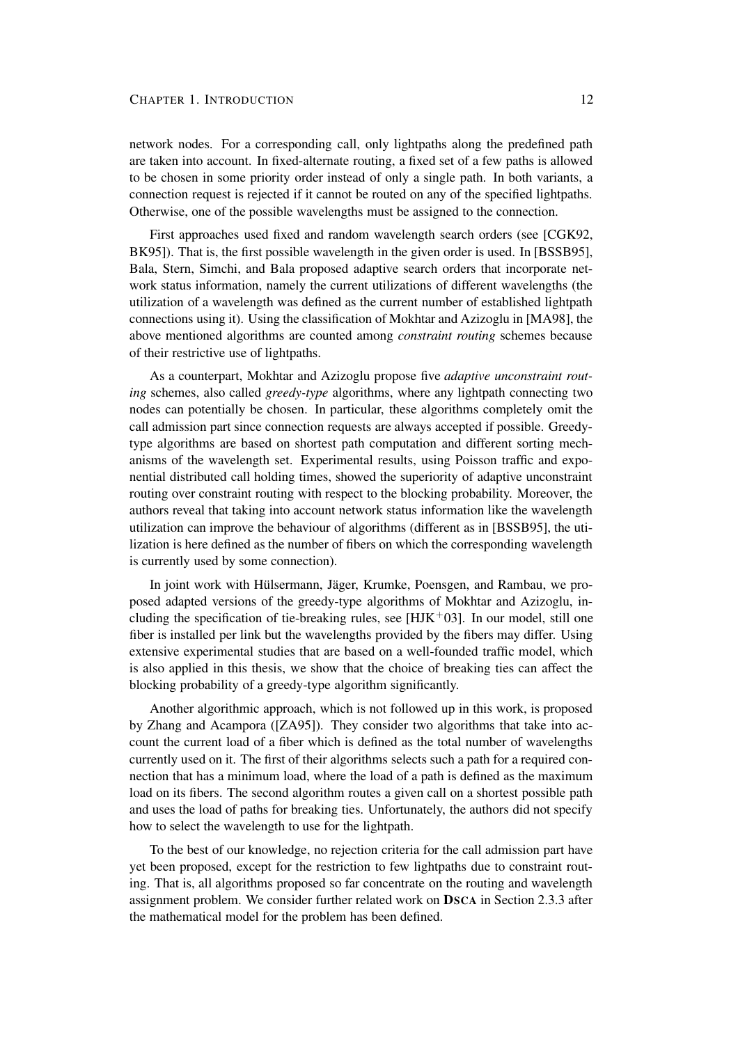network nodes. For a corresponding call, only lightpaths along the predefined path are taken into account. In fixed-alternate routing, a fixed set of a few paths is allowed to be chosen in some priority order instead of only a single path. In both variants, a connection request is rejected if it cannot be routed on any of the specified lightpaths. Otherwise, one of the possible wavelengths must be assigned to the connection.

First approaches used fixed and random wavelength search orders (see [CGK92, BK95]). That is, the first possible wavelength in the given order is used. In [BSSB95], Bala, Stern, Simchi, and Bala proposed adaptive search orders that incorporate network status information, namely the current utilizations of different wavelengths (the utilization of a wavelength was defined as the current number of established lightpath connections using it). Using the classification of Mokhtar and Azizoglu in [MA98], the above mentioned algorithms are counted among *constraint routing* schemes because of their restrictive use of lightpaths.

As a counterpart, Mokhtar and Azizoglu propose five *adaptive unconstraint routing* schemes, also called *greedy-type* algorithms, where any lightpath connecting two nodes can potentially be chosen. In particular, these algorithms completely omit the call admission part since connection requests are always accepted if possible. Greedy-type algorithms are based on shortest path computation and different sorting mechanisms of the wavelength set. Experimental results, using Poisson traffic and exponential distributed call holding times, showed the superiority of adaptive unconstraint routing over constraint routing with respect to the blocking probability. Moreover, the authors reveal that taking into account network status information like the wavelength utilization can improve the behaviour of algorithms (different as in [BSSB95], the utilization is here defined as the number of fibers on which the corresponding wavelength is currently used by some connection).

In joint work with Hülsermann, Jäger, Krumke, Poensgen, and Rambau, we proposed adapted versions of the greedy-type algorithms of Mokhtar and Azizoglu, including the specification of tie-breaking rules, see [HJK$^+$03]. In our model, still one fiber is installed per link but the wavelengths provided by the fibers may differ. Using extensive experimental studies that are based on a well-founded traffic model, which is also applied in this thesis, we show that the choice of breaking ties can affect the blocking probability of a greedy-type algorithm significantly.

Another algorithmic approach, which is not followed up in this work, is proposed by Zhang and Acampora ([ZA95]). They consider two algorithms that take into account the current load of a fiber which is defined as the total number of wavelengths currently used on it. The first of their algorithms selects such a path for a required connection that has a minimum load, where the load of a path is defined as the maximum load on its fibers. The second algorithm routes a given call on a shortest possible path and uses the load of paths for breaking ties. Unfortunately, the authors did not specify how to select the wavelength to use for the lightpath.

To the best of our knowledge, no rejection criteria for the call admission part have yet been proposed, except for the restriction to few lightpaths due to constraint routing. That is, all algorithms proposed so far concentrate on the routing and wavelength assignment problem. We consider further related work on **DSCA** in Section 2.3.3 after the mathematical model for the problem has been defined.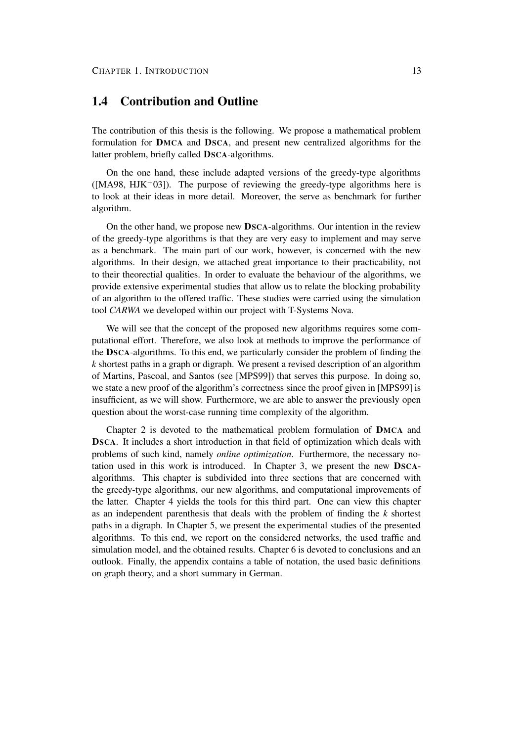## 1.4 Contribution and Outline

The contribution of this thesis is the following. We propose a mathematical problem formulation for **DMCA** and **DSCA**, and present new centralized algorithms for the latter problem, briefly called **DSCA**-algorithms.

On the one hand, these include adapted versions of the greedy-type algorithms ([MA98, HJK$^+$03]). The purpose of reviewing the greedy-type algorithms here is to look at their ideas in more detail. Moreover, the serve as benchmark for further algorithm.

On the other hand, we propose new **DSCA**-algorithms. Our intention in the review of the greedy-type algorithms is that they are very easy to implement and may serve as a benchmark. The main part of our work, however, is concerned with the new algorithms. In their design, we attached great importance to their practicability, not to their theorectial qualities. In order to evaluate the behaviour of the algorithms, we provide extensive experimental studies that allow us to relate the blocking probability of an algorithm to the offered traffic. These studies were carried using the simulation tool *CARWA* we developed within our project with T-Systems Nova.

We will see that the concept of the proposed new algorithms requires some computational effort. Therefore, we also look at methods to improve the performance of the **DSCA**-algorithms. To this end, we particularly consider the problem of finding the $k$ shortest paths in a graph or digraph. We present a revised description of an algorithm of Martins, Pascoal, and Santos (see [MPS99]) that serves this purpose. In doing so, we state a new proof of the algorithm's correctness since the proof given in [MPS99] is insufficient, as we will show. Furthermore, we are able to answer the previously open question about the worst-case running time complexity of the algorithm.

Chapter 2 is devoted to the mathematical problem formulation of **DMCA** and **DSCA**. It includes a short introduction in that field of optimization which deals with problems of such kind, namely *online optimization*. Furthermore, the necessary notation used in this work is introduced. In Chapter 3, we present the new **DSCA**-algorithms. This chapter is subdivided into three sections that are concerned with the greedy-type algorithms, our new algorithms, and computational improvements of the latter. Chapter 4 yields the tools for this third part. One can view this chapter as an independent parenthesis that deals with the problem of finding the $k$ shortest paths in a digraph. In Chapter 5, we present the experimental studies of the presented algorithms. To this end, we report on the considered networks, the used traffic and simulation model, and the obtained results. Chapter 6 is devoted to conclusions and an outlook. Finally, the appendix contains a table of notation, the used basic definitions on graph theory, and a short summary in German.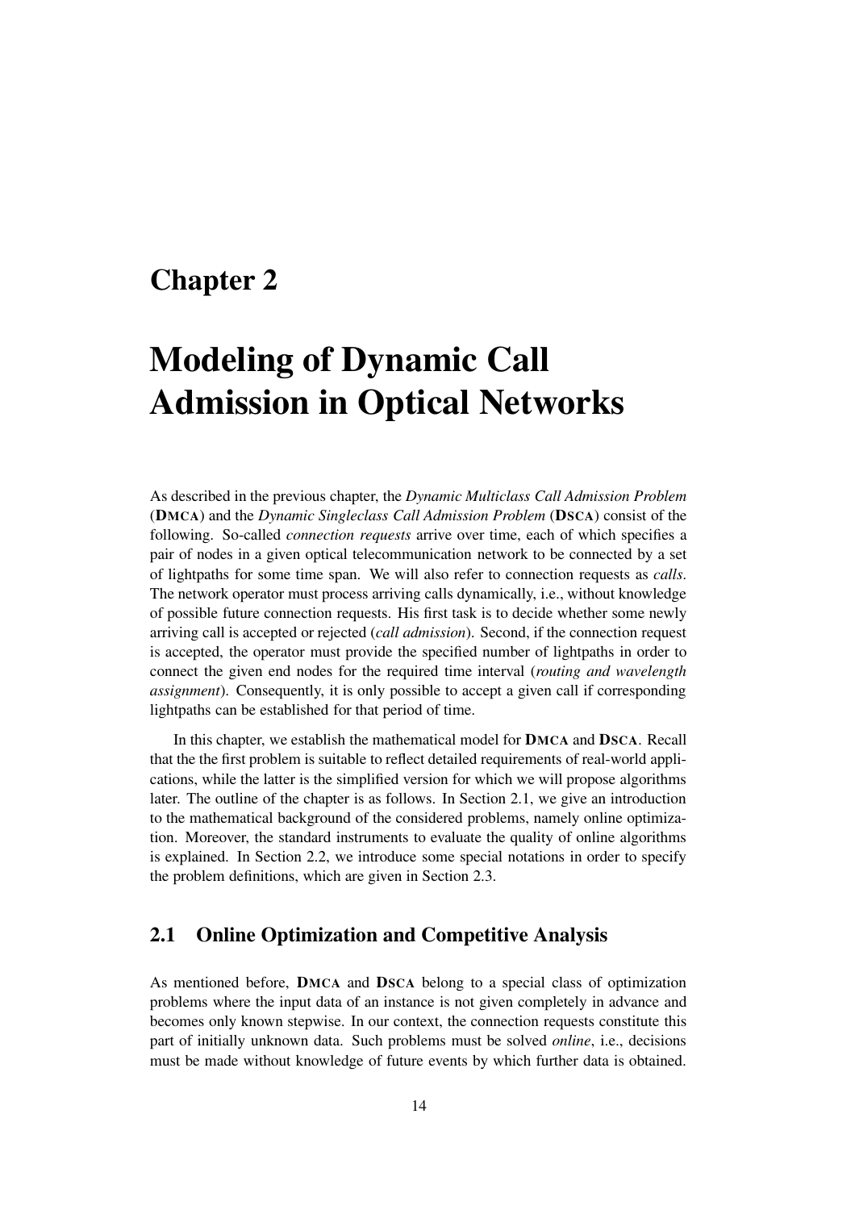# Chapter 2

# Modeling of Dynamic Call Admission in Optical Networks

As described in the previous chapter, the *Dynamic Multiclass Call Admission Problem* (**DMCA**) and the *Dynamic Singleclass Call Admission Problem* (**DSCA**) consist of the following. So-called *connection requests* arrive over time, each of which specifies a pair of nodes in a given optical telecommunication network to be connected by a set of lightpaths for some time span. We will also refer to connection requests as *calls*. The network operator must process arriving calls dynamically, i.e., without knowledge of possible future connection requests. His first task is to decide whether some newly arriving call is accepted or rejected (*call admission*). Second, if the connection request is accepted, the operator must provide the specified number of lightpaths in order to connect the given end nodes for the required time interval (*routing and wavelength assignment*). Consequently, it is only possible to accept a given call if corresponding lightpaths can be established for that period of time.

In this chapter, we establish the mathematical model for **DMCA** and **DSCA**. Recall that the the first problem is suitable to reflect detailed requirements of real-world applications, while the latter is the simplified version for which we will propose algorithms later. The outline of the chapter is as follows. In Section 2.1, we give an introduction to the mathematical background of the considered problems, namely online optimization. Moreover, the standard instruments to evaluate the quality of online algorithms is explained. In Section 2.2, we introduce some special notations in order to specify the problem definitions, which are given in Section 2.3.

## 2.1 Online Optimization and Competitive Analysis

As mentioned before, **DMCA** and **DSCA** belong to a special class of optimization problems where the input data of an instance is not given completely in advance and becomes only known stepwise. In our context, the connection requests constitute this part of initially unknown data. Such problems must be solved *online*, i.e., decisions must be made without knowledge of future events by which further data is obtained.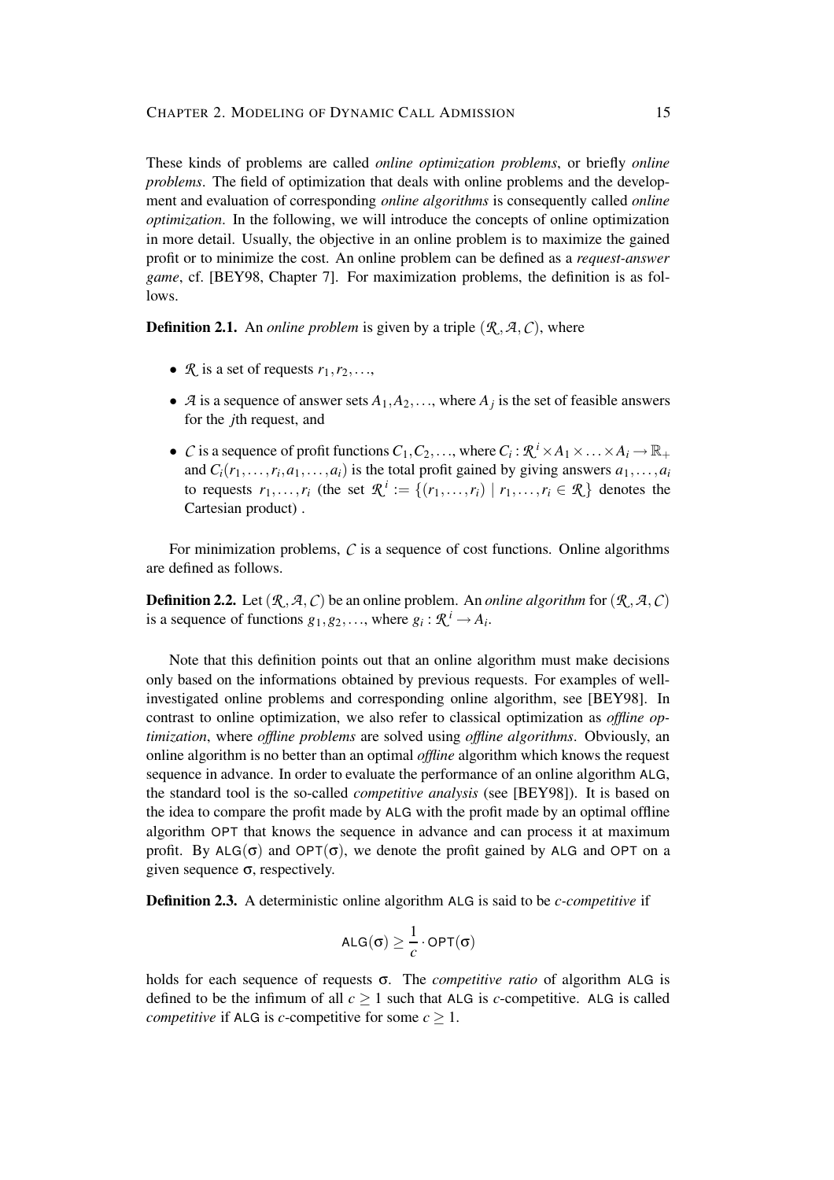These kinds of problems are called *online optimization problems*, or briefly *online problems*. The field of optimization that deals with online problems and the development and evaluation of corresponding *online algorithms* is consequently called *online optimization*. In the following, we will introduce the concepts of online optimization in more detail. Usually, the objective in an online problem is to maximize the gained profit or to minimize the cost. An online problem can be defined as a *request-answer game*, cf. [BEY98, Chapter 7]. For maximization problems, the definition is as follows.

**Definition 2.1.** An *online problem* is given by a triple $(\mathcal{R}, \mathcal{A}, \mathcal{C})$, where

- $\mathcal{R}$ is a set of requests $r_1, r_2, \ldots$,
- $\mathcal{A}$ is a sequence of answer sets $A_1, A_2, \ldots$, where $A_j$ is the set of feasible answers for the $j$th request, and
- $\mathcal{C}$ is a sequence of profit functions $C_1, C_2, \ldots$, where $C_i : \mathcal{R}^i \times A_1 \times \ldots \times A_i \to \mathbb{R}_+$ and $C_i(r_1, \ldots, r_i, a_1, \ldots, a_i)$ is the total profit gained by giving answers $a_1, \ldots, a_i$ to requests $r_1, \ldots, r_i$ (the set $\mathcal{R}^i := \{(r_1, \ldots, r_i) \mid r_1, \ldots, r_i \in \mathcal{R}\}$ denotes the Cartesian product) .

For minimization problems, $\mathcal{C}$ is a sequence of cost functions. Online algorithms are defined as follows.

**Definition 2.2.** Let $(\mathcal{R}, \mathcal{A}, \mathcal{C})$ be an online problem. An *online algorithm* for $(\mathcal{R}, \mathcal{A}, \mathcal{C})$ is a sequence of functions $g_1, g_2, \ldots$, where $g_i : \mathcal{R}^i \to A_i$.

Note that this definition points out that an online algorithm must make decisions only based on the informations obtained by previous requests. For examples of well-investigated online problems and corresponding online algorithm, see [BEY98]. In contrast to online optimization, we also refer to classical optimization as *offline optimization*, where *offline problems* are solved using *offline algorithms*. Obviously, an online algorithm is no better than an optimal *offline* algorithm which knows the request sequence in advance. In order to evaluate the performance of an online algorithm ALG, the standard tool is the so-called *competitive analysis* (see [BEY98]). It is based on the idea to compare the profit made by ALG with the profit made by an optimal offline algorithm OPT that knows the sequence in advance and can process it at maximum profit. By $\mathsf{ALG}(\sigma)$ and $\mathsf{OPT}(\sigma)$, we denote the profit gained by ALG and OPT on a given sequence $\sigma$, respectively.

**Definition 2.3.** A deterministic online algorithm ALG is said to be *c-competitive* if

$$\mathsf{ALG}(\sigma) \geq \frac{1}{c} \cdot \mathsf{OPT}(\sigma)$$

holds for each sequence of requests $\sigma$. The *competitive ratio* of algorithm ALG is defined to be the infimum of all $c \geq 1$ such that ALG is $c$-competitive. ALG is called *competitive* if ALG is $c$-competitive for some $c \geq 1$.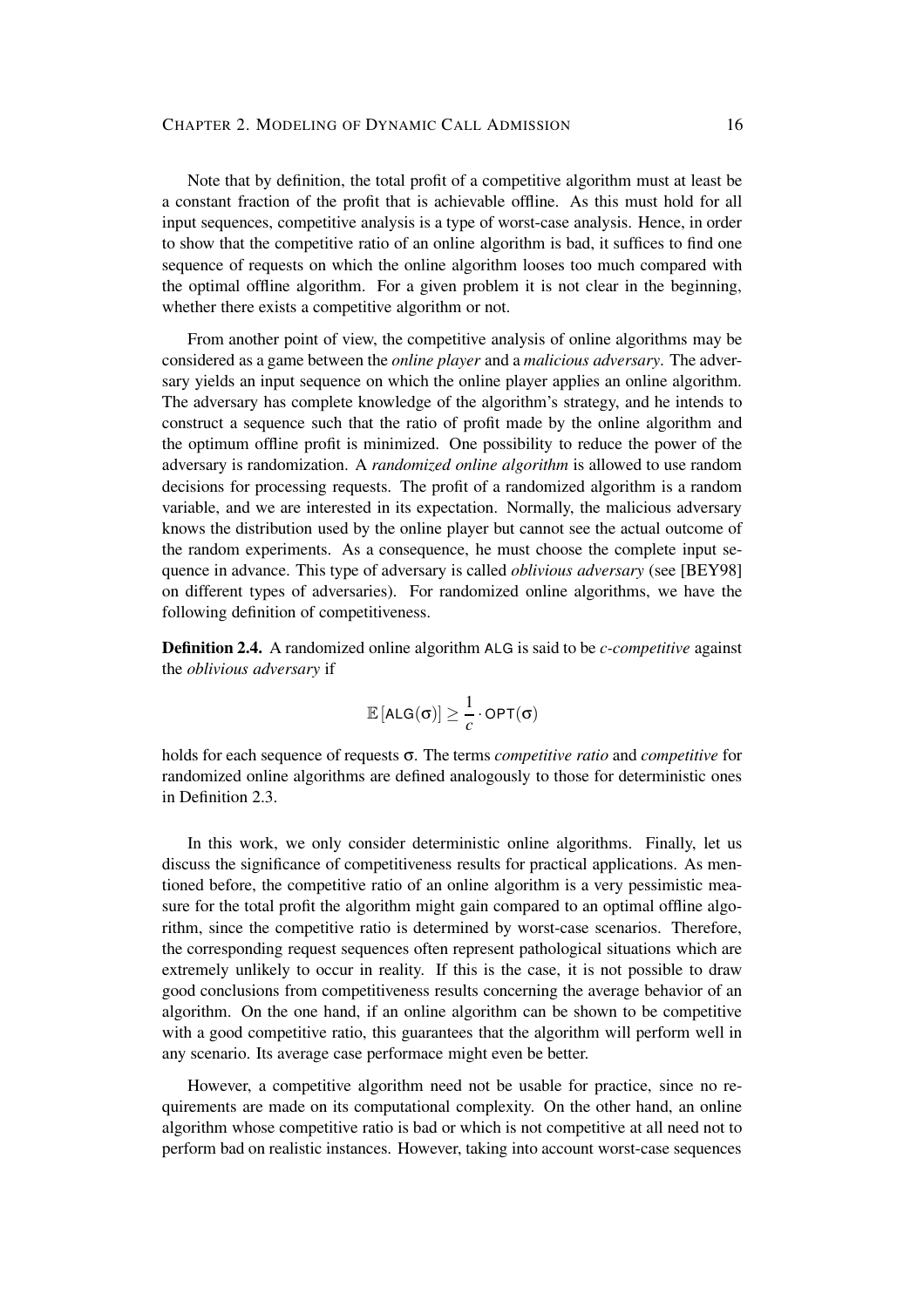Note that by definition, the total profit of a competitive algorithm must at least be a constant fraction of the profit that is achievable offline. As this must hold for all input sequences, competitive analysis is a type of worst-case analysis. Hence, in order to show that the competitive ratio of an online algorithm is bad, it suffices to find one sequence of requests on which the online algorithm looses too much compared with the optimal offline algorithm. For a given problem it is not clear in the beginning, whether there exists a competitive algorithm or not.

From another point of view, the competitive analysis of online algorithms may be considered as a game between the *online player* and a *malicious adversary*. The adversary yields an input sequence on which the online player applies an online algorithm. The adversary has complete knowledge of the algorithm's strategy, and he intends to construct a sequence such that the ratio of profit made by the online algorithm and the optimum offline profit is minimized. One possibility to reduce the power of the adversary is randomization. A *randomized online algorithm* is allowed to use random decisions for processing requests. The profit of a randomized algorithm is a random variable, and we are interested in its expectation. Normally, the malicious adversary knows the distribution used by the online player but cannot see the actual outcome of the random experiments. As a consequence, he must choose the complete input sequence in advance. This type of adversary is called *oblivious adversary* (see [BEY98] on different types of adversaries). For randomized online algorithms, we have the following definition of competitiveness.

**Definition 2.4.** A randomized online algorithm ALG is said to be *c-competitive* against the *oblivious adversary* if

$$\mathbb{E}\left[\mathsf{ALG}(\sigma)\right] \geq \frac{1}{c} \cdot \mathsf{OPT}(\sigma)$$

holds for each sequence of requests $\sigma$. The terms *competitive ratio* and *competitive* for randomized online algorithms are defined analogously to those for deterministic ones in Definition 2.3.

In this work, we only consider deterministic online algorithms. Finally, let us discuss the significance of competitiveness results for practical applications. As mentioned before, the competitive ratio of an online algorithm is a very pessimistic measure for the total profit the algorithm might gain compared to an optimal offline algorithm, since the competitive ratio is determined by worst-case scenarios. Therefore, the corresponding request sequences often represent pathological situations which are extremely unlikely to occur in reality. If this is the case, it is not possible to draw good conclusions from competitiveness results concerning the average behavior of an algorithm. On the one hand, if an online algorithm can be shown to be competitive with a good competitive ratio, this guarantees that the algorithm will perform well in any scenario. Its average case performace might even be better.

However, a competitive algorithm need not be usable for practice, since no requirements are made on its computational complexity. On the other hand, an online algorithm whose competitive ratio is bad or which is not competitive at all need not to perform bad on realistic instances. However, taking into account worst-case sequences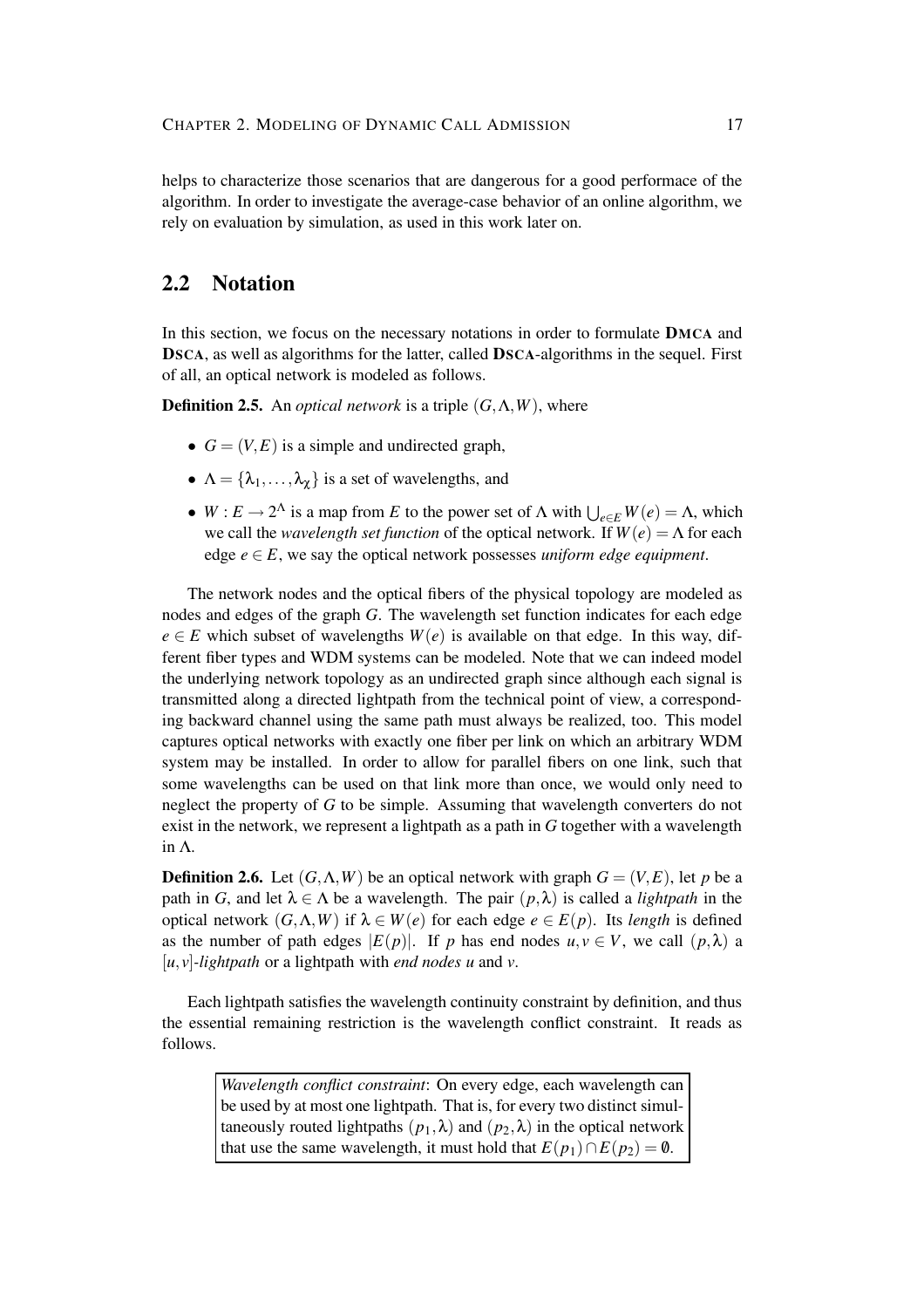helps to characterize those scenarios that are dangerous for a good performace of the algorithm. In order to investigate the average-case behavior of an online algorithm, we rely on evaluation by simulation, as used in this work later on.

## 2.2 Notation

In this section, we focus on the necessary notations in order to formulate **DMCA** and **DSCA**, as well as algorithms for the latter, called **DSCA**-algorithms in the sequel. First of all, an optical network is modeled as follows.

**Definition 2.5.** An *optical network* is a triple $(G, \Lambda, W)$, where

- $G = (V, E)$ is a simple and undirected graph,
- $\Lambda = \{\lambda_1, \dots, \lambda_\chi\}$ is a set of wavelengths, and
- $W : E \to 2^\Lambda$ is a map from $E$ to the power set of $\Lambda$ with $\bigcup_{e \in E} W(e) = \Lambda$, which we call the *wavelength set function* of the optical network. If $W(e) = \Lambda$ for each edge $e \in E$, we say the optical network possesses *uniform edge equipment*.

The network nodes and the optical fibers of the physical topology are modeled as nodes and edges of the graph $G$. The wavelength set function indicates for each edge $e \in E$ which subset of wavelengths $W(e)$ is available on that edge. In this way, different fiber types and WDM systems can be modeled. Note that we can indeed model the underlying network topology as an undirected graph since although each signal is transmitted along a directed lightpath from the technical point of view, a corresponding backward channel using the same path must always be realized, too. This model captures optical networks with exactly one fiber per link on which an arbitrary WDM system may be installed. In order to allow for parallel fibers on one link, such that some wavelengths can be used on that link more than once, we would only need to neglect the property of $G$ to be simple. Assuming that wavelength converters do not exist in the network, we represent a lightpath as a path in $G$ together with a wavelength in $\Lambda$.

**Definition 2.6.** Let $(G, \Lambda, W)$ be an optical network with graph $G = (V, E)$, let $p$ be a path in $G$, and let $\lambda \in \Lambda$ be a wavelength. The pair $(p, \lambda)$ is called a *lightpath* in the optical network $(G, \Lambda, W)$ if $\lambda \in W(e)$ for each edge $e \in E(p)$. Its *length* is defined as the number of path edges $|E(p)|$. If $p$ has end nodes $u, v \in V$, we call $(p, \lambda)$ a *$[u, v]$-lightpath* or a lightpath with *end nodes $u$* and *$v$*.

Each lightpath satisfies the wavelength continuity constraint by definition, and thus the essential remaining restriction is the wavelength conflict constraint. It reads as follows.

> *Wavelength conflict constraint*: On every edge, each wavelength can be used by at most one lightpath. That is, for every two distinct simultaneously routed lightpaths $(p_1, \lambda)$ and $(p_2, \lambda)$ in the optical network that use the same wavelength, it must hold that $E(p_1) \cap E(p_2) = \emptyset$.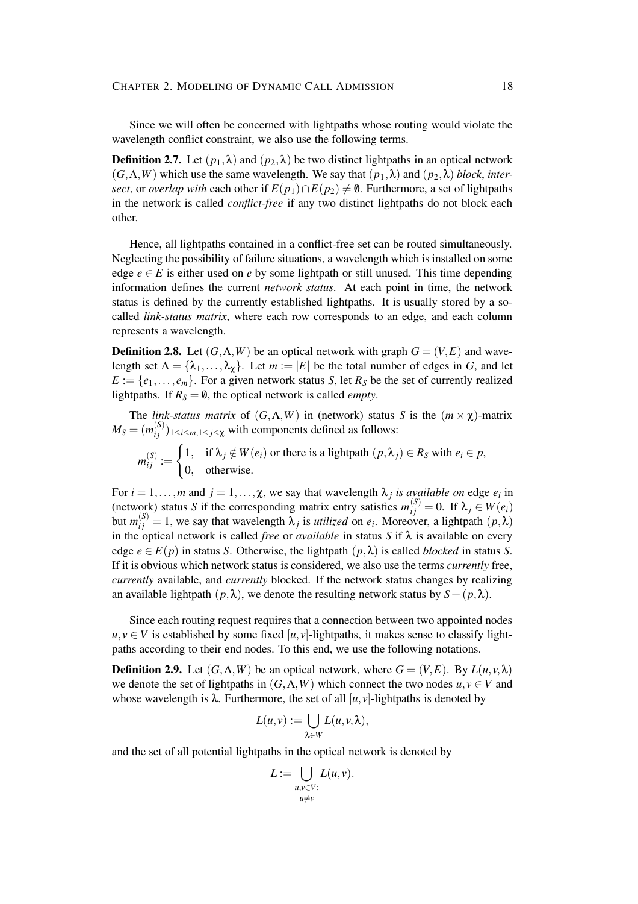Since we will often be concerned with lightpaths whose routing would violate the wavelength conflict constraint, we also use the following terms.

**Definition 2.7.** Let $(p_1, \lambda)$ and $(p_2, \lambda)$ be two distinct lightpaths in an optical network $(G, \Lambda, W)$ which use the same wavelength. We say that $(p_1, \lambda)$ and $(p_2, \lambda)$ *block*, *intersect*, or *overlap with* each other if $E(p_1) \cap E(p_2) \neq \emptyset$. Furthermore, a set of lightpaths in the network is called *conflict-free* if any two distinct lightpaths do not block each other.

Hence, all lightpaths contained in a conflict-free set can be routed simultaneously. Neglecting the possibility of failure situations, a wavelength which is installed on some edge $e \in E$ is either used on $e$ by some lightpath or still unused. This time depending information defines the current *network status*. At each point in time, the network status is defined by the currently established lightpaths. It is usually stored by a so-called *link-status matrix*, where each row corresponds to an edge, and each column represents a wavelength.

**Definition 2.8.** Let $(G, \Lambda, W)$ be an optical network with graph $G = (V, E)$ and wavelength set $\Lambda = \{\lambda_1, \dots, \lambda_\chi\}$. Let $m := |E|$ be the total number of edges in $G$, and let $E := \{e_1, \dots, e_m\}$. For a given network status $S$, let $R_S$ be the set of currently realized lightpaths. If $R_S = \emptyset$, the optical network is called *empty*.

The *link-status matrix* of $(G, \Lambda, W)$ in (network) status $S$ is the $(m \times \chi)$-matrix $M_S = (m_{ij}^{(S)})_{1 \leq i \leq m, 1 \leq j \leq \chi}$ with components defined as follows:

$$m_{ij}^{(S)} := \begin{cases} 1, & \text{if } \lambda_j \notin W(e_i) \text{ or there is a lightpath } (p, \lambda_j) \in R_S \text{ with } e_i \in p, \\ 0, & \text{otherwise.} \end{cases}$$

For $i = 1, \dots, m$ and $j = 1, \dots, \chi$, we say that wavelength $\lambda_j$ *is available on* edge $e_i$ in (network) status $S$ if the corresponding matrix entry satisfies $m_{ij}^{(S)} = 0$. If $\lambda_j \in W(e_i)$ but $m_{ij}^{(S)} = 1$, we say that wavelength $\lambda_j$ is *utilized* on $e_i$. Moreover, a lightpath $(p, \lambda)$ in the optical network is called *free* or *available* in status $S$ if $\lambda$ is available on every edge $e \in E(p)$ in status $S$. Otherwise, the lightpath $(p, \lambda)$ is called *blocked* in status $S$. If it is obvious which network status is considered, we also use the terms *currently* free, *currently* available, and *currently* blocked. If the network status changes by realizing an available lightpath $(p, \lambda)$, we denote the resulting network status by $S + (p, \lambda)$.

Since each routing request requires that a connection between two appointed nodes $u, v \in V$ is established by some fixed $[u, v]$-lightpaths, it makes sense to classify lightpaths according to their end nodes. To this end, we use the following notations.

**Definition 2.9.** Let $(G, \Lambda, W)$ be an optical network, where $G = (V, E)$. By $L(u, v, \lambda)$ we denote the set of lightpaths in $(G, \Lambda, W)$ which connect the two nodes $u, v \in V$ and whose wavelength is $\lambda$. Furthermore, the set of all $[u, v]$-lightpaths is denoted by

$$L(u, v) := \bigcup_{\lambda \in W} L(u, v, \lambda),$$

and the set of all potential lightpaths in the optical network is denoted by

$$L := \bigcup_{\substack{u, v \in V: \\ u \neq v}} L(u, v).$$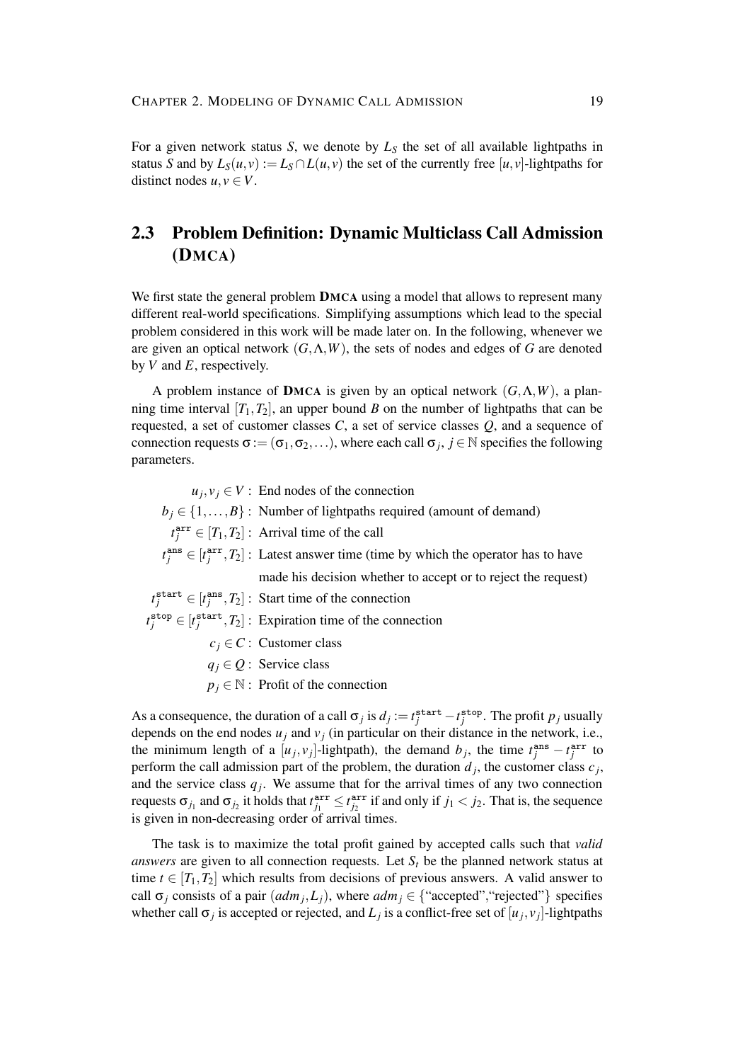For a given network status $S$, we denote by $L_S$ the set of all available lightpaths in status $S$ and by $L_S(u,v) := L_S \cap L(u,v)$ the set of the currently free $[u,v]$-lightpaths for distinct nodes $u,v \in V$.

## 2.3 Problem Definition: Dynamic Multiclass Call Admission (DMCA)

We first state the general problem **DMCA** using a model that allows to represent many different real-world specifications. Simplifying assumptions which lead to the special problem considered in this work will be made later on. In the following, whenever we are given an optical network $(G,\Lambda,W)$, the sets of nodes and edges of $G$ are denoted by $V$ and $E$, respectively.

A problem instance of **DMCA** is given by an optical network $(G,\Lambda,W)$, a planning time interval $[T_1,T_2]$, an upper bound $B$ on the number of lightpaths that can be requested, a set of customer classes $C$, a set of service classes $Q$, and a sequence of connection requests $\sigma := (\sigma_1, \sigma_2, \ldots)$, where each call $\sigma_j$, $j \in \mathbb{N}$ specifies the following parameters.

$$
\begin{aligned}
u_j, v_j \in V &: \text{ End nodes of the connection} \\
b_j \in \{1,\ldots,B\} &: \text{ Number of lightpaths required (amount of demand)} \\
t_j^{\texttt{arr}} \in [T_1,T_2] &: \text{ Arrival time of the call} \\
t_j^{\texttt{ans}} \in [t_j^{\texttt{arr}},T_2] &: \text{ Latest answer time (time by which the operator has to have} \\
&\phantom{: } \text{ made his decision whether to accept or to reject the request)} \\
t_j^{\texttt{start}} \in [t_j^{\texttt{ans}},T_2] &: \text{ Start time of the connection} \\
t_j^{\texttt{stop}} \in [t_j^{\texttt{start}},T_2] &: \text{ Expiration time of the connection} \\
c_j \in C &: \text{ Customer class} \\
q_j \in Q &: \text{ Service class} \\
p_j \in \mathbb{N} &: \text{ Profit of the connection}
\end{aligned}
$$

As a consequence, the duration of a call $\sigma_j$ is $d_j := t_j^{\texttt{start}} - t_j^{\texttt{stop}}$. The profit $p_j$ usually depends on the end nodes $u_j$ and $v_j$ (in particular on their distance in the network, i.e., the minimum length of a $[u_j,v_j]$-lightpath), the demand $b_j$, the time $t_j^{\texttt{ans}} - t_j^{\texttt{arr}}$ to perform the call admission part of the problem, the duration $d_j$, the customer class $c_j$, and the service class $q_j$. We assume that for the arrival times of any two connection requests $\sigma_{j_1}$ and $\sigma_{j_2}$ it holds that $t_{j_1}^{\texttt{arr}} \leq t_{j_2}^{\texttt{arr}}$ if and only if $j_1 < j_2$. That is, the sequence is given in non-decreasing order of arrival times.

The task is to maximize the total profit gained by accepted calls such that *valid answers* are given to all connection requests. Let $S_t$ be the planned network status at time $t \in [T_1,T_2]$ which results from decisions of previous answers. A valid answer to call $\sigma_j$ consists of a pair $(adm_j, L_j)$, where $adm_j \in \{$"accepted","rejected"$\}$ specifies whether call $\sigma_j$ is accepted or rejected, and $L_j$ is a conflict-free set of $[u_j,v_j]$-lightpaths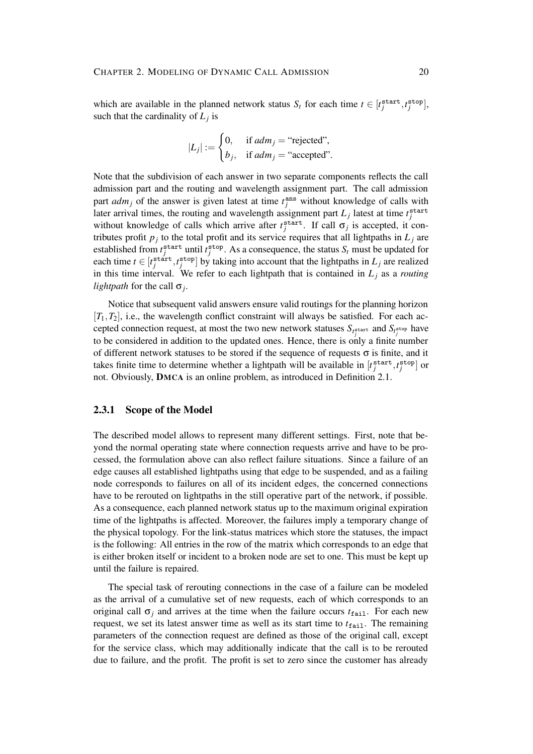which are available in the planned network status $S_t$ for each time $t \in [t_j^{\texttt{start}}, t_j^{\texttt{stop}}]$, such that the cardinality of $L_j$ is

$$|L_j| := \begin{cases} 0, & \text{if } adm_j = \text{“rejected”}, \\ b_j, & \text{if } adm_j = \text{“accepted”}. \end{cases}$$

Note that the subdivision of each answer in two separate components reflects the call admission part and the routing and wavelength assignment part. The call admission part $adm_j$ of the answer is given latest at time $t_j^{\texttt{ans}}$ without knowledge of calls with later arrival times, the routing and wavelength assignment part $L_j$ latest at time $t_j^{\texttt{start}}$ without knowledge of calls which arrive after $t_j^{\texttt{start}}$. If call $\sigma_j$ is accepted, it contributes profit $p_j$ to the total profit and its service requires that all lightpaths in $L_j$ are established from $t_j^{\texttt{start}}$ until $t_j^{\texttt{stop}}$. As a consequence, the status $S_t$ must be updated for each time $t \in [t_j^{\texttt{start}}, t_j^{\texttt{stop}}]$ by taking into account that the lightpaths in $L_j$ are realized in this time interval. We refer to each lightpath that is contained in $L_j$ as a *routing lightpath* for the call $\sigma_j$.

Notice that subsequent valid answers ensure valid routings for the planning horizon $[T_1, T_2]$, i.e., the wavelength conflict constraint will always be satisfied. For each accepted connection request, at most the two new network statuses $S_{t_j^{\texttt{start}}}$ and $S_{t_j^{\texttt{stop}}}$ have to be considered in addition to the updated ones. Hence, there is only a finite number of different network statuses to be stored if the sequence of requests $\sigma$ is finite, and it takes finite time to determine whether a lightpath will be available in $[t_j^{\texttt{start}}, t_j^{\texttt{stop}}]$ or not. Obviously, **DMCA** is an online problem, as introduced in Definition 2.1.

### 2.3.1 Scope of the Model

The described model allows to represent many different settings. First, note that beyond the normal operating state where connection requests arrive and have to be processed, the formulation above can also reflect failure situations. Since a failure of an edge causes all established lightpaths using that edge to be suspended, and as a failing node corresponds to failures on all of its incident edges, the concerned connections have to be rerouted on lightpaths in the still operative part of the network, if possible. As a consequence, each planned network status up to the maximum original expiration time of the lightpaths is affected. Moreover, the failures imply a temporary change of the physical topology. For the link-status matrices which store the statuses, the impact is the following: All entries in the row of the matrix which corresponds to an edge that is either broken itself or incident to a broken node are set to one. This must be kept up until the failure is repaired.

The special task of rerouting connections in the case of a failure can be modeled as the arrival of a cumulative set of new requests, each of which corresponds to an original call $\sigma_j$ and arrives at the time when the failure occurs $t_{\texttt{fail}}$. For each new request, we set its latest answer time as well as its start time to $t_{\texttt{fail}}$. The remaining parameters of the connection request are defined as those of the original call, except for the service class, which may additionally indicate that the call is to be rerouted due to failure, and the profit. The profit is set to zero since the customer has already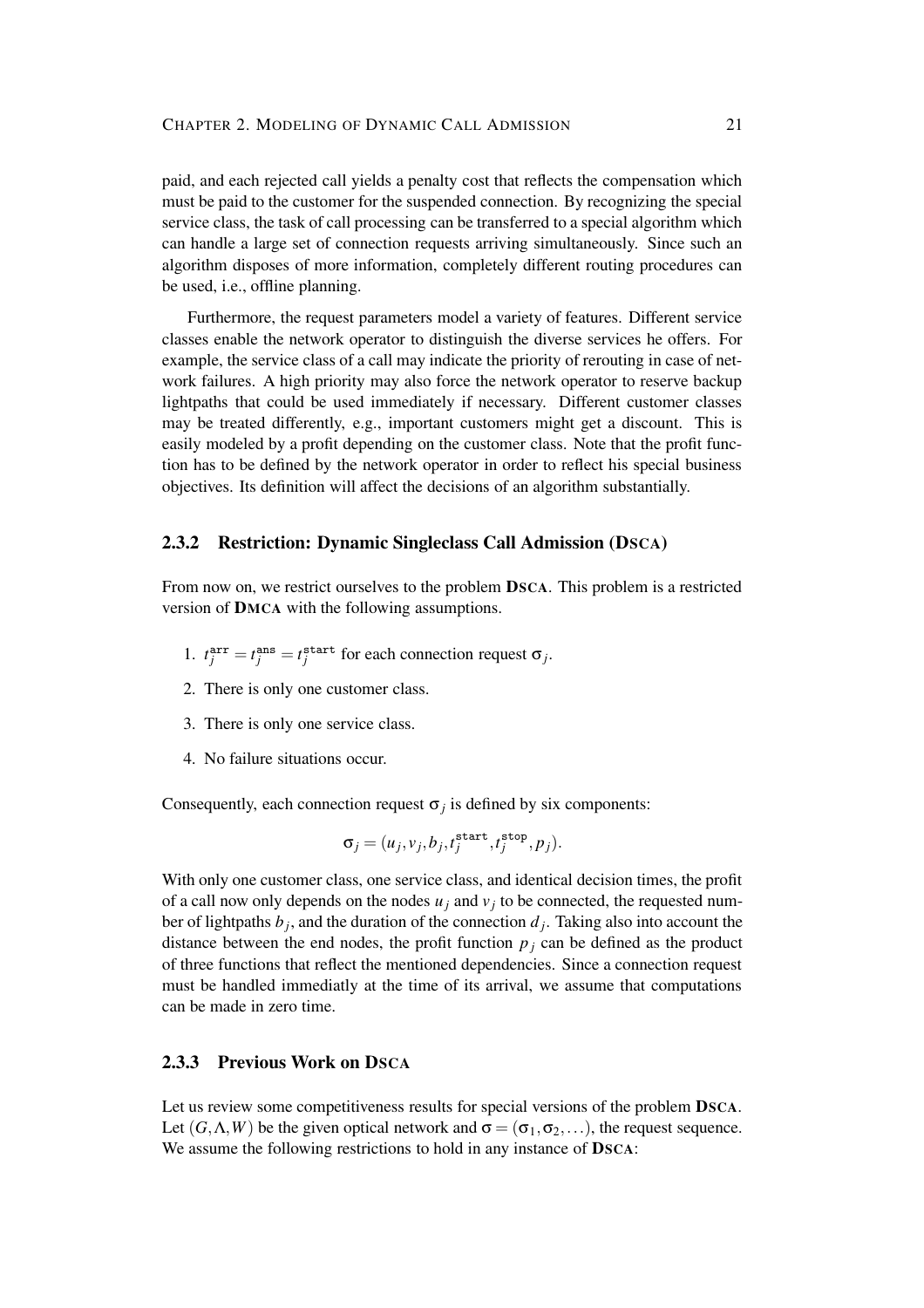paid, and each rejected call yields a penalty cost that reflects the compensation which must be paid to the customer for the suspended connection. By recognizing the special service class, the task of call processing can be transferred to a special algorithm which can handle a large set of connection requests arriving simultaneously. Since such an algorithm disposes of more information, completely different routing procedures can be used, i.e., offline planning.

Furthermore, the request parameters model a variety of features. Different service classes enable the network operator to distinguish the diverse services he offers. For example, the service class of a call may indicate the priority of rerouting in case of network failures. A high priority may also force the network operator to reserve backup lightpaths that could be used immediately if necessary. Different customer classes may be treated differently, e.g., important customers might get a discount. This is easily modeled by a profit depending on the customer class. Note that the profit function has to be defined by the network operator in order to reflect his special business objectives. Its definition will affect the decisions of an algorithm substantially.

### 2.3.2 Restriction: Dynamic Singleclass Call Admission (DSCA)

From now on, we restrict ourselves to the problem **DSCA**. This problem is a restricted version of **DMCA** with the following assumptions.

1. $t_j^{\mathtt{arr}} = t_j^{\mathtt{ans}} = t_j^{\mathtt{start}}$ for each connection request $\sigma_j$.
2. There is only one customer class.
3. There is only one service class.
4. No failure situations occur.

Consequently, each connection request $\sigma_j$ is defined by six components:

$$\sigma_j = (u_j, v_j, b_j, t_j^{\mathtt{start}}, t_j^{\mathtt{stop}}, p_j).$$

With only one customer class, one service class, and identical decision times, the profit of a call now only depends on the nodes $u_j$ and $v_j$ to be connected, the requested number of lightpaths $b_j$, and the duration of the connection $d_j$. Taking also into account the distance between the end nodes, the profit function $p_j$ can be defined as the product of three functions that reflect the mentioned dependencies. Since a connection request must be handled immediatly at the time of its arrival, we assume that computations can be made in zero time.

### 2.3.3 Previous Work on DSCA

Let us review some competitiveness results for special versions of the problem **DSCA**. Let $(G, \Lambda, W)$ be the given optical network and $\sigma = (\sigma_1, \sigma_2, \ldots)$, the request sequence. We assume the following restrictions to hold in any instance of **DSCA**: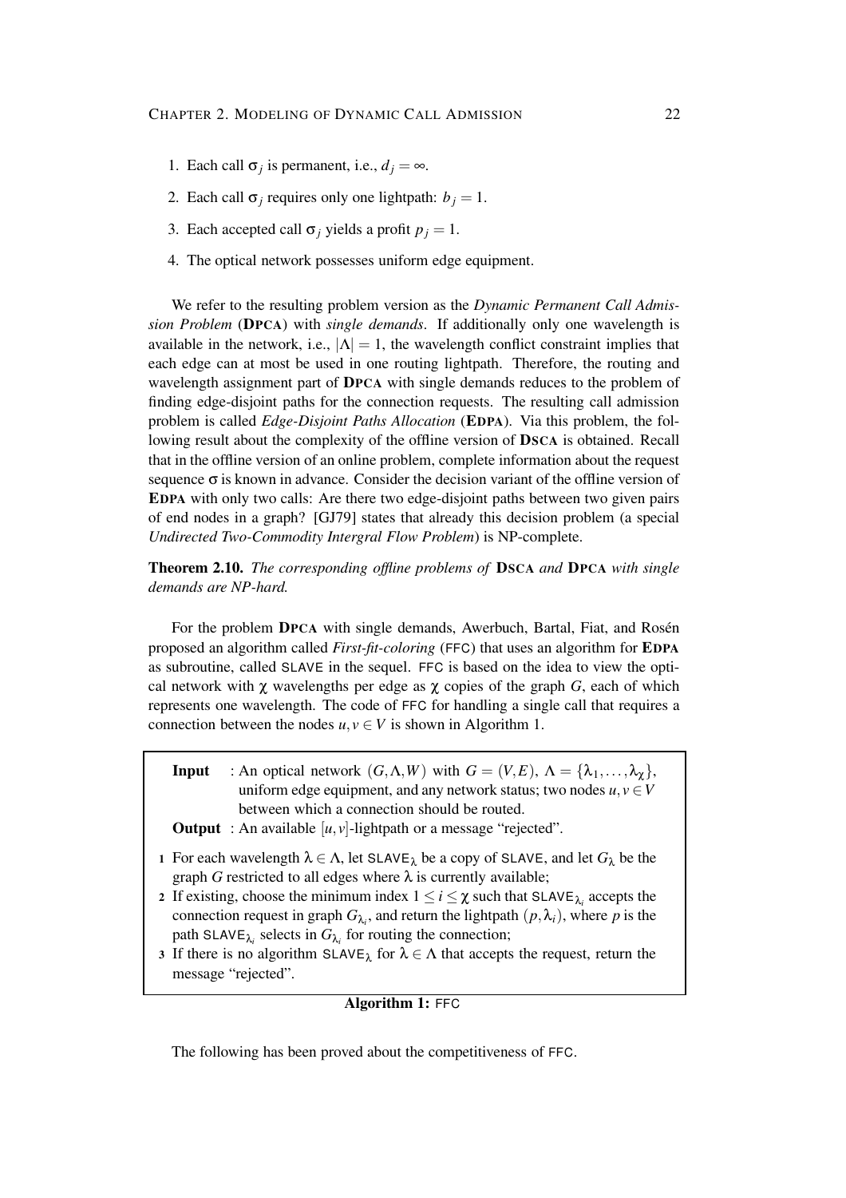1. Each call $\sigma_j$ is permanent, i.e., $d_j = \infty$.
2. Each call $\sigma_j$ requires only one lightpath: $b_j = 1$.
3. Each accepted call $\sigma_j$ yields a profit $p_j = 1$.
4. The optical network possesses uniform edge equipment.

We refer to the resulting problem version as the *Dynamic Permanent Call Admission Problem* (**DPCA**) with *single demands*. If additionally only one wavelength is available in the network, i.e., $|\Lambda| = 1$, the wavelength conflict constraint implies that each edge can at most be used in one routing lightpath. Therefore, the routing and wavelength assignment part of **DPCA** with single demands reduces to the problem of finding edge-disjoint paths for the connection requests. The resulting call admission problem is called *Edge-Disjoint Paths Allocation* (**EDPA**). Via this problem, the following result about the complexity of the offline version of **DSCA** is obtained. Recall that in the offline version of an online problem, complete information about the request sequence $\sigma$ is known in advance. Consider the decision variant of the offline version of **EDPA** with only two calls: Are there two edge-disjoint paths between two given pairs of end nodes in a graph? [GJ79] states that already this decision problem (a special *Undirected Two-Commodity Intergral Flow Problem*) is NP-complete.

**Theorem 2.10.** *The corresponding offline problems of* **DSCA** *and* **DPCA** *with single demands are NP-hard.*

For the problem **DPCA** with single demands, Awerbuch, Bartal, Fiat, and Rosén proposed an algorithm called *First-fit-coloring* (FFC) that uses an algorithm for **EDPA** as subroutine, called SLAVE in the sequel. FFC is based on the idea to view the optical network with $\chi$ wavelengths per edge as $\chi$ copies of the graph $G$, each of which represents one wavelength. The code of FFC for handling a single call that requires a connection between the nodes $u, v \in V$ is shown in Algorithm 1.

**Input** : An optical network $(G, \Lambda, W)$ with $G = (V, E)$, $\Lambda = \{\lambda_1, \ldots, \lambda_\chi\}$, uniform edge equipment, and any network status; two nodes $u, v \in V$ between which a connection should be routed.

**Output** : An available $[u, v]$-lightpath or a message "rejected".

1. For each wavelength $\lambda \in \Lambda$, let $\text{SLAVE}_\lambda$ be a copy of SLAVE, and let $G_\lambda$ be the graph $G$ restricted to all edges where $\lambda$ is currently available;
2. If existing, choose the minimum index $1 \leq i \leq \chi$ such that $\text{SLAVE}_{\lambda_i}$ accepts the connection request in graph $G_{\lambda_i}$, and return the lightpath $(p, \lambda_i)$, where $p$ is the path $\text{SLAVE}_{\lambda_i}$ selects in $G_{\lambda_i}$ for routing the connection;
3. If there is no algorithm $\text{SLAVE}_\lambda$ for $\lambda \in \Lambda$ that accepts the request, return the message "rejected".

**Algorithm 1:** FFC

The following has been proved about the competitiveness of FFC.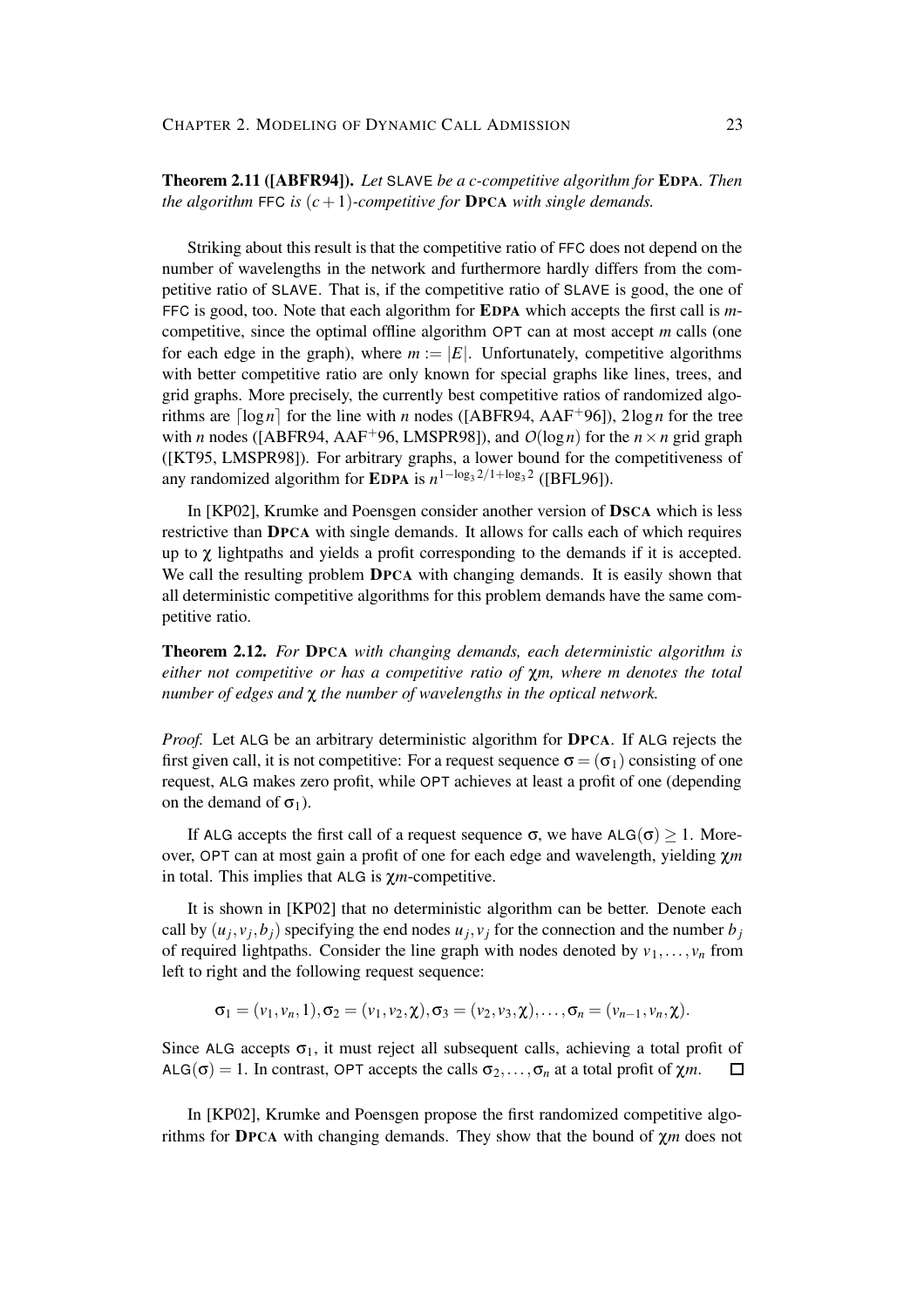**Theorem 2.11 ([ABFR94]).** *Let* SLAVE *be a c-competitive algorithm for* **EDPA**. *Then the algorithm* FFC *is* $(c+1)$*-competitive for* **DPCA** *with single demands.*

Striking about this result is that the competitive ratio of FFC does not depend on the number of wavelengths in the network and furthermore hardly differs from the competitive ratio of SLAVE. That is, if the competitive ratio of SLAVE is good, the one of FFC is good, too. Note that each algorithm for **EDPA** which accepts the first call is $m$-competitive, since the optimal offline algorithm OPT can at most accept $m$ calls (one for each edge in the graph), where $m := |E|$. Unfortunately, competitive algorithms with better competitive ratio are only known for special graphs like lines, trees, and grid graphs. More precisely, the currently best competitive ratios of randomized algorithms are $\lceil \log n \rceil$ for the line with $n$ nodes ([ABFR94, AAF$^+$96]), $2\log n$ for the tree with $n$ nodes ([ABFR94, AAF$^+$96, LMSPR98]), and $O(\log n)$ for the $n \times n$ grid graph ([KT95, LMSPR98]). For arbitrary graphs, a lower bound for the competitiveness of any randomized algorithm for **EDPA** is $n^{1-\log_3 2/1+\log_3 2}$ ([BFL96]).

In [KP02], Krumke and Poensgen consider another version of **DSCA** which is less restrictive than **DPCA** with single demands. It allows for calls each of which requires up to $\chi$ lightpaths and yields a profit corresponding to the demands if it is accepted. We call the resulting problem **DPCA** with changing demands. It is easily shown that all deterministic competitive algorithms for this problem demands have the same competitive ratio.

**Theorem 2.12.** *For* **DPCA** *with changing demands, each deterministic algorithm is either not competitive or has a competitive ratio of* $\chi m$*, where* $m$ *denotes the total number of edges and* $\chi$ *the number of wavelengths in the optical network.*

*Proof.* Let ALG be an arbitrary deterministic algorithm for **DPCA**. If ALG rejects the first given call, it is not competitive: For a request sequence $\sigma = (\sigma_1)$ consisting of one request, ALG makes zero profit, while OPT achieves at least a profit of one (depending on the demand of $\sigma_1$).

If ALG accepts the first call of a request sequence $\sigma$, we have $\mathsf{ALG}(\sigma) \geq 1$. Moreover, OPT can at most gain a profit of one for each edge and wavelength, yielding $\chi m$ in total. This implies that ALG is $\chi m$-competitive.

It is shown in [KP02] that no deterministic algorithm can be better. Denote each call by $(u_j, v_j, b_j)$ specifying the end nodes $u_j, v_j$ for the connection and the number $b_j$ of required lightpaths. Consider the line graph with nodes denoted by $v_1, \ldots, v_n$ from left to right and the following request sequence:

$$\sigma_1 = (v_1, v_n, 1), \sigma_2 = (v_1, v_2, \chi), \sigma_3 = (v_2, v_3, \chi), \ldots, \sigma_n = (v_{n-1}, v_n, \chi).$$

Since ALG accepts $\sigma_1$, it must reject all subsequent calls, achieving a total profit of $\mathsf{ALG}(\sigma) = 1$. In contrast, OPT accepts the calls $\sigma_2, \ldots, \sigma_n$ at a total profit of $\chi m$. □

In [KP02], Krumke and Poensgen propose the first randomized competitive algorithms for **DPCA** with changing demands. They show that the bound of $\chi m$ does not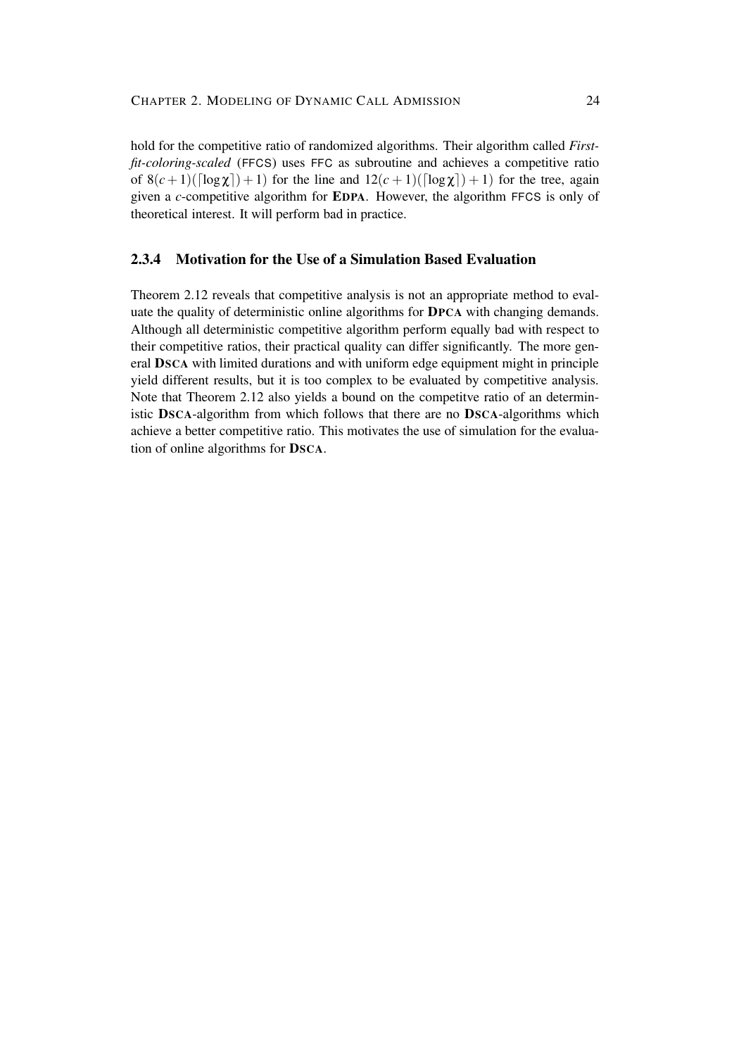hold for the competitive ratio of randomized algorithms. Their algorithm called *First-fit-coloring-scaled* (FFCS) uses FFC as subroutine and achieves a competitive ratio of $8(c+1)(\lceil \log \chi \rceil)+1)$ for the line and $12(c+1)(\lceil \log \chi \rceil)+1)$ for the tree, again given a $c$-competitive algorithm for **EDPA**. However, the algorithm FFCS is only of theoretical interest. It will perform bad in practice.

### 2.3.4 Motivation for the Use of a Simulation Based Evaluation

Theorem 2.12 reveals that competitive analysis is not an appropriate method to evaluate the quality of deterministic online algorithms for **DPCA** with changing demands. Although all deterministic competitive algorithm perform equally bad with respect to their competitive ratios, their practical quality can differ significantly. The more general **DSCA** with limited durations and with uniform edge equipment might in principle yield different results, but it is too complex to be evaluated by competitive analysis. Note that Theorem 2.12 also yields a bound on the competitve ratio of an deterministic **DSCA**-algorithm from which follows that there are no **DSCA**-algorithms which achieve a better competitive ratio. This motivates the use of simulation for the evaluation of online algorithms for **DSCA**.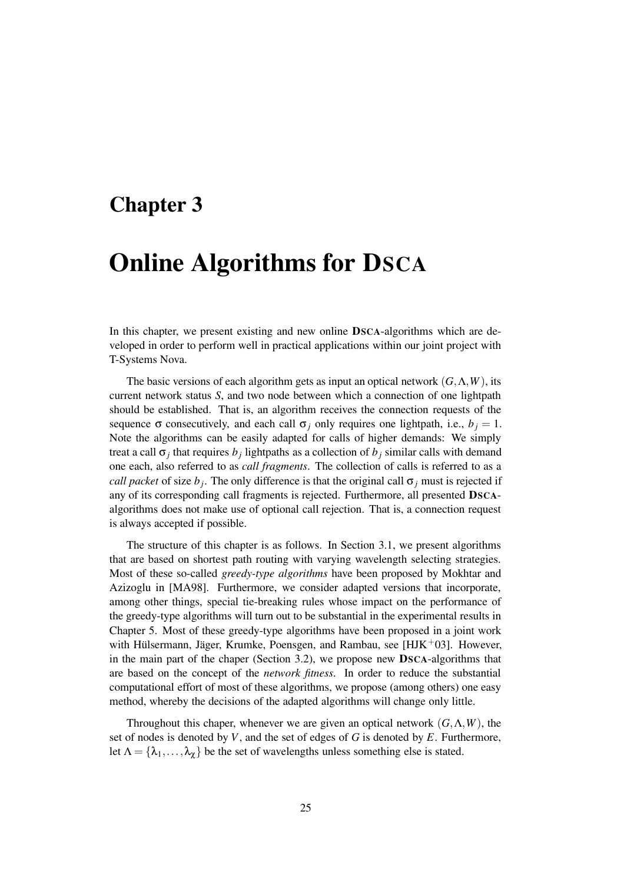# Chapter 3

# Online Algorithms for DSCA

In this chapter, we present existing and new online **DSCA**-algorithms which are developed in order to perform well in practical applications within our joint project with T-Systems Nova.

The basic versions of each algorithm gets as input an optical network $(G,\Lambda,W)$, its current network status $S$, and two node between which a connection of one lightpath should be established. That is, an algorithm receives the connection requests of the sequence $\sigma$ consecutively, and each call $\sigma_j$ only requires one lightpath, i.e., $b_j = 1$. Note the algorithms can be easily adapted for calls of higher demands: We simply treat a call $\sigma_j$ that requires $b_j$ lightpaths as a collection of $b_j$ similar calls with demand one each, also referred to as *call fragments*. The collection of calls is referred to as a *call packet* of size $b_j$. The only difference is that the original call $\sigma_j$ must is rejected if any of its corresponding call fragments is rejected. Furthermore, all presented **DSCA**-algorithms does not make use of optional call rejection. That is, a connection request is always accepted if possible.

The structure of this chapter is as follows. In Section 3.1, we present algorithms that are based on shortest path routing with varying wavelength selecting strategies. Most of these so-called *greedy-type algorithms* have been proposed by Mokhtar and Azizoglu in [MA98]. Furthermore, we consider adapted versions that incorporate, among other things, special tie-breaking rules whose impact on the performance of the greedy-type algorithms will turn out to be substantial in the experimental results in Chapter 5. Most of these greedy-type algorithms have been proposed in a joint work with Hülsermann, Jäger, Krumke, Poensgen, and Rambau, see [HJK[+]03]. However, in the main part of the chaper (Section 3.2), we propose new **DSCA**-algorithms that are based on the concept of the *network fitness*. In order to reduce the substantial computational effort of most of these algorithms, we propose (among others) one easy method, whereby the decisions of the adapted algorithms will change only little.

Throughout this chaper, whenever we are given an optical network $(G,\Lambda,W)$, the set of nodes is denoted by $V$, and the set of edges of $G$ is denoted by $E$. Furthermore, let $\Lambda = \{\lambda_1,\ldots,\lambda_\chi\}$ be the set of wavelengths unless something else is stated.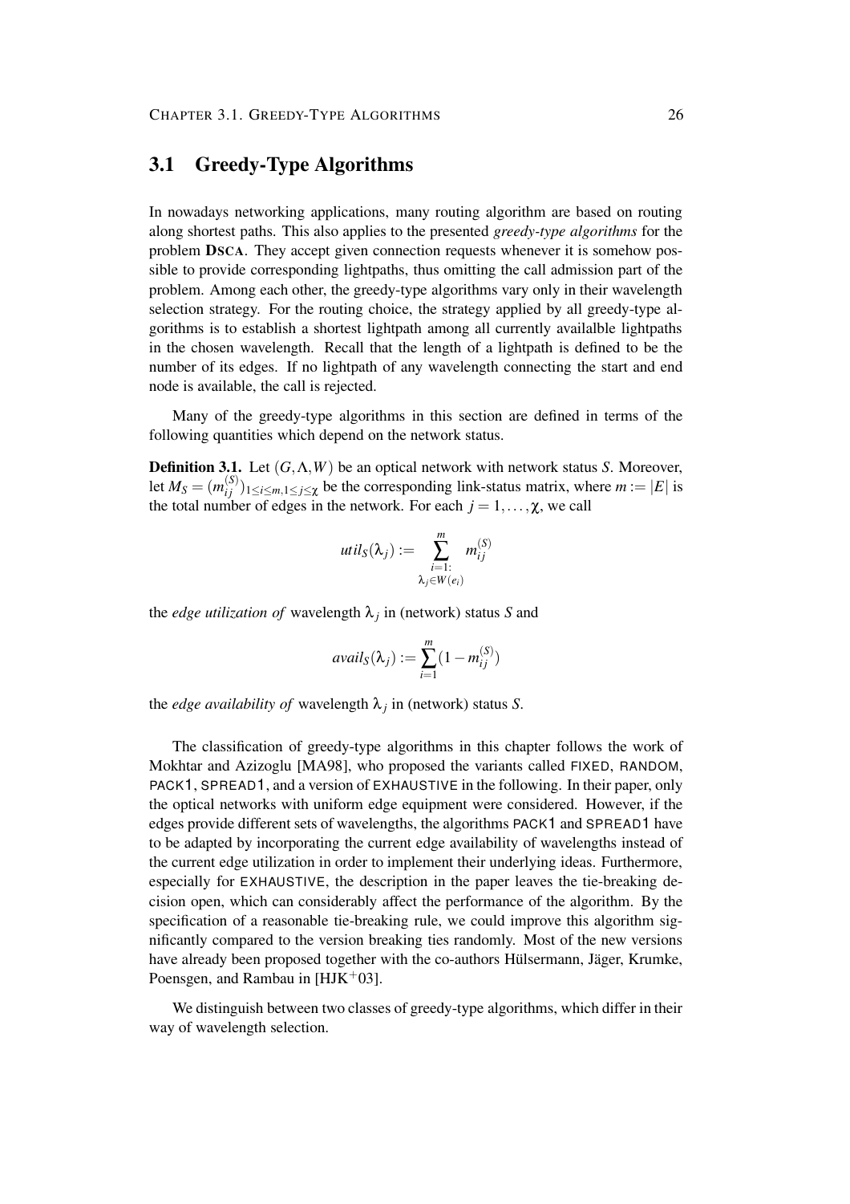## 3.1 Greedy-Type Algorithms

In nowadays networking applications, many routing algorithm are based on routing along shortest paths. This also applies to the presented *greedy-type algorithms* for the problem **DSCA**. They accept given connection requests whenever it is somehow possible to provide corresponding lightpaths, thus omitting the call admission part of the problem. Among each other, the greedy-type algorithms vary only in their wavelength selection strategy. For the routing choice, the strategy applied by all greedy-type algorithms is to establish a shortest lightpath among all currently availalble lightpaths in the chosen wavelength. Recall that the length of a lightpath is defined to be the number of its edges. If no lightpath of any wavelength connecting the start and end node is available, the call is rejected.

Many of the greedy-type algorithms in this section are defined in terms of the following quantities which depend on the network status.

**Definition 3.1.** Let $(G,\Lambda,W)$ be an optical network with network status $S$. Moreover, let $M_S = (m_{ij}^{(S)})_{1\leq i\leq m, 1\leq j\leq \chi}$ be the corresponding link-status matrix, where $m := |E|$ is the total number of edges in the network. For each $j = 1,\ldots,\chi$, we call

$$util_S(\lambda_j) := \sum_{\substack{i=1:\\ \lambda_j \in W(e_i)}}^{m} m_{ij}^{(S)}$$

the *edge utilization of* wavelength $\lambda_j$ in (network) status $S$ and

$$avail_S(\lambda_j) := \sum_{i=1}^{m} (1 - m_{ij}^{(S)})$$

the *edge availability of* wavelength $\lambda_j$ in (network) status $S$.

The classification of greedy-type algorithms in this chapter follows the work of Mokhtar and Azizoglu [MA98], who proposed the variants called FIXED, RANDOM, PACK1, SPREAD1, and a version of EXHAUSTIVE in the following. In their paper, only the optical networks with uniform edge equipment were considered. However, if the edges provide different sets of wavelengths, the algorithms PACK1 and SPREAD1 have to be adapted by incorporating the current edge availability of wavelengths instead of the current edge utilization in order to implement their underlying ideas. Furthermore, especially for EXHAUSTIVE, the description in the paper leaves the tie-breaking decision open, which can considerably affect the performance of the algorithm. By the specification of a reasonable tie-breaking rule, we could improve this algorithm significantly compared to the version breaking ties randomly. Most of the new versions have already been proposed together with the co-authors Hülsermann, Jäger, Krumke, Poensgen, and Rambau in [HJK+03].

We distinguish between two classes of greedy-type algorithms, which differ in their way of wavelength selection.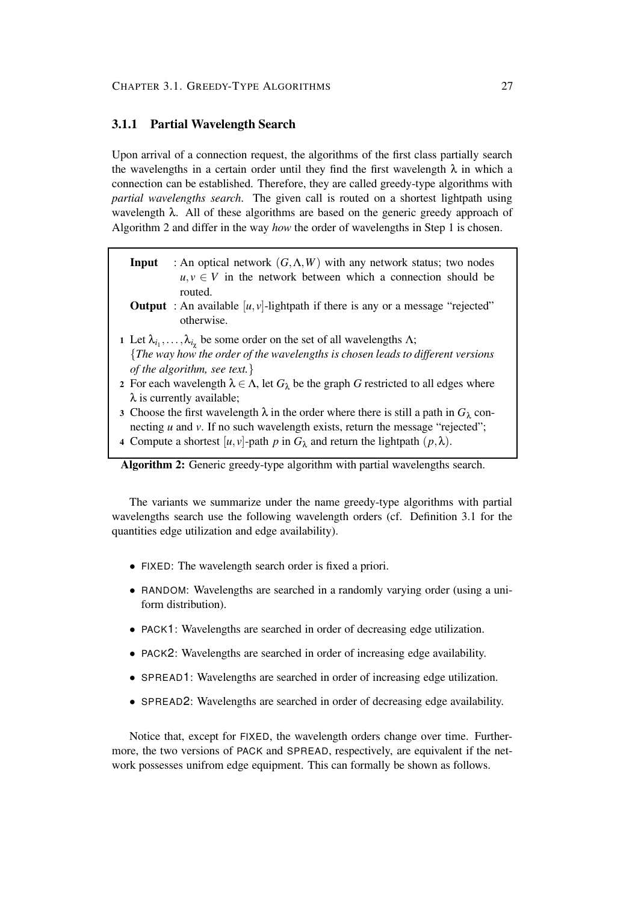### 3.1.1 Partial Wavelength Search

Upon arrival of a connection request, the algorithms of the first class partially search the wavelengths in a certain order until they find the first wavelength $\lambda$ in which a connection can be established. Therefore, they are called greedy-type algorithms with *partial wavelengths search*. The given call is routed on a shortest lightpath using wavelength $\lambda$. All of these algorithms are based on the generic greedy approach of Algorithm 2 and differ in the way *how* the order of wavelengths in Step 1 is chosen.

**Input** : An optical network $(G, \Lambda, W)$ with any network status; two nodes $u, v \in V$ in the network between which a connection should be routed.

**Output** : An available $[u, v]$-lightpath if there is any or a message "rejected" otherwise.

1. Let $\lambda_{i_1}, \ldots, \lambda_{i_\chi}$ be some order on the set of all wavelengths $\Lambda$;
   {*The way how the order of the wavelengths is chosen leads to different versions of the algorithm, see text.*}
2. For each wavelength $\lambda \in \Lambda$, let $G_\lambda$ be the graph $G$ restricted to all edges where $\lambda$ is currently available;
3. Choose the first wavelength $\lambda$ in the order where there is still a path in $G_\lambda$ connecting $u$ and $v$. If no such wavelength exists, return the message "rejected";
4. Compute a shortest $[u, v]$-path $p$ in $G_\lambda$ and return the lightpath $(p, \lambda)$.

**Algorithm 2:** Generic greedy-type algorithm with partial wavelengths search.

The variants we summarize under the name greedy-type algorithms with partial wavelengths search use the following wavelength orders (cf. Definition 3.1 for the quantities edge utilization and edge availability).

- FIXED: The wavelength search order is fixed a priori.
- RANDOM: Wavelengths are searched in a randomly varying order (using a uniform distribution).
- PACK1: Wavelengths are searched in order of decreasing edge utilization.
- PACK2: Wavelengths are searched in order of increasing edge availability.
- SPREAD1: Wavelengths are searched in order of increasing edge utilization.
- SPREAD2: Wavelengths are searched in order of decreasing edge availability.

Notice that, except for FIXED, the wavelength orders change over time. Furthermore, the two versions of PACK and SPREAD, respectively, are equivalent if the network possesses unifrom edge equipment. This can formally be shown as follows.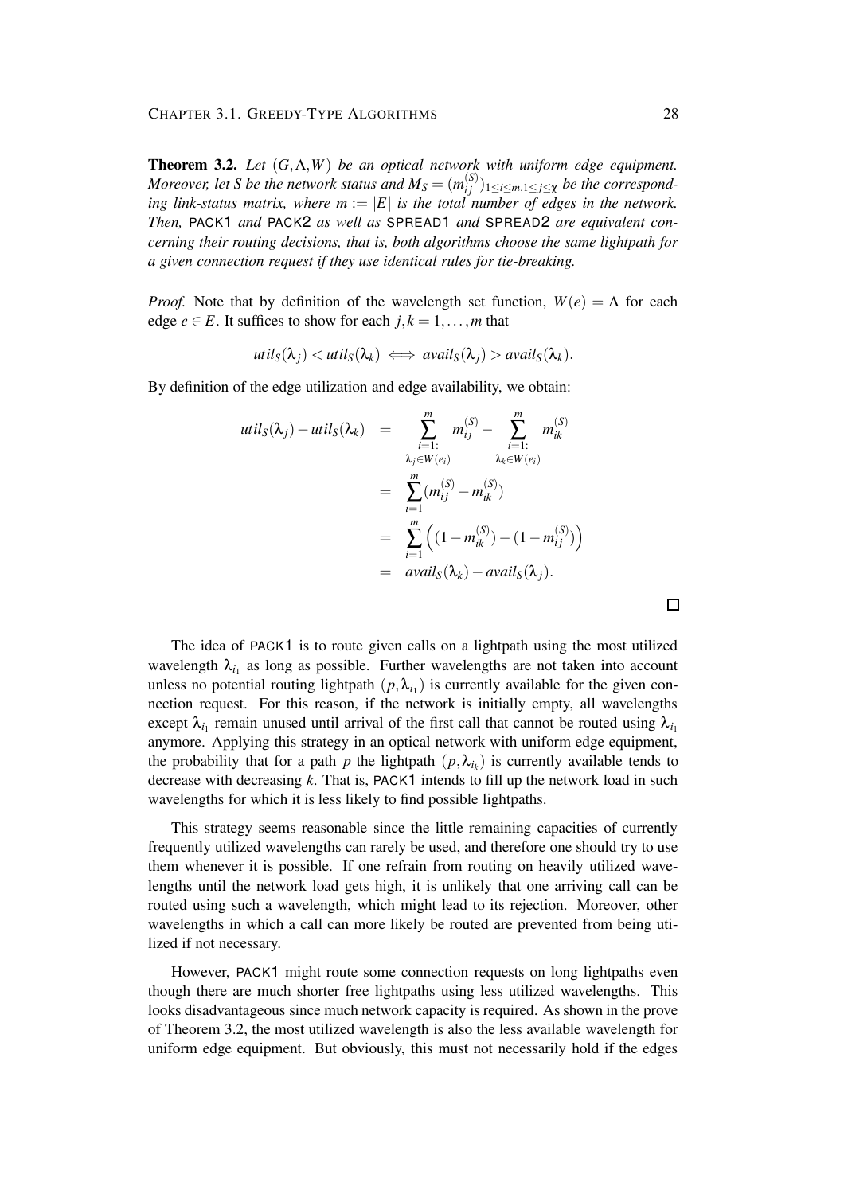**Theorem 3.2.** *Let $(G,\Lambda,W)$ be an optical network with uniform edge equipment. Moreover, let $S$ be the network status and $M_S = (m_{ij}^{(S)})_{1 \le i \le m, 1 \le j \le \chi}$ be the corresponding link-status matrix, where $m := |E|$ is the total number of edges in the network. Then,* PACK1 *and* PACK2 *as well as* SPREAD1 *and* SPREAD2 *are equivalent concerning their routing decisions, that is, both algorithms choose the same lightpath for a given connection request if they use identical rules for tie-breaking.*

*Proof.* Note that by definition of the wavelength set function, $W(e) = \Lambda$ for each edge $e \in E$. It suffices to show for each $j,k = 1,\ldots,m$ that

$$util_S(\lambda_j) < util_S(\lambda_k) \iff avail_S(\lambda_j) > avail_S(\lambda_k).$$

By definition of the edge utilization and edge availability, we obtain:

$$\begin{aligned}
util_S(\lambda_j) - util_S(\lambda_k) &= \sum_{\substack{i=1:\\ \lambda_j \in W(e_i)}}^{m} m_{ij}^{(S)} - \sum_{\substack{i=1:\\ \lambda_k \in W(e_i)}}^{m} m_{ik}^{(S)} \\
&= \sum_{i=1}^{m} (m_{ij}^{(S)} - m_{ik}^{(S)}) \\
&= \sum_{i=1}^{m} \Big( (1 - m_{ik}^{(S)}) - (1 - m_{ij}^{(S)}) \Big) \\
&= avail_S(\lambda_k) - avail_S(\lambda_j).
\end{aligned}$$

□

The idea of PACK1 is to route given calls on a lightpath using the most utilized wavelength $\lambda_{i_1}$ as long as possible. Further wavelengths are not taken into account unless no potential routing lightpath $(p,\lambda_{i_1})$ is currently available for the given connection request. For this reason, if the network is initially empty, all wavelengths except $\lambda_{i_1}$ remain unused until arrival of the first call that cannot be routed using $\lambda_{i_1}$ anymore. Applying this strategy in an optical network with uniform edge equipment, the probability that for a path $p$ the lightpath $(p,\lambda_{i_k})$ is currently available tends to decrease with decreasing $k$. That is, PACK1 intends to fill up the network load in such wavelengths for which it is less likely to find possible lightpaths.

This strategy seems reasonable since the little remaining capacities of currently frequently utilized wavelengths can rarely be used, and therefore one should try to use them whenever it is possible. If one refrain from routing on heavily utilized wavelengths until the network load gets high, it is unlikely that one arriving call can be routed using such a wavelength, which might lead to its rejection. Moreover, other wavelengths in which a call can more likely be routed are prevented from being utilized if not necessary.

However, PACK1 might route some connection requests on long lightpaths even though there are much shorter free lightpaths using less utilized wavelengths. This looks disadvantageous since much network capacity is required. As shown in the prove of Theorem 3.2, the most utilized wavelength is also the less available wavelength for uniform edge equipment. But obviously, this must not necessarily hold if the edges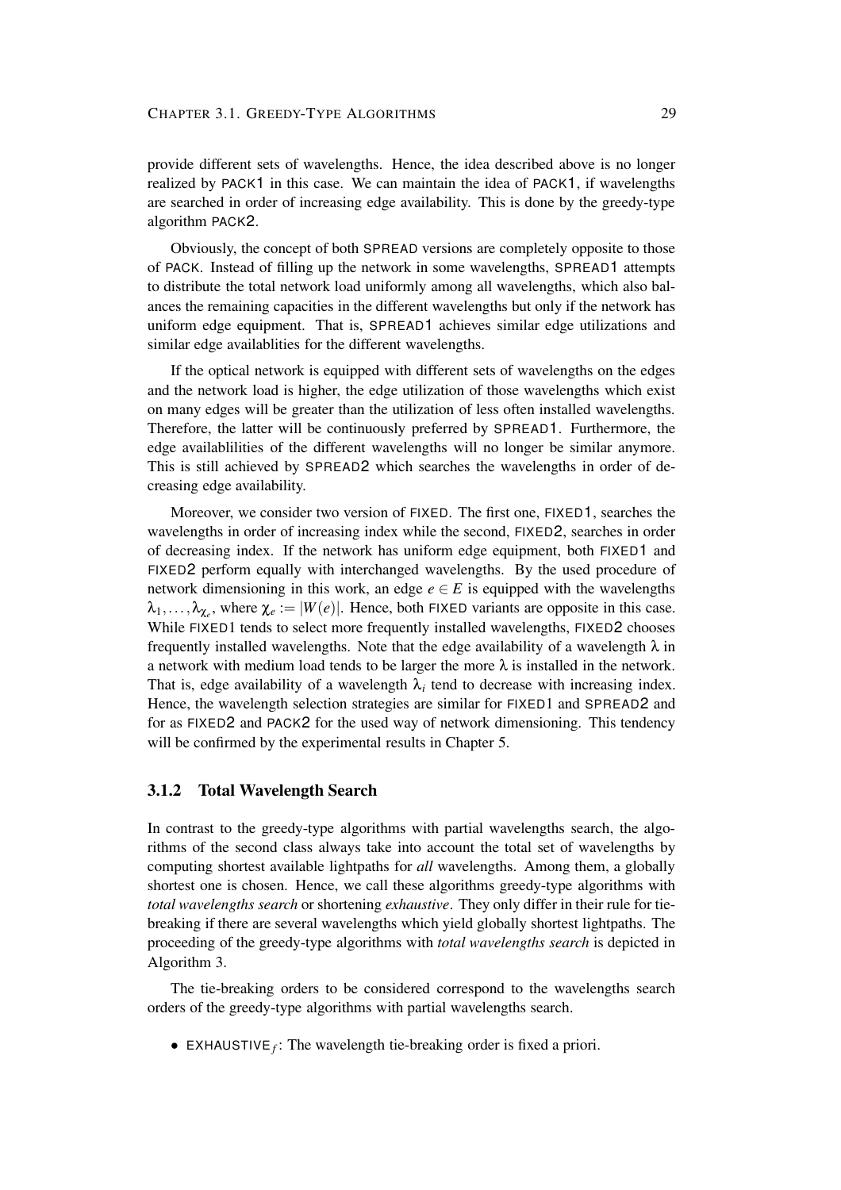provide different sets of wavelengths. Hence, the idea described above is no longer realized by PACK1 in this case. We can maintain the idea of PACK1, if wavelengths are searched in order of increasing edge availability. This is done by the greedy-type algorithm PACK2.

Obviously, the concept of both SPREAD versions are completely opposite to those of PACK. Instead of filling up the network in some wavelengths, SPREAD1 attempts to distribute the total network load uniformly among all wavelengths, which also balances the remaining capacities in the different wavelengths but only if the network has uniform edge equipment. That is, SPREAD1 achieves similar edge utilizations and similar edge availablities for the different wavelengths.

If the optical network is equipped with different sets of wavelengths on the edges and the network load is higher, the edge utilization of those wavelengths which exist on many edges will be greater than the utilization of less often installed wavelengths. Therefore, the latter will be continuously preferred by SPREAD1. Furthermore, the edge availablilities of the different wavelengths will no longer be similar anymore. This is still achieved by SPREAD2 which searches the wavelengths in order of decreasing edge availability.

Moreover, we consider two version of FIXED. The first one, FIXED1, searches the wavelengths in order of increasing index while the second, FIXED2, searches in order of decreasing index. If the network has uniform edge equipment, both FIXED1 and FIXED2 perform equally with interchanged wavelengths. By the used procedure of network dimensioning in this work, an edge $e \in E$ is equipped with the wavelengths $\lambda_1, \ldots, \lambda_{\chi_e}$, where $\chi_e := |W(e)|$. Hence, both FIXED variants are opposite in this case. While FIXED1 tends to select more frequently installed wavelengths, FIXED2 chooses frequently installed wavelengths. Note that the edge availability of a wavelength $\lambda$ in a network with medium load tends to be larger the more $\lambda$ is installed in the network. That is, edge availability of a wavelength $\lambda_i$ tend to decrease with increasing index. Hence, the wavelength selection strategies are similar for FIXED1 and SPREAD2 and for as FIXED2 and PACK2 for the used way of network dimensioning. This tendency will be confirmed by the experimental results in Chapter 5.

### 3.1.2 Total Wavelength Search

In contrast to the greedy-type algorithms with partial wavelengths search, the algorithms of the second class always take into account the total set of wavelengths by computing shortest available lightpaths for *all* wavelengths. Among them, a globally shortest one is chosen. Hence, we call these algorithms greedy-type algorithms with *total wavelengths search* or shortening *exhaustive*. They only differ in their rule for tie-breaking if there are several wavelengths which yield globally shortest lightpaths. The proceeding of the greedy-type algorithms with *total wavelengths search* is depicted in Algorithm 3.

The tie-breaking orders to be considered correspond to the wavelengths search orders of the greedy-type algorithms with partial wavelengths search.

- $\text{EXHAUSTIVE}_f$: The wavelength tie-breaking order is fixed a priori.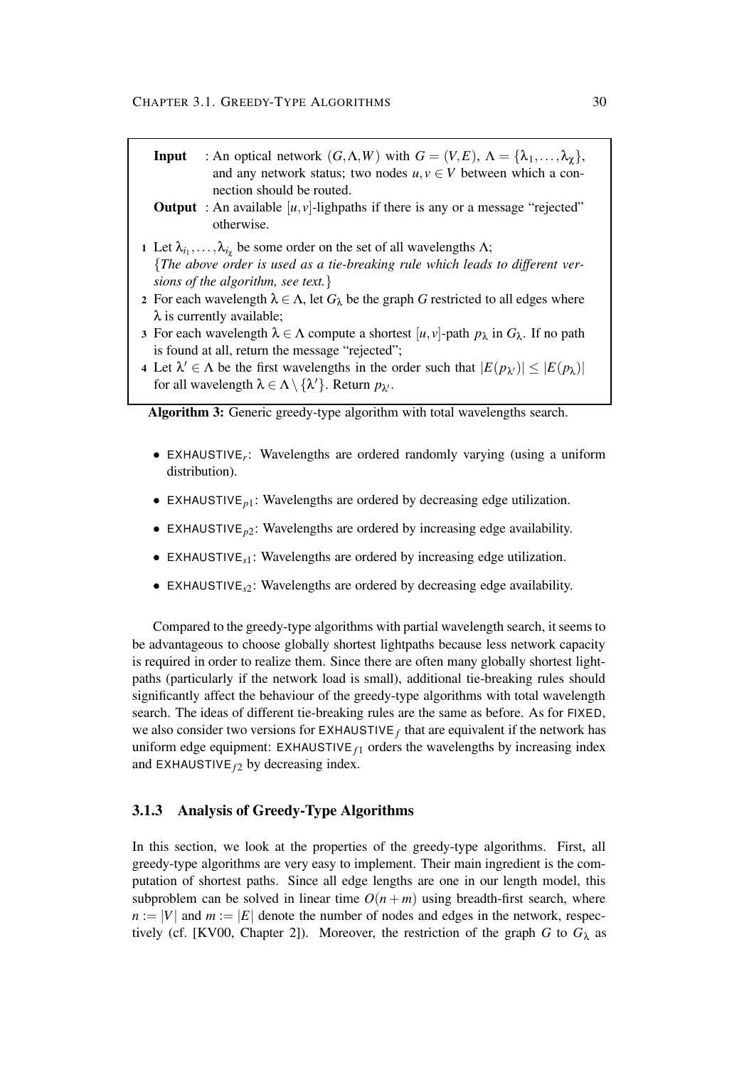**Input** : An optical network $(G, \Lambda, W)$ with $G = (V, E)$, $\Lambda = \{\lambda_1, \ldots, \lambda_\chi\}$, and any network status; two nodes $u, v \in V$ between which a connection should be routed.

**Output** : An available $[u, v]$-lighpaths if there is any or a message "rejected" otherwise.

1. Let $\lambda_{i_1}, \ldots, \lambda_{i_\chi}$ be some order on the set of all wavelengths $\Lambda$;
   {*The above order is used as a tie-breaking rule which leads to different versions of the algorithm, see text.*}
2. For each wavelength $\lambda \in \Lambda$, let $G_\lambda$ be the graph $G$ restricted to all edges where $\lambda$ is currently available;
3. For each wavelength $\lambda \in \Lambda$ compute a shortest $[u, v]$-path $p_\lambda$ in $G_\lambda$. If no path is found at all, return the message "rejected";
4. Let $\lambda' \in \Lambda$ be the first wavelengths in the order such that $|E(p_{\lambda'})| \leq |E(p_\lambda)|$ for all wavelength $\lambda \in \Lambda \setminus \{\lambda'\}$. Return $p_{\lambda'}$.

**Algorithm 3:** Generic greedy-type algorithm with total wavelengths search.

- EXHAUSTIVE$_r$: Wavelengths are ordered randomly varying (using a uniform distribution).
- EXHAUSTIVE$_{p1}$: Wavelengths are ordered by decreasing edge utilization.
- EXHAUSTIVE$_{p2}$: Wavelengths are ordered by increasing edge availability.
- EXHAUSTIVE$_{s1}$: Wavelengths are ordered by increasing edge utilization.
- EXHAUSTIVE$_{s2}$: Wavelengths are ordered by decreasing edge availability.

Compared to the greedy-type algorithms with partial wavelength search, it seems to be advantageous to choose globally shortest lightpaths because less network capacity is required in order to realize them. Since there are often many globally shortest lightpaths (particularly if the network load is small), additional tie-breaking rules should significantly affect the behaviour of the greedy-type algorithms with total wavelength search. The ideas of different tie-breaking rules are the same as before. As for FIXED, we also consider two versions for EXHAUSTIVE$_f$ that are equivalent if the network has uniform edge equipment: EXHAUSTIVE$_{f1}$ orders the wavelengths by increasing index and EXHAUSTIVE$_{f2}$ by decreasing index.

### 3.1.3 Analysis of Greedy-Type Algorithms

In this section, we look at the properties of the greedy-type algorithms. First, all greedy-type algorithms are very easy to implement. Their main ingredient is the computation of shortest paths. Since all edge lengths are one in our length model, this subproblem can be solved in linear time $O(n+m)$ using breadth-first search, where $n := |V|$ and $m := |E|$ denote the number of nodes and edges in the network, respectively (cf. [KV00, Chapter 2]). Moreover, the restriction of the graph $G$ to $G_\lambda$ as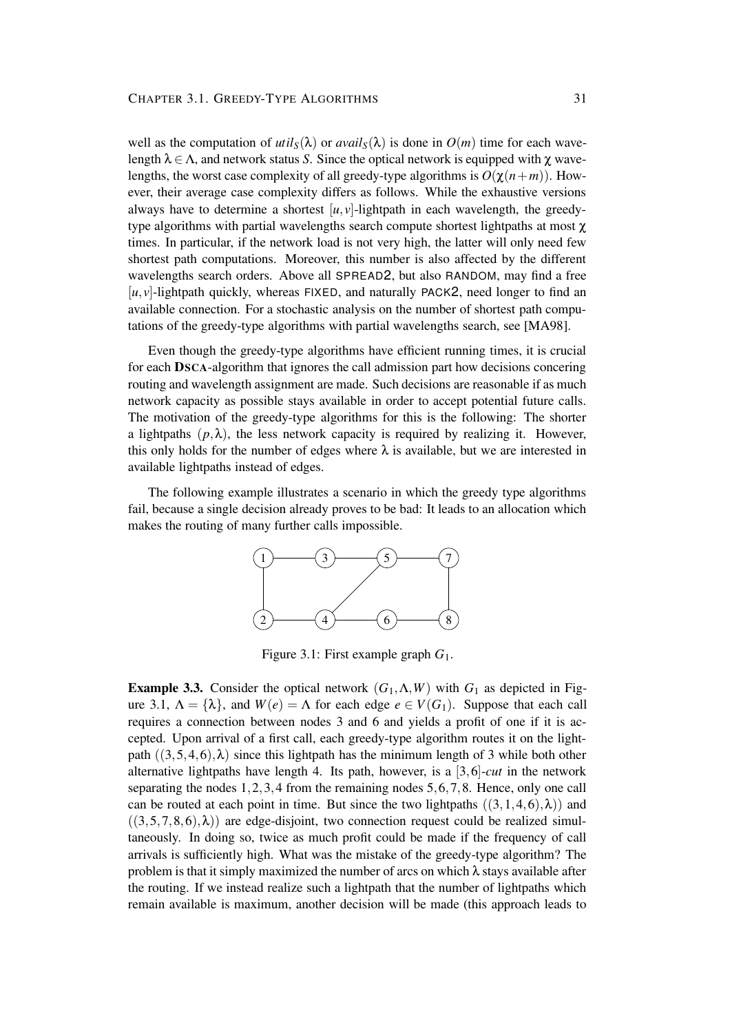well as the computation of $util_S(\lambda)$ or $avail_S(\lambda)$ is done in $O(m)$ time for each wavelength $\lambda \in \Lambda$, and network status $S$. Since the optical network is equipped with $\chi$ wavelengths, the worst case complexity of all greedy-type algorithms is $O(\chi(n+m))$. However, their average case complexity differs as follows. While the exhaustive versions always have to determine a shortest $[u,v]$-lightpath in each wavelength, the greedy-type algorithms with partial wavelengths search compute shortest lightpaths at most $\chi$ times. In particular, if the network load is not very high, the latter will only need few shortest path computations. Moreover, this number is also affected by the different wavelengths search orders. Above all SPREAD2, but also RANDOM, may find a free $[u,v]$-lightpath quickly, whereas FIXED, and naturally PACK2, need longer to find an available connection. For a stochastic analysis on the number of shortest path computations of the greedy-type algorithms with partial wavelengths search, see [MA98].

Even though the greedy-type algorithms have efficient running times, it is crucial for each **DSCA**-algorithm that ignores the call admission part how decisions concering routing and wavelength assignment are made. Such decisions are reasonable if as much network capacity as possible stays available in order to accept potential future calls. The motivation of the greedy-type algorithms for this is the following: The shorter a lightpaths $(p,\lambda)$, the less network capacity is required by realizing it. However, this only holds for the number of edges where $\lambda$ is available, but we are interested in available lightpaths instead of edges.

The following example illustrates a scenario in which the greedy type algorithms fail, because a single decision already proves to be bad: It leads to an allocation which makes the routing of many further calls impossible.

Figure 3.1: First example graph $G_1$.

**Example 3.3.** Consider the optical network $(G_1, \Lambda, W)$ with $G_1$ as depicted in Figure 3.1, $\Lambda = \{\lambda\}$, and $W(e) = \Lambda$ for each edge $e \in V(G_1)$. Suppose that each call requires a connection between nodes 3 and 6 and yields a profit of one if it is accepted. Upon arrival of a first call, each greedy-type algorithm routes it on the lightpath $((3,5,4,6),\lambda)$ since this lightpath has the minimum length of 3 while both other alternative lightpaths have length 4. Its path, however, is a $[3,6]$-*cut* in the network separating the nodes $1,2,3,4$ from the remaining nodes $5,6,7,8$. Hence, only one call can be routed at each point in time. But since the two lightpaths $((3,1,4,6),\lambda))$ and $((3,5,7,8,6),\lambda))$ are edge-disjoint, two connection request could be realized simultaneously. In doing so, twice as much profit could be made if the frequency of call arrivals is sufficiently high. What was the mistake of the greedy-type algorithm? The problem is that it simply maximized the number of arcs on which $\lambda$ stays available after the routing. If we instead realize such a lightpath that the number of lightpaths which remain available is maximum, another decision will be made (this approach leads to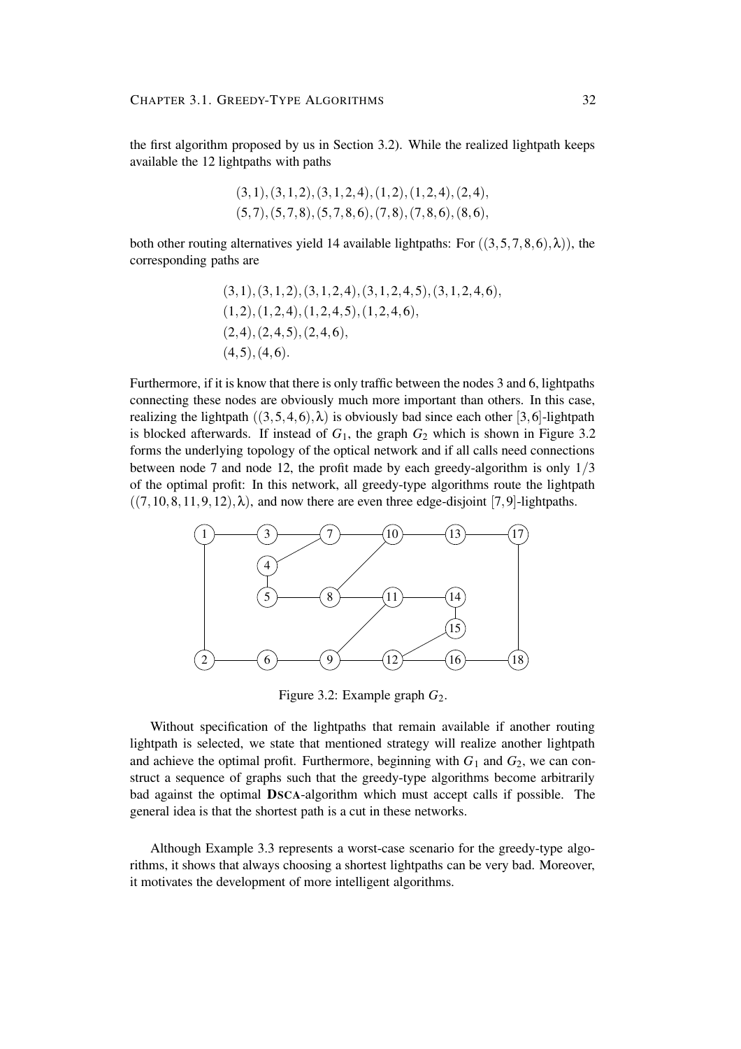the first algorithm proposed by us in Section 3.2). While the realized lightpath keeps available the 12 lightpaths with paths

$$(3,1),(3,1,2),(3,1,2,4),(1,2),(1,2,4),(2,4),$$
$$(5,7),(5,7,8),(5,7,8,6),(7,8),(7,8,6),(8,6),$$

both other routing alternatives yield 14 available lightpaths: For $((3,5,7,8,6),\lambda))$, the corresponding paths are

$$(3,1),(3,1,2),(3,1,2,4),(3,1,2,4,5),(3,1,2,4,6),$$
$$(1,2),(1,2,4),(1,2,4,5),(1,2,4,6),$$
$$(2,4),(2,4,5),(2,4,6),$$
$$(4,5),(4,6).$$

Furthermore, if it is know that there is only traffic between the nodes 3 and 6, lightpaths connecting these nodes are obviously much more important than others. In this case, realizing the lightpath $((3,5,4,6),\lambda)$ is obviously bad since each other $[3,6]$-lightpath is blocked afterwards. If instead of $G_1$, the graph $G_2$ which is shown in Figure 3.2 forms the underlying topology of the optical network and if all calls need connections between node 7 and node 12, the profit made by each greedy-algorithm is only $1/3$ of the optimal profit: In this network, all greedy-type algorithms route the lightpath $((7,10,8,11,9,12),\lambda)$, and now there are even three edge-disjoint $[7,9]$-lightpaths.

Figure 3.2: Example graph $G_2$.

Without specification of the lightpaths that remain available if another routing lightpath is selected, we state that mentioned strategy will realize another lightpath and achieve the optimal profit. Furthermore, beginning with $G_1$ and $G_2$, we can construct a sequence of graphs such that the greedy-type algorithms become arbitrarily bad against the optimal **DSCA**-algorithm which must accept calls if possible. The general idea is that the shortest path is a cut in these networks.

Although Example 3.3 represents a worst-case scenario for the greedy-type algorithms, it shows that always choosing a shortest lightpaths can be very bad. Moreover, it motivates the development of more intelligent algorithms.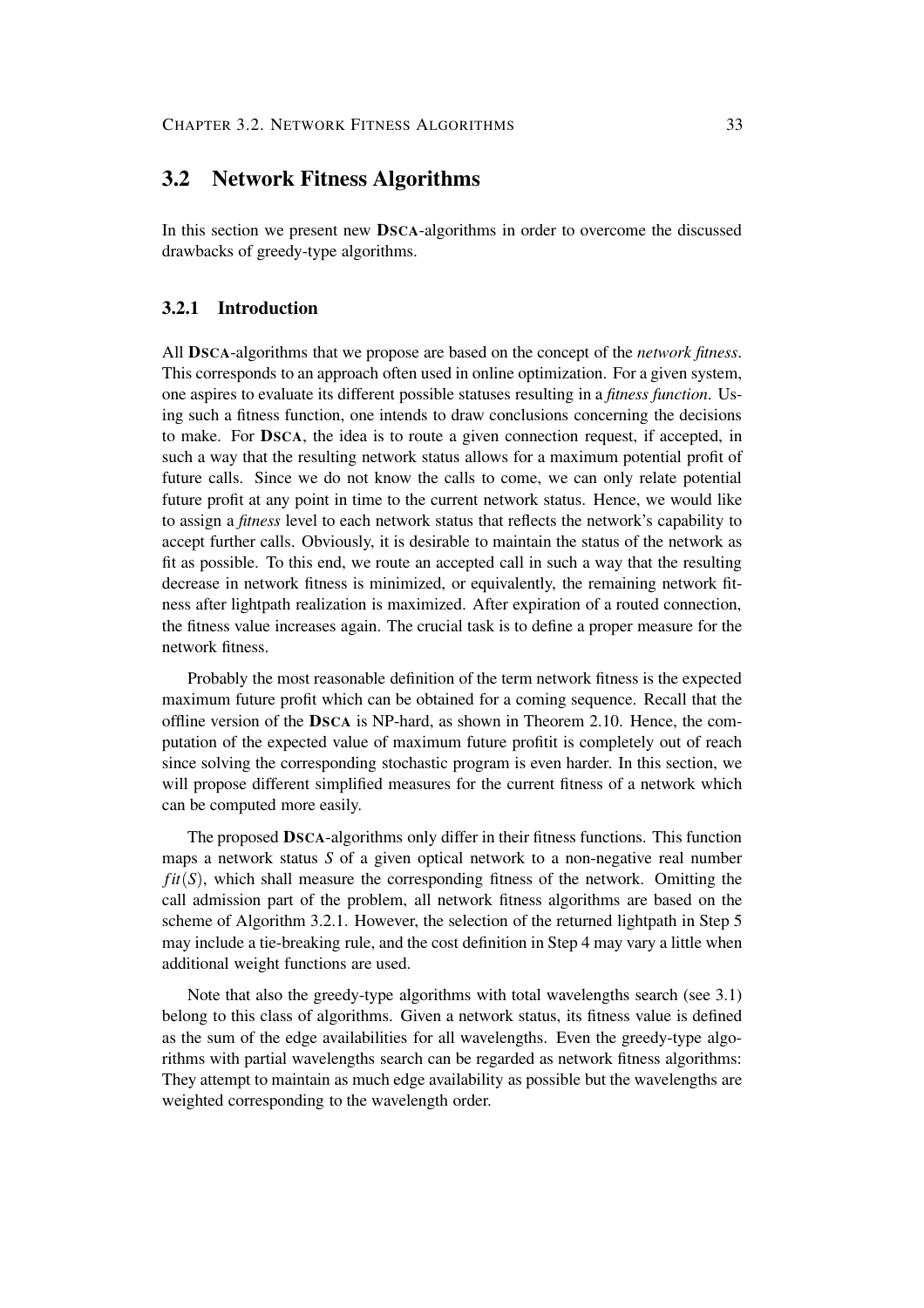## 3.2 Network Fitness Algorithms

In this section we present new **DSCA**-algorithms in order to overcome the discussed drawbacks of greedy-type algorithms.

### 3.2.1 Introduction

All **DSCA**-algorithms that we propose are based on the concept of the *network fitness*. This corresponds to an approach often used in online optimization. For a given system, one aspires to evaluate its different possible statuses resulting in a *fitness function*. Using such a fitness function, one intends to draw conclusions concerning the decisions to make. For **DSCA**, the idea is to route a given connection request, if accepted, in such a way that the resulting network status allows for a maximum potential profit of future calls. Since we do not know the calls to come, we can only relate potential future profit at any point in time to the current network status. Hence, we would like to assign a *fitness* level to each network status that reflects the network's capability to accept further calls. Obviously, it is desirable to maintain the status of the network as fit as possible. To this end, we route an accepted call in such a way that the resulting decrease in network fitness is minimized, or equivalently, the remaining network fitness after lightpath realization is maximized. After expiration of a routed connection, the fitness value increases again. The crucial task is to define a proper measure for the network fitness.

Probably the most reasonable definition of the term network fitness is the expected maximum future profit which can be obtained for a coming sequence. Recall that the offline version of the **DSCA** is NP-hard, as shown in Theorem 2.10. Hence, the computation of the expected value of maximum future profitit is completely out of reach since solving the corresponding stochastic program is even harder. In this section, we will propose different simplified measures for the current fitness of a network which can be computed more easily.

The proposed **DSCA**-algorithms only differ in their fitness functions. This function maps a network status $S$ of a given optical network to a non-negative real number $fit(S)$, which shall measure the corresponding fitness of the network. Omitting the call admission part of the problem, all network fitness algorithms are based on the scheme of Algorithm 3.2.1. However, the selection of the returned lightpath in Step 5 may include a tie-breaking rule, and the cost definition in Step 4 may vary a little when additional weight functions are used.

Note that also the greedy-type algorithms with total wavelengths search (see 3.1) belong to this class of algorithms. Given a network status, its fitness value is defined as the sum of the edge availabilities for all wavelengths. Even the greedy-type algorithms with partial wavelengths search can be regarded as network fitness algorithms: They attempt to maintain as much edge availability as possible but the wavelengths are weighted corresponding to the wavelength order.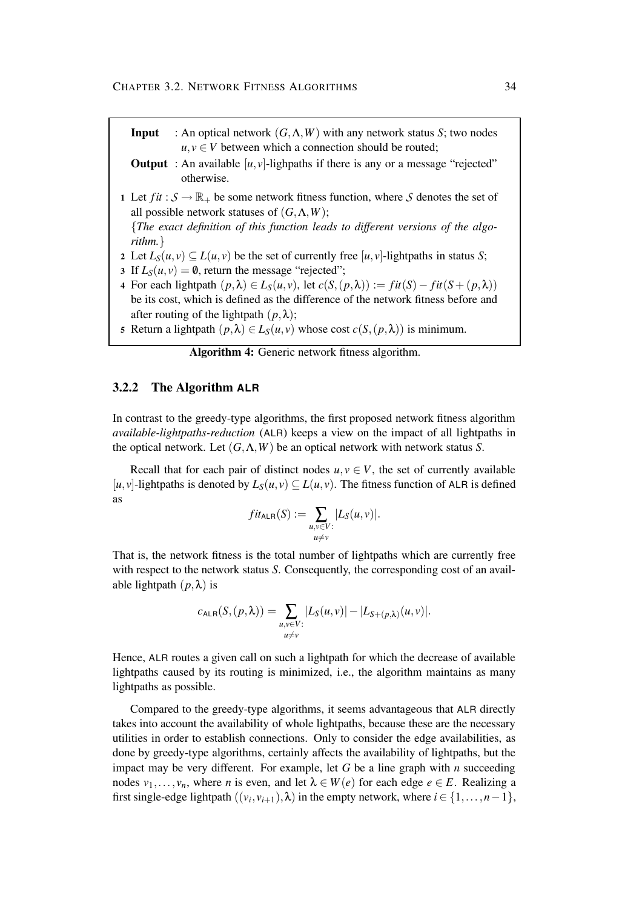**Input** : An optical network $(G,\Lambda,W)$ with any network status $S$; two nodes $u,v \in V$ between which a connection should be routed;

**Output** : An available $[u,v]$-lighpaths if there is any or a message "rejected" otherwise.

1. Let $fit : \mathcal{S} \to \mathbb{R}_+$ be some network fitness function, where $\mathcal{S}$ denotes the set of all possible network statuses of $(G,\Lambda,W)$;
   {*The exact definition of this function leads to different versions of the algorithm.*}
2. Let $L_S(u,v) \subseteq L(u,v)$ be the set of currently free $[u,v]$-lightpaths in status $S$;
3. If $L_S(u,v) = \emptyset$, return the message "rejected";
4. For each lightpath $(p,\lambda) \in L_S(u,v)$, let $c(S,(p,\lambda)) := fit(S) - fit(S + (p,\lambda))$ be its cost, which is defined as the difference of the network fitness before and after routing of the lightpath $(p,\lambda)$;
5. Return a lightpath $(p,\lambda) \in L_S(u,v)$ whose cost $c(S,(p,\lambda))$ is minimum.

**Algorithm 4:** Generic network fitness algorithm.

### 3.2.2 The Algorithm ALR

In contrast to the greedy-type algorithms, the first proposed network fitness algorithm *available-lightpaths-reduction* (ALR) keeps a view on the impact of all lightpaths in the optical network. Let $(G,\Lambda,W)$ be an optical network with network status $S$.

Recall that for each pair of distinct nodes $u,v \in V$, the set of currently available $[u,v]$-lightpaths is denoted by $L_S(u,v) \subseteq L(u,v)$. The fitness function of ALR is defined as

$$fit_{\mathsf{ALR}}(S) := \sum_{\substack{u,v \in V: \\ u \neq v}} |L_S(u,v)|.$$

That is, the network fitness is the total number of lightpaths which are currently free with respect to the network status $S$. Consequently, the corresponding cost of an available lightpath $(p,\lambda)$ is

$$c_{\mathsf{ALR}}(S,(p,\lambda)) = \sum_{\substack{u,v \in V: \\ u \neq v}} |L_S(u,v)| - |L_{S+(p,\lambda)}(u,v)|.$$

Hence, ALR routes a given call on such a lightpath for which the decrease of available lightpaths caused by its routing is minimized, i.e., the algorithm maintains as many lightpaths as possible.

Compared to the greedy-type algorithms, it seems advantageous that ALR directly takes into account the availability of whole lightpaths, because these are the necessary utilities in order to establish connections. Only to consider the edge availabilities, as done by greedy-type algorithms, certainly affects the availability of lightpaths, but the impact may be very different. For example, let $G$ be a line graph with $n$ succeeding nodes $v_1,\ldots,v_n$, where $n$ is even, and let $\lambda \in W(e)$ for each edge $e \in E$. Realizing a first single-edge lightpath $((v_i,v_{i+1}),\lambda)$ in the empty network, where $i \in \{1,\ldots,n-1\}$,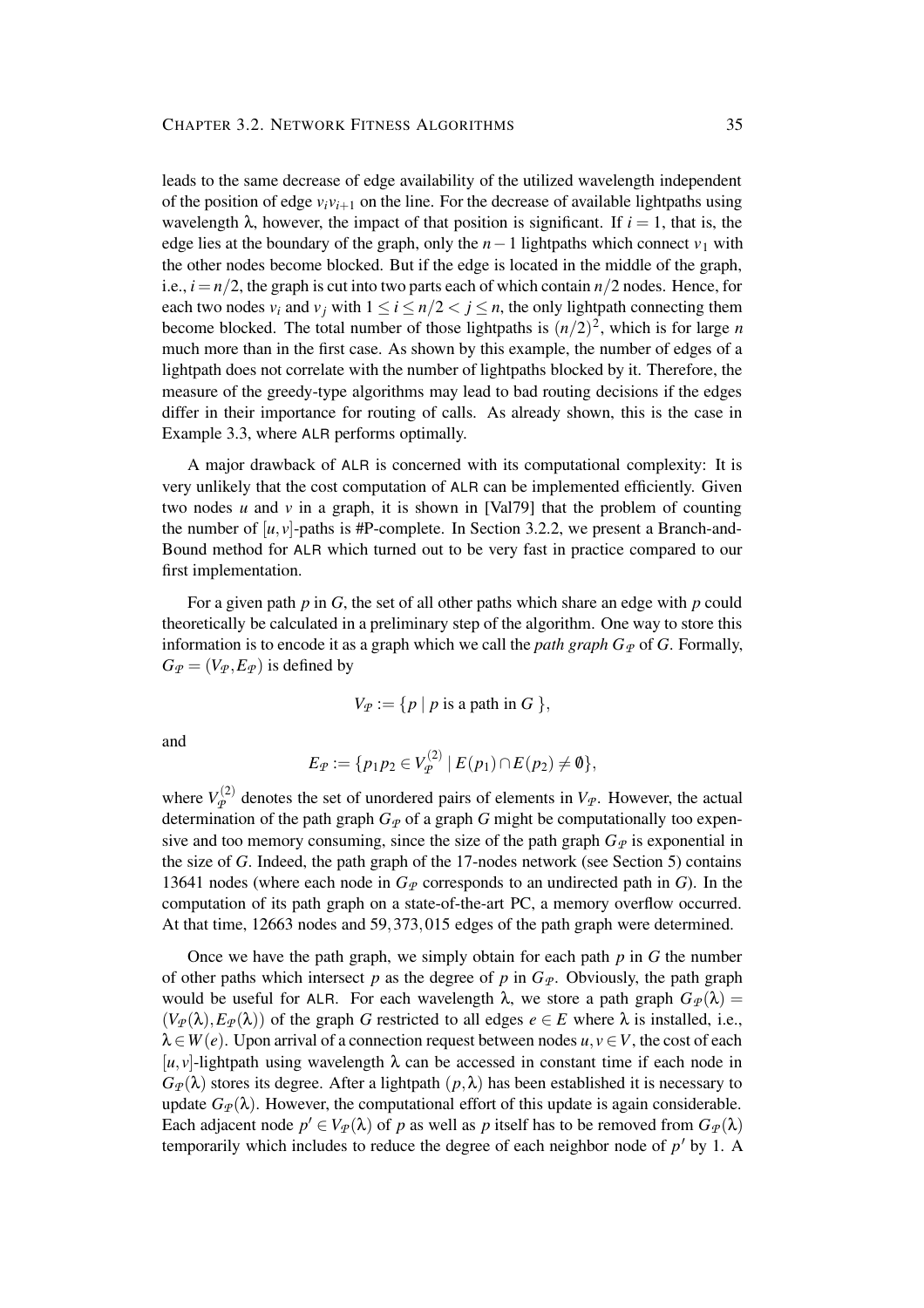leads to the same decrease of edge availability of the utilized wavelength independent of the position of edge $v_i v_{i+1}$ on the line. For the decrease of available lightpaths using wavelength $\lambda$, however, the impact of that position is significant. If $i = 1$, that is, the edge lies at the boundary of the graph, only the $n-1$ lightpaths which connect $v_1$ with the other nodes become blocked. But if the edge is located in the middle of the graph, i.e., $i = n/2$, the graph is cut into two parts each of which contain $n/2$ nodes. Hence, for each two nodes $v_i$ and $v_j$ with $1 \leq i \leq n/2 < j \leq n$, the only lightpath connecting them become blocked. The total number of those lightpaths is $(n/2)^2$, which is for large $n$ much more than in the first case. As shown by this example, the number of edges of a lightpath does not correlate with the number of lightpaths blocked by it. Therefore, the measure of the greedy-type algorithms may lead to bad routing decisions if the edges differ in their importance for routing of calls. As already shown, this is the case in Example 3.3, where ALR performs optimally.

A major drawback of ALR is concerned with its computational complexity: It is very unlikely that the cost computation of ALR can be implemented efficiently. Given two nodes $u$ and $v$ in a graph, it is shown in [Val79] that the problem of counting the number of $[u, v]$-paths is #P-complete. In Section 3.2.2, we present a Branch-and-Bound method for ALR which turned out to be very fast in practice compared to our first implementation.

For a given path $p$ in $G$, the set of all other paths which share an edge with $p$ could theoretically be calculated in a preliminary step of the algorithm. One way to store this information is to encode it as a graph which we call the *path graph* $G_{\mathcal{P}}$ of $G$. Formally, $G_{\mathcal{P}} = (V_{\mathcal{P}}, E_{\mathcal{P}})$ is defined by

$$V_{\mathcal{P}} := \{ p \mid p \text{ is a path in } G \},$$

and

$$E_{\mathcal{P}} := \{ p_1 p_2 \in V_{\mathcal{P}}^{(2)} \mid E(p_1) \cap E(p_2) \neq \emptyset \},$$

where $V_{\mathcal{P}}^{(2)}$ denotes the set of unordered pairs of elements in $V_{\mathcal{P}}$. However, the actual determination of the path graph $G_{\mathcal{P}}$ of a graph $G$ might be computationally too expensive and too memory consuming, since the size of the path graph $G_{\mathcal{P}}$ is exponential in the size of $G$. Indeed, the path graph of the 17-nodes network (see Section 5) contains 13641 nodes (where each node in $G_{\mathcal{P}}$ corresponds to an undirected path in $G$). In the computation of its path graph on a state-of-the-art PC, a memory overflow occurred. At that time, 12663 nodes and 59,373,015 edges of the path graph were determined.

Once we have the path graph, we simply obtain for each path $p$ in $G$ the number of other paths which intersect $p$ as the degree of $p$ in $G_{\mathcal{P}}$. Obviously, the path graph would be useful for ALR. For each wavelength $\lambda$, we store a path graph $G_{\mathcal{P}}(\lambda) = (V_{\mathcal{P}}(\lambda), E_{\mathcal{P}}(\lambda))$ of the graph $G$ restricted to all edges $e \in E$ where $\lambda$ is installed, i.e., $\lambda \in W(e)$. Upon arrival of a connection request between nodes $u, v \in V$, the cost of each $[u, v]$-lightpath using wavelength $\lambda$ can be accessed in constant time if each node in $G_{\mathcal{P}}(\lambda)$ stores its degree. After a lightpath $(p, \lambda)$ has been established it is necessary to update $G_{\mathcal{P}}(\lambda)$. However, the computational effort of this update is again considerable. Each adjacent node $p' \in V_{\mathcal{P}}(\lambda)$ of $p$ as well as $p$ itself has to be removed from $G_{\mathcal{P}}(\lambda)$ temporarily which includes to reduce the degree of each neighbor node of $p'$ by 1. A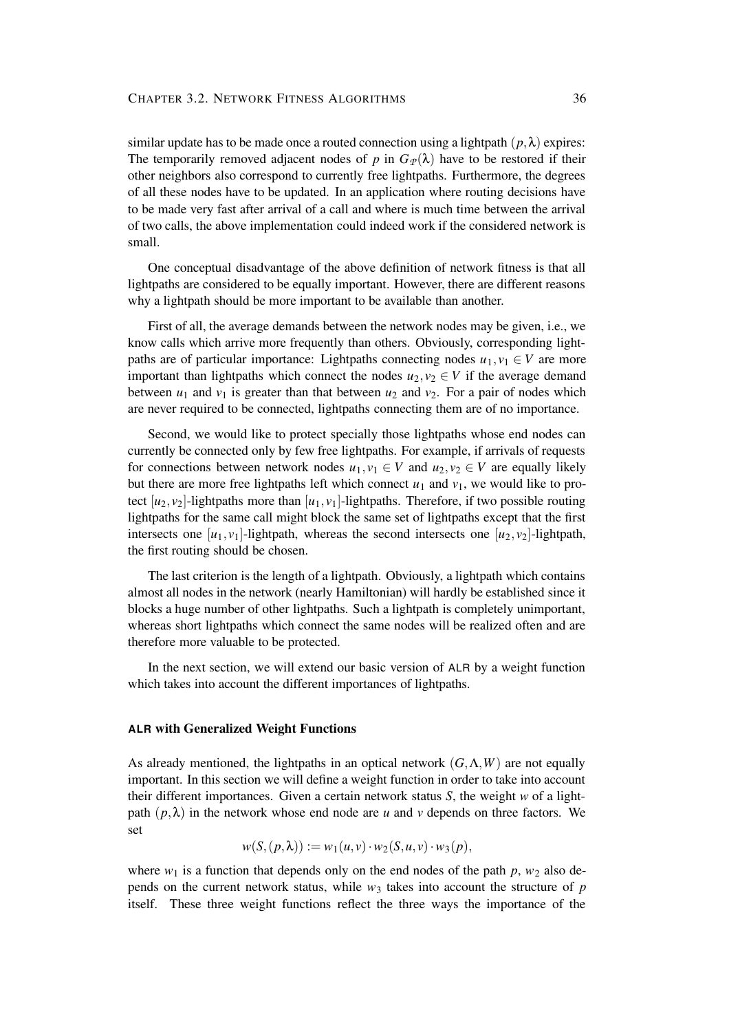similar update has to be made once a routed connection using a lightpath $(p, \lambda)$ expires: The temporarily removed adjacent nodes of $p$ in $G_{\mathcal{P}}(\lambda)$ have to be restored if their other neighbors also correspond to currently free lightpaths. Furthermore, the degrees of all these nodes have to be updated. In an application where routing decisions have to be made very fast after arrival of a call and where is much time between the arrival of two calls, the above implementation could indeed work if the considered network is small.

One conceptual disadvantage of the above definition of network fitness is that all lightpaths are considered to be equally important. However, there are different reasons why a lightpath should be more important to be available than another.

First of all, the average demands between the network nodes may be given, i.e., we know calls which arrive more frequently than others. Obviously, corresponding lightpaths are of particular importance: Lightpaths connecting nodes $u_1, v_1 \in V$ are more important than lightpaths which connect the nodes $u_2, v_2 \in V$ if the average demand between $u_1$ and $v_1$ is greater than that between $u_2$ and $v_2$. For a pair of nodes which are never required to be connected, lightpaths connecting them are of no importance.

Second, we would like to protect specially those lightpaths whose end nodes can currently be connected only by few free lightpaths. For example, if arrivals of requests for connections between network nodes $u_1, v_1 \in V$ and $u_2, v_2 \in V$ are equally likely but there are more free lightpaths left which connect $u_1$ and $v_1$, we would like to protect $[u_2, v_2]$-lightpaths more than $[u_1, v_1]$-lightpaths. Therefore, if two possible routing lightpaths for the same call might block the same set of lightpaths except that the first intersects one $[u_1, v_1]$-lightpath, whereas the second intersects one $[u_2, v_2]$-lightpath, the first routing should be chosen.

The last criterion is the length of a lightpath. Obviously, a lightpath which contains almost all nodes in the network (nearly Hamiltonian) will hardly be established since it blocks a huge number of other lightpaths. Such a lightpath is completely unimportant, whereas short lightpaths which connect the same nodes will be realized often and are therefore more valuable to be protected.

In the next section, we will extend our basic version of ALR by a weight function which takes into account the different importances of lightpaths.

### ALR with Generalized Weight Functions

As already mentioned, the lightpaths in an optical network $(G, \Lambda, W)$ are not equally important. In this section we will define a weight function in order to take into account their different importances. Given a certain network status $S$, the weight $w$ of a lightpath $(p, \lambda)$ in the network whose end node are $u$ and $v$ depends on three factors. We set

$$w(S, (p, \lambda)) := w_1(u, v) \cdot w_2(S, u, v) \cdot w_3(p),$$

where $w_1$ is a function that depends only on the end nodes of the path $p$, $w_2$ also depends on the current network status, while $w_3$ takes into account the structure of $p$ itself. These three weight functions reflect the three ways the importance of the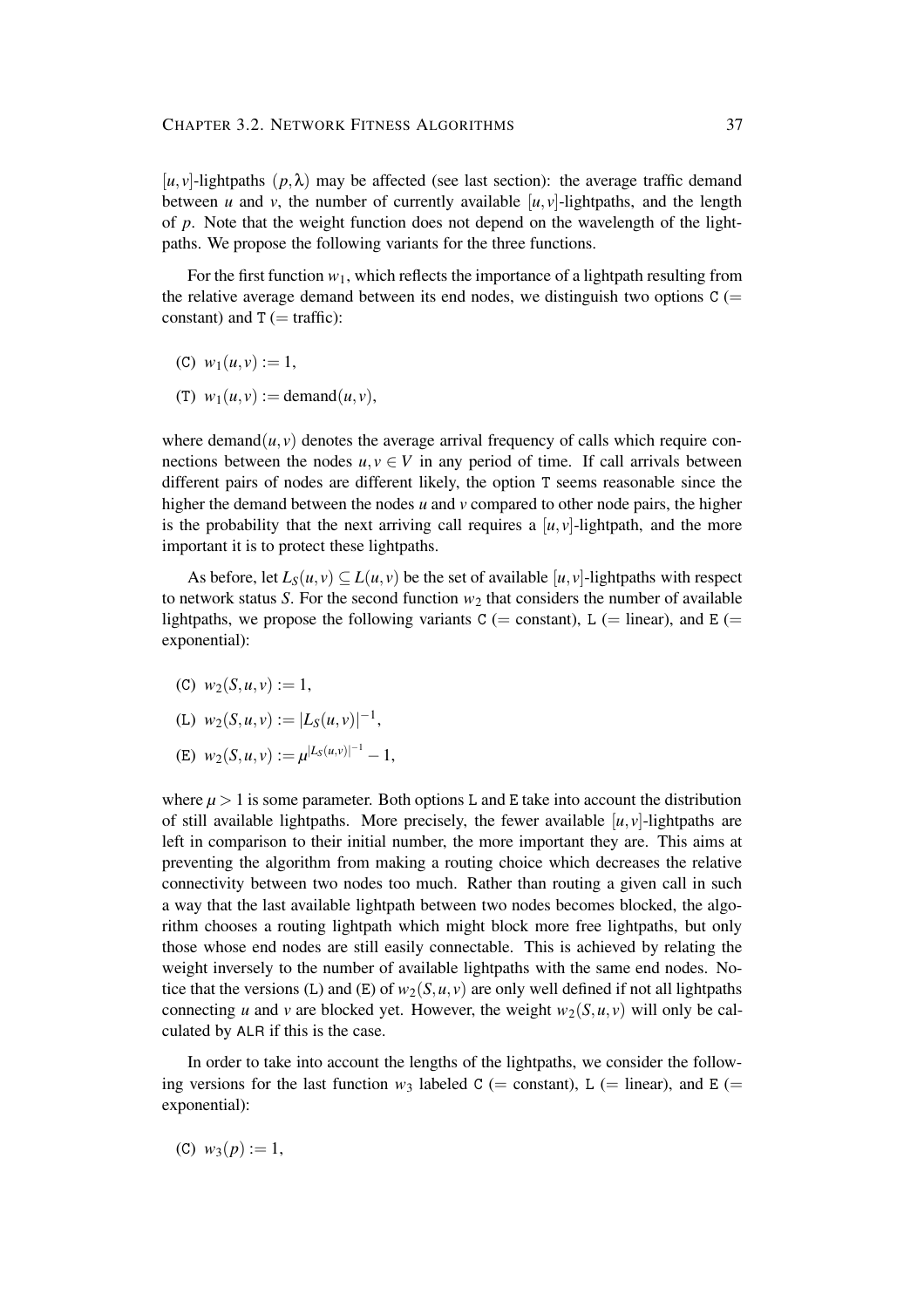$[u,v]$-lightpaths $(p,\lambda)$ may be affected (see last section): the average traffic demand between $u$ and $v$, the number of currently available $[u,v]$-lightpaths, and the length of $p$. Note that the weight function does not depend on the wavelength of the lightpaths. We propose the following variants for the three functions.

For the first function $w_1$, which reflects the importance of a lightpath resulting from the relative average demand between its end nodes, we distinguish two options `C` (= constant) and `T` (= traffic):

- (`C`) $w_1(u,v) := 1$,
- (`T`) $w_1(u,v) := \text{demand}(u,v)$,

where $\text{demand}(u,v)$ denotes the average arrival frequency of calls which require connections between the nodes $u,v \in V$ in any period of time. If call arrivals between different pairs of nodes are different likely, the option `T` seems reasonable since the higher the demand between the nodes $u$ and $v$ compared to other node pairs, the higher is the probability that the next arriving call requires a $[u,v]$-lightpath, and the more important it is to protect these lightpaths.

As before, let $L_S(u,v) \subseteq L(u,v)$ be the set of available $[u,v]$-lightpaths with respect to network status $S$. For the second function $w_2$ that considers the number of available lightpaths, we propose the following variants `C` (= constant), `L` (= linear), and `E` (= exponential):

- (`C`) $w_2(S,u,v) := 1$,
- (`L`) $w_2(S,u,v) := |L_S(u,v)|^{-1}$,
- (`E`) $w_2(S,u,v) := \mu^{|L_S(u,v)|^{-1}} - 1$,

where $\mu > 1$ is some parameter. Both options `L` and `E` take into account the distribution of still available lightpaths. More precisely, the fewer available $[u,v]$-lightpaths are left in comparison to their initial number, the more important they are. This aims at preventing the algorithm from making a routing choice which decreases the relative connectivity between two nodes too much. Rather than routing a given call in such a way that the last available lightpath between two nodes becomes blocked, the algorithm chooses a routing lightpath which might block more free lightpaths, but only those whose end nodes are still easily connectable. This is achieved by relating the weight inversely to the number of available lightpaths with the same end nodes. Notice that the versions (`L`) and (`E`) of $w_2(S,u,v)$ are only well defined if not all lightpaths connecting $u$ and $v$ are blocked yet. However, the weight $w_2(S,u,v)$ will only be calculated by `ALR` if this is the case.

In order to take into account the lengths of the lightpaths, we consider the following versions for the last function $w_3$ labeled `C` (= constant), `L` (= linear), and `E` (= exponential):

- (`C`) $w_3(p) := 1$,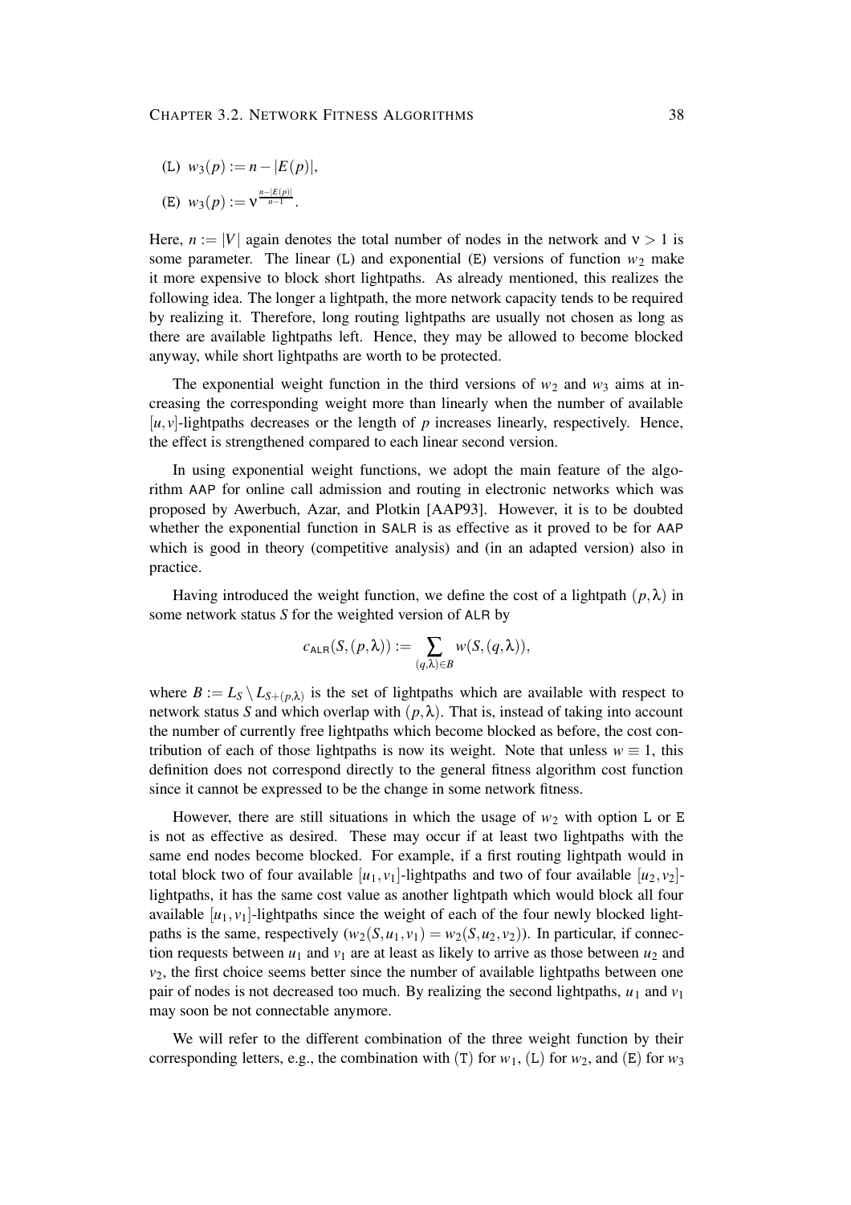(L) $w_3(p) := n - |E(p)|$,

(E) $w_3(p) := \nu^{\frac{n-|E(p)|}{n-1}}$.

Here, $n := |V|$ again denotes the total number of nodes in the network and $\nu > 1$ is some parameter. The linear (L) and exponential (E) versions of function $w_2$ make it more expensive to block short lightpaths. As already mentioned, this realizes the following idea. The longer a lightpath, the more network capacity tends to be required by realizing it. Therefore, long routing lightpaths are usually not chosen as long as there are available lightpaths left. Hence, they may be allowed to become blocked anyway, while short lightpaths are worth to be protected.

The exponential weight function in the third versions of $w_2$ and $w_3$ aims at increasing the corresponding weight more than linearly when the number of available $[u,v]$-lightpaths decreases or the length of $p$ increases linearly, respectively. Hence, the effect is strengthened compared to each linear second version.

In using exponential weight functions, we adopt the main feature of the algorithm AAP for online call admission and routing in electronic networks which was proposed by Awerbuch, Azar, and Plotkin [AAP93]. However, it is to be doubted whether the exponential function in SALR is as effective as it proved to be for AAP which is good in theory (competitive analysis) and (in an adapted version) also in practice.

Having introduced the weight function, we define the cost of a lightpath $(p,\lambda)$ in some network status $S$ for the weighted version of ALR by

$$c_{\mathsf{ALR}}(S,(p,\lambda)) := \sum_{(q,\lambda)\in B} w(S,(q,\lambda)),$$

where $B := L_S \setminus L_{S+(p,\lambda)}$ is the set of lightpaths which are available with respect to network status $S$ and which overlap with $(p,\lambda)$. That is, instead of taking into account the number of currently free lightpaths which become blocked as before, the cost contribution of each of those lightpaths is now its weight. Note that unless $w \equiv 1$, this definition does not correspond directly to the general fitness algorithm cost function since it cannot be expressed to be the change in some network fitness.

However, there are still situations in which the usage of $w_2$ with option L or E is not as effective as desired. These may occur if at least two lightpaths with the same end nodes become blocked. For example, if a first routing lightpath would in total block two of four available $[u_1,v_1]$-lightpaths and two of four available $[u_2,v_2]$-lightpaths, it has the same cost value as another lightpath which would block all four available $[u_1,v_1]$-lightpaths since the weight of each of the four newly blocked lightpaths is the same, respectively ($w_2(S,u_1,v_1) = w_2(S,u_2,v_2)$). In particular, if connection requests between $u_1$ and $v_1$ are at least as likely to arrive as those between $u_2$ and $v_2$, the first choice seems better since the number of available lightpaths between one pair of nodes is not decreased too much. By realizing the second lightpaths, $u_1$ and $v_1$ may soon be not connectable anymore.

We will refer to the different combination of the three weight function by their corresponding letters, e.g., the combination with (T) for $w_1$, (L) for $w_2$, and (E) for $w_3$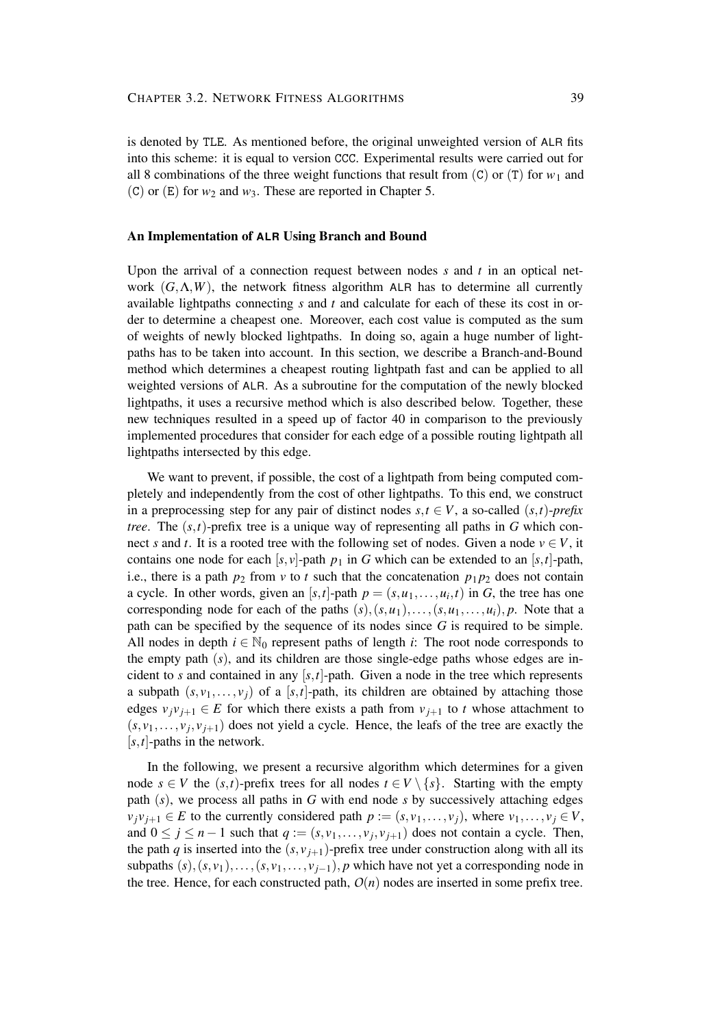is denoted by TLE. As mentioned before, the original unweighted version of ALR fits into this scheme: it is equal to version CCC. Experimental results were carried out for all 8 combinations of the three weight functions that result from (C) or (T) for $w_1$ and (C) or (E) for $w_2$ and $w_3$. These are reported in Chapter 5.

### An Implementation of ALR Using Branch and Bound

Upon the arrival of a connection request between nodes $s$ and $t$ in an optical network $(G, \Lambda, W)$, the network fitness algorithm ALR has to determine all currently available lightpaths connecting $s$ and $t$ and calculate for each of these its cost in order to determine a cheapest one. Moreover, each cost value is computed as the sum of weights of newly blocked lightpaths. In doing so, again a huge number of lightpaths has to be taken into account. In this section, we describe a Branch-and-Bound method which determines a cheapest routing lightpath fast and can be applied to all weighted versions of ALR. As a subroutine for the computation of the newly blocked lightpaths, it uses a recursive method which is also described below. Together, these new techniques resulted in a speed up of factor 40 in comparison to the previously implemented procedures that consider for each edge of a possible routing lightpath all lightpaths intersected by this edge.

We want to prevent, if possible, the cost of a lightpath from being computed completely and independently from the cost of other lightpaths. To this end, we construct in a preprocessing step for any pair of distinct nodes $s, t \in V$, a so-called *$(s,t)$-prefix tree*. The $(s,t)$-prefix tree is a unique way of representing all paths in $G$ which connect $s$ and $t$. It is a rooted tree with the following set of nodes. Given a node $v \in V$, it contains one node for each $[s, v]$-path $p_1$ in $G$ which can be extended to an $[s,t]$-path, i.e., there is a path $p_2$ from $v$ to $t$ such that the concatenation $p_1 p_2$ does not contain a cycle. In other words, given an $[s,t]$-path $p = (s, u_1, \ldots, u_i, t)$ in $G$, the tree has one corresponding node for each of the paths $(s), (s, u_1), \ldots, (s, u_1, \ldots, u_i), p$. Note that a path can be specified by the sequence of its nodes since $G$ is required to be simple. All nodes in depth $i \in \mathbb{N}_0$ represent paths of length $i$: The root node corresponds to the empty path $(s)$, and its children are those single-edge paths whose edges are incident to $s$ and contained in any $[s,t]$-path. Given a node in the tree which represents a subpath $(s, v_1, \ldots, v_j)$ of a $[s,t]$-path, its children are obtained by attaching those edges $v_j v_{j+1} \in E$ for which there exists a path from $v_{j+1}$ to $t$ whose attachment to $(s, v_1, \ldots, v_j, v_{j+1})$ does not yield a cycle. Hence, the leafs of the tree are exactly the $[s,t]$-paths in the network.

In the following, we present a recursive algorithm which determines for a given node $s \in V$ the $(s,t)$-prefix trees for all nodes $t \in V \setminus \{s\}$. Starting with the empty path $(s)$, we process all paths in $G$ with end node $s$ by successively attaching edges $v_j v_{j+1} \in E$ to the currently considered path $p := (s, v_1, \ldots, v_j)$, where $v_1, \ldots, v_j \in V$, and $0 \leq j \leq n-1$ such that $q := (s, v_1, \ldots, v_j, v_{j+1})$ does not contain a cycle. Then, the path $q$ is inserted into the $(s, v_{j+1})$-prefix tree under construction along with all its subpaths $(s), (s, v_1), \ldots, (s, v_1, \ldots, v_{j-1}), p$ which have not yet a corresponding node in the tree. Hence, for each constructed path, $O(n)$ nodes are inserted in some prefix tree.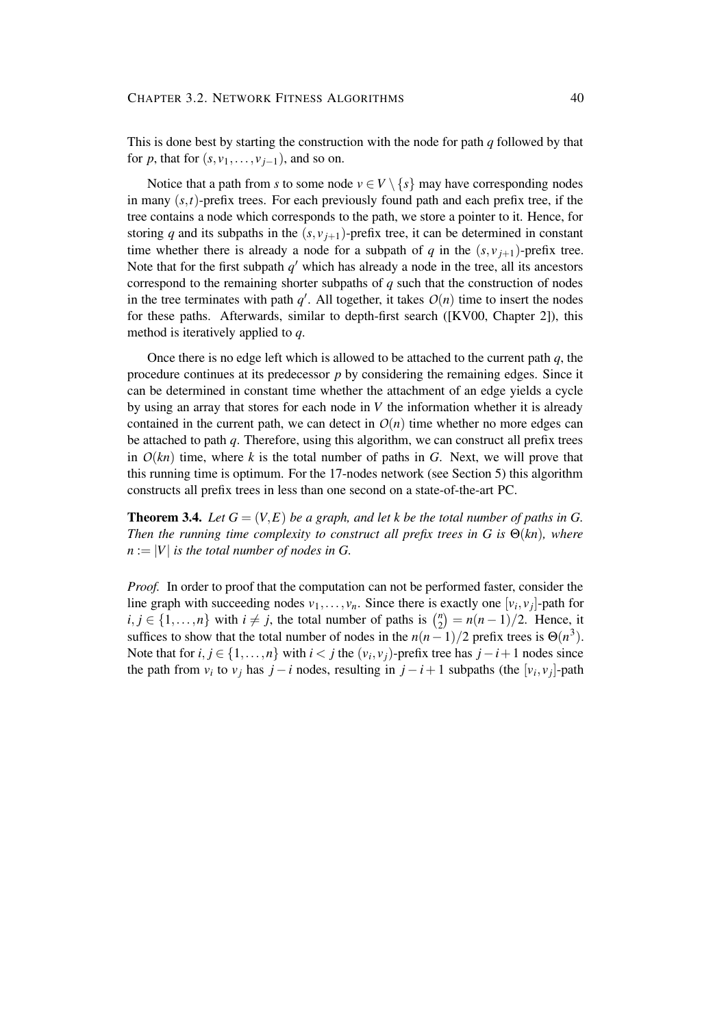This is done best by starting the construction with the node for path $q$ followed by that for $p$, that for $(s, v_1, \ldots, v_{j-1})$, and so on.

Notice that a path from $s$ to some node $v \in V \setminus \{s\}$ may have corresponding nodes in many $(s,t)$-prefix trees. For each previously found path and each prefix tree, if the tree contains a node which corresponds to the path, we store a pointer to it. Hence, for storing $q$ and its subpaths in the $(s, v_{j+1})$-prefix tree, it can be determined in constant time whether there is already a node for a subpath of $q$ in the $(s, v_{j+1})$-prefix tree. Note that for the first subpath $q'$ which has already a node in the tree, all its ancestors correspond to the remaining shorter subpaths of $q$ such that the construction of nodes in the tree terminates with path $q'$. All together, it takes $O(n)$ time to insert the nodes for these paths. Afterwards, similar to depth-first search ([KV00, Chapter 2]), this method is iteratively applied to $q$.

Once there is no edge left which is allowed to be attached to the current path $q$, the procedure continues at its predecessor $p$ by considering the remaining edges. Since it can be determined in constant time whether the attachment of an edge yields a cycle by using an array that stores for each node in $V$ the information whether it is already contained in the current path, we can detect in $O(n)$ time whether no more edges can be attached to path $q$. Therefore, using this algorithm, we can construct all prefix trees in $O(kn)$ time, where $k$ is the total number of paths in $G$. Next, we will prove that this running time is optimum. For the 17-nodes network (see Section 5) this algorithm constructs all prefix trees in less than one second on a state-of-the-art PC.

**Theorem 3.4.** *Let $G = (V, E)$ be a graph, and let $k$ be the total number of paths in $G$. Then the running time complexity to construct all prefix trees in $G$ is $\Theta(kn)$, where $n := |V|$ is the total number of nodes in $G$.*

*Proof.* In order to proof that the computation can not be performed faster, consider the line graph with succeeding nodes $v_1, \ldots, v_n$. Since there is exactly one $[v_i, v_j]$-path for $i, j \in \{1, \ldots, n\}$ with $i \neq j$, the total number of paths is $\binom{n}{2} = n(n-1)/2$. Hence, it suffices to show that the total number of nodes in the $n(n-1)/2$ prefix trees is $\Theta(n^3)$. Note that for $i, j \in \{1, \ldots, n\}$ with $i < j$ the $(v_i, v_j)$-prefix tree has $j - i + 1$ nodes since the path from $v_i$ to $v_j$ has $j - i$ nodes, resulting in $j - i + 1$ subpaths (the $[v_i, v_j]$-path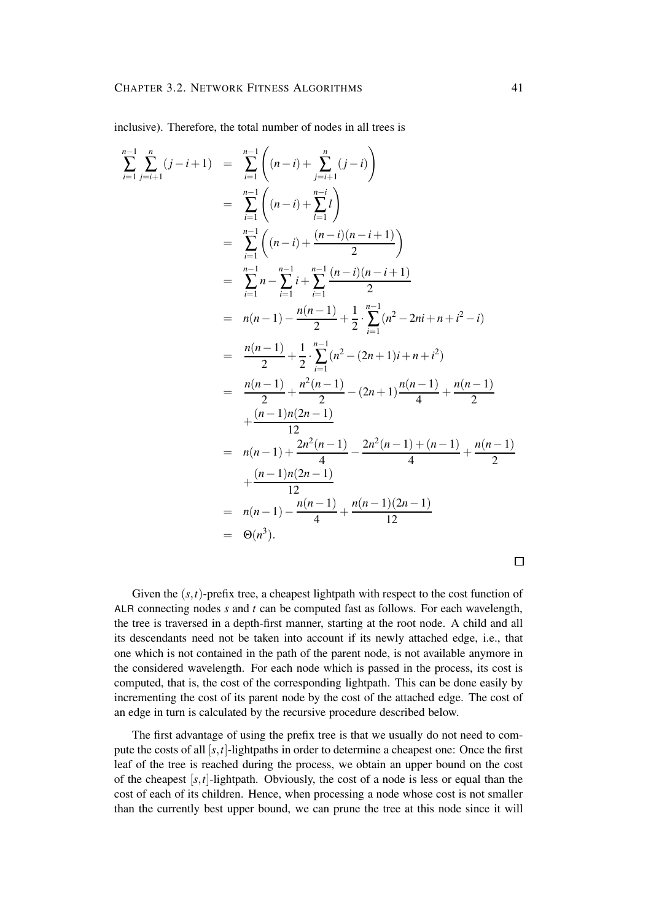inclusive). Therefore, the total number of nodes in all trees is

$$
\begin{aligned}
\sum_{i=1}^{n-1}\sum_{j=i+1}^{n}(j-i+1) &= \sum_{i=1}^{n-1}\left((n-i)+\sum_{j=i+1}^{n}(j-i)\right) \\
&= \sum_{i=1}^{n-1}\left((n-i)+\sum_{l=1}^{n-i} l\right) \\
&= \sum_{i=1}^{n-1}\left((n-i)+\frac{(n-i)(n-i+1)}{2}\right) \\
&= \sum_{i=1}^{n-1} n-\sum_{i=1}^{n-1} i+\sum_{i=1}^{n-1}\frac{(n-i)(n-i+1)}{2} \\
&= n(n-1)-\frac{n(n-1)}{2}+\frac{1}{2}\cdot\sum_{i=1}^{n-1}(n^2-2ni+n+i^2-i) \\
&= \frac{n(n-1)}{2}+\frac{1}{2}\cdot\sum_{i=1}^{n-1}(n^2-(2n+1)i+n+i^2) \\
&= \frac{n(n-1)}{2}+\frac{n^2(n-1)}{2}-(2n+1)\frac{n(n-1)}{4}+\frac{n(n-1)}{2} \\
&\quad +\frac{(n-1)n(2n-1)}{12} \\
&= n(n-1)+\frac{2n^2(n-1)}{4}-\frac{2n^2(n-1)+(n-1)}{4}+\frac{n(n-1)}{2} \\
&\quad +\frac{(n-1)n(2n-1)}{12} \\
&= n(n-1)-\frac{n(n-1)}{4}+\frac{n(n-1)(2n-1)}{12} \\
&= \Theta(n^3).
\end{aligned}
$$

□

Given the $(s,t)$-prefix tree, a cheapest lightpath with respect to the cost function of ALR connecting nodes $s$ and $t$ can be computed fast as follows. For each wavelength, the tree is traversed in a depth-first manner, starting at the root node. A child and all its descendants need not be taken into account if its newly attached edge, i.e., that one which is not contained in the path of the parent node, is not available anymore in the considered wavelength. For each node which is passed in the process, its cost is computed, that is, the cost of the corresponding lightpath. This can be done easily by incrementing the cost of its parent node by the cost of the attached edge. The cost of an edge in turn is calculated by the recursive procedure described below.

The first advantage of using the prefix tree is that we usually do not need to compute the costs of all $[s,t]$-lightpaths in order to determine a cheapest one: Once the first leaf of the tree is reached during the process, we obtain an upper bound on the cost of the cheapest $[s,t]$-lightpath. Obviously, the cost of a node is less or equal than the cost of each of its children. Hence, when processing a node whose cost is not smaller than the currently best upper bound, we can prune the tree at this node since it will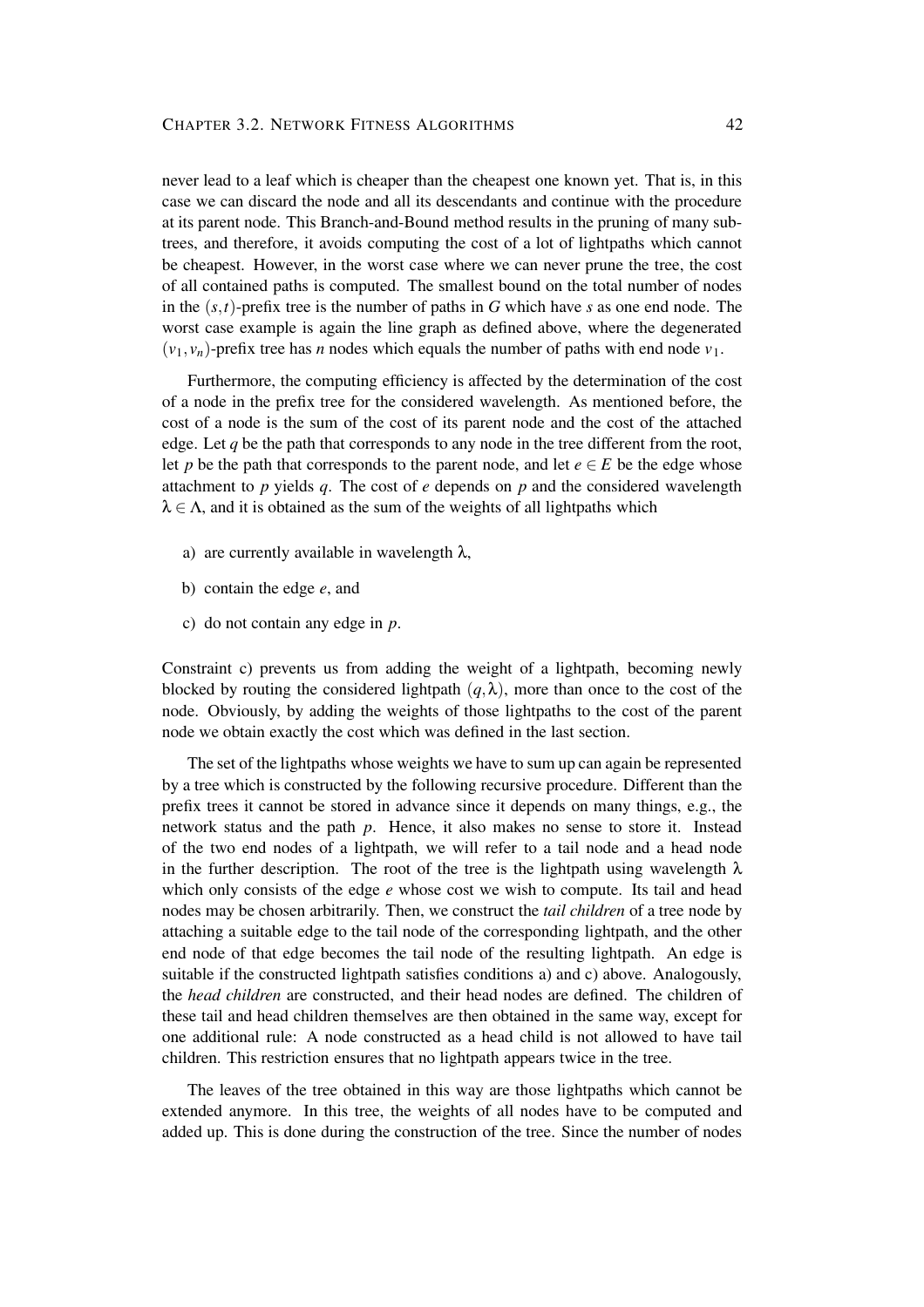never lead to a leaf which is cheaper than the cheapest one known yet. That is, in this case we can discard the node and all its descendants and continue with the procedure at its parent node. This Branch-and-Bound method results in the pruning of many subtrees, and therefore, it avoids computing the cost of a lot of lightpaths which cannot be cheapest. However, in the worst case where we can never prune the tree, the cost of all contained paths is computed. The smallest bound on the total number of nodes in the $(s,t)$-prefix tree is the number of paths in $G$ which have $s$ as one end node. The worst case example is again the line graph as defined above, where the degenerated $(v_1, v_n)$-prefix tree has $n$ nodes which equals the number of paths with end node $v_1$.

Furthermore, the computing efficiency is affected by the determination of the cost of a node in the prefix tree for the considered wavelength. As mentioned before, the cost of a node is the sum of the cost of its parent node and the cost of the attached edge. Let $q$ be the path that corresponds to any node in the tree different from the root, let $p$ be the path that corresponds to the parent node, and let $e \in E$ be the edge whose attachment to $p$ yields $q$. The cost of $e$ depends on $p$ and the considered wavelength $\lambda \in \Lambda$, and it is obtained as the sum of the weights of all lightpaths which

a) are currently available in wavelength $\lambda$,

b) contain the edge $e$, and

c) do not contain any edge in $p$.

Constraint c) prevents us from adding the weight of a lightpath, becoming newly blocked by routing the considered lightpath $(q, \lambda)$, more than once to the cost of the node. Obviously, by adding the weights of those lightpaths to the cost of the parent node we obtain exactly the cost which was defined in the last section.

The set of the lightpaths whose weights we have to sum up can again be represented by a tree which is constructed by the following recursive procedure. Different than the prefix trees it cannot be stored in advance since it depends on many things, e.g., the network status and the path $p$. Hence, it also makes no sense to store it. Instead of the two end nodes of a lightpath, we will refer to a tail node and a head node in the further description. The root of the tree is the lightpath using wavelength $\lambda$ which only consists of the edge $e$ whose cost we wish to compute. Its tail and head nodes may be chosen arbitrarily. Then, we construct the *tail children* of a tree node by attaching a suitable edge to the tail node of the corresponding lightpath, and the other end node of that edge becomes the tail node of the resulting lightpath. An edge is suitable if the constructed lightpath satisfies conditions a) and c) above. Analogously, the *head children* are constructed, and their head nodes are defined. The children of these tail and head children themselves are then obtained in the same way, except for one additional rule: A node constructed as a head child is not allowed to have tail children. This restriction ensures that no lightpath appears twice in the tree.

The leaves of the tree obtained in this way are those lightpaths which cannot be extended anymore. In this tree, the weights of all nodes have to be computed and added up. This is done during the construction of the tree. Since the number of nodes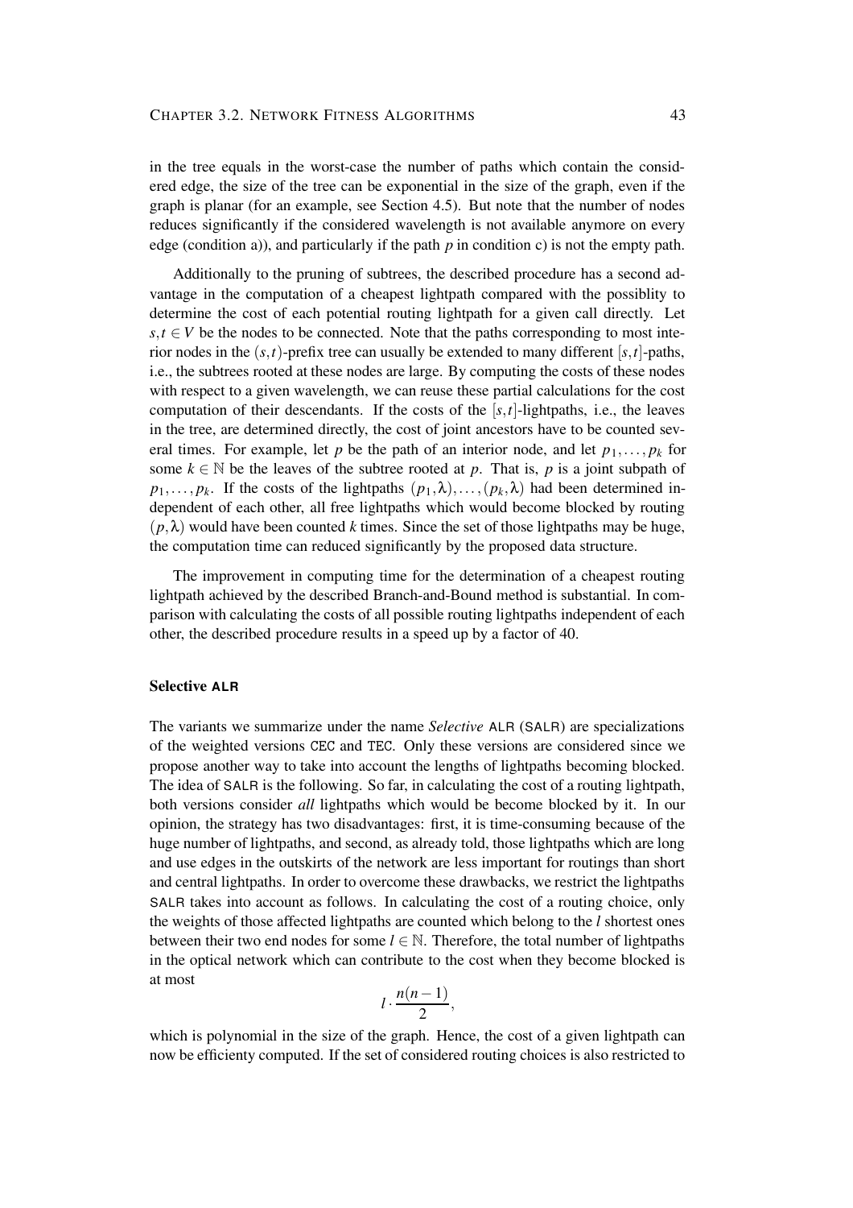in the tree equals in the worst-case the number of paths which contain the considered edge, the size of the tree can be exponential in the size of the graph, even if the graph is planar (for an example, see Section 4.5). But note that the number of nodes reduces significantly if the considered wavelength is not available anymore on every edge (condition a)), and particularly if the path $p$ in condition c) is not the empty path.

Additionally to the pruning of subtrees, the described procedure has a second advantage in the computation of a cheapest lightpath compared with the possiblity to determine the cost of each potential routing lightpath for a given call directly. Let $s,t \in V$ be the nodes to be connected. Note that the paths corresponding to most interior nodes in the $(s,t)$-prefix tree can usually be extended to many different $[s,t]$-paths, i.e., the subtrees rooted at these nodes are large. By computing the costs of these nodes with respect to a given wavelength, we can reuse these partial calculations for the cost computation of their descendants. If the costs of the $[s,t]$-lightpaths, i.e., the leaves in the tree, are determined directly, the cost of joint ancestors have to be counted several times. For example, let $p$ be the path of an interior node, and let $p_1,\dots,p_k$ for some $k \in \mathbb{N}$ be the leaves of the subtree rooted at $p$. That is, $p$ is a joint subpath of $p_1,\dots,p_k$. If the costs of the lightpaths $(p_1,\lambda),\dots,(p_k,\lambda)$ had been determined independent of each other, all free lightpaths which would become blocked by routing $(p,\lambda)$ would have been counted $k$ times. Since the set of those lightpaths may be huge, the computation time can reduced significantly by the proposed data structure.

The improvement in computing time for the determination of a cheapest routing lightpath achieved by the described Branch-and-Bound method is substantial. In comparison with calculating the costs of all possible routing lightpaths independent of each other, the described procedure results in a speed up by a factor of 40.

### Selective ALR

The variants we summarize under the name *Selective* ALR (SALR) are specializations of the weighted versions CEC and TEC. Only these versions are considered since we propose another way to take into account the lengths of lightpaths becoming blocked. The idea of SALR is the following. So far, in calculating the cost of a routing lightpath, both versions consider *all* lightpaths which would be become blocked by it. In our opinion, the strategy has two disadvantages: first, it is time-consuming because of the huge number of lightpaths, and second, as already told, those lightpaths which are long and use edges in the outskirts of the network are less important for routings than short and central lightpaths. In order to overcome these drawbacks, we restrict the lightpaths SALR takes into account as follows. In calculating the cost of a routing choice, only the weights of those affected lightpaths are counted which belong to the $l$ shortest ones between their two end nodes for some $l \in \mathbb{N}$. Therefore, the total number of lightpaths in the optical network which can contribute to the cost when they become blocked is at most

$$l \cdot \frac{n(n-1)}{2},$$

which is polynomial in the size of the graph. Hence, the cost of a given lightpath can now be efficienty computed. If the set of considered routing choices is also restricted to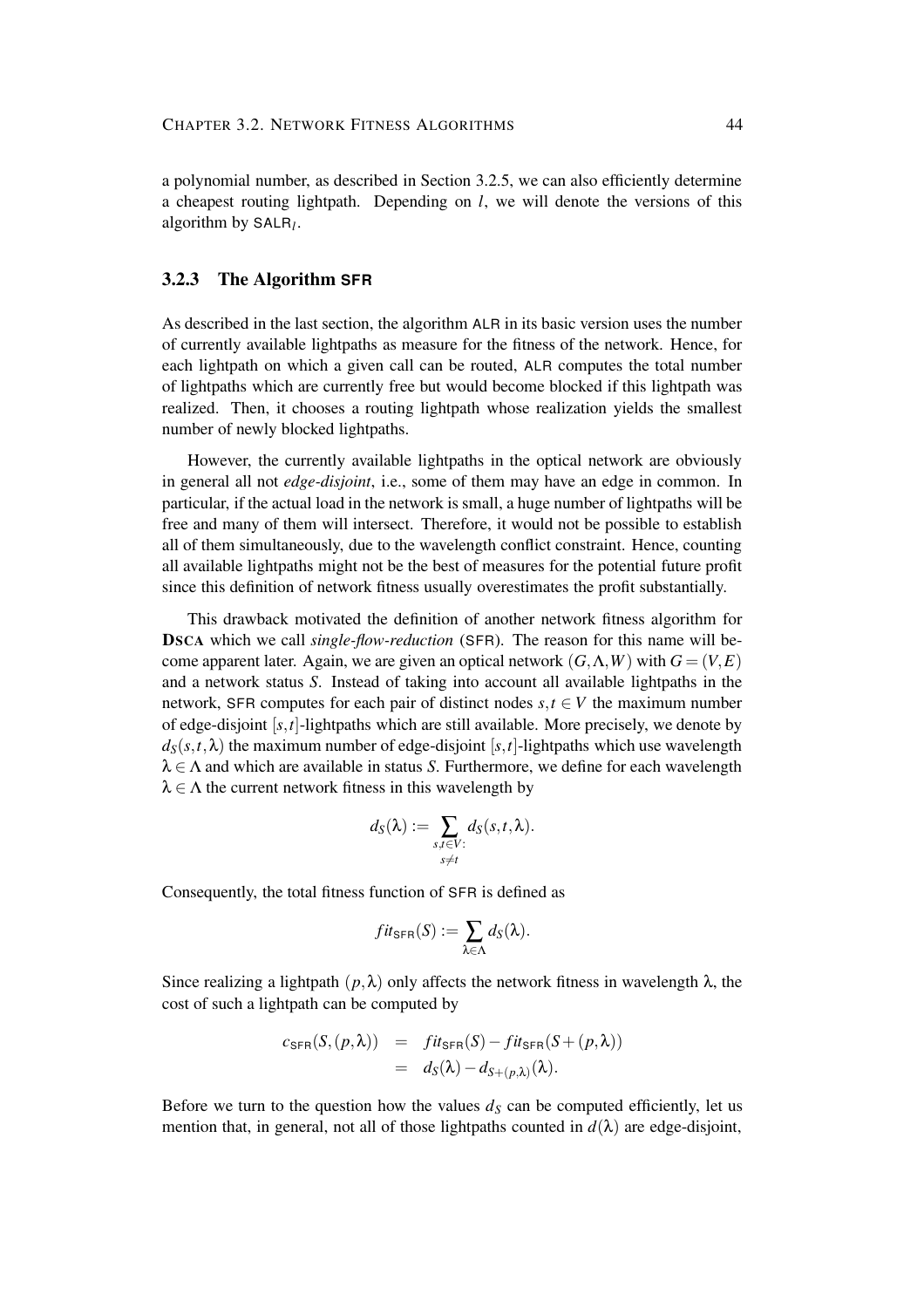a polynomial number, as described in Section 3.2.5, we can also efficiently determine a cheapest routing lightpath. Depending on $l$, we will denote the versions of this algorithm by $\mathsf{SALR}_l$.

### 3.2.3 The Algorithm SFR

As described in the last section, the algorithm ALR in its basic version uses the number of currently available lightpaths as measure for the fitness of the network. Hence, for each lightpath on which a given call can be routed, ALR computes the total number of lightpaths which are currently free but would become blocked if this lightpath was realized. Then, it chooses a routing lightpath whose realization yields the smallest number of newly blocked lightpaths.

However, the currently available lightpaths in the optical network are obviously in general all not *edge-disjoint*, i.e., some of them may have an edge in common. In particular, if the actual load in the network is small, a huge number of lightpaths will be free and many of them will intersect. Therefore, it would not be possible to establish all of them simultaneously, due to the wavelength conflict constraint. Hence, counting all available lightpaths might not be the best of measures for the potential future profit since this definition of network fitness usually overestimates the profit substantially.

This drawback motivated the definition of another network fitness algorithm for **DSCA** which we call *single-flow-reduction* (SFR). The reason for this name will become apparent later. Again, we are given an optical network $(G, \Lambda, W)$ with $G = (V, E)$ and a network status $S$. Instead of taking into account all available lightpaths in the network, SFR computes for each pair of distinct nodes $s, t \in V$ the maximum number of edge-disjoint $[s,t]$-lightpaths which are still available. More precisely, we denote by $d_S(s,t,\lambda)$ the maximum number of edge-disjoint $[s,t]$-lightpaths which use wavelength $\lambda \in \Lambda$ and which are available in status $S$. Furthermore, we define for each wavelength $\lambda \in \Lambda$ the current network fitness in this wavelength by

$$d_S(\lambda) := \sum_{\substack{s,t \in V: \\ s \neq t}} d_S(s,t,\lambda).$$

Consequently, the total fitness function of SFR is defined as

$$fit_{\mathsf{SFR}}(S) := \sum_{\lambda \in \Lambda} d_S(\lambda).$$

Since realizing a lightpath $(p, \lambda)$ only affects the network fitness in wavelength $\lambda$, the cost of such a lightpath can be computed by

$$\begin{aligned} c_{\mathsf{SFR}}(S,(p,\lambda)) &= fit_{\mathsf{SFR}}(S) - fit_{\mathsf{SFR}}(S + (p,\lambda)) \\ &= d_S(\lambda) - d_{S+(p,\lambda)}(\lambda). \end{aligned}$$

Before we turn to the question how the values $d_S$ can be computed efficiently, let us mention that, in general, not all of those lightpaths counted in $d(\lambda)$ are edge-disjoint,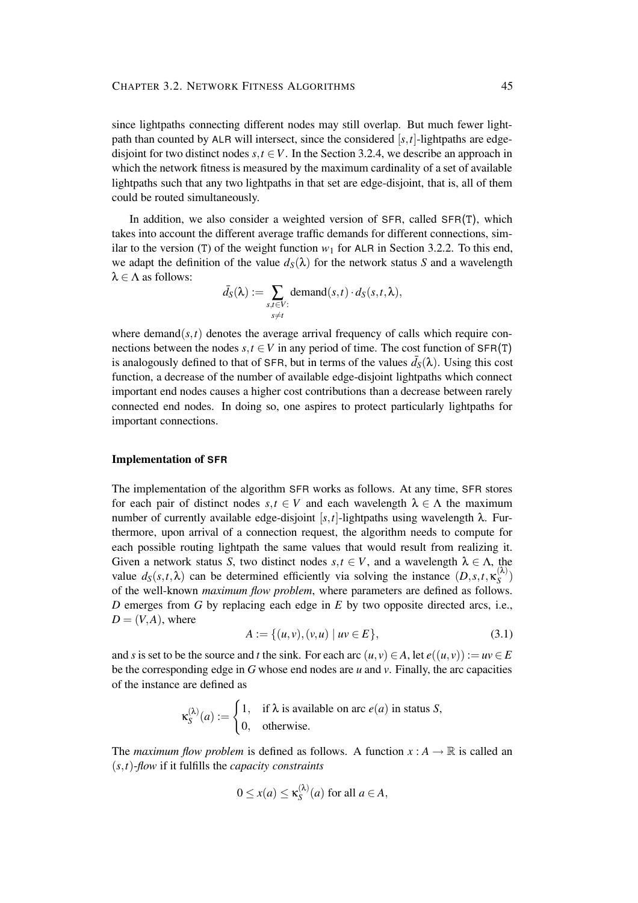since lightpaths connecting different nodes may still overlap. But much fewer lightpath than counted by ALR will intersect, since the considered $[s,t]$-lightpaths are edge-disjoint for two distinct nodes $s,t \in V$. In the Section 3.2.4, we describe an approach in which the network fitness is measured by the maximum cardinality of a set of available lightpaths such that any two lightpaths in that set are edge-disjoint, that is, all of them could be routed simultaneously.

In addition, we also consider a weighted version of SFR, called SFR(T), which takes into account the different average traffic demands for different connections, similar to the version (T) of the weight function $w_1$ for ALR in Section 3.2.2. To this end, we adapt the definition of the value $d_S(\lambda)$ for the network status $S$ and a wavelength $\lambda \in \Lambda$ as follows:

$$\bar{d}_S(\lambda) := \sum_{\substack{s,t \in V: \\ s \neq t}} \text{demand}(s,t) \cdot d_S(s,t,\lambda),$$

where $\text{demand}(s,t)$ denotes the average arrival frequency of calls which require connections between the nodes $s,t \in V$ in any period of time. The cost function of SFR(T) is analogously defined to that of SFR, but in terms of the values $\bar{d}_S(\lambda)$. Using this cost function, a decrease of the number of available edge-disjoint lightpaths which connect important end nodes causes a higher cost contributions than a decrease between rarely connected end nodes. In doing so, one aspires to protect particularly lightpaths for important connections.

### Implementation of SFR

The implementation of the algorithm SFR works as follows. At any time, SFR stores for each pair of distinct nodes $s,t \in V$ and each wavelength $\lambda \in \Lambda$ the maximum number of currently available edge-disjoint $[s,t]$-lightpaths using wavelength $\lambda$. Furthermore, upon arrival of a connection request, the algorithm needs to compute for each possible routing lightpath the same values that would result from realizing it. Given a network status $S$, two distinct nodes $s,t \in V$, and a wavelength $\lambda \in \Lambda$, the value $d_S(s,t,\lambda)$ can be determined efficiently via solving the instance $(D,s,t,\kappa_S^{(\lambda)})$ of the well-known *maximum flow problem*, where parameters are defined as follows. $D$ emerges from $G$ by replacing each edge in $E$ by two opposite directed arcs, i.e., $D = (V,A)$, where

$$A := \{(u,v),(v,u) \mid uv \in E\}, \tag{3.1}$$

and $s$ is set to be the source and $t$ the sink. For each arc $(u,v) \in A$, let $e((u,v)) := uv \in E$ be the corresponding edge in $G$ whose end nodes are $u$ and $v$. Finally, the arc capacities of the instance are defined as

$$\kappa_S^{(\lambda)}(a) := \begin{cases} 1, & \text{if } \lambda \text{ is available on arc } e(a) \text{ in status } S, \\ 0, & \text{otherwise.} \end{cases}$$

The *maximum flow problem* is defined as follows. A function $x : A \to \mathbb{R}$ is called an *$(s,t)$-flow* if it fulfills the *capacity constraints*

$$0 \leq x(a) \leq \kappa_S^{(\lambda)}(a) \text{ for all } a \in A,$$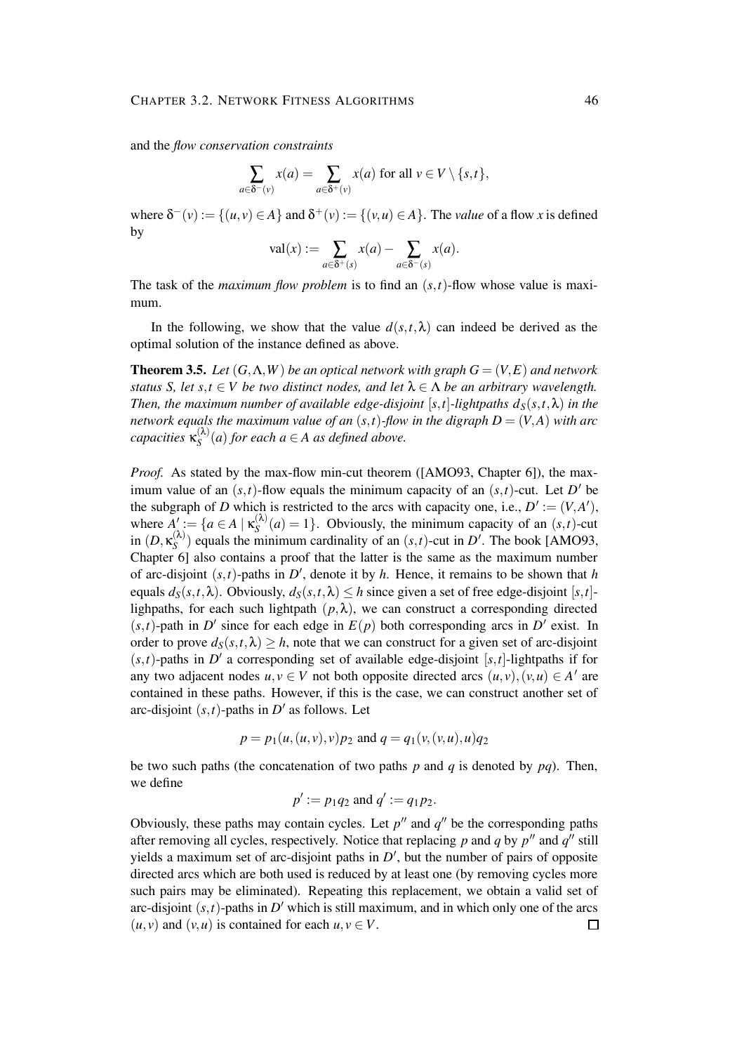and the *flow conservation constraints*

$$\sum_{a\in\delta^-(v)} x(a) = \sum_{a\in\delta^+(v)} x(a) \text{ for all } v \in V\setminus\{s,t\},$$

where $\delta^-(v) := \{(u,v)\in A\}$ and $\delta^+(v) := \{(v,u)\in A\}$. The *value* of a flow $x$ is defined by

$$\text{val}(x) := \sum_{a\in\delta^+(s)} x(a) - \sum_{a\in\delta^-(s)} x(a).$$

The task of the *maximum flow problem* is to find an $(s,t)$-flow whose value is maximum.

In the following, we show that the value $d(s,t,\lambda)$ can indeed be derived as the optimal solution of the instance defined as above.

**Theorem 3.5.** *Let $(G,\Lambda,W)$ be an optical network with graph $G=(V,E)$ and network status $S$, let $s,t \in V$ be two distinct nodes, and let $\lambda \in \Lambda$ be an arbitrary wavelength. Then, the maximum number of available edge-disjoint $[s,t]$-lightpaths $d_S(s,t,\lambda)$ in the network equals the maximum value of an $(s,t)$-flow in the digraph $D=(V,A)$ with arc capacities $\kappa_S^{(\lambda)}(a)$ for each $a \in A$ as defined above.*

*Proof.* As stated by the max-flow min-cut theorem ([AMO93, Chapter 6]), the maximum value of an $(s,t)$-flow equals the minimum capacity of an $(s,t)$-cut. Let $D'$ be the subgraph of $D$ which is restricted to the arcs with capacity one, i.e., $D' := (V,A')$, where $A' := \{a \in A \mid \kappa_S^{(\lambda)}(a) = 1\}$. Obviously, the minimum capacity of an $(s,t)$-cut in $(D,\kappa_S^{(\lambda)})$ equals the minimum cardinality of an $(s,t)$-cut in $D'$. The book [AMO93, Chapter 6] also contains a proof that the latter is the same as the maximum number of arc-disjoint $(s,t)$-paths in $D'$, denote it by $h$. Hence, it remains to be shown that $h$ equals $d_S(s,t,\lambda)$. Obviously, $d_S(s,t,\lambda) \le h$ since given a set of free edge-disjoint $[s,t]$-lighpaths, for each such lightpath $(p,\lambda)$, we can construct a corresponding directed $(s,t)$-path in $D'$ since for each edge in $E(p)$ both corresponding arcs in $D'$ exist. In order to prove $d_S(s,t,\lambda) \ge h$, note that we can construct for a given set of arc-disjoint $(s,t)$-paths in $D'$ a corresponding set of available edge-disjoint $[s,t]$-lightpaths if for any two adjacent nodes $u,v \in V$ not both opposite directed arcs $(u,v),(v,u) \in A'$ are contained in these paths. However, if this is the case, we can construct another set of arc-disjoint $(s,t)$-paths in $D'$ as follows. Let

$$p = p_1(u,(u,v),v)p_2 \text{ and } q = q_1(v,(v,u),u)q_2$$

be two such paths (the concatenation of two paths $p$ and $q$ is denoted by $pq$). Then, we define

$$p' := p_1q_2 \text{ and } q' := q_1p_2.$$

Obviously, these paths may contain cycles. Let $p''$ and $q''$ be the corresponding paths after removing all cycles, respectively. Notice that replacing $p$ and $q$ by $p''$ and $q''$ still yields a maximum set of arc-disjoint paths in $D'$, but the number of pairs of opposite directed arcs which are both used is reduced by at least one (by removing cycles more such pairs may be eliminated). Repeating this replacement, we obtain a valid set of arc-disjoint $(s,t)$-paths in $D'$ which is still maximum, and in which only one of the arcs $(u,v)$ and $(v,u)$ is contained for each $u,v \in V$. $\square$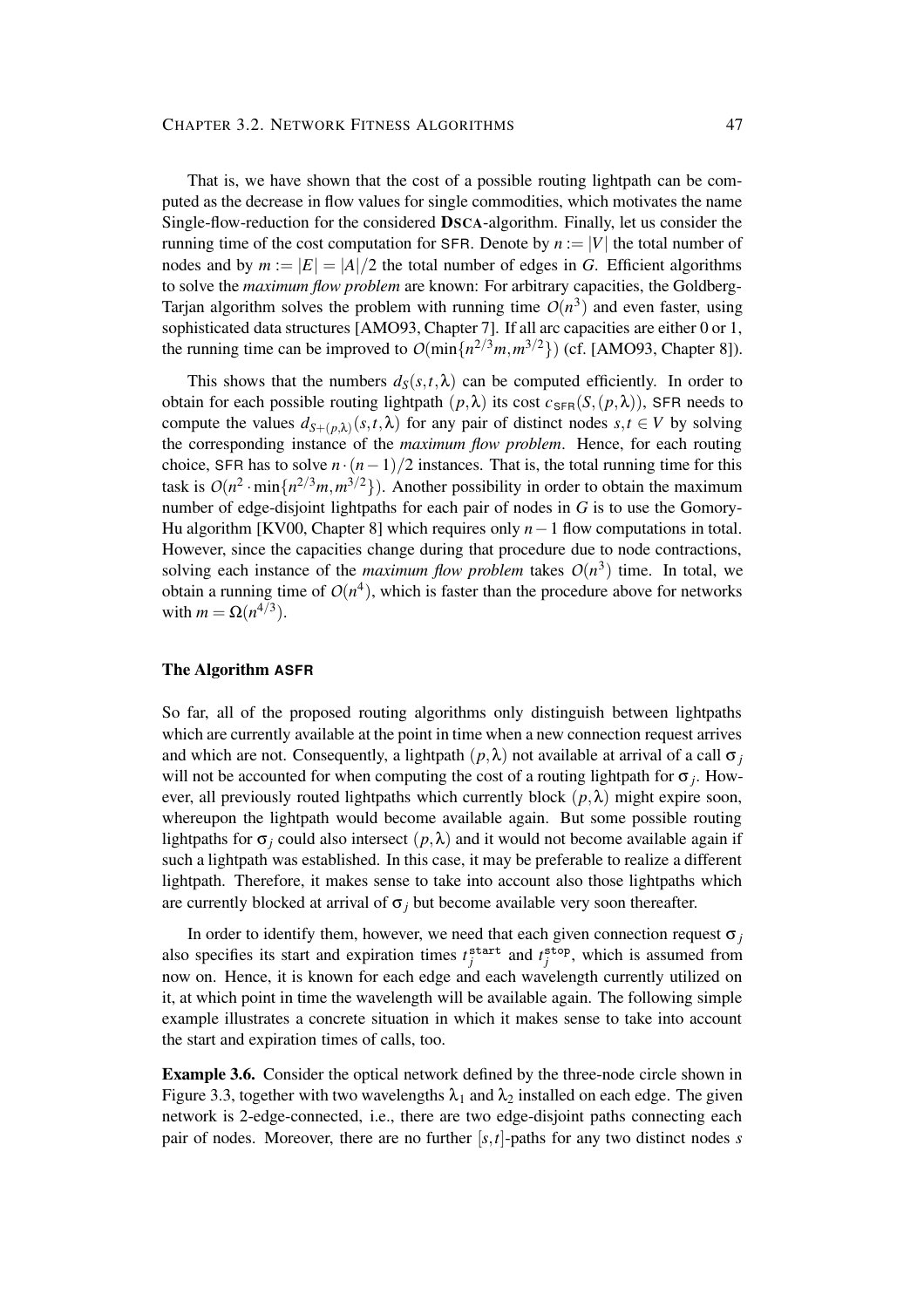That is, we have shown that the cost of a possible routing lightpath can be computed as the decrease in flow values for single commodities, which motivates the name Single-flow-reduction for the considered **DSCA**-algorithm. Finally, let us consider the running time of the cost computation for SFR. Denote by $n := |V|$ the total number of nodes and by $m := |E| = |A|/2$ the total number of edges in $G$. Efficient algorithms to solve the *maximum flow problem* are known: For arbitrary capacities, the Goldberg-Tarjan algorithm solves the problem with running time $O(n^3)$ and even faster, using sophisticated data structures [AMO93, Chapter 7]. If all arc capacities are either 0 or 1, the running time can be improved to $O(\min\{n^{2/3}m, m^{3/2}\})$ (cf. [AMO93, Chapter 8]).

This shows that the numbers $d_S(s,t,\lambda)$ can be computed efficiently. In order to obtain for each possible routing lightpath $(p,\lambda)$ its cost $c_{\mathsf{SFR}}(S,(p,\lambda))$, SFR needs to compute the values $d_{S+(p,\lambda)}(s,t,\lambda)$ for any pair of distinct nodes $s,t \in V$ by solving the corresponding instance of the *maximum flow problem*. Hence, for each routing choice, SFR has to solve $n \cdot (n-1)/2$ instances. That is, the total running time for this task is $O(n^2 \cdot \min\{n^{2/3}m, m^{3/2}\})$. Another possibility in order to obtain the maximum number of edge-disjoint lightpaths for each pair of nodes in $G$ is to use the Gomory-Hu algorithm [KV00, Chapter 8] which requires only $n-1$ flow computations in total. However, since the capacities change during that procedure due to node contractions, solving each instance of the *maximum flow problem* takes $O(n^3)$ time. In total, we obtain a running time of $O(n^4)$, which is faster than the procedure above for networks with $m = \Omega(n^{4/3})$.

### The Algorithm ASFR

So far, all of the proposed routing algorithms only distinguish between lightpaths which are currently available at the point in time when a new connection request arrives and which are not. Consequently, a lightpath $(p,\lambda)$ not available at arrival of a call $\sigma_j$ will not be accounted for when computing the cost of a routing lightpath for $\sigma_j$. However, all previously routed lightpaths which currently block $(p,\lambda)$ might expire soon, whereupon the lightpath would become available again. But some possible routing lightpaths for $\sigma_j$ could also intersect $(p,\lambda)$ and it would not become available again if such a lightpath was established. In this case, it may be preferable to realize a different lightpath. Therefore, it makes sense to take into account also those lightpaths which are currently blocked at arrival of $\sigma_j$ but become available very soon thereafter.

In order to identify them, however, we need that each given connection request $\sigma_j$ also specifies its start and expiration times $t_j^{\mathtt{start}}$ and $t_j^{\mathtt{stop}}$, which is assumed from now on. Hence, it is known for each edge and each wavelength currently utilized on it, at which point in time the wavelength will be available again. The following simple example illustrates a concrete situation in which it makes sense to take into account the start and expiration times of calls, too.

**Example 3.6.** Consider the optical network defined by the three-node circle shown in Figure 3.3, together with two wavelengths $\lambda_1$ and $\lambda_2$ installed on each edge. The given network is 2-edge-connected, i.e., there are two edge-disjoint paths connecting each pair of nodes. Moreover, there are no further $[s,t]$-paths for any two distinct nodes $s$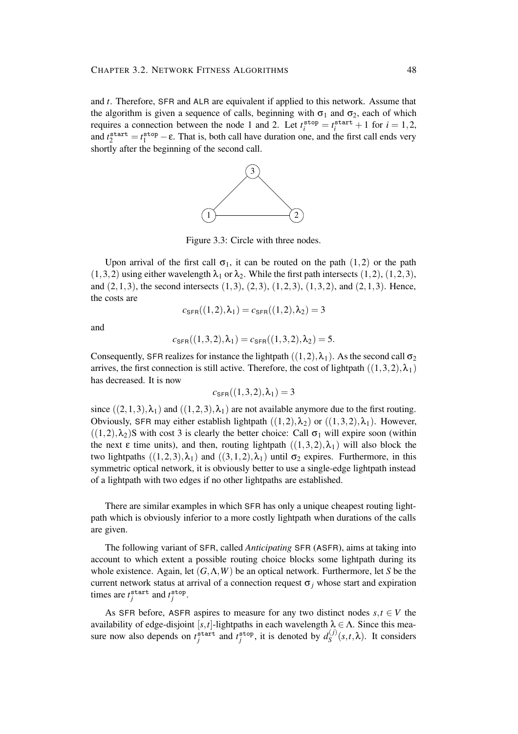and $t$. Therefore, SFR and ALR are equivalent if applied to this network. Assume that the algorithm is given a sequence of calls, beginning with $\sigma_1$ and $\sigma_2$, each of which requires a connection between the node 1 and 2. Let $t_i^{\texttt{stop}} = t_i^{\texttt{start}} + 1$ for $i = 1, 2$, and $t_2^{\texttt{start}} = t_1^{\texttt{stop}} - \varepsilon$. That is, both call have duration one, and the first call ends very shortly after the beginning of the second call.

Figure 3.3: Circle with three nodes.

Upon arrival of the first call $\sigma_1$, it can be routed on the path $(1,2)$ or the path $(1,3,2)$ using either wavelength $\lambda_1$ or $\lambda_2$. While the first path intersects $(1,2)$, $(1,2,3)$, and $(2,1,3)$, the second intersects $(1,3)$, $(2,3)$, $(1,2,3)$, $(1,3,2)$, and $(2,1,3)$. Hence, the costs are

$$c_{\mathsf{SFR}}((1,2),\lambda_1) = c_{\mathsf{SFR}}((1,2),\lambda_2) = 3$$

and

$$c_{\mathsf{SFR}}((1,3,2),\lambda_1) = c_{\mathsf{SFR}}((1,3,2),\lambda_2) = 5.$$

Consequently, SFR realizes for instance the lightpath $((1,2),\lambda_1)$. As the second call $\sigma_2$ arrives, the first connection is still active. Therefore, the cost of lightpath $((1,3,2),\lambda_1)$ has decreased. It is now

$$c_{\mathsf{SFR}}((1,3,2),\lambda_1) = 3$$

since $((2,1,3),\lambda_1)$ and $((1,2,3),\lambda_1)$ are not available anymore due to the first routing. Obviously, SFR may either establish lightpath $((1,2),\lambda_2)$ or $((1,3,2),\lambda_1)$. However, $((1,2),\lambda_2)$S with cost 3 is clearly the better choice: Call $\sigma_1$ will expire soon (within the next $\varepsilon$ time units), and then, routing lightpath $((1,3,2),\lambda_1)$ will also block the two lightpaths $((1,2,3),\lambda_1)$ and $((3,1,2),\lambda_1)$ until $\sigma_2$ expires. Furthermore, in this symmetric optical network, it is obviously better to use a single-edge lightpath instead of a lightpath with two edges if no other lightpaths are established.

There are similar examples in which SFR has only a unique cheapest routing lightpath which is obviously inferior to a more costly lightpath when durations of the calls are given.

The following variant of SFR, called *Anticipating* SFR (ASFR), aims at taking into account to which extent a possible routing choice blocks some lightpath during its whole existence. Again, let $(G,\Lambda,W)$ be an optical network. Furthermore, let $S$ be the current network status at arrival of a connection request $\sigma_j$ whose start and expiration times are $t_j^{\texttt{start}}$ and $t_j^{\texttt{stop}}$.

As SFR before, ASFR aspires to measure for any two distinct nodes $s,t \in V$ the availability of edge-disjoint $[s,t]$-lightpaths in each wavelength $\lambda \in \Lambda$. Since this measure now also depends on $t_j^{\texttt{start}}$ and $t_j^{\texttt{stop}}$, it is denoted by $d_S^{(j)}(s,t,\lambda)$. It considers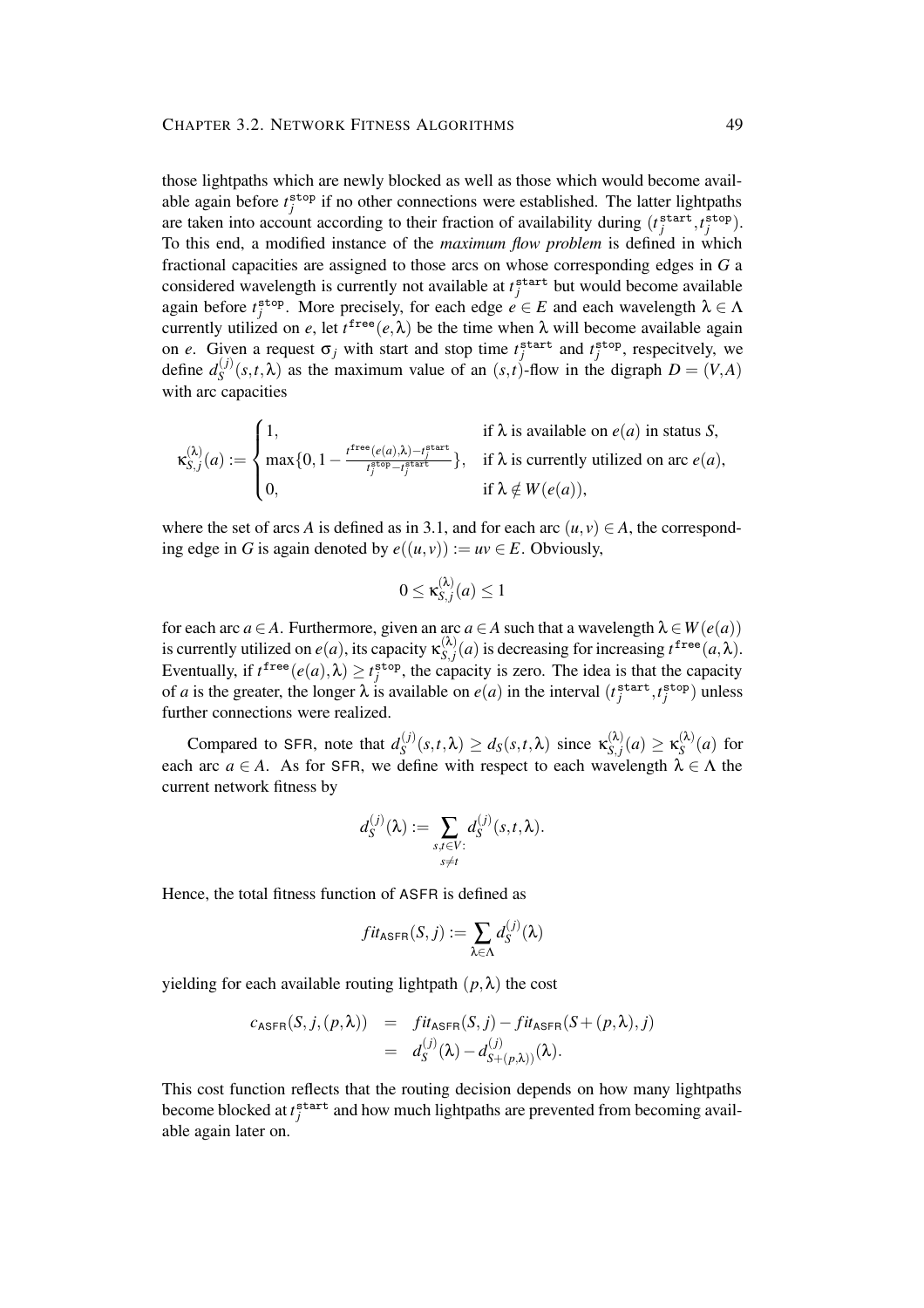those lightpaths which are newly blocked as well as those which would become available again before $t_j^{\texttt{stop}}$ if no other connections were established. The latter lightpaths are taken into account according to their fraction of availability during $(t_j^{\texttt{start}}, t_j^{\texttt{stop}})$. To this end, a modified instance of the *maximum flow problem* is defined in which fractional capacities are assigned to those arcs on whose corresponding edges in $G$ a considered wavelength is currently not available at $t_j^{\texttt{start}}$ but would become available again before $t_j^{\texttt{stop}}$. More precisely, for each edge $e \in E$ and each wavelength $\lambda \in \Lambda$ currently utilized on $e$, let $t^{\texttt{free}}(e,\lambda)$ be the time when $\lambda$ will become available again on $e$. Given a request $\sigma_j$ with start and stop time $t_j^{\texttt{start}}$ and $t_j^{\texttt{stop}}$, respecitvely, we define $d_S^{(j)}(s,t,\lambda)$ as the maximum value of an $(s,t)$-flow in the digraph $D = (V,A)$ with arc capacities

$$\kappa_{S,j}^{(\lambda)}(a) := \begin{cases} 1, & \text{if } \lambda \text{ is available on } e(a) \text{ in status } S, \\ \max\{0, 1 - \frac{t^{\texttt{free}}(e(a),\lambda) - t_j^{\texttt{start}}}{t_j^{\texttt{stop}} - t_j^{\texttt{start}}}\}, & \text{if } \lambda \text{ is currently utilized on arc } e(a), \\ 0, & \text{if } \lambda \notin W(e(a)), \end{cases}$$

where the set of arcs $A$ is defined as in 3.1, and for each arc $(u,v) \in A$, the corresponding edge in $G$ is again denoted by $e((u,v)) := uv \in E$. Obviously,

$$0 \leq \kappa_{S,j}^{(\lambda)}(a) \leq 1$$

for each arc $a \in A$. Furthermore, given an arc $a \in A$ such that a wavelength $\lambda \in W(e(a))$ is currently utilized on $e(a)$, its capacity $\kappa_{S,j}^{(\lambda)}(a)$ is decreasing for increasing $t^{\texttt{free}}(a,\lambda)$. Eventually, if $t^{\texttt{free}}(e(a),\lambda) \geq t_j^{\texttt{stop}}$, the capacity is zero. The idea is that the capacity of $a$ is the greater, the longer $\lambda$ is available on $e(a)$ in the interval $(t_j^{\texttt{start}}, t_j^{\texttt{stop}})$ unless further connections were realized.

Compared to SFR, note that $d_S^{(j)}(s,t,\lambda) \geq d_S(s,t,\lambda)$ since $\kappa_{S,j}^{(\lambda)}(a) \geq \kappa_S^{(\lambda)}(a)$ for each arc $a \in A$. As for SFR, we define with respect to each wavelength $\lambda \in \Lambda$ the current network fitness by

$$d_S^{(j)}(\lambda) := \sum_{\substack{s,t \in V: \\ s \neq t}} d_S^{(j)}(s,t,\lambda).$$

Hence, the total fitness function of ASFR is defined as

$$fit_{\text{ASFR}}(S,j) := \sum_{\lambda \in \Lambda} d_S^{(j)}(\lambda)$$

yielding for each available routing lightpath $(p,\lambda)$ the cost

$$\begin{aligned} c_{\text{ASFR}}(S,j,(p,\lambda)) &= fit_{\text{ASFR}}(S,j) - fit_{\text{ASFR}}(S + (p,\lambda), j) \\ &= d_S^{(j)}(\lambda) - d_{S+(p,\lambda))}^{(j)}(\lambda). \end{aligned}$$

This cost function reflects that the routing decision depends on how many lightpaths become blocked at $t_j^{\texttt{start}}$ and how much lightpaths are prevented from becoming available again later on.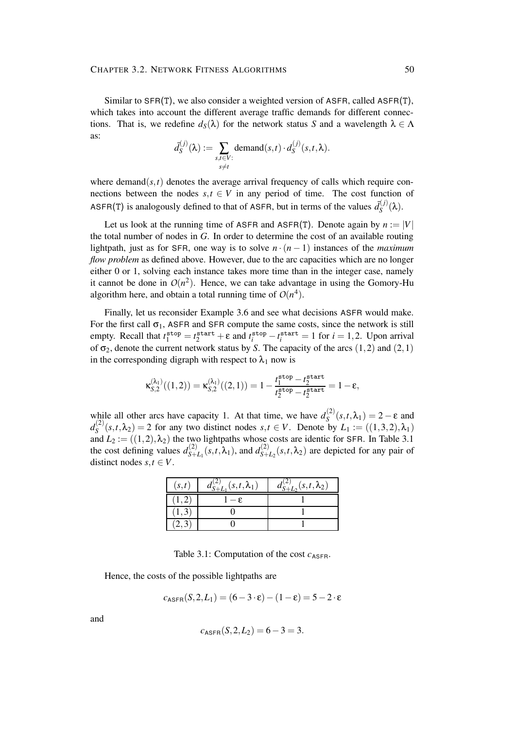Similar to SFR(T), we also consider a weighted version of ASFR, called ASFR(T), which takes into account the different average traffic demands for different connections. That is, we redefine $d_S(\lambda)$ for the network status $S$ and a wavelength $\lambda \in \Lambda$ as:

$$\bar{d}_S^{(j)}(\lambda) := \sum_{\substack{s,t \in V: \\ s \neq t}} \text{demand}(s,t) \cdot d_S^{(j)}(s,t,\lambda).$$

where demand$(s,t)$ denotes the average arrival frequency of calls which require connections between the nodes $s,t \in V$ in any period of time. The cost function of ASFR(T) is analogously defined to that of ASFR, but in terms of the values $\bar{d}_S^{(j)}(\lambda)$.

Let us look at the running time of ASFR and ASFR(T). Denote again by $n := |V|$ the total number of nodes in $G$. In order to determine the cost of an available routing lightpath, just as for SFR, one way is to solve $n \cdot (n-1)$ instances of the *maximum flow problem* as defined above. However, due to the arc capacities which are no longer either 0 or 1, solving each instance takes more time than in the integer case, namely it cannot be done in $O(n^2)$. Hence, we can take advantage in using the Gomory-Hu algorithm here, and obtain a total running time of $O(n^4)$.

Finally, let us reconsider Example 3.6 and see what decisions ASFR would make. For the first call $\sigma_1$, ASFR and SFR compute the same costs, since the network is still empty. Recall that $t_1^{\text{stop}} = t_2^{\text{start}} + \varepsilon$ and $t_i^{\text{stop}} - t_i^{\text{start}} = 1$ for $i = 1,2$. Upon arrival of $\sigma_2$, denote the current network status by $S$. The capacity of the arcs $(1,2)$ and $(2,1)$ in the corresponding digraph with respect to $\lambda_1$ now is

$$\kappa_{S,2}^{(\lambda_1)}((1,2)) = \kappa_{S,2}^{(\lambda_1)}((2,1)) = 1 - \frac{t_1^{\text{stop}} - t_2^{\text{start}}}{t_2^{\text{stop}} - t_2^{\text{start}}} = 1 - \varepsilon,$$

while all other arcs have capacity 1. At that time, we have $d_S^{(2)}(s,t,\lambda_1) = 2 - \varepsilon$ and $d_S^{(2)}(s,t,\lambda_2) = 2$ for any two distinct nodes $s,t \in V$. Denote by $L_1 := ((1,3,2),\lambda_1)$ and $L_2 := ((1,2),\lambda_2)$ the two lightpaths whose costs are identic for SFR. In Table 3.1 the cost defining values $d_{S+L_1}^{(2)}(s,t,\lambda_1)$, and $d_{S+L_2}^{(2)}(s,t,\lambda_2)$ are depicted for any pair of distinct nodes $s,t \in V$.

| $(s,t)$ | $d_{S+L_1}^{(2)}(s,t,\lambda_1)$ | $d_{S+L_2}^{(2)}(s,t,\lambda_2)$ |
|---|---|---|
| $(1,2)$ | $1-\varepsilon$ | 1 |
| $(1,3)$ | 0 | 1 |
| $(2,3)$ | 0 | 1 |

Table 3.1: Computation of the cost $c_{\text{ASFR}}$.

Hence, the costs of the possible lightpaths are

$$c_{\text{ASFR}}(S,2,L_1) = (6 - 3 \cdot \varepsilon) - (1 - \varepsilon) = 5 - 2 \cdot \varepsilon$$

and

$$c_{\text{ASFR}}(S,2,L_2) = 6 - 3 = 3.$$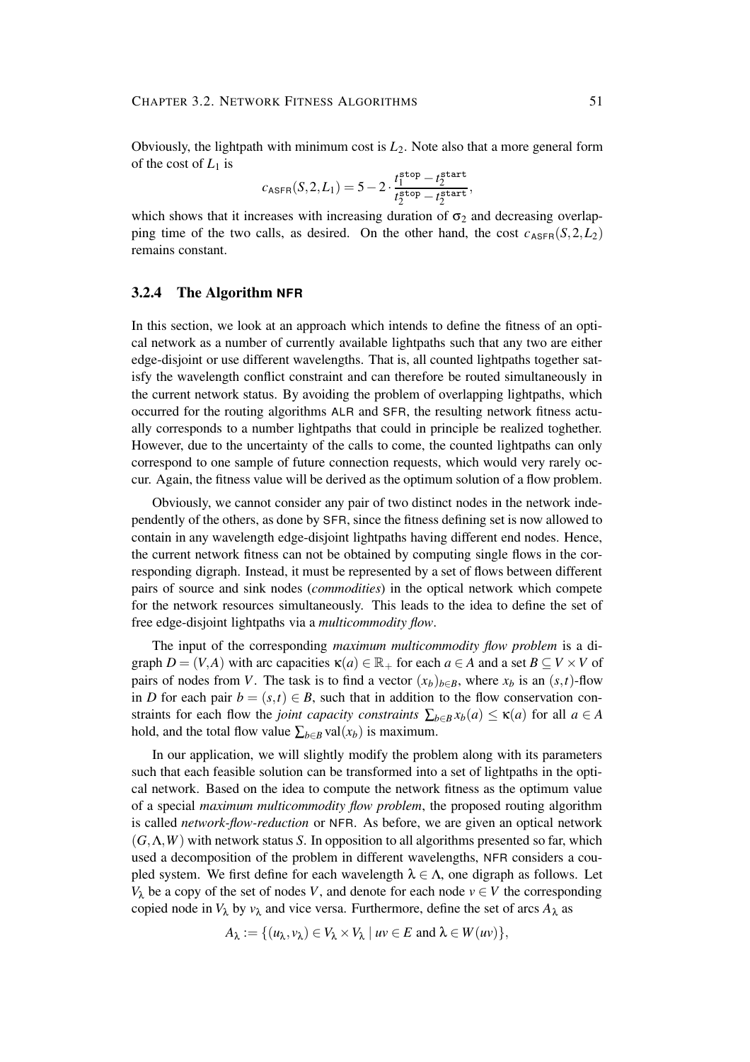Obviously, the lightpath with minimum cost is $L_2$. Note also that a more general form of the cost of $L_1$ is

$$c_{\mathsf{ASFR}}(S,2,L_1) = 5 - 2 \cdot \frac{t_1^{\mathtt{stop}} - t_2^{\mathtt{start}}}{t_2^{\mathtt{stop}} - t_2^{\mathtt{start}}},$$

which shows that it increases with increasing duration of $\sigma_2$ and decreasing overlapping time of the two calls, as desired. On the other hand, the cost $c_{\mathsf{ASFR}}(S,2,L_2)$ remains constant.

### 3.2.4 The Algorithm NFR

In this section, we look at an approach which intends to define the fitness of an optical network as a number of currently available lightpaths such that any two are either edge-disjoint or use different wavelengths. That is, all counted lightpaths together satisfy the wavelength conflict constraint and can therefore be routed simultaneously in the current network status. By avoiding the problem of overlapping lightpaths, which occurred for the routing algorithms ALR and SFR, the resulting network fitness actually corresponds to a number lightpaths that could in principle be realized toghether. However, due to the uncertainty of the calls to come, the counted lightpaths can only correspond to one sample of future connection requests, which would very rarely occur. Again, the fitness value will be derived as the optimum solution of a flow problem.

Obviously, we cannot consider any pair of two distinct nodes in the network independently of the others, as done by SFR, since the fitness defining set is now allowed to contain in any wavelength edge-disjoint lightpaths having different end nodes. Hence, the current network fitness can not be obtained by computing single flows in the corresponding digraph. Instead, it must be represented by a set of flows between different pairs of source and sink nodes (*commodities*) in the optical network which compete for the network resources simultaneously. This leads to the idea to define the set of free edge-disjoint lightpaths via a *multicommodity flow*.

The input of the corresponding *maximum multicommodity flow problem* is a digraph $D = (V,A)$ with arc capacities $\kappa(a) \in \mathbb{R}_+$ for each $a \in A$ and a set $B \subseteq V \times V$ of pairs of nodes from $V$. The task is to find a vector $(x_b)_{b \in B}$, where $x_b$ is an $(s,t)$-flow in $D$ for each pair $b = (s,t) \in B$, such that in addition to the flow conservation constraints for each flow the *joint capacity constraints* $\sum_{b \in B} x_b(a) \leq \kappa(a)$ for all $a \in A$ hold, and the total flow value $\sum_{b \in B} \mathrm{val}(x_b)$ is maximum.

In our application, we will slightly modify the problem along with its parameters such that each feasible solution can be transformed into a set of lightpaths in the optical network. Based on the idea to compute the network fitness as the optimum value of a special *maximum multicommodity flow problem*, the proposed routing algorithm is called *network-flow-reduction* or NFR. As before, we are given an optical network $(G,\Lambda,W)$ with network status $S$. In opposition to all algorithms presented so far, which used a decomposition of the problem in different wavelengths, NFR considers a coupled system. We first define for each wavelength $\lambda \in \Lambda$, one digraph as follows. Let $V_\lambda$ be a copy of the set of nodes $V$, and denote for each node $v \in V$ the corresponding copied node in $V_\lambda$ by $v_\lambda$ and vice versa. Furthermore, define the set of arcs $A_\lambda$ as

$$A_\lambda := \{(u_\lambda, v_\lambda) \in V_\lambda \times V_\lambda \mid uv \in E \text{ and } \lambda \in W(uv)\},$$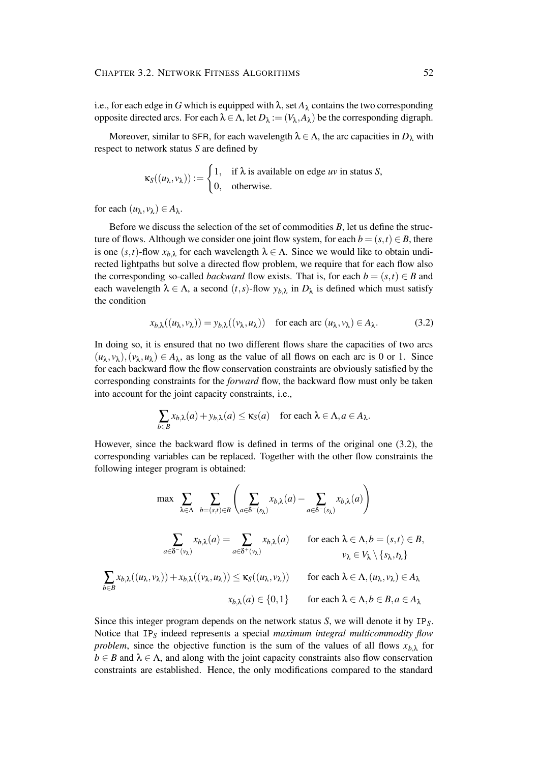i.e., for each edge in $G$ which is equipped with $\lambda$, set $A_\lambda$ contains the two corresponding opposite directed arcs. For each $\lambda \in \Lambda$, let $D_\lambda := (V_\lambda, A_\lambda)$ be the corresponding digraph.

Moreover, similar to SFR, for each wavelength $\lambda \in \Lambda$, the arc capacities in $D_\lambda$ with respect to network status $S$ are defined by

$$\kappa_S((u_\lambda, v_\lambda)) := \begin{cases} 1, & \text{if } \lambda \text{ is available on edge } uv \text{ in status } S, \\ 0, & \text{otherwise.} \end{cases}$$

for each $(u_\lambda, v_\lambda) \in A_\lambda$.

Before we discuss the selection of the set of commodities $B$, let us define the structure of flows. Although we consider one joint flow system, for each $b = (s,t) \in B$, there is one $(s,t)$-flow $x_{b,\lambda}$ for each wavelength $\lambda \in \Lambda$. Since we would like to obtain undirected lightpaths but solve a directed flow problem, we require that for each flow also the corresponding so-called *backward* flow exists. That is, for each $b = (s,t) \in B$ and each wavelength $\lambda \in \Lambda$, a second $(t,s)$-flow $y_{b,\lambda}$ in $D_\lambda$ is defined which must satisfy the condition

$$x_{b,\lambda}((u_\lambda, v_\lambda)) = y_{b,\lambda}((v_\lambda, u_\lambda)) \quad \text{for each arc } (u_\lambda, v_\lambda) \in A_\lambda. \tag{3.2}$$

In doing so, it is ensured that no two different flows share the capacities of two arcs $(u_\lambda, v_\lambda), (v_\lambda, u_\lambda) \in A_\lambda$, as long as the value of all flows on each arc is 0 or 1. Since for each backward flow the flow conservation constraints are obviously satisfied by the corresponding constraints for the *forward* flow, the backward flow must only be taken into account for the joint capacity constraints, i.e.,

$$\sum_{b \in B} x_{b,\lambda}(a) + y_{b,\lambda}(a) \leq \kappa_S(a) \quad \text{for each } \lambda \in \Lambda, a \in A_\lambda.$$

However, since the backward flow is defined in terms of the original one (3.2), the corresponding variables can be replaced. Together with the other flow constraints the following integer program is obtained:

$$\max \sum_{\lambda \in \Lambda} \sum_{b=(s,t) \in B} \left( \sum_{a \in \delta^+(s_\lambda)} x_{b,\lambda}(a) - \sum_{a \in \delta^-(s_\lambda)} x_{b,\lambda}(a) \right)$$

$$\sum_{a \in \delta^-(v_\lambda)} x_{b,\lambda}(a) = \sum_{a \in \delta^+(v_\lambda)} x_{b,\lambda}(a) \qquad \text{for each } \lambda \in \Lambda, b = (s,t) \in B, \; v_\lambda \in V_\lambda \setminus \{s_\lambda, t_\lambda\}$$

$$\sum_{b \in B} x_{b,\lambda}((u_\lambda, v_\lambda)) + x_{b,\lambda}((v_\lambda, u_\lambda)) \leq \kappa_S((u_\lambda, v_\lambda)) \qquad \text{for each } \lambda \in \Lambda, (u_\lambda, v_\lambda) \in A_\lambda$$

$$x_{b,\lambda}(a) \in \{0,1\} \qquad \text{for each } \lambda \in \Lambda, b \in B, a \in A_\lambda$$

Since this integer program depends on the network status $S$, we will denote it by $\mathtt{IP}_S$. Notice that $\mathtt{IP}_S$ indeed represents a special *maximum integral multicommodity flow problem*, since the objective function is the sum of the values of all flows $x_{b,\lambda}$ for $b \in B$ and $\lambda \in \Lambda$, and along with the joint capacity constraints also flow conservation constraints are established. Hence, the only modifications compared to the standard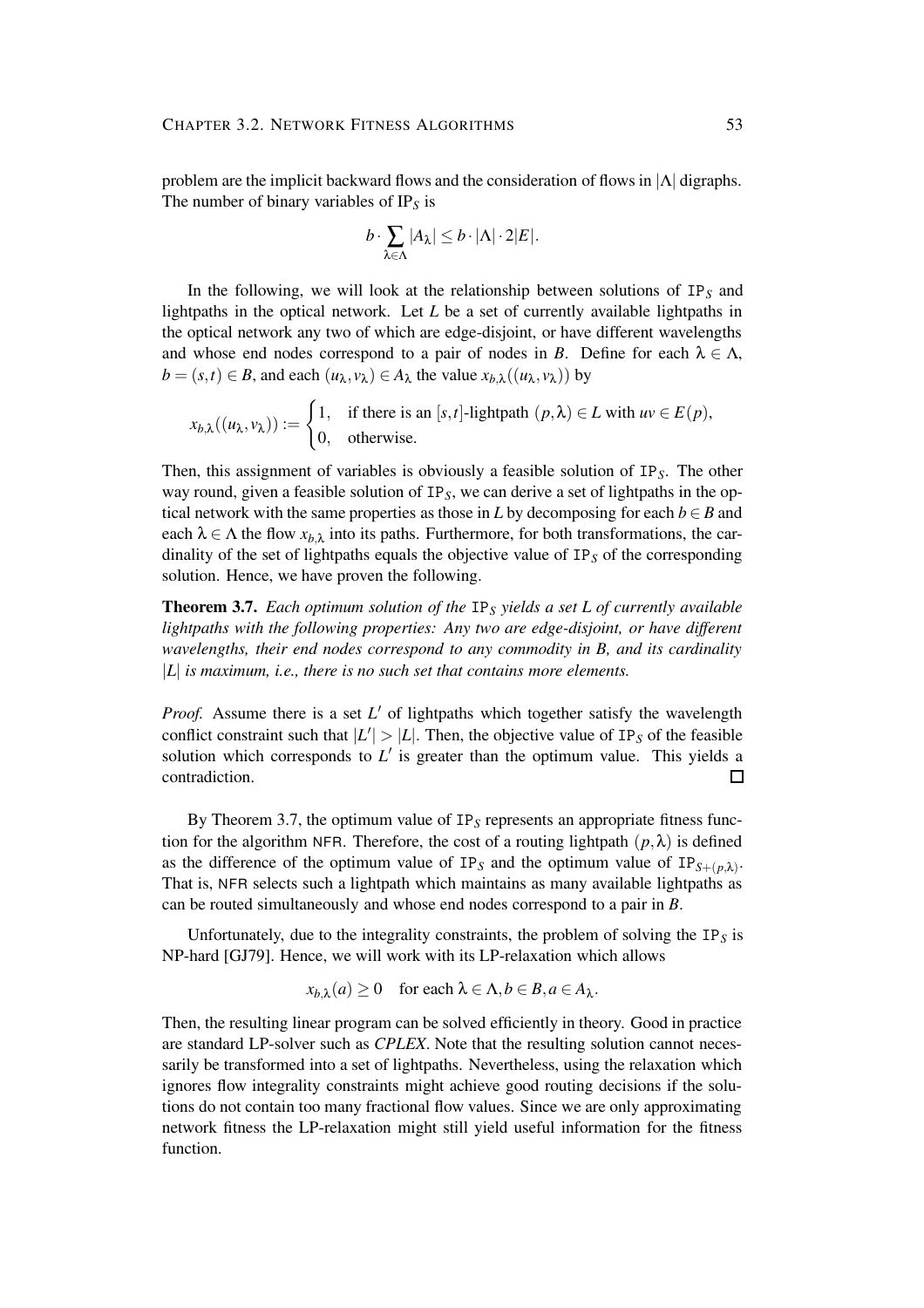problem are the implicit backward flows and the consideration of flows in $|\Lambda|$ digraphs. The number of binary variables of $\text{IP}_S$ is

$$b \cdot \sum_{\lambda \in \Lambda} |A_\lambda| \leq b \cdot |\Lambda| \cdot 2|E|.$$

In the following, we will look at the relationship between solutions of $\texttt{IP}_S$ and lightpaths in the optical network. Let $L$ be a set of currently available lightpaths in the optical network any two of which are edge-disjoint, or have different wavelengths and whose end nodes correspond to a pair of nodes in $B$. Define for each $\lambda \in \Lambda$, $b = (s,t) \in B$, and each $(u_\lambda, v_\lambda) \in A_\lambda$ the value $x_{b,\lambda}((u_\lambda, v_\lambda))$ by

$$x_{b,\lambda}((u_\lambda, v_\lambda)) := \begin{cases} 1, & \text{if there is an } [s,t]\text{-lightpath } (p,\lambda) \in L \text{ with } uv \in E(p), \\ 0, & \text{otherwise.} \end{cases}$$

Then, this assignment of variables is obviously a feasible solution of $\texttt{IP}_S$. The other way round, given a feasible solution of $\texttt{IP}_S$, we can derive a set of lightpaths in the optical network with the same properties as those in $L$ by decomposing for each $b \in B$ and each $\lambda \in \Lambda$ the flow $x_{b,\lambda}$ into its paths. Furthermore, for both transformations, the cardinality of the set of lightpaths equals the objective value of $\texttt{IP}_S$ of the corresponding solution. Hence, we have proven the following.

**Theorem 3.7.** *Each optimum solution of the* $\texttt{IP}_S$ *yields a set* $L$ *of currently available lightpaths with the following properties: Any two are edge-disjoint, or have different wavelengths, their end nodes correspond to any commodity in* $B$*, and its cardinality* $|L|$ *is maximum, i.e., there is no such set that contains more elements.*

*Proof.* Assume there is a set $L'$ of lightpaths which together satisfy the wavelength conflict constraint such that $|L'| > |L|$. Then, the objective value of $\texttt{IP}_S$ of the feasible solution which corresponds to $L'$ is greater than the optimum value. This yields a contradiction. □

By Theorem 3.7, the optimum value of $\texttt{IP}_S$ represents an appropriate fitness function for the algorithm NFR. Therefore, the cost of a routing lightpath $(p,\lambda)$ is defined as the difference of the optimum value of $\texttt{IP}_S$ and the optimum value of $\texttt{IP}_{S+(p,\lambda)}$. That is, NFR selects such a lightpath which maintains as many available lightpaths as can be routed simultaneously and whose end nodes correspond to a pair in $B$.

Unfortunately, due to the integrality constraints, the problem of solving the $\texttt{IP}_S$ is NP-hard [GJ79]. Hence, we will work with its LP-relaxation which allows

$$x_{b,\lambda}(a) \geq 0 \quad \text{for each } \lambda \in \Lambda, b \in B, a \in A_\lambda.$$

Then, the resulting linear program can be solved efficiently in theory. Good in practice are standard LP-solver such as *CPLEX*. Note that the resulting solution cannot necessarily be transformed into a set of lightpaths. Nevertheless, using the relaxation which ignores flow integrality constraints might achieve good routing decisions if the solutions do not contain too many fractional flow values. Since we are only approximating network fitness the LP-relaxation might still yield useful information for the fitness function.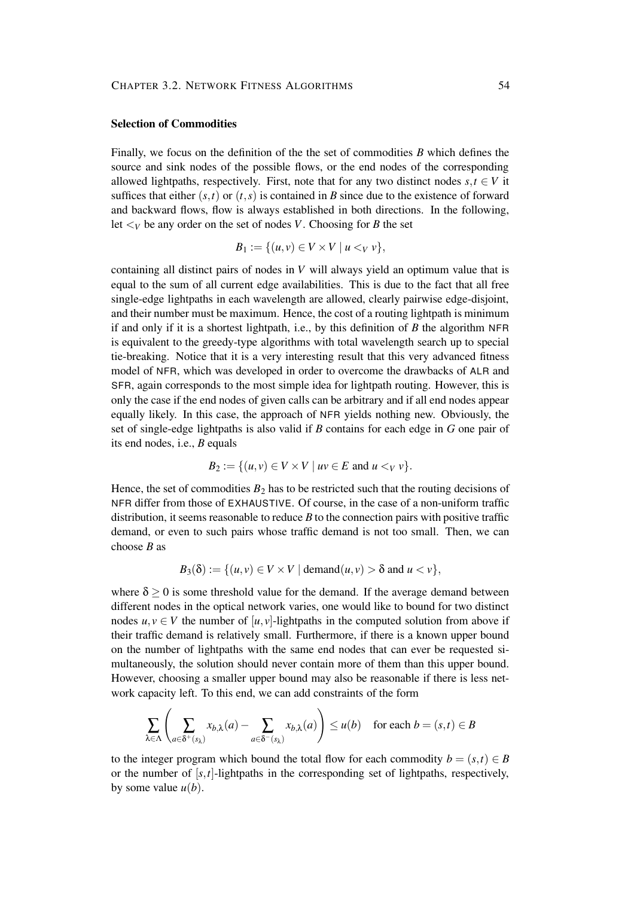### Selection of Commodities

Finally, we focus on the definition of the the set of commodities $B$ which defines the source and sink nodes of the possible flows, or the end nodes of the corresponding allowed lightpaths, respectively. First, note that for any two distinct nodes $s,t \in V$ it suffices that either $(s,t)$ or $(t,s)$ is contained in $B$ since due to the existence of forward and backward flows, flow is always established in both directions. In the following, let $<_V$ be any order on the set of nodes $V$. Choosing for $B$ the set

$$B_1 := \{(u,v) \in V \times V \mid u <_V v\},$$

containing all distinct pairs of nodes in $V$ will always yield an optimum value that is equal to the sum of all current edge availabilities. This is due to the fact that all free single-edge lightpaths in each wavelength are allowed, clearly pairwise edge-disjoint, and their number must be maximum. Hence, the cost of a routing lightpath is minimum if and only if it is a shortest lightpath, i.e., by this definition of $B$ the algorithm NFR is equivalent to the greedy-type algorithms with total wavelength search up to special tie-breaking. Notice that it is a very interesting result that this very advanced fitness model of NFR, which was developed in order to overcome the drawbacks of ALR and SFR, again corresponds to the most simple idea for lightpath routing. However, this is only the case if the end nodes of given calls can be arbitrary and if all end nodes appear equally likely. In this case, the approach of NFR yields nothing new. Obviously, the set of single-edge lightpaths is also valid if $B$ contains for each edge in $G$ one pair of its end nodes, i.e., $B$ equals

$$B_2 := \{(u,v) \in V \times V \mid uv \in E \text{ and } u <_V v\}.$$

Hence, the set of commodities $B_2$ has to be restricted such that the routing decisions of NFR differ from those of EXHAUSTIVE. Of course, in the case of a non-uniform traffic distribution, it seems reasonable to reduce $B$ to the connection pairs with positive traffic demand, or even to such pairs whose traffic demand is not too small. Then, we can choose $B$ as

$$B_3(\delta) := \{(u,v) \in V \times V \mid \text{demand}(u,v) > \delta \text{ and } u < v\},$$

where $\delta \geq 0$ is some threshold value for the demand. If the average demand between different nodes in the optical network varies, one would like to bound for two distinct nodes $u,v \in V$ the number of $[u,v]$-lightpaths in the computed solution from above if their traffic demand is relatively small. Furthermore, if there is a known upper bound on the number of lightpaths with the same end nodes that can ever be requested simultaneously, the solution should never contain more of them than this upper bound. However, choosing a smaller upper bound may also be reasonable if there is less network capacity left. To this end, we can add constraints of the form

$$\sum_{\lambda \in \Lambda} \left( \sum_{a \in \delta^+(s_\lambda)} x_{b,\lambda}(a) - \sum_{a \in \delta^-(s_\lambda)} x_{b,\lambda}(a) \right) \leq u(b) \quad \text{for each } b = (s,t) \in B$$

to the integer program which bound the total flow for each commodity $b = (s,t) \in B$ or the number of $[s,t]$-lightpaths in the corresponding set of lightpaths, respectively, by some value $u(b)$.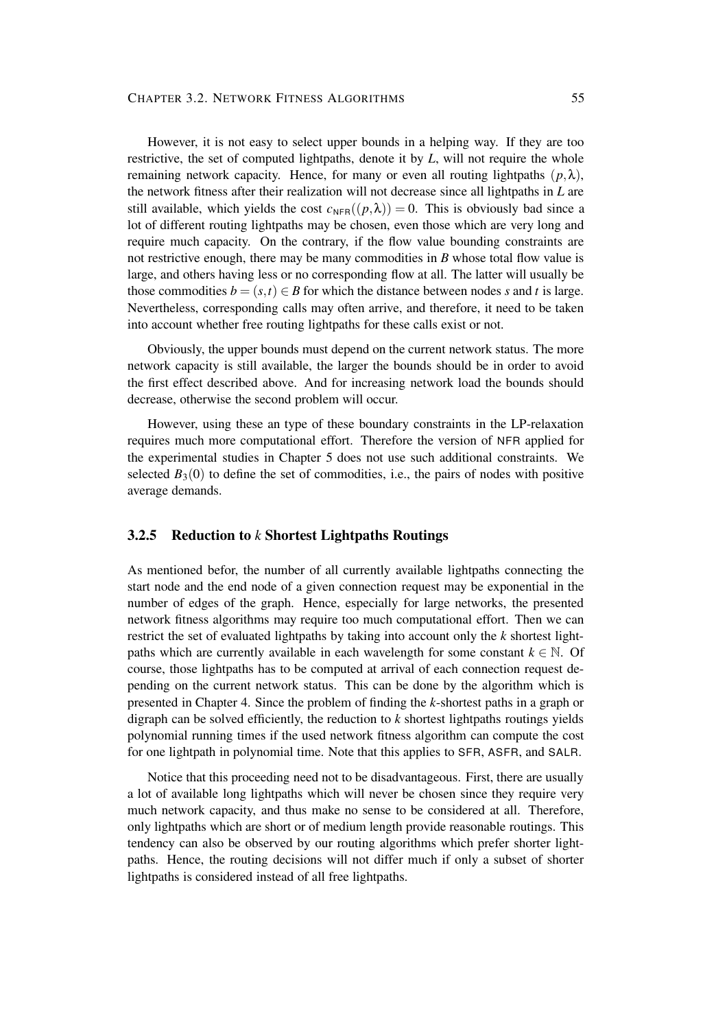However, it is not easy to select upper bounds in a helping way. If they are too restrictive, the set of computed lightpaths, denote it by $L$, will not require the whole remaining network capacity. Hence, for many or even all routing lightpaths $(p, \lambda)$, the network fitness after their realization will not decrease since all lightpaths in $L$ are still available, which yields the cost $c_{\mathsf{NFR}}((p, \lambda)) = 0$. This is obviously bad since a lot of different routing lightpaths may be chosen, even those which are very long and require much capacity. On the contrary, if the flow value bounding constraints are not restrictive enough, there may be many commodities in $B$ whose total flow value is large, and others having less or no corresponding flow at all. The latter will usually be those commodities $b = (s,t) \in B$ for which the distance between nodes $s$ and $t$ is large. Nevertheless, corresponding calls may often arrive, and therefore, it need to be taken into account whether free routing lightpaths for these calls exist or not.

Obviously, the upper bounds must depend on the current network status. The more network capacity is still available, the larger the bounds should be in order to avoid the first effect described above. And for increasing network load the bounds should decrease, otherwise the second problem will occur.

However, using these an type of these boundary constraints in the LP-relaxation requires much more computational effort. Therefore the version of NFR applied for the experimental studies in Chapter 5 does not use such additional constraints. We selected $B_3(0)$ to define the set of commodities, i.e., the pairs of nodes with positive average demands.

### 3.2.5 Reduction to *k* Shortest Lightpaths Routings

As mentioned befor, the number of all currently available lightpaths connecting the start node and the end node of a given connection request may be exponential in the number of edges of the graph. Hence, especially for large networks, the presented network fitness algorithms may require too much computational effort. Then we can restrict the set of evaluated lightpaths by taking into account only the $k$ shortest lightpaths which are currently available in each wavelength for some constant $k \in \mathbb{N}$. Of course, those lightpaths has to be computed at arrival of each connection request depending on the current network status. This can be done by the algorithm which is presented in Chapter 4. Since the problem of finding the $k$-shortest paths in a graph or digraph can be solved efficiently, the reduction to $k$ shortest lightpaths routings yields polynomial running times if the used network fitness algorithm can compute the cost for one lightpath in polynomial time. Note that this applies to SFR, ASFR, and SALR.

Notice that this proceeding need not to be disadvantageous. First, there are usually a lot of available long lightpaths which will never be chosen since they require very much network capacity, and thus make no sense to be considered at all. Therefore, only lightpaths which are short or of medium length provide reasonable routings. This tendency can also be observed by our routing algorithms which prefer shorter lightpaths. Hence, the routing decisions will not differ much if only a subset of shorter lightpaths is considered instead of all free lightpaths.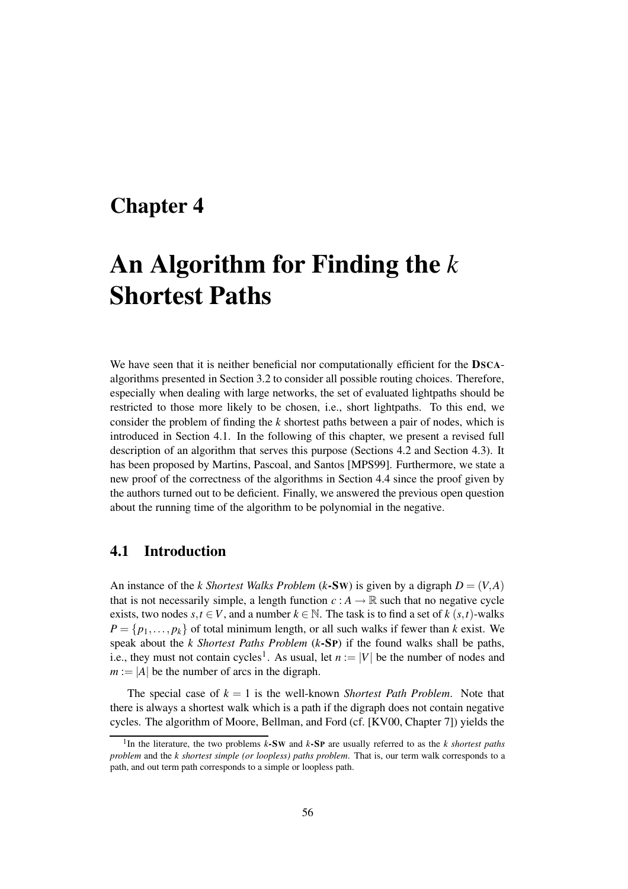# Chapter 4

# An Algorithm for Finding the $k$ Shortest Paths

We have seen that it is neither beneficial nor computationally efficient for the **DSCA**-algorithms presented in Section 3.2 to consider all possible routing choices. Therefore, especially when dealing with large networks, the set of evaluated lightpaths should be restricted to those more likely to be chosen, i.e., short lightpaths. To this end, we consider the problem of finding the $k$ shortest paths between a pair of nodes, which is introduced in Section 4.1. In the following of this chapter, we present a revised full description of an algorithm that serves this purpose (Sections 4.2 and Section 4.3). It has been proposed by Martins, Pascoal, and Santos [MPS99]. Furthermore, we state a new proof of the correctness of the algorithms in Section 4.4 since the proof given by the authors turned out to be deficient. Finally, we answered the previous open question about the running time of the algorithm to be polynomial in the negative.

## 4.1 Introduction

An instance of the *k Shortest Walks Problem* ($k$-**SW**) is given by a digraph $D = (V, A)$ that is not necessarily simple, a length function $c : A \to \mathbb{R}$ such that no negative cycle exists, two nodes $s, t \in V$, and a number $k \in \mathbb{N}$. The task is to find a set of $k$ $(s,t)$-walks $P = \{p_1, \dots, p_k\}$ of total minimum length, or all such walks if fewer than $k$ exist. We speak about the *k Shortest Paths Problem* ($k$-**SP**) if the found walks shall be paths, i.e., they must not contain cycles[1]. As usual, let $n := |V|$ be the number of nodes and $m := |A|$ be the number of arcs in the digraph.

The special case of $k = 1$ is the well-known *Shortest Path Problem*. Note that there is always a shortest walk which is a path if the digraph does not contain negative cycles. The algorithm of Moore, Bellman, and Ford (cf. [KV00, Chapter 7]) yields the

[1] In the literature, the two problems $k$-**SW** and $k$-**SP** are usually referred to as the *k shortest paths problem* and the *k shortest simple (or loopless) paths problem*. That is, our term walk corresponds to a path, and out term path corresponds to a simple or loopless path.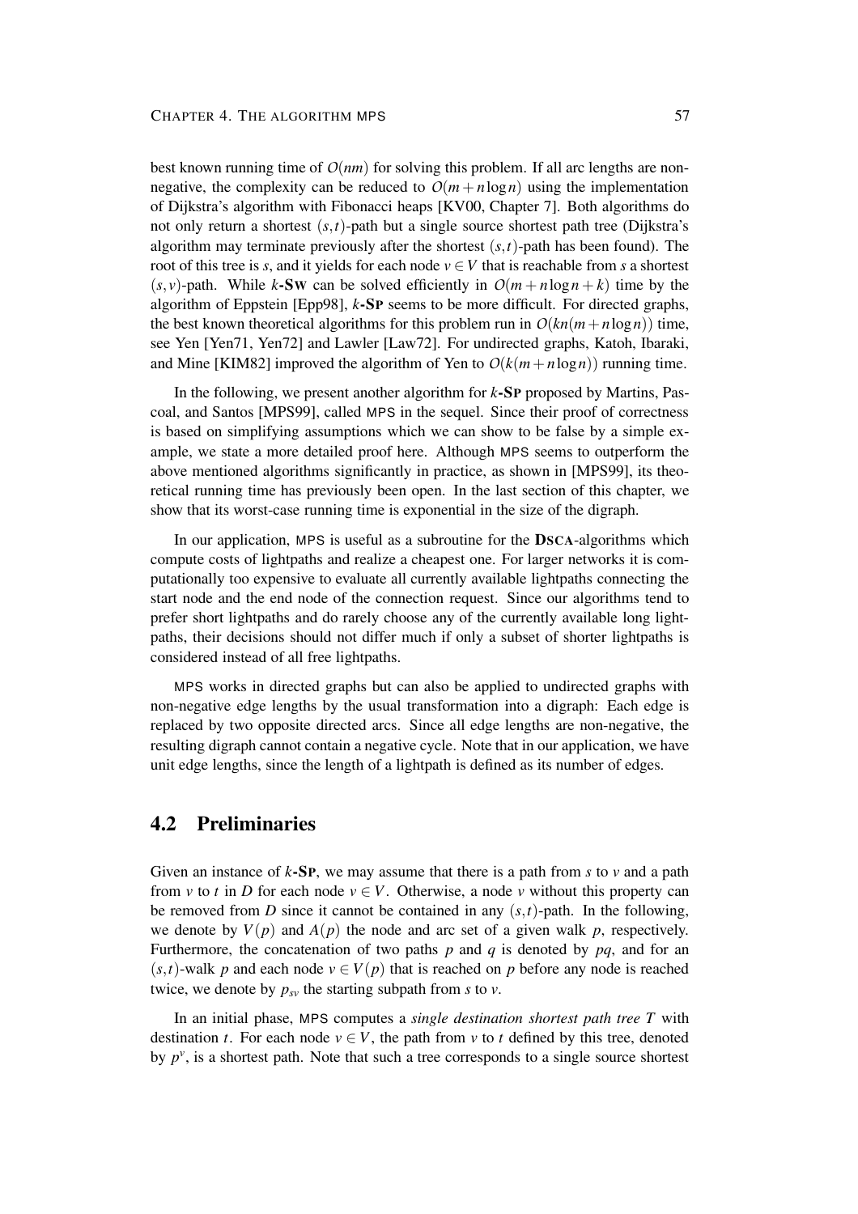best known running time of $O(nm)$ for solving this problem. If all arc lengths are non-negative, the complexity can be reduced to $O(m+n\log n)$ using the implementation of Dijkstra's algorithm with Fibonacci heaps [KV00, Chapter 7]. Both algorithms do not only return a shortest $(s,t)$-path but a single source shortest path tree (Dijkstra's algorithm may terminate previously after the shortest $(s,t)$-path has been found). The root of this tree is $s$, and it yields for each node $v \in V$ that is reachable from $s$ a shortest $(s,v)$-path. While $k$-**SW** can be solved efficiently in $O(m+n\log n+k)$ time by the algorithm of Eppstein [Epp98], $k$-**SP** seems to be more difficult. For directed graphs, the best known theoretical algorithms for this problem run in $O(kn(m+n\log n))$ time, see Yen [Yen71, Yen72] and Lawler [Law72]. For undirected graphs, Katoh, Ibaraki, and Mine [KIM82] improved the algorithm of Yen to $O(k(m+n\log n))$ running time.

In the following, we present another algorithm for $k$-**SP** proposed by Martins, Pascoal, and Santos [MPS99], called MPS in the sequel. Since their proof of correctness is based on simplifying assumptions which we can show to be false by a simple example, we state a more detailed proof here. Although MPS seems to outperform the above mentioned algorithms significantly in practice, as shown in [MPS99], its theoretical running time has previously been open. In the last section of this chapter, we show that its worst-case running time is exponential in the size of the digraph.

In our application, MPS is useful as a subroutine for the **DSCA**-algorithms which compute costs of lightpaths and realize a cheapest one. For larger networks it is computationally too expensive to evaluate all currently available lightpaths connecting the start node and the end node of the connection request. Since our algorithms tend to prefer short lightpaths and do rarely choose any of the currently available long lightpaths, their decisions should not differ much if only a subset of shorter lightpaths is considered instead of all free lightpaths.

MPS works in directed graphs but can also be applied to undirected graphs with non-negative edge lengths by the usual transformation into a digraph: Each edge is replaced by two opposite directed arcs. Since all edge lengths are non-negative, the resulting digraph cannot contain a negative cycle. Note that in our application, we have unit edge lengths, since the length of a lightpath is defined as its number of edges.

## 4.2 Preliminaries

Given an instance of $k$-**SP**, we may assume that there is a path from $s$ to $v$ and a path from $v$ to $t$ in $D$ for each node $v \in V$. Otherwise, a node $v$ without this property can be removed from $D$ since it cannot be contained in any $(s,t)$-path. In the following, we denote by $V(p)$ and $A(p)$ the node and arc set of a given walk $p$, respectively. Furthermore, the concatenation of two paths $p$ and $q$ is denoted by $pq$, and for an $(s,t)$-walk $p$ and each node $v \in V(p)$ that is reached on $p$ before any node is reached twice, we denote by $p_{sv}$ the starting subpath from $s$ to $v$.

In an initial phase, MPS computes a *single destination shortest path tree* $T$ with destination $t$. For each node $v \in V$, the path from $v$ to $t$ defined by this tree, denoted by $p^v$, is a shortest path. Note that such a tree corresponds to a single source shortest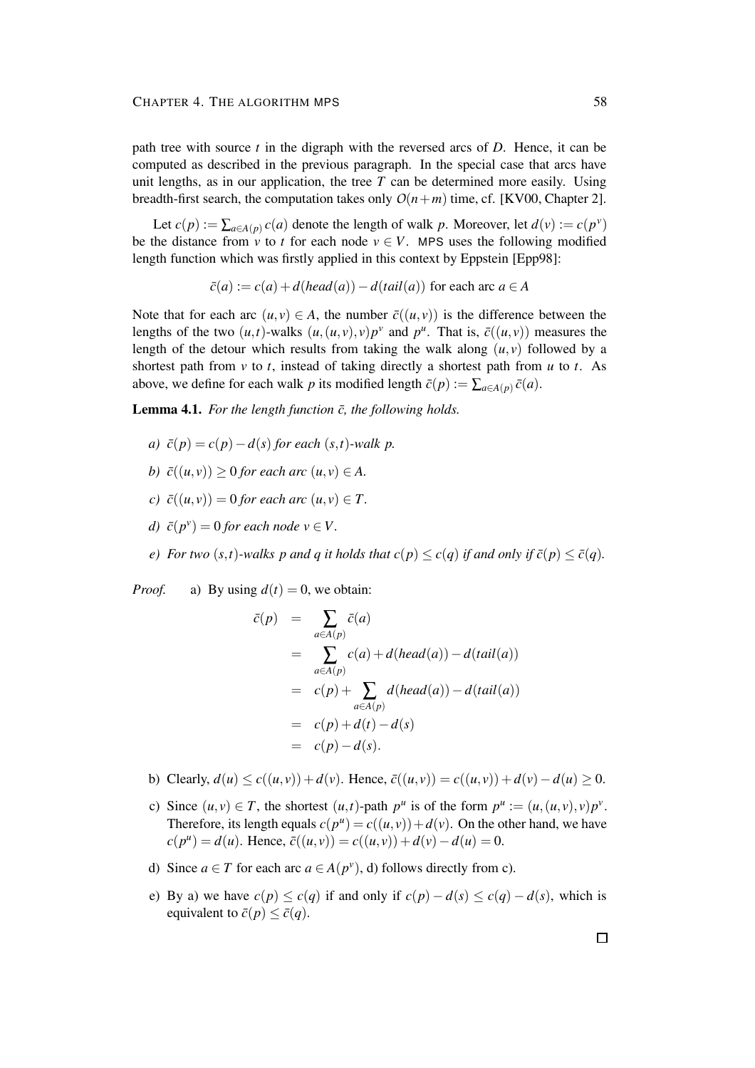path tree with source $t$ in the digraph with the reversed arcs of $D$. Hence, it can be computed as described in the previous paragraph. In the special case that arcs have unit lengths, as in our application, the tree $T$ can be determined more easily. Using breadth-first search, the computation takes only $O(n+m)$ time, cf. [KV00, Chapter 2].

Let $c(p) := \sum_{a \in A(p)} c(a)$ denote the length of walk $p$. Moreover, let $d(v) := c(p^v)$ be the distance from $v$ to $t$ for each node $v \in V$. MPS uses the following modified length function which was firstly applied in this context by Eppstein [Epp98]:

$$\bar{c}(a) := c(a) + d(head(a)) - d(tail(a)) \text{ for each arc } a \in A$$

Note that for each arc $(u,v) \in A$, the number $\bar{c}((u,v))$ is the difference between the lengths of the two $(u,t)$-walks $(u,(u,v),v)p^v$ and $p^u$. That is, $\bar{c}((u,v))$ measures the length of the detour which results from taking the walk along $(u,v)$ followed by a shortest path from $v$ to $t$, instead of taking directly a shortest path from $u$ to $t$. As above, we define for each walk $p$ its modified length $\bar{c}(p) := \sum_{a \in A(p)} \bar{c}(a)$.

**Lemma 4.1.** *For the length function $\bar{c}$, the following holds.*

*a)* $\bar{c}(p) = c(p) - d(s)$ *for each $(s,t)$-walk $p$.*

*b)* $\bar{c}((u,v)) \geq 0$ *for each arc $(u,v) \in A$.*

*c)* $\bar{c}((u,v)) = 0$ *for each arc $(u,v) \in T$.*

*d)* $\bar{c}(p^v) = 0$ *for each node $v \in V$.*

*e) For two $(s,t)$-walks $p$ and $q$ it holds that $c(p) \leq c(q)$ if and only if $\bar{c}(p) \leq \bar{c}(q)$.*

*Proof.* a) By using $d(t) = 0$, we obtain:

$$\begin{aligned}
\bar{c}(p) &= \sum_{a \in A(p)} \bar{c}(a) \\
&= \sum_{a \in A(p)} c(a) + d(head(a)) - d(tail(a)) \\
&= c(p) + \sum_{a \in A(p)} d(head(a)) - d(tail(a)) \\
&= c(p) + d(t) - d(s) \\
&= c(p) - d(s).
\end{aligned}$$

b) Clearly, $d(u) \leq c((u,v)) + d(v)$. Hence, $\bar{c}((u,v)) = c((u,v)) + d(v) - d(u) \geq 0$.

c) Since $(u,v) \in T$, the shortest $(u,t)$-path $p^u$ is of the form $p^u := (u,(u,v),v)p^v$. Therefore, its length equals $c(p^u) = c((u,v)) + d(v)$. On the other hand, we have $c(p^u) = d(u)$. Hence, $\bar{c}((u,v)) = c((u,v)) + d(v) - d(u) = 0$.

d) Since $a \in T$ for each arc $a \in A(p^v)$, d) follows directly from c).

e) By a) we have $c(p) \leq c(q)$ if and only if $c(p) - d(s) \leq c(q) - d(s)$, which is equivalent to $\bar{c}(p) \leq \bar{c}(q)$.

□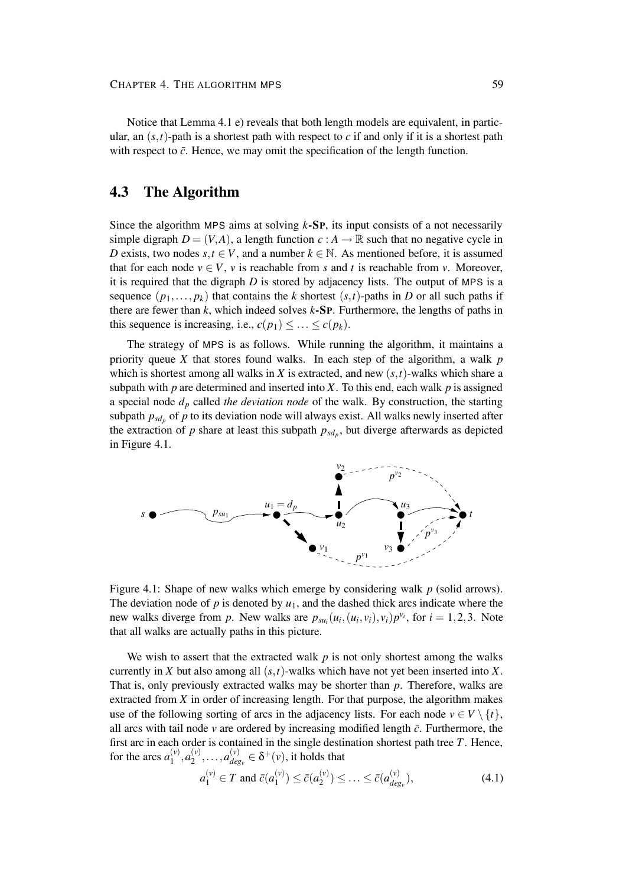Notice that Lemma 4.1 e) reveals that both length models are equivalent, in particular, an $(s,t)$-path is a shortest path with respect to $c$ if and only if it is a shortest path with respect to $\bar{c}$. Hence, we may omit the specification of the length function.

## 4.3 The Algorithm

Since the algorithm MPS aims at solving $k$-**SP**, its input consists of a not necessarily simple digraph $D = (V,A)$, a length function $c : A \to \mathbb{R}$ such that no negative cycle in $D$ exists, two nodes $s,t \in V$, and a number $k \in \mathbb{N}$. As mentioned before, it is assumed that for each node $v \in V$, $v$ is reachable from $s$ and $t$ is reachable from $v$. Moreover, it is required that the digraph $D$ is stored by adjacency lists. The output of MPS is a sequence $(p_1,\ldots,p_k)$ that contains the $k$ shortest $(s,t)$-paths in $D$ or all such paths if there are fewer than $k$, which indeed solves $k$-**SP**. Furthermore, the lengths of paths in this sequence is increasing, i.e., $c(p_1) \leq \ldots \leq c(p_k)$.

The strategy of MPS is as follows. While running the algorithm, it maintains a priority queue $X$ that stores found walks. In each step of the algorithm, a walk $p$ which is shortest among all walks in $X$ is extracted, and new $(s,t)$-walks which share a subpath with $p$ are determined and inserted into $X$. To this end, each walk $p$ is assigned a special node $d_p$ called *the deviation node* of the walk. By construction, the starting subpath $p_{sd_p}$ of $p$ to its deviation node will always exist. All walks newly inserted after the extraction of $p$ share at least this subpath $p_{sd_p}$, but diverge afterwards as depicted in Figure 4.1.

Figure 4.1: Shape of new walks which emerge by considering walk $p$ (solid arrows). The deviation node of $p$ is denoted by $u_1$, and the dashed thick arcs indicate where the new walks diverge from $p$. New walks are $p_{su_i}(u_i,(u_i,v_i),v_i)p^{v_i}$, for $i = 1,2,3$. Note that all walks are actually paths in this picture.

We wish to assert that the extracted walk $p$ is not only shortest among the walks currently in $X$ but also among all $(s,t)$-walks which have not yet been inserted into $X$. That is, only previously extracted walks may be shorter than $p$. Therefore, walks are extracted from $X$ in order of increasing length. For that purpose, the algorithm makes use of the following sorting of arcs in the adjacency lists. For each node $v \in V \setminus \{t\}$, all arcs with tail node $v$ are ordered by increasing modified length $\bar{c}$. Furthermore, the first arc in each order is contained in the single destination shortest path tree $T$. Hence, for the arcs $a_1^{(v)}, a_2^{(v)}, \ldots, a_{deg_v}^{(v)} \in \delta^+(v)$, it holds that

$$a_1^{(v)} \in T \text{ and } \bar{c}(a_1^{(v)}) \leq \bar{c}(a_2^{(v)}) \leq \ldots \leq \bar{c}(a_{deg_v}^{(v)}), \tag{4.1}$$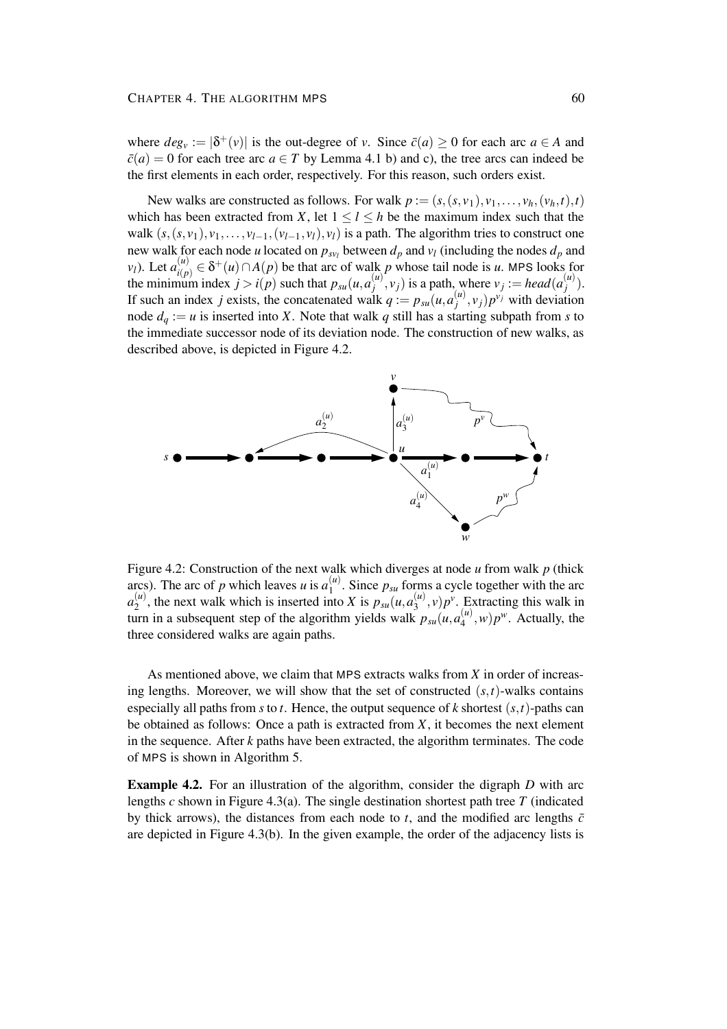where $deg_v := |\delta^+(v)|$ is the out-degree of $v$. Since $\bar{c}(a) \geq 0$ for each arc $a \in A$ and $\bar{c}(a) = 0$ for each tree arc $a \in T$ by Lemma 4.1 b) and c), the tree arcs can indeed be the first elements in each order, respectively. For this reason, such orders exist.

New walks are constructed as follows. For walk $p := (s,(s,v_1),v_1,\ldots,v_h,(v_h,t),t)$ which has been extracted from $X$, let $1 \leq l \leq h$ be the maximum index such that the walk $(s,(s,v_1),v_1,\ldots,v_{l-1},(v_{l-1},v_l),v_l)$ is a path. The algorithm tries to construct one new walk for each node $u$ located on $p_{sv_l}$ between $d_p$ and $v_l$ (including the nodes $d_p$ and $v_l$). Let $a^{(u)}_{i(p)} \in \delta^+(u) \cap A(p)$ be that arc of walk $p$ whose tail node is $u$. MPS looks for the minimum index $j > i(p)$ such that $p_{su}(u,a^{(u)}_j,v_j)$ is a path, where $v_j := head(a^{(u)}_j)$. If such an index $j$ exists, the concatenated walk $q := p_{su}(u,a^{(u)}_j,v_j)p^{v_j}$ with deviation node $d_q := u$ is inserted into $X$. Note that walk $q$ still has a starting subpath from $s$ to the immediate successor node of its deviation node. The construction of new walks, as described above, is depicted in Figure 4.2.

Figure 4.2: Construction of the next walk which diverges at node $u$ from walk $p$ (thick arcs). The arc of $p$ which leaves $u$ is $a^{(u)}_1$. Since $p_{su}$ forms a cycle together with the arc $a^{(u)}_2$, the next walk which is inserted into $X$ is $p_{su}(u,a^{(u)}_3,v)p^v$. Extracting this walk in turn in a subsequent step of the algorithm yields walk $p_{su}(u,a^{(u)}_4,w)p^w$. Actually, the three considered walks are again paths.

As mentioned above, we claim that MPS extracts walks from $X$ in order of increasing lengths. Moreover, we will show that the set of constructed $(s,t)$-walks contains especially all paths from $s$ to $t$. Hence, the output sequence of $k$ shortest $(s,t)$-paths can be obtained as follows: Once a path is extracted from $X$, it becomes the next element in the sequence. After $k$ paths have been extracted, the algorithm terminates. The code of MPS is shown in Algorithm 5.

**Example 4.2.** For an illustration of the algorithm, consider the digraph $D$ with arc lengths $c$ shown in Figure 4.3(a). The single destination shortest path tree $T$ (indicated by thick arrows), the distances from each node to $t$, and the modified arc lengths $\bar{c}$ are depicted in Figure 4.3(b). In the given example, the order of the adjacency lists is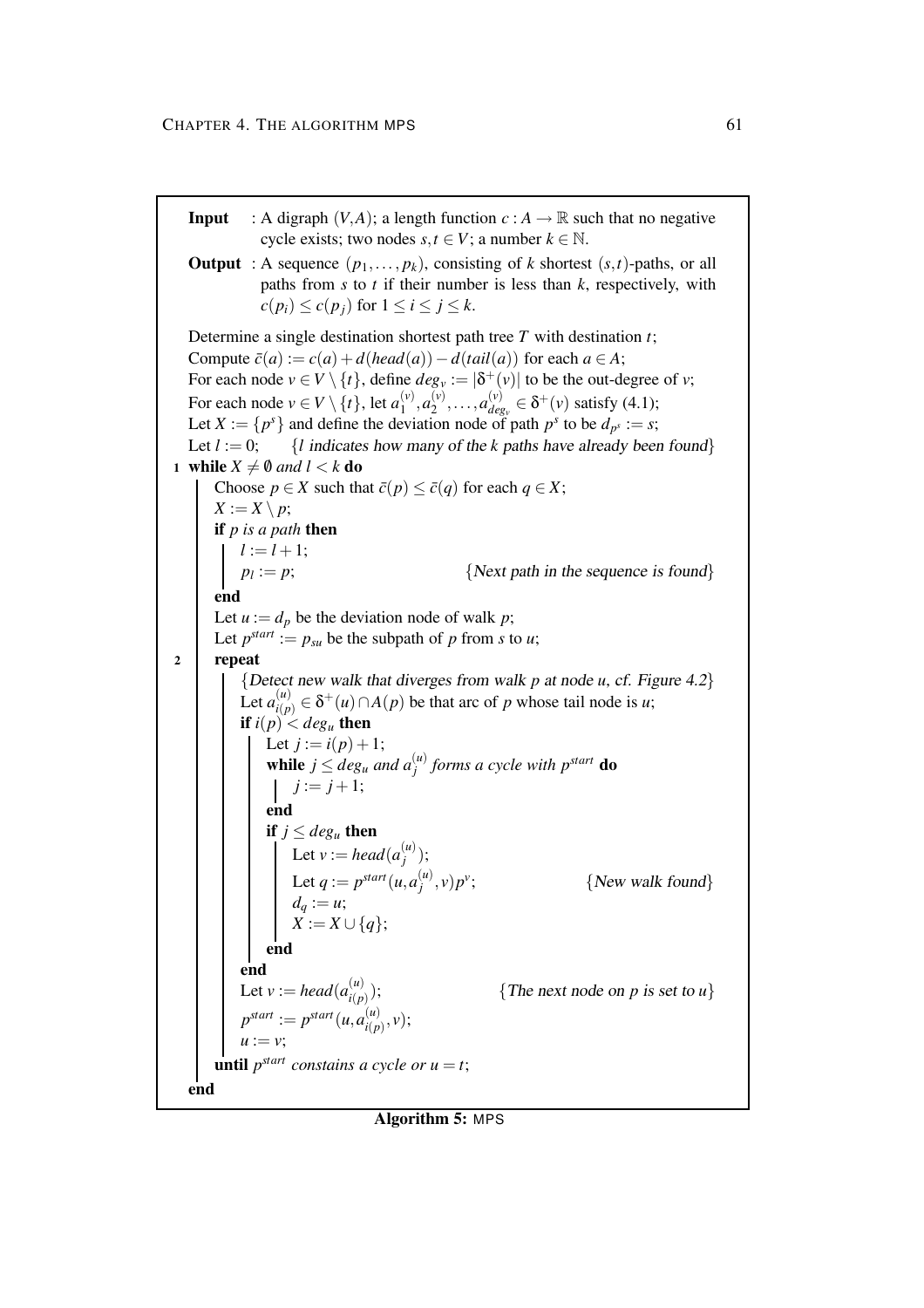**Input** : A digraph $(V,A)$; a length function $c : A \to \mathbb{R}$ such that no negative cycle exists; two nodes $s,t \in V$; a number $k \in \mathbb{N}$.

**Output** : A sequence $(p_1,\dots,p_k)$, consisting of $k$ shortest $(s,t)$-paths, or all paths from $s$ to $t$ if their number is less than $k$, respectively, with $c(p_i) \le c(p_j)$ for $1 \le i \le j \le k$.

```
  Determine a single destination shortest path tree T with destination t;
  Compute c̄(a) := c(a) + d(head(a)) − d(tail(a)) for each a ∈ A;
  For each node v ∈ V \ {t}, define deg_v := |δ⁺(v)| to be the out-degree of v;
  For each node v ∈ V \ {t}, let a_1^(v), a_2^(v), ..., a_{deg_v}^(v) ∈ δ⁺(v) satisfy (4.1);
  Let X := {p^s} and define the deviation node of path p^s to be d_{p^s} := s;
  Let l := 0;      {l indicates how many of the k paths have already been found}
1 while X ≠ ∅ and l < k do
      Choose p ∈ X such that c̄(p) ≤ c̄(q) for each q ∈ X;
      X := X \ p;
      if p is a path then
          l := l + 1;
          p_l := p;                         {Next path in the sequence is found}
      end
      Let u := d_p be the deviation node of walk p;
      Let p^start := p_su be the subpath of p from s to u;
2     repeat
          {Detect new walk that diverges from walk p at node u, cf. Figure 4.2}
          Let a_{i(p)}^(u) ∈ δ⁺(u) ∩ A(p) be that arc of p whose tail node is u;
          if i(p) < deg_u then
              Let j := i(p) + 1;
              while j ≤ deg_u and a_j^(u) forms a cycle with p^start do
                  j := j + 1;
              end
              if j ≤ deg_u then
                  Let v := head(a_j^(u));
                  Let q := p^start(u, a_j^(u), v) p^v;          {New walk found}
                  d_q := u;
                  X := X ∪ {q};
              end
          end
          Let v := head(a_{i(p)}^(u));              {The next node on p is set to u}
          p^start := p^start(u, a_{i(p)}^(u), v);
          u := v;
      until p^start constains a cycle or u = t;
  end
```

**Algorithm 5:** MPS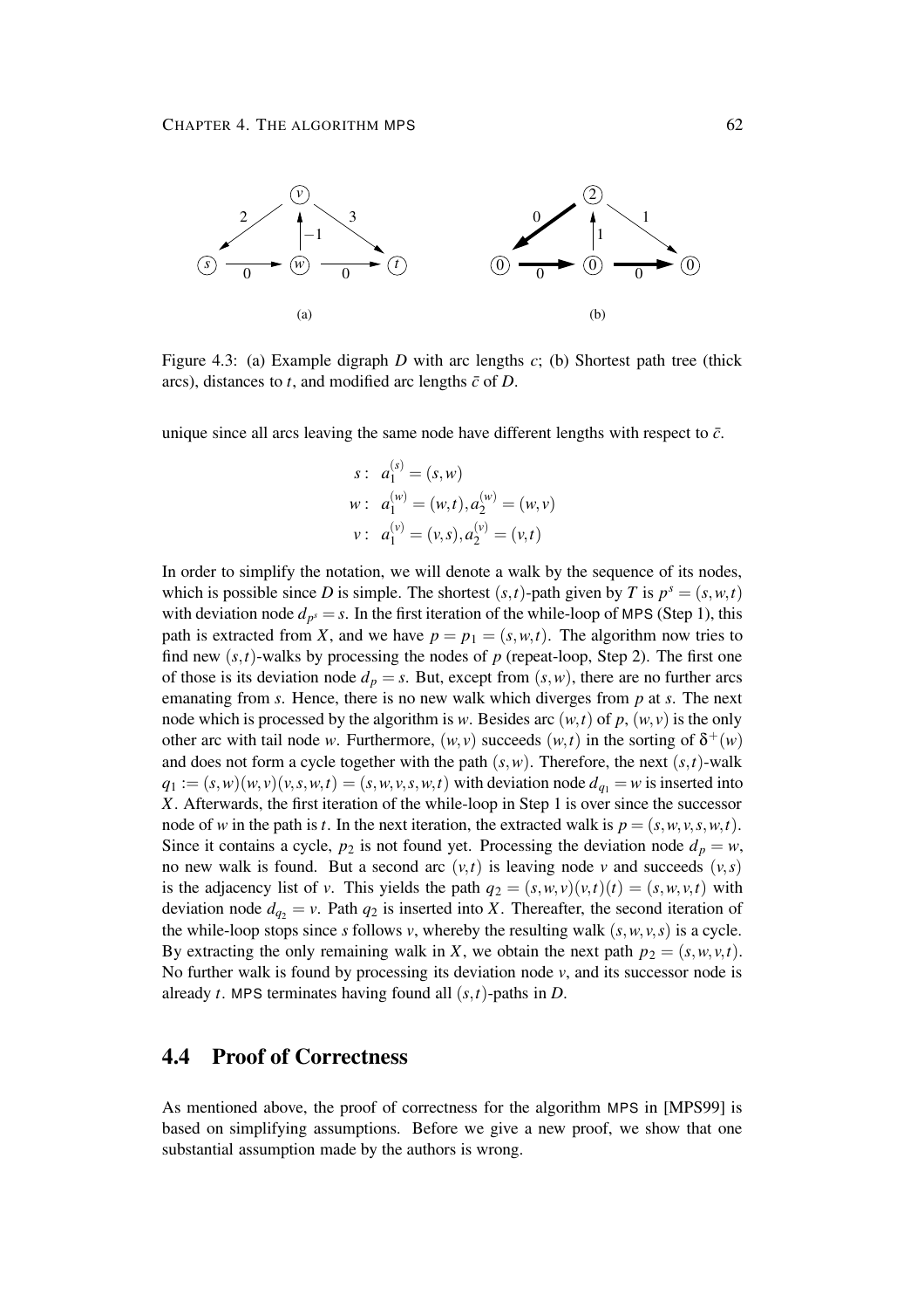Figure 4.3: (a) Example digraph $D$ with arc lengths $c$; (b) Shortest path tree (thick arcs), distances to $t$, and modified arc lengths $\bar{c}$ of $D$.

unique since all arcs leaving the same node have different lengths with respect to $\bar{c}$.

$$
\begin{aligned}
s:&\ a_1^{(s)} = (s,w) \\
w:&\ a_1^{(w)} = (w,t), a_2^{(w)} = (w,v) \\
v:&\ a_1^{(v)} = (v,s), a_2^{(v)} = (v,t)
\end{aligned}
$$

In order to simplify the notation, we will denote a walk by the sequence of its nodes, which is possible since $D$ is simple. The shortest $(s,t)$-path given by $T$ is $p^s = (s,w,t)$ with deviation node $d_{p^s} = s$. In the first iteration of the while-loop of MPS (Step 1), this path is extracted from $X$, and we have $p = p_1 = (s,w,t)$. The algorithm now tries to find new $(s,t)$-walks by processing the nodes of $p$ (repeat-loop, Step 2). The first one of those is its deviation node $d_p = s$. But, except from $(s,w)$, there are no further arcs emanating from $s$. Hence, there is no new walk which diverges from $p$ at $s$. The next node which is processed by the algorithm is $w$. Besides arc $(w,t)$ of $p$, $(w,v)$ is the only other arc with tail node $w$. Furthermore, $(w,v)$ succeeds $(w,t)$ in the sorting of $\delta^+(w)$ and does not form a cycle together with the path $(s,w)$. Therefore, the next $(s,t)$-walk $q_1 := (s,w)(w,v)(v,s,w,t) = (s,w,v,s,w,t)$ with deviation node $d_{q_1} = w$ is inserted into $X$. Afterwards, the first iteration of the while-loop in Step 1 is over since the successor node of $w$ in the path is $t$. In the next iteration, the extracted walk is $p = (s,w,v,s,w,t)$. Since it contains a cycle, $p_2$ is not found yet. Processing the deviation node $d_p = w$, no new walk is found. But a second arc $(v,t)$ is leaving node $v$ and succeeds $(v,s)$ is the adjacency list of $v$. This yields the path $q_2 = (s,w,v)(v,t)(t) = (s,w,v,t)$ with deviation node $d_{q_2} = v$. Path $q_2$ is inserted into $X$. Thereafter, the second iteration of the while-loop stops since $s$ follows $v$, whereby the resulting walk $(s,w,v,s)$ is a cycle. By extracting the only remaining walk in $X$, we obtain the next path $p_2 = (s,w,v,t)$. No further walk is found by processing its deviation node $v$, and its successor node is already $t$. MPS terminates having found all $(s,t)$-paths in $D$.

## 4.4 Proof of Correctness

As mentioned above, the proof of correctness for the algorithm MPS in [MPS99] is based on simplifying assumptions. Before we give a new proof, we show that one substantial assumption made by the authors is wrong.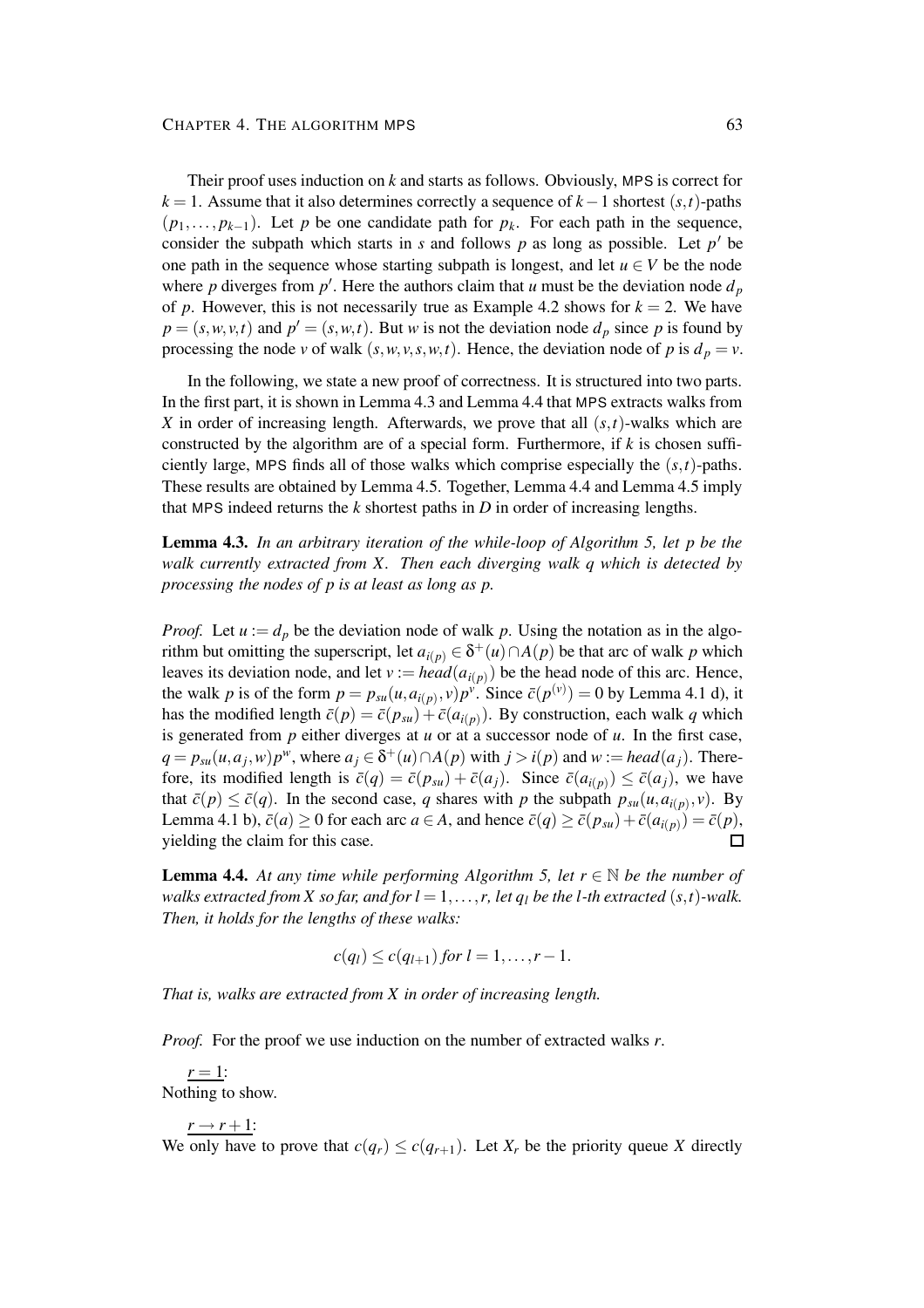Their proof uses induction on $k$ and starts as follows. Obviously, MPS is correct for $k = 1$. Assume that it also determines correctly a sequence of $k-1$ shortest $(s,t)$-paths $(p_1,\ldots,p_{k-1})$. Let $p$ be one candidate path for $p_k$. For each path in the sequence, consider the subpath which starts in $s$ and follows $p$ as long as possible. Let $p'$ be one path in the sequence whose starting subpath is longest, and let $u \in V$ be the node where $p$ diverges from $p'$. Here the authors claim that $u$ must be the deviation node $d_p$ of $p$. However, this is not necessarily true as Example 4.2 shows for $k = 2$. We have $p = (s,w,v,t)$ and $p' = (s,w,t)$. But $w$ is not the deviation node $d_p$ since $p$ is found by processing the node $v$ of walk $(s,w,v,s,w,t)$. Hence, the deviation node of $p$ is $d_p = v$.

In the following, we state a new proof of correctness. It is structured into two parts. In the first part, it is shown in Lemma 4.3 and Lemma 4.4 that MPS extracts walks from $X$ in order of increasing length. Afterwards, we prove that all $(s,t)$-walks which are constructed by the algorithm are of a special form. Furthermore, if $k$ is chosen sufficiently large, MPS finds all of those walks which comprise especially the $(s,t)$-paths. These results are obtained by Lemma 4.5. Together, Lemma 4.4 and Lemma 4.5 imply that MPS indeed returns the $k$ shortest paths in $D$ in order of increasing lengths.

**Lemma 4.3.** *In an arbitrary iteration of the while-loop of Algorithm 5, let $p$ be the walk currently extracted from $X$. Then each diverging walk $q$ which is detected by processing the nodes of $p$ is at least as long as $p$.*

*Proof.* Let $u := d_p$ be the deviation node of walk $p$. Using the notation as in the algorithm but omitting the superscript, let $a_{i(p)} \in \delta^+(u) \cap A(p)$ be that arc of walk $p$ which leaves its deviation node, and let $v := head(a_{i(p)})$ be the head node of this arc. Hence, the walk $p$ is of the form $p = p_{su}(u, a_{i(p)}, v)p^v$. Since $\bar{c}(p^{(v)}) = 0$ by Lemma 4.1 d), it has the modified length $\bar{c}(p) = \bar{c}(p_{su}) + \bar{c}(a_{i(p)})$. By construction, each walk $q$ which is generated from $p$ either diverges at $u$ or at a successor node of $u$. In the first case, $q = p_{su}(u, a_j, w)p^w$, where $a_j \in \delta^+(u) \cap A(p)$ with $j > i(p)$ and $w := head(a_j)$. Therefore, its modified length is $\bar{c}(q) = \bar{c}(p_{su}) + \bar{c}(a_j)$. Since $\bar{c}(a_{i(p)}) \leq \bar{c}(a_j)$, we have that $\bar{c}(p) \leq \bar{c}(q)$. In the second case, $q$ shares with $p$ the subpath $p_{su}(u, a_{i(p)}, v)$. By Lemma 4.1 b), $\bar{c}(a) \geq 0$ for each arc $a \in A$, and hence $\bar{c}(q) \geq \bar{c}(p_{su}) + \bar{c}(a_{i(p)}) = \bar{c}(p)$, yielding the claim for this case. ☐

**Lemma 4.4.** *At any time while performing Algorithm 5, let $r \in \mathbb{N}$ be the number of walks extracted from $X$ so far, and for $l = 1,\ldots,r$, let $q_l$ be the $l$-th extracted $(s,t)$-walk. Then, it holds for the lengths of these walks:*

$$c(q_l) \leq c(q_{l+1}) \text{ for } l = 1,\ldots,r-1.$$

*That is, walks are extracted from $X$ in order of increasing length.*

*Proof.* For the proof we use induction on the number of extracted walks $r$.

$r = 1$:
Nothing to show.

$r \to r+1$:
We only have to prove that $c(q_r) \leq c(q_{r+1})$. Let $X_r$ be the priority queue $X$ directly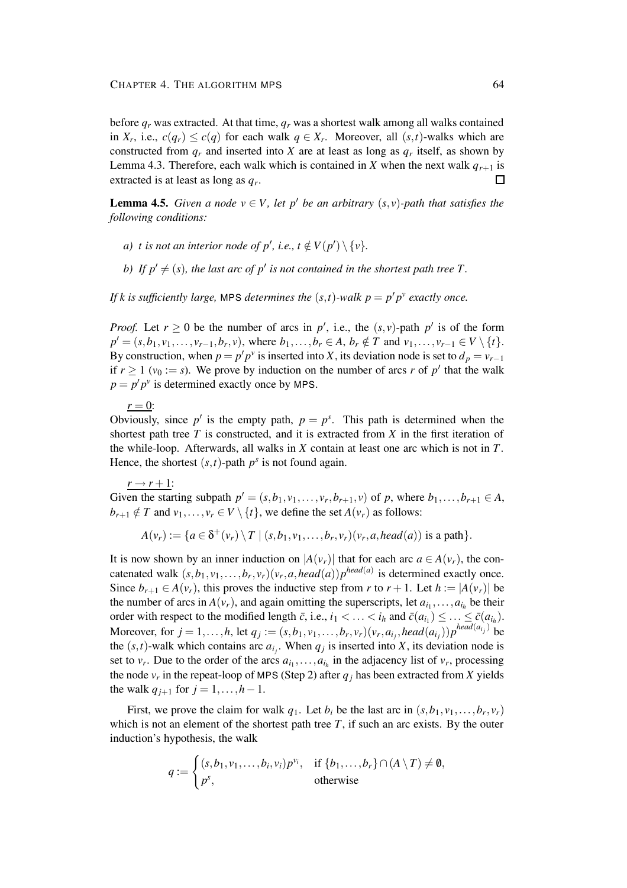before $q_r$ was extracted. At that time, $q_r$ was a shortest walk among all walks contained in $X_r$, i.e., $c(q_r) \leq c(q)$ for each walk $q \in X_r$. Moreover, all $(s,t)$-walks which are constructed from $q_r$ and inserted into $X$ are at least as long as $q_r$ itself, as shown by Lemma 4.3. Therefore, each walk which is contained in $X$ when the next walk $q_{r+1}$ is extracted is at least as long as $q_r$. $\square$

**Lemma 4.5.** *Given a node $v \in V$, let $p'$ be an arbitrary $(s,v)$-path that satisfies the following conditions:*

*a) $t$ is not an interior node of $p'$, i.e., $t \notin V(p') \setminus \{v\}$.*

*b) If $p' \neq (s)$, the last arc of $p'$ is not contained in the shortest path tree $T$.*

*If $k$ is sufficiently large,* MPS *determines the $(s,t)$-walk $p = p'p^v$ exactly once.*

*Proof.* Let $r \geq 0$ be the number of arcs in $p'$, i.e., the $(s,v)$-path $p'$ is of the form $p' = (s, b_1, v_1, \ldots, v_{r-1}, b_r, v)$, where $b_1, \ldots, b_r \in A$, $b_r \notin T$ and $v_1, \ldots, v_{r-1} \in V \setminus \{t\}$. By construction, when $p = p'p^v$ is inserted into $X$, its deviation node is set to $d_p = v_{r-1}$ if $r \geq 1$ ($v_0 := s$). We prove by induction on the number of arcs $r$ of $p'$ that the walk $p = p'p^v$ is determined exactly once by MPS.

$\underline{r = 0}$:
Obviously, since $p'$ is the empty path, $p = p^s$. This path is determined when the shortest path tree $T$ is constructed, and it is extracted from $X$ in the first iteration of the while-loop. Afterwards, all walks in $X$ contain at least one arc which is not in $T$. Hence, the shortest $(s,t)$-path $p^s$ is not found again.

$\underline{r \to r+1}$:
Given the starting subpath $p' = (s, b_1, v_1, \ldots, v_r, b_{r+1}, v)$ of $p$, where $b_1, \ldots, b_{r+1} \in A$, $b_{r+1} \notin T$ and $v_1, \ldots, v_r \in V \setminus \{t\}$, we define the set $A(v_r)$ as follows:

$$A(v_r) := \{a \in \delta^+(v_r) \setminus T \mid (s, b_1, v_1, \ldots, b_r, v_r)(v_r, a, head(a)) \text{ is a path}\}.$$

It is now shown by an inner induction on $|A(v_r)|$ that for each arc $a \in A(v_r)$, the concatenated walk $(s, b_1, v_1, \ldots, b_r, v_r)(v_r, a, head(a))p^{head(a)}$ is determined exactly once. Since $b_{r+1} \in A(v_r)$, this proves the inductive step from $r$ to $r+1$. Let $h := |A(v_r)|$ be the number of arcs in $A(v_r)$, and again omitting the superscripts, let $a_{i_1}, \ldots, a_{i_h}$ be their order with respect to the modified length $\bar{c}$, i.e., $i_1 < \ldots < i_h$ and $\bar{c}(a_{i_1}) \leq \ldots \leq \bar{c}(a_{i_h})$. Moreover, for $j = 1, \ldots, h$, let $q_j := (s, b_1, v_1, \ldots, b_r, v_r)(v_r, a_{i_j}, head(a_{i_j}))p^{head(a_{i_j})}$ be the $(s,t)$-walk which contains arc $a_{i_j}$. When $q_j$ is inserted into $X$, its deviation node is set to $v_r$. Due to the order of the arcs $a_{i_1}, \ldots, a_{i_h}$ in the adjacency list of $v_r$, processing the node $v_r$ in the repeat-loop of MPS (Step 2) after $q_j$ has been extracted from $X$ yields the walk $q_{j+1}$ for $j = 1, \ldots, h-1$.

First, we prove the claim for walk $q_1$. Let $b_i$ be the last arc in $(s, b_1, v_1, \ldots, b_r, v_r)$ which is not an element of the shortest path tree $T$, if such an arc exists. By the outer induction's hypothesis, the walk

$$q := \begin{cases} (s, b_1, v_1, \ldots, b_i, v_i)p^{v_i}, & \text{if } \{b_1, \ldots, b_r\} \cap (A \setminus T) \neq \emptyset, \\ p^s, & \text{otherwise} \end{cases}$$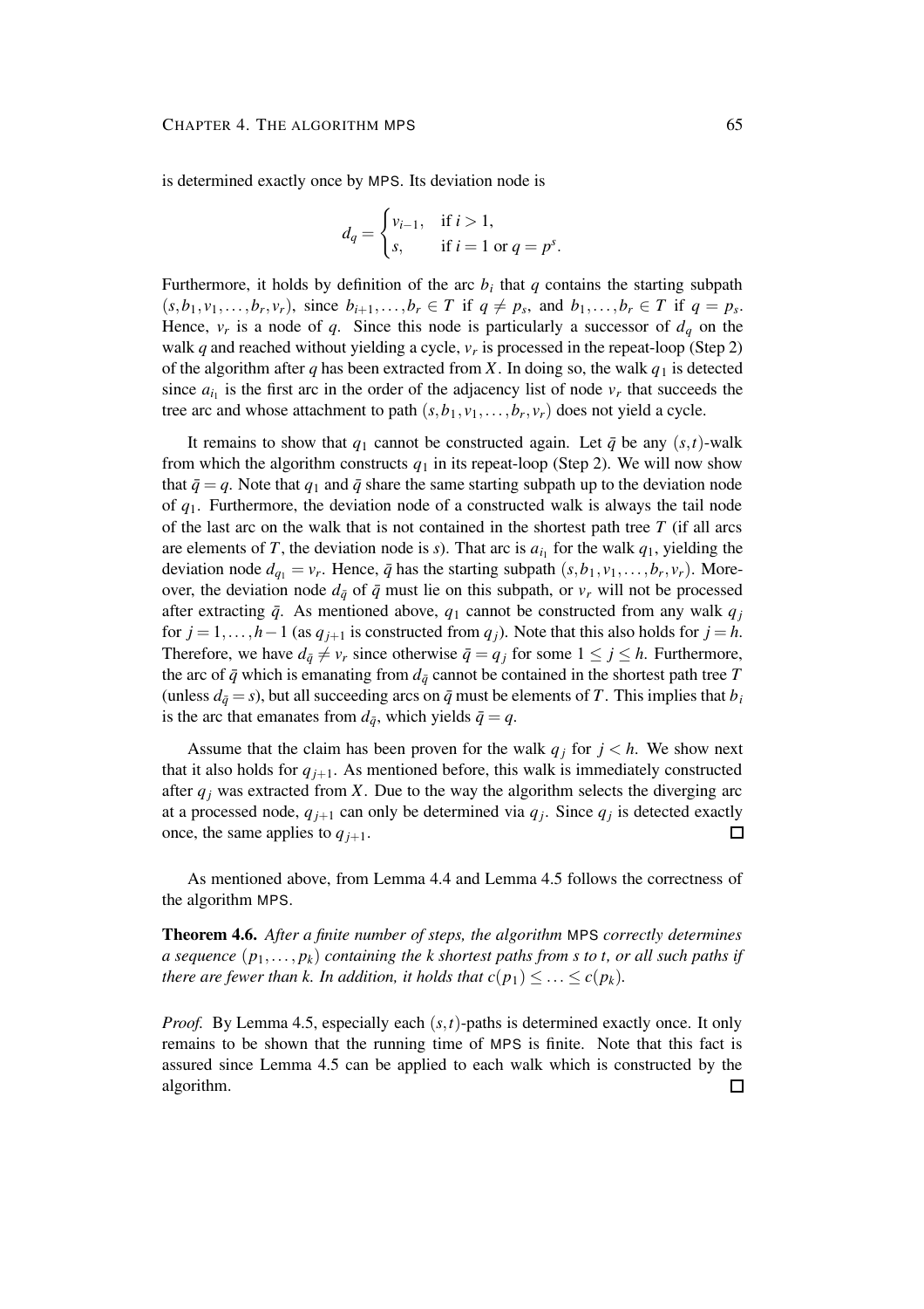is determined exactly once by MPS. Its deviation node is

$$d_q = \begin{cases} v_{i-1}, & \text{if } i > 1, \\ s, & \text{if } i = 1 \text{ or } q = p^s. \end{cases}$$

Furthermore, it holds by definition of the arc $b_i$ that $q$ contains the starting subpath $(s, b_1, v_1, \ldots, b_r, v_r)$, since $b_{i+1}, \ldots, b_r \in T$ if $q \neq p_s$, and $b_1, \ldots, b_r \in T$ if $q = p_s$. Hence, $v_r$ is a node of $q$. Since this node is particularly a successor of $d_q$ on the walk $q$ and reached without yielding a cycle, $v_r$ is processed in the repeat-loop (Step 2) of the algorithm after $q$ has been extracted from $X$. In doing so, the walk $q_1$ is detected since $a_{i_1}$ is the first arc in the order of the adjacency list of node $v_r$ that succeeds the tree arc and whose attachment to path $(s, b_1, v_1, \ldots, b_r, v_r)$ does not yield a cycle.

It remains to show that $q_1$ cannot be constructed again. Let $\bar{q}$ be any $(s,t)$-walk from which the algorithm constructs $q_1$ in its repeat-loop (Step 2). We will now show that $\bar{q} = q$. Note that $q_1$ and $\bar{q}$ share the same starting subpath up to the deviation node of $q_1$. Furthermore, the deviation node of a constructed walk is always the tail node of the last arc on the walk that is not contained in the shortest path tree $T$ (if all arcs are elements of $T$, the deviation node is $s$). That arc is $a_{i_1}$ for the walk $q_1$, yielding the deviation node $d_{q_1} = v_r$. Hence, $\bar{q}$ has the starting subpath $(s, b_1, v_1, \ldots, b_r, v_r)$. Moreover, the deviation node $d_{\bar{q}}$ of $\bar{q}$ must lie on this subpath, or $v_r$ will not be processed after extracting $\bar{q}$. As mentioned above, $q_1$ cannot be constructed from any walk $q_j$ for $j = 1, \ldots, h-1$ (as $q_{j+1}$ is constructed from $q_j$). Note that this also holds for $j = h$. Therefore, we have $d_{\bar{q}} \neq v_r$ since otherwise $\bar{q} = q_j$ for some $1 \leq j \leq h$. Furthermore, the arc of $\bar{q}$ which is emanating from $d_{\bar{q}}$ cannot be contained in the shortest path tree $T$ (unless $d_{\bar{q}} = s$), but all succeeding arcs on $\bar{q}$ must be elements of $T$. This implies that $b_i$ is the arc that emanates from $d_{\bar{q}}$, which yields $\bar{q} = q$.

Assume that the claim has been proven for the walk $q_j$ for $j < h$. We show next that it also holds for $q_{j+1}$. As mentioned before, this walk is immediately constructed after $q_j$ was extracted from $X$. Due to the way the algorithm selects the diverging arc at a processed node, $q_{j+1}$ can only be determined via $q_j$. Since $q_j$ is detected exactly once, the same applies to $q_{j+1}$. □

As mentioned above, from Lemma 4.4 and Lemma 4.5 follows the correctness of the algorithm MPS.

**Theorem 4.6.** *After a finite number of steps, the algorithm* MPS *correctly determines a sequence* $(p_1, \ldots, p_k)$ *containing the k shortest paths from s to t, or all such paths if there are fewer than k. In addition, it holds that* $c(p_1) \leq \ldots \leq c(p_k)$.

*Proof.* By Lemma 4.5, especially each $(s,t)$-paths is determined exactly once. It only remains to be shown that the running time of MPS is finite. Note that this fact is assured since Lemma 4.5 can be applied to each walk which is constructed by the algorithm. □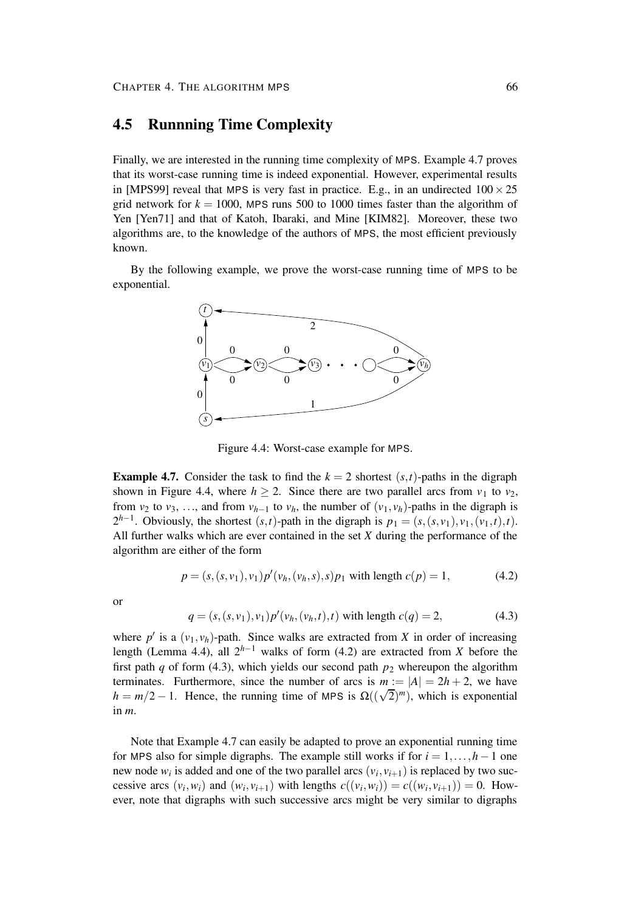## 4.5 Runnning Time Complexity

Finally, we are interested in the running time complexity of MPS. Example 4.7 proves that its worst-case running time is indeed exponential. However, experimental results in [MPS99] reveal that MPS is very fast in practice. E.g., in an undirected $100 \times 25$ grid network for $k = 1000$, MPS runs 500 to 1000 times faster than the algorithm of Yen [Yen71] and that of Katoh, Ibaraki, and Mine [KIM82]. Moreover, these two algorithms are, to the knowledge of the authors of MPS, the most efficient previously known.

By the following example, we prove the worst-case running time of MPS to be exponential.

Figure 4.4: Worst-case example for MPS.

**Example 4.7.** Consider the task to find the $k = 2$ shortest $(s,t)$-paths in the digraph shown in Figure 4.4, where $h \geq 2$. Since there are two parallel arcs from $v_1$ to $v_2$, from $v_2$ to $v_3$, …, and from $v_{h-1}$ to $v_h$, the number of $(v_1, v_h)$-paths in the digraph is $2^{h-1}$. Obviously, the shortest $(s,t)$-path in the digraph is $p_1 = (s, (s, v_1), v_1, (v_1, t), t)$. All further walks which are ever contained in the set $X$ during the performance of the algorithm are either of the form

$$p = (s, (s, v_1), v_1) p' (v_h, (v_h, s), s) p_1 \text{ with length } c(p) = 1, \tag{4.2}$$

or

$$q = (s, (s, v_1), v_1) p' (v_h, (v_h, t), t) \text{ with length } c(q) = 2, \tag{4.3}$$

where $p'$ is a $(v_1, v_h)$-path. Since walks are extracted from $X$ in order of increasing length (Lemma 4.4), all $2^{h-1}$ walks of form (4.2) are extracted from $X$ before the first path $q$ of form (4.3), which yields our second path $p_2$ whereupon the algorithm terminates. Furthermore, since the number of arcs is $m := |A| = 2h + 2$, we have $h = m/2 - 1$. Hence, the running time of MPS is $\Omega((\sqrt{2})^m)$, which is exponential in $m$.

Note that Example 4.7 can easily be adapted to prove an exponential running time for MPS also for simple digraphs. The example still works if for $i = 1, \ldots, h-1$ one new node $w_i$ is added and one of the two parallel arcs $(v_i, v_{i+1})$ is replaced by two successive arcs $(v_i, w_i)$ and $(w_i, v_{i+1})$ with lengths $c((v_i, w_i)) = c((w_i, v_{i+1})) = 0$. However, note that digraphs with such successive arcs might be very similar to digraphs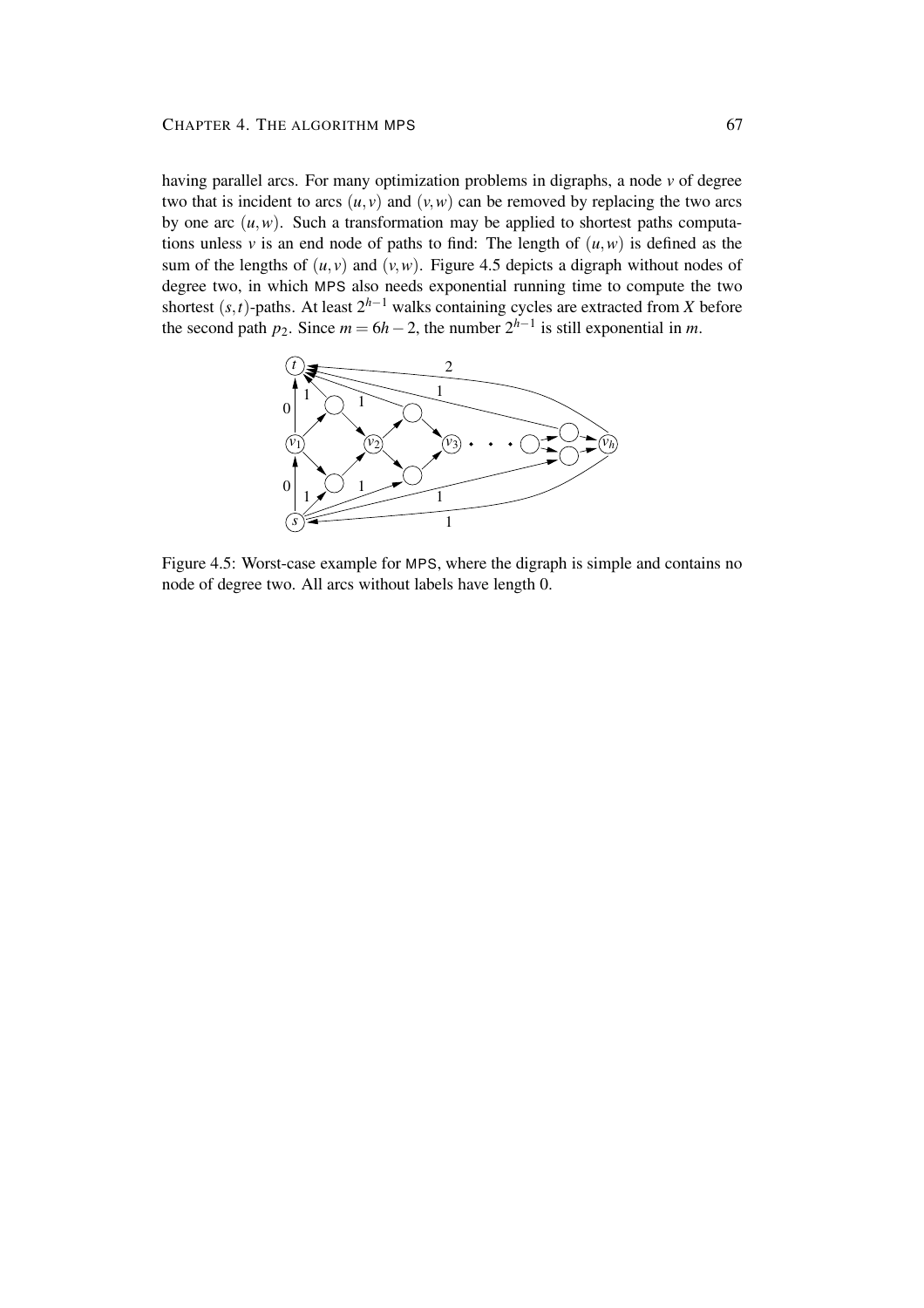having parallel arcs. For many optimization problems in digraphs, a node $v$ of degree two that is incident to arcs $(u,v)$ and $(v,w)$ can be removed by replacing the two arcs by one arc $(u,w)$. Such a transformation may be applied to shortest paths computations unless $v$ is an end node of paths to find: The length of $(u,w)$ is defined as the sum of the lengths of $(u,v)$ and $(v,w)$. Figure 4.5 depicts a digraph without nodes of degree two, in which MPS also needs exponential running time to compute the two shortest $(s,t)$-paths. At least $2^{h-1}$ walks containing cycles are extracted from $X$ before the second path $p_2$. Since $m = 6h - 2$, the number $2^{h-1}$ is still exponential in $m$.

Figure 4.5: Worst-case example for MPS, where the digraph is simple and contains no node of degree two. All arcs without labels have length 0.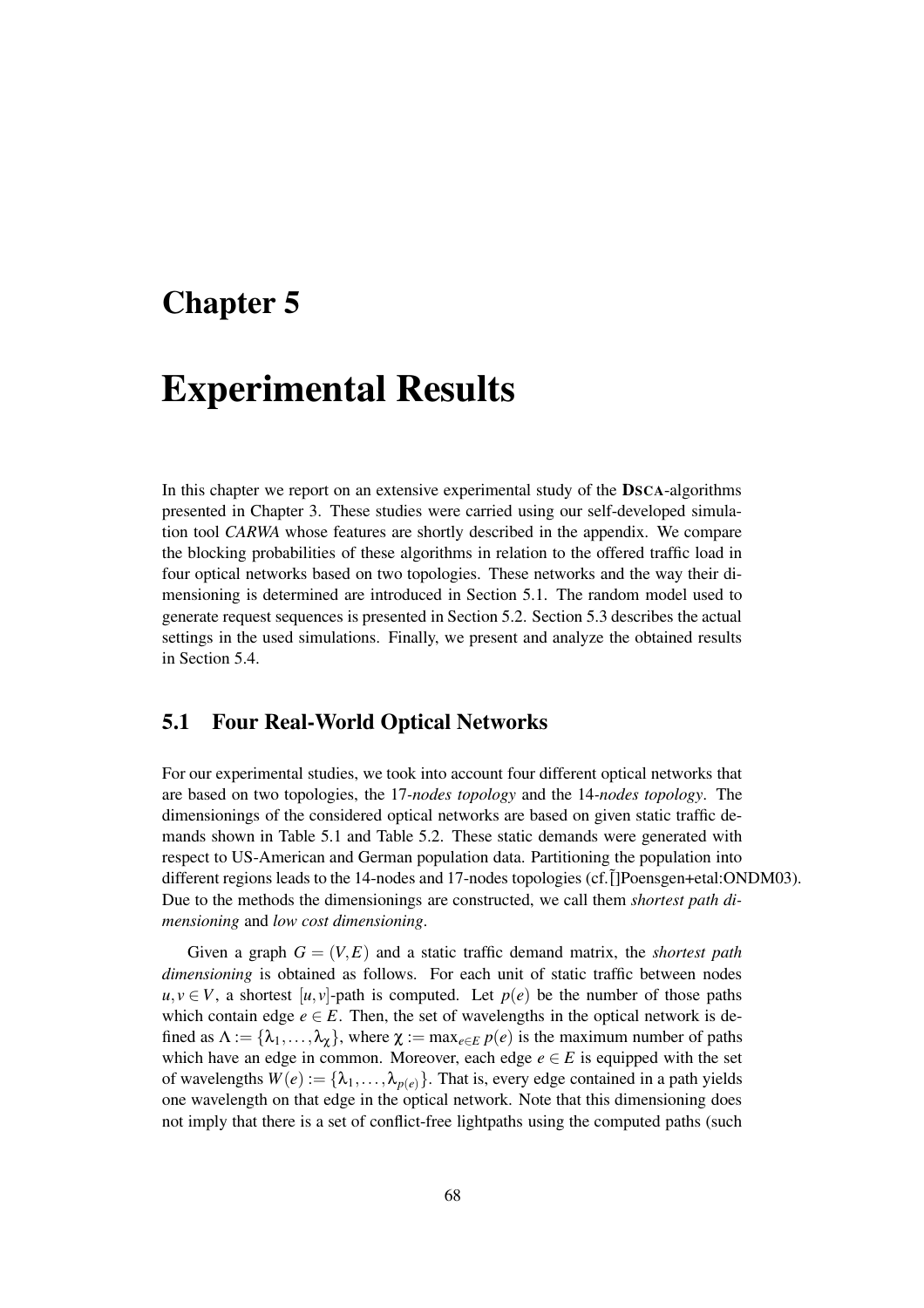# Chapter 5

# Experimental Results

In this chapter we report on an extensive experimental study of the **DSCA**-algorithms presented in Chapter 3. These studies were carried using our self-developed simulation tool *CARWA* whose features are shortly described in the appendix. We compare the blocking probabilities of these algorithms in relation to the offered traffic load in four optical networks based on two topologies. These networks and the way their dimensioning is determined are introduced in Section 5.1. The random model used to generate request sequences is presented in Section 5.2. Section 5.3 describes the actual settings in the used simulations. Finally, we present and analyze the obtained results in Section 5.4.

## 5.1 Four Real-World Optical Networks

For our experimental studies, we took into account four different optical networks that are based on two topologies, the 17*-nodes topology* and the 14*-nodes topology*. The dimensionings of the considered optical networks are based on given static traffic demands shown in Table 5.1 and Table 5.2. These static demands were generated with respect to US-American and German population data. Partitioning the population into different regions leads to the 14-nodes and 17-nodes topologies (cf.˜[]Poensgen+etal:ONDM03). Due to the methods the dimensionings are constructed, we call them *shortest path dimensioning* and *low cost dimensioning*.

Given a graph $G = (V,E)$ and a static traffic demand matrix, the *shortest path dimensioning* is obtained as follows. For each unit of static traffic between nodes $u, v \in V$, a shortest $[u,v]$-path is computed. Let $p(e)$ be the number of those paths which contain edge $e \in E$. Then, the set of wavelengths in the optical network is defined as $\Lambda := \{\lambda_1, \ldots, \lambda_\chi\}$, where $\chi := \max_{e \in E} p(e)$ is the maximum number of paths which have an edge in common. Moreover, each edge $e \in E$ is equipped with the set of wavelengths $W(e) := \{\lambda_1, \ldots, \lambda_{p(e)}\}$. That is, every edge contained in a path yields one wavelength on that edge in the optical network. Note that this dimensioning does not imply that there is a set of conflict-free lightpaths using the computed paths (such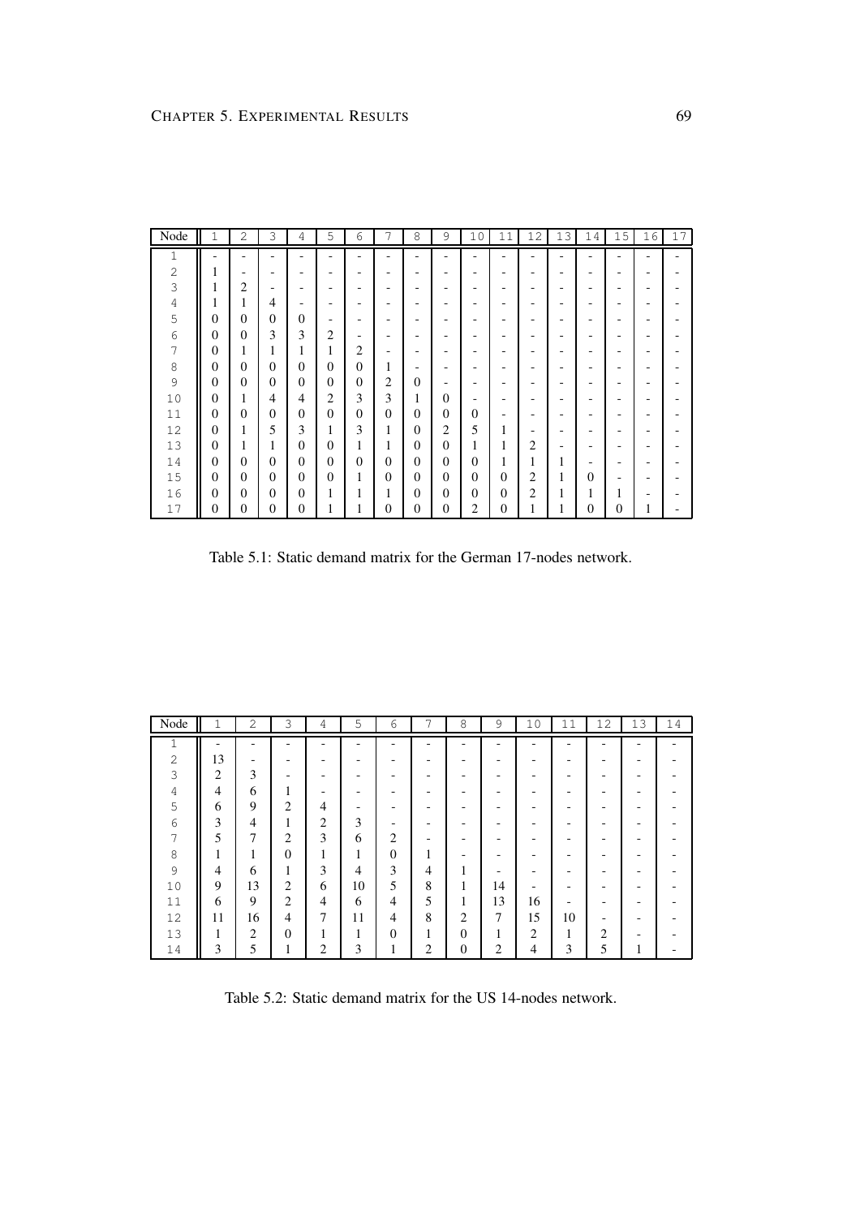| Node | 1 | 2 | 3 | 4 | 5 | 6 | 7 | 8 | 9 | 10 | 11 | 12 | 13 | 14 | 15 | 16 | 17 |
|---|---|---|---|---|---|---|---|---|---|---|---|---|---|---|---|---|---|
| 1 | - | - | - | - | - | - | - | - | - | - | - | - | - | - | - | - | - |
| 2 | 1 | - | - | - | - | - | - | - | - | - | - | - | - | - | - | - | - |
| 3 | 1 | 2 | - | - | - | - | - | - | - | - | - | - | - | - | - | - | - |
| 4 | 1 | 1 | 4 | - | - | - | - | - | - | - | - | - | - | - | - | - | - |
| 5 | 0 | 0 | 0 | 0 | - | - | - | - | - | - | - | - | - | - | - | - | - |
| 6 | 0 | 0 | 3 | 3 | 2 | - | - | - | - | - | - | - | - | - | - | - | - |
| 7 | 0 | 1 | 1 | 1 | 1 | 2 | - | - | - | - | - | - | - | - | - | - | - |
| 8 | 0 | 0 | 0 | 0 | 0 | 0 | 1 | - | - | - | - | - | - | - | - | - | - |
| 9 | 0 | 0 | 0 | 0 | 0 | 0 | 2 | 0 | - | - | - | - | - | - | - | - | - |
| 10 | 0 | 1 | 4 | 4 | 2 | 3 | 3 | 1 | 0 | - | - | - | - | - | - | - | - |
| 11 | 0 | 0 | 0 | 0 | 0 | 0 | 0 | 0 | 0 | 0 | - | - | - | - | - | - | - |
| 12 | 0 | 1 | 5 | 3 | 1 | 3 | 1 | 0 | 2 | 5 | 1 | - | - | - | - | - | - |
| 13 | 0 | 1 | 1 | 0 | 0 | 1 | 1 | 0 | 0 | 1 | 1 | 2 | - | - | - | - | - |
| 14 | 0 | 0 | 0 | 0 | 0 | 0 | 0 | 0 | 0 | 0 | 1 | 1 | 1 | - | - | - | - |
| 15 | 0 | 0 | 0 | 0 | 0 | 1 | 0 | 0 | 0 | 0 | 0 | 2 | 1 | 0 | - | - | - |
| 16 | 0 | 0 | 0 | 0 | 1 | 1 | 1 | 0 | 0 | 0 | 0 | 2 | 1 | 1 | 1 | - | - |
| 17 | 0 | 0 | 0 | 0 | 1 | 1 | 0 | 0 | 0 | 2 | 0 | 1 | 1 | 0 | 0 | 1 | - |

Table 5.1: Static demand matrix for the German 17-nodes network.

| Node | 1 | 2 | 3 | 4 | 5 | 6 | 7 | 8 | 9 | 10 | 11 | 12 | 13 | 14 |
|---|---|---|---|---|---|---|---|---|---|---|---|---|---|---|
| 1 | - | - | - | - | - | - | - | - | - | - | - | - | - | - |
| 2 | 13 | - | - | - | - | - | - | - | - | - | - | - | - | - |
| 3 | 2 | 3 | - | - | - | - | - | - | - | - | - | - | - | - |
| 4 | 4 | 6 | 1 | - | - | - | - | - | - | - | - | - | - | - |
| 5 | 6 | 9 | 2 | 4 | - | - | - | - | - | - | - | - | - | - |
| 6 | 3 | 4 | 1 | 2 | 3 | - | - | - | - | - | - | - | - | - |
| 7 | 5 | 7 | 2 | 3 | 6 | 2 | - | - | - | - | - | - | - | - |
| 8 | 1 | 1 | 0 | 1 | 1 | 0 | 1 | - | - | - | - | - | - | - |
| 9 | 4 | 6 | 1 | 3 | 4 | 3 | 4 | 1 | - | - | - | - | - | - |
| 10 | 9 | 13 | 2 | 6 | 10 | 5 | 8 | 1 | 14 | - | - | - | - | - |
| 11 | 6 | 9 | 2 | 4 | 6 | 4 | 5 | 1 | 13 | 16 | - | - | - | - |
| 12 | 11 | 16 | 4 | 7 | 11 | 4 | 8 | 2 | 7 | 15 | 10 | - | - | - |
| 13 | 1 | 2 | 0 | 1 | 1 | 0 | 1 | 0 | 1 | 2 | 1 | 2 | - | - |
| 14 | 3 | 5 | 1 | 2 | 3 | 1 | 2 | 0 | 2 | 4 | 3 | 5 | 1 | - |

Table 5.2: Static demand matrix for the US 14-nodes network.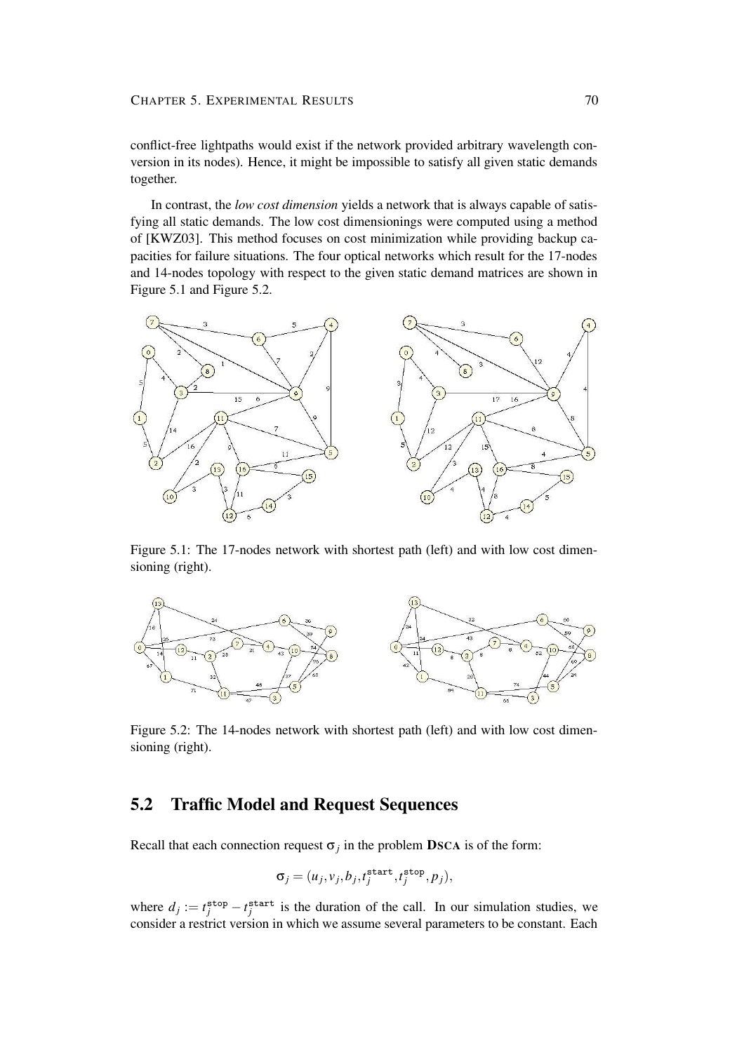conflict-free lightpaths would exist if the network provided arbitrary wavelength conversion in its nodes). Hence, it might be impossible to satisfy all given static demands together.

In contrast, the *low cost dimension* yields a network that is always capable of satisfying all static demands. The low cost dimensionings were computed using a method of [KWZ03]. This method focuses on cost minimization while providing backup capacities for failure situations. The four optical networks which result for the 17-nodes and 14-nodes topology with respect to the given static demand matrices are shown in Figure 5.1 and Figure 5.2.

Figure 5.1: The 17-nodes network with shortest path (left) and with low cost dimensioning (right).

Figure 5.2: The 14-nodes network with shortest path (left) and with low cost dimensioning (right).

## 5.2 Traffic Model and Request Sequences

Recall that each connection request $\sigma_j$ in the problem **DSCA** is of the form:

$$\sigma_j = (u_j, v_j, b_j, t_j^{\texttt{start}}, t_j^{\texttt{stop}}, p_j),$$

where $d_j := t_j^{\texttt{stop}} - t_j^{\texttt{start}}$ is the duration of the call. In our simulation studies, we consider a restrict version in which we assume several parameters to be constant. Each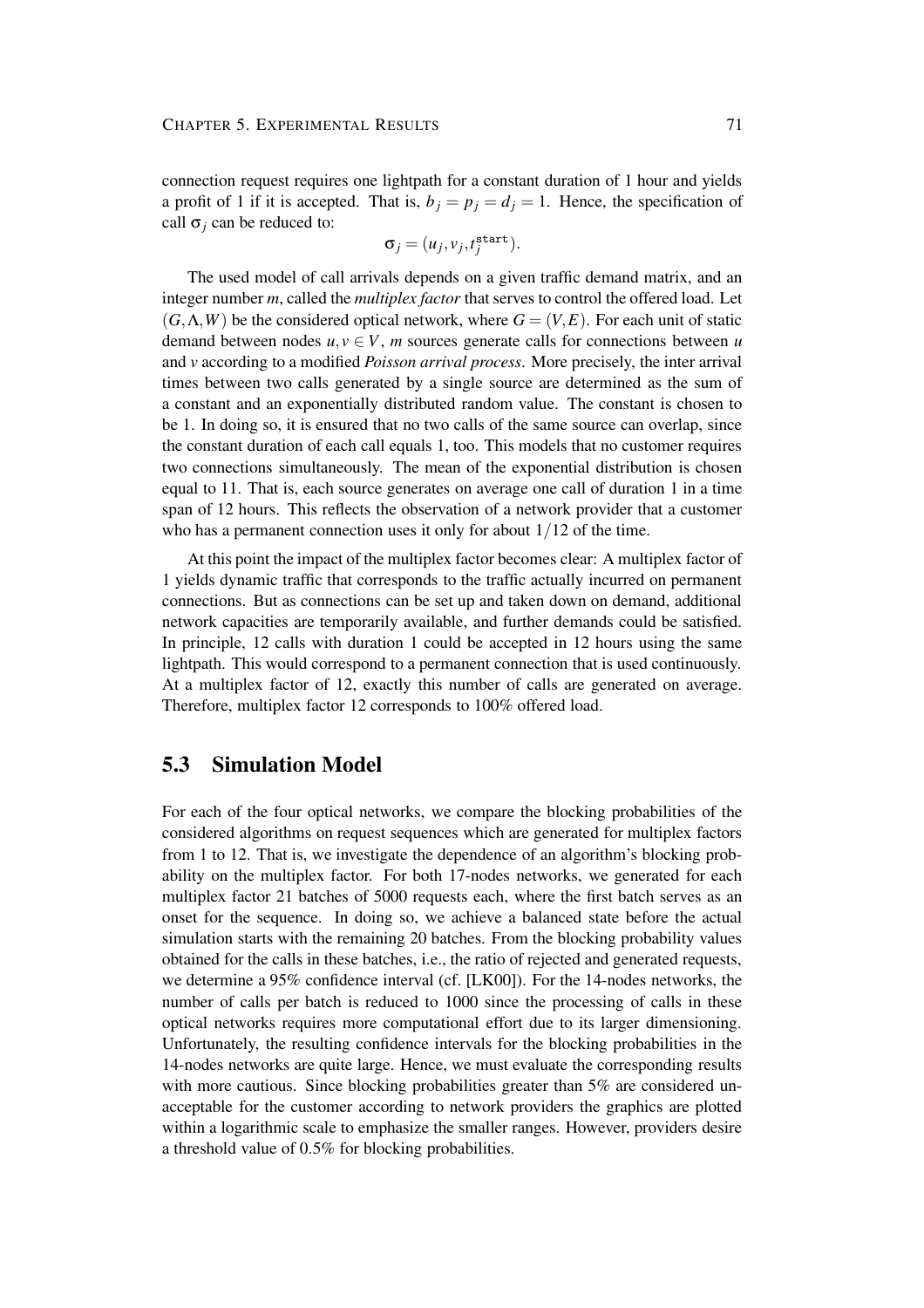connection request requires one lightpath for a constant duration of 1 hour and yields a profit of 1 if it is accepted. That is, $b_j = p_j = d_j = 1$. Hence, the specification of call $\sigma_j$ can be reduced to:

$$\sigma_j = (u_j, v_j, t_j^{\texttt{start}}).$$

The used model of call arrivals depends on a given traffic demand matrix, and an integer number $m$, called the *multiplex factor* that serves to control the offered load. Let $(G, \Lambda, W)$ be the considered optical network, where $G = (V, E)$. For each unit of static demand between nodes $u, v \in V$, $m$ sources generate calls for connections between $u$ and $v$ according to a modified *Poisson arrival process*. More precisely, the inter arrival times between two calls generated by a single source are determined as the sum of a constant and an exponentially distributed random value. The constant is chosen to be 1. In doing so, it is ensured that no two calls of the same source can overlap, since the constant duration of each call equals 1, too. This models that no customer requires two connections simultaneously. The mean of the exponential distribution is chosen equal to 11. That is, each source generates on average one call of duration 1 in a time span of 12 hours. This reflects the observation of a network provider that a customer who has a permanent connection uses it only for about $1/12$ of the time.

At this point the impact of the multiplex factor becomes clear: A multiplex factor of 1 yields dynamic traffic that corresponds to the traffic actually incurred on permanent connections. But as connections can be set up and taken down on demand, additional network capacities are temporarily available, and further demands could be satisfied. In principle, 12 calls with duration 1 could be accepted in 12 hours using the same lightpath. This would correspond to a permanent connection that is used continuously. At a multiplex factor of 12, exactly this number of calls are generated on average. Therefore, multiplex factor 12 corresponds to 100% offered load.

## 5.3 Simulation Model

For each of the four optical networks, we compare the blocking probabilities of the considered algorithms on request sequences which are generated for multiplex factors from 1 to 12. That is, we investigate the dependence of an algorithm's blocking probability on the multiplex factor. For both 17-nodes networks, we generated for each multiplex factor 21 batches of 5000 requests each, where the first batch serves as an onset for the sequence. In doing so, we achieve a balanced state before the actual simulation starts with the remaining 20 batches. From the blocking probability values obtained for the calls in these batches, i.e., the ratio of rejected and generated requests, we determine a 95% confidence interval (cf. [LK00]). For the 14-nodes networks, the number of calls per batch is reduced to 1000 since the processing of calls in these optical networks requires more computational effort due to its larger dimensioning. Unfortunately, the resulting confidence intervals for the blocking probabilities in the 14-nodes networks are quite large. Hence, we must evaluate the corresponding results with more cautious. Since blocking probabilities greater than 5% are considered unacceptable for the customer according to network providers the graphics are plotted within a logarithmic scale to emphasize the smaller ranges. However, providers desire a threshold value of 0.5% for blocking probabilities.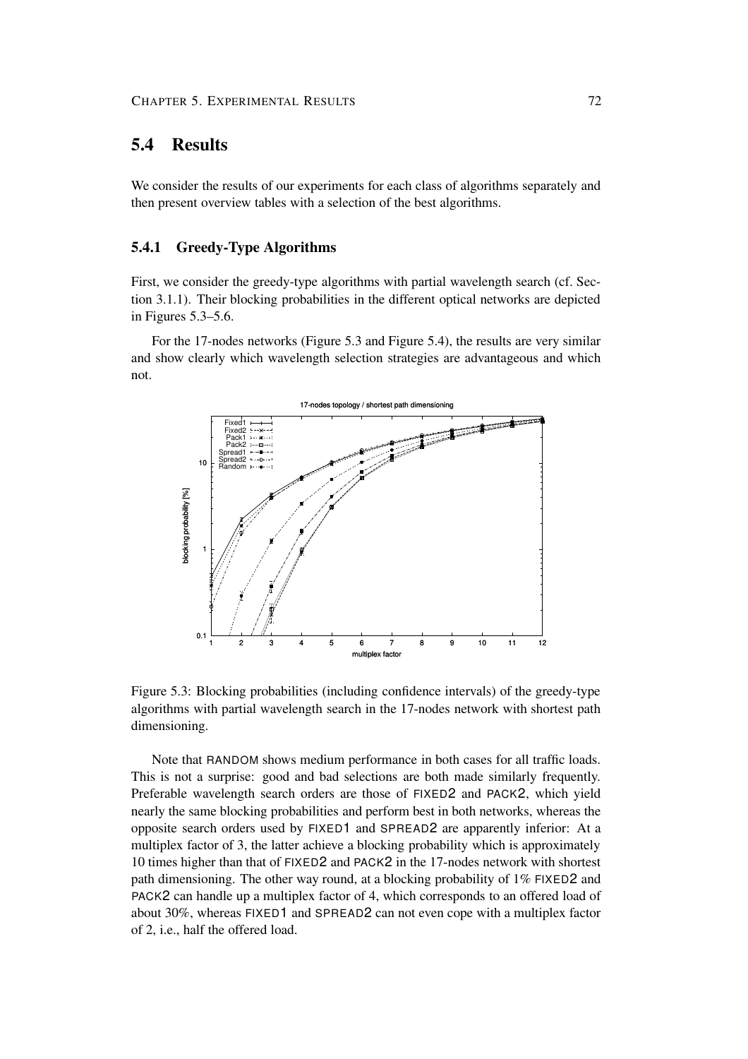## 5.4 Results

We consider the results of our experiments for each class of algorithms separately and then present overview tables with a selection of the best algorithms.

### 5.4.1 Greedy-Type Algorithms

First, we consider the greedy-type algorithms with partial wavelength search (cf. Section 3.1.1). Their blocking probabilities in the different optical networks are depicted in Figures 5.3–5.6.

For the 17-nodes networks (Figure 5.3 and Figure 5.4), the results are very similar and show clearly which wavelength selection strategies are advantageous and which not.

Figure 5.3: Blocking probabilities (including confidence intervals) of the greedy-type algorithms with partial wavelength search in the 17-nodes network with shortest path dimensioning.

Note that RANDOM shows medium performance in both cases for all traffic loads. This is not a surprise: good and bad selections are both made similarly frequently. Preferable wavelength search orders are those of FIXED2 and PACK2, which yield nearly the same blocking probabilities and perform best in both networks, whereas the opposite search orders used by FIXED1 and SPREAD2 are apparently inferior: At a multiplex factor of 3, the latter achieve a blocking probability which is approximately 10 times higher than that of FIXED2 and PACK2 in the 17-nodes network with shortest path dimensioning. The other way round, at a blocking probability of 1% FIXED2 and PACK2 can handle up a multiplex factor of 4, which corresponds to an offered load of about 30%, whereas FIXED1 and SPREAD2 can not even cope with a multiplex factor of 2, i.e., half the offered load.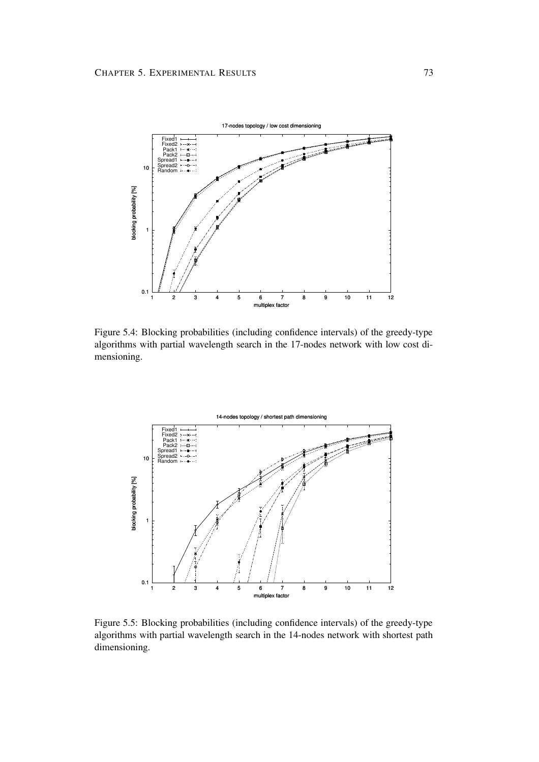Figure 5.4: Blocking probabilities (including confidence intervals) of the greedy-type algorithms with partial wavelength search in the 17-nodes network with low cost dimensioning.

Figure 5.5: Blocking probabilities (including confidence intervals) of the greedy-type algorithms with partial wavelength search in the 14-nodes network with shortest path dimensioning.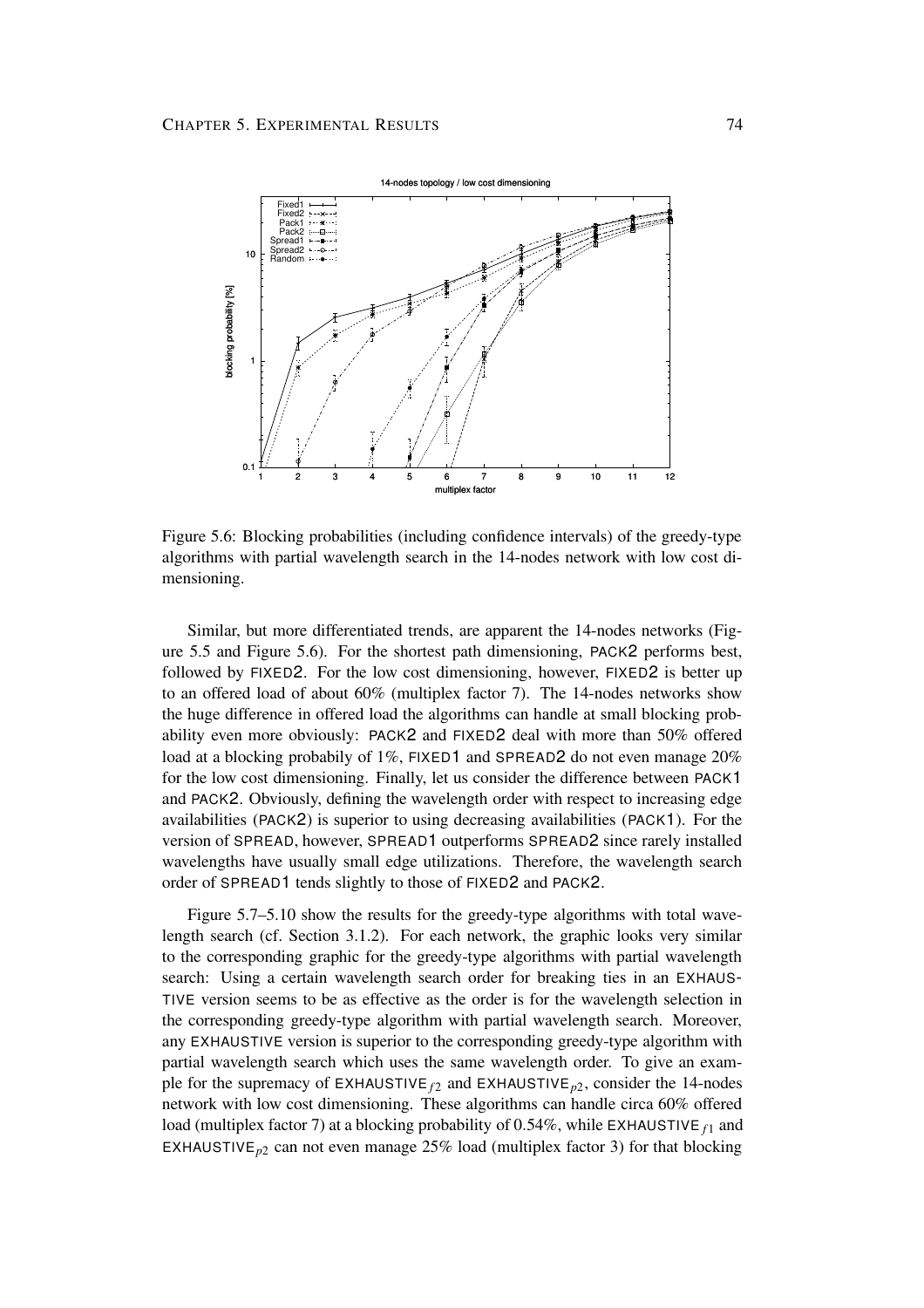Figure 5.6: Blocking probabilities (including confidence intervals) of the greedy-type algorithms with partial wavelength search in the 14-nodes network with low cost dimensioning.

Similar, but more differentiated trends, are apparent the 14-nodes networks (Figure 5.5 and Figure 5.6). For the shortest path dimensioning, PACK2 performs best, followed by FIXED2. For the low cost dimensioning, however, FIXED2 is better up to an offered load of about 60% (multiplex factor 7). The 14-nodes networks show the huge difference in offered load the algorithms can handle at small blocking probability even more obviously: PACK2 and FIXED2 deal with more than 50% offered load at a blocking probabily of 1%, FIXED1 and SPREAD2 do not even manage 20% for the low cost dimensioning. Finally, let us consider the difference between PACK1 and PACK2. Obviously, defining the wavelength order with respect to increasing edge availabilities (PACK2) is superior to using decreasing availabilities (PACK1). For the version of SPREAD, however, SPREAD1 outperforms SPREAD2 since rarely installed wavelengths have usually small edge utilizations. Therefore, the wavelength search order of SPREAD1 tends slightly to those of FIXED2 and PACK2.

Figure 5.7–5.10 show the results for the greedy-type algorithms with total wavelength search (cf. Section 3.1.2). For each network, the graphic looks very similar to the corresponding graphic for the greedy-type algorithms with partial wavelength search: Using a certain wavelength search order for breaking ties in an EXHAUSTIVE version seems to be as effective as the order is for the wavelength selection in the corresponding greedy-type algorithm with partial wavelength search. Moreover, any EXHAUSTIVE version is superior to the corresponding greedy-type algorithm with partial wavelength search which uses the same wavelength order. To give an example for the supremacy of EXHAUSTIVE$_{f2}$ and EXHAUSTIVE$_{p2}$, consider the 14-nodes network with low cost dimensioning. These algorithms can handle circa 60% offered load (multiplex factor 7) at a blocking probability of 0.54%, while EXHAUSTIVE$_{f1}$ and EXHAUSTIVE$_{p2}$ can not even manage 25% load (multiplex factor 3) for that blocking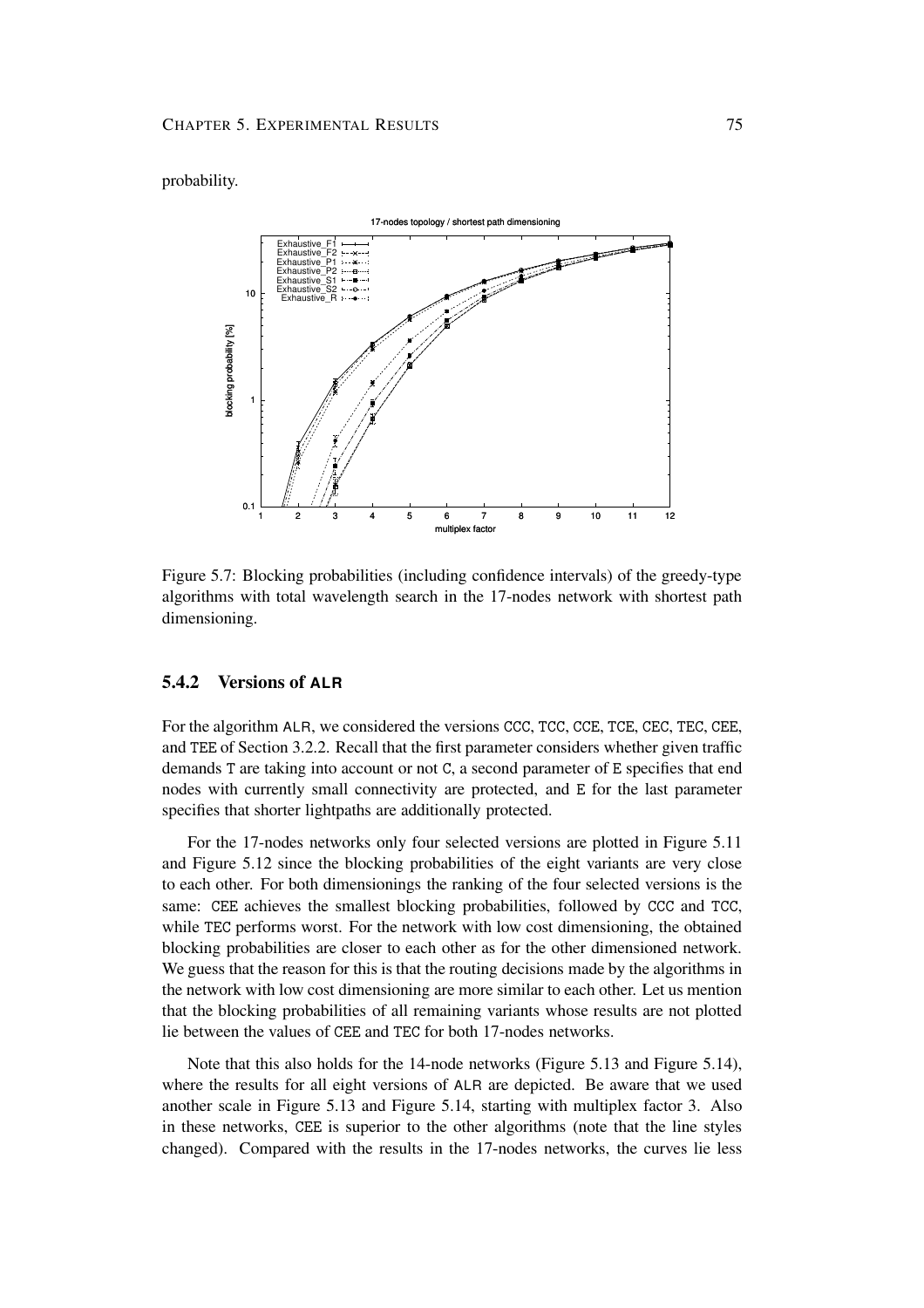probability.

Figure 5.7: Blocking probabilities (including confidence intervals) of the greedy-type algorithms with total wavelength search in the 17-nodes network with shortest path dimensioning.

### 5.4.2 Versions of ALR

For the algorithm ALR, we considered the versions CCC, TCC, CCE, TCE, CEC, TEC, CEE, and TEE of Section 3.2.2. Recall that the first parameter considers whether given traffic demands T are taking into account or not C, a second parameter of E specifies that end nodes with currently small connectivity are protected, and E for the last parameter specifies that shorter lightpaths are additionally protected.

For the 17-nodes networks only four selected versions are plotted in Figure 5.11 and Figure 5.12 since the blocking probabilities of the eight variants are very close to each other. For both dimensionings the ranking of the four selected versions is the same: CEE achieves the smallest blocking probabilities, followed by CCC and TCC, while TEC performs worst. For the network with low cost dimensioning, the obtained blocking probabilities are closer to each other as for the other dimensioned network. We guess that the reason for this is that the routing decisions made by the algorithms in the network with low cost dimensioning are more similar to each other. Let us mention that the blocking probabilities of all remaining variants whose results are not plotted lie between the values of CEE and TEC for both 17-nodes networks.

Note that this also holds for the 14-node networks (Figure 5.13 and Figure 5.14), where the results for all eight versions of ALR are depicted. Be aware that we used another scale in Figure 5.13 and Figure 5.14, starting with multiplex factor 3. Also in these networks, CEE is superior to the other algorithms (note that the line styles changed). Compared with the results in the 17-nodes networks, the curves lie less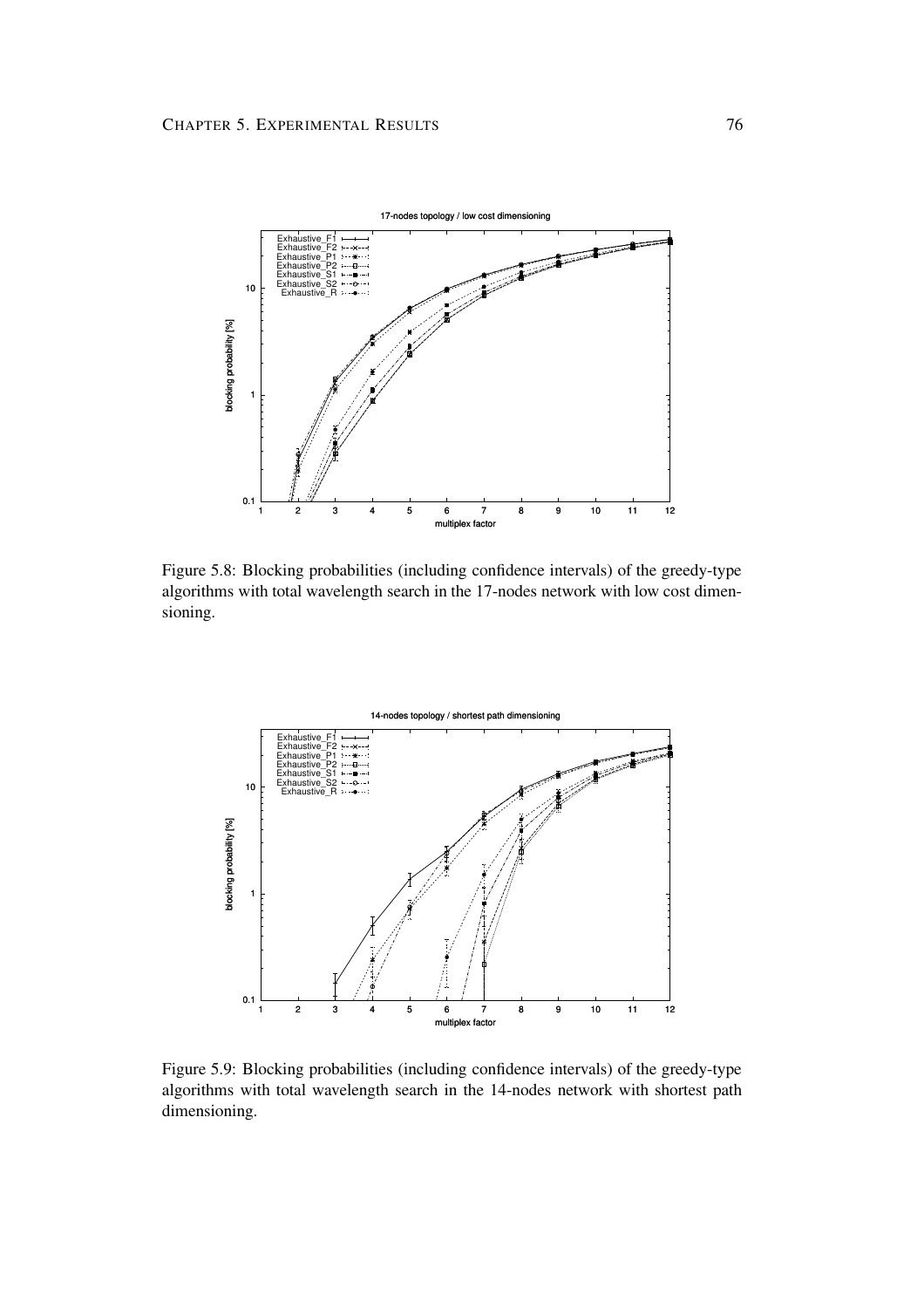Figure 5.8: Blocking probabilities (including confidence intervals) of the greedy-type algorithms with total wavelength search in the 17-nodes network with low cost dimensioning.

Figure 5.9: Blocking probabilities (including confidence intervals) of the greedy-type algorithms with total wavelength search in the 14-nodes network with shortest path dimensioning.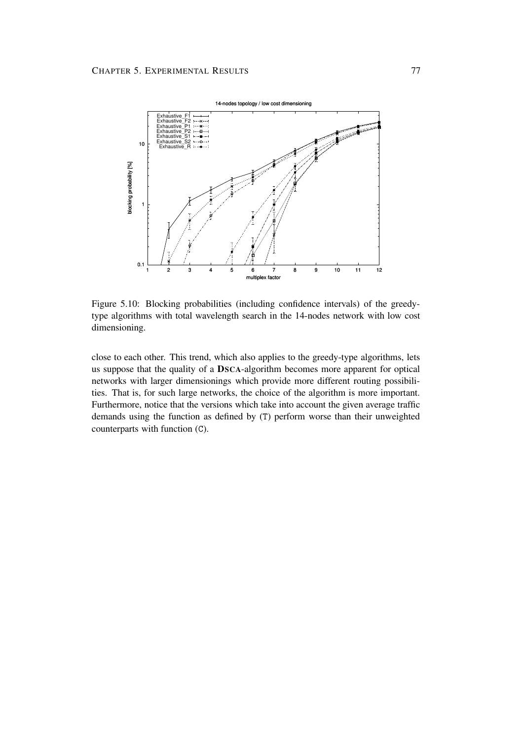Figure 5.10: Blocking probabilities (including confidence intervals) of the greedy-type algorithms with total wavelength search in the 14-nodes network with low cost dimensioning.

close to each other. This trend, which also applies to the greedy-type algorithms, lets us suppose that the quality of a **DSCA**-algorithm becomes more apparent for optical networks with larger dimensionings which provide more different routing possibilities. That is, for such large networks, the choice of the algorithm is more important. Furthermore, notice that the versions which take into account the given average traffic demands using the function as defined by (T) perform worse than their unweighted counterparts with function (C).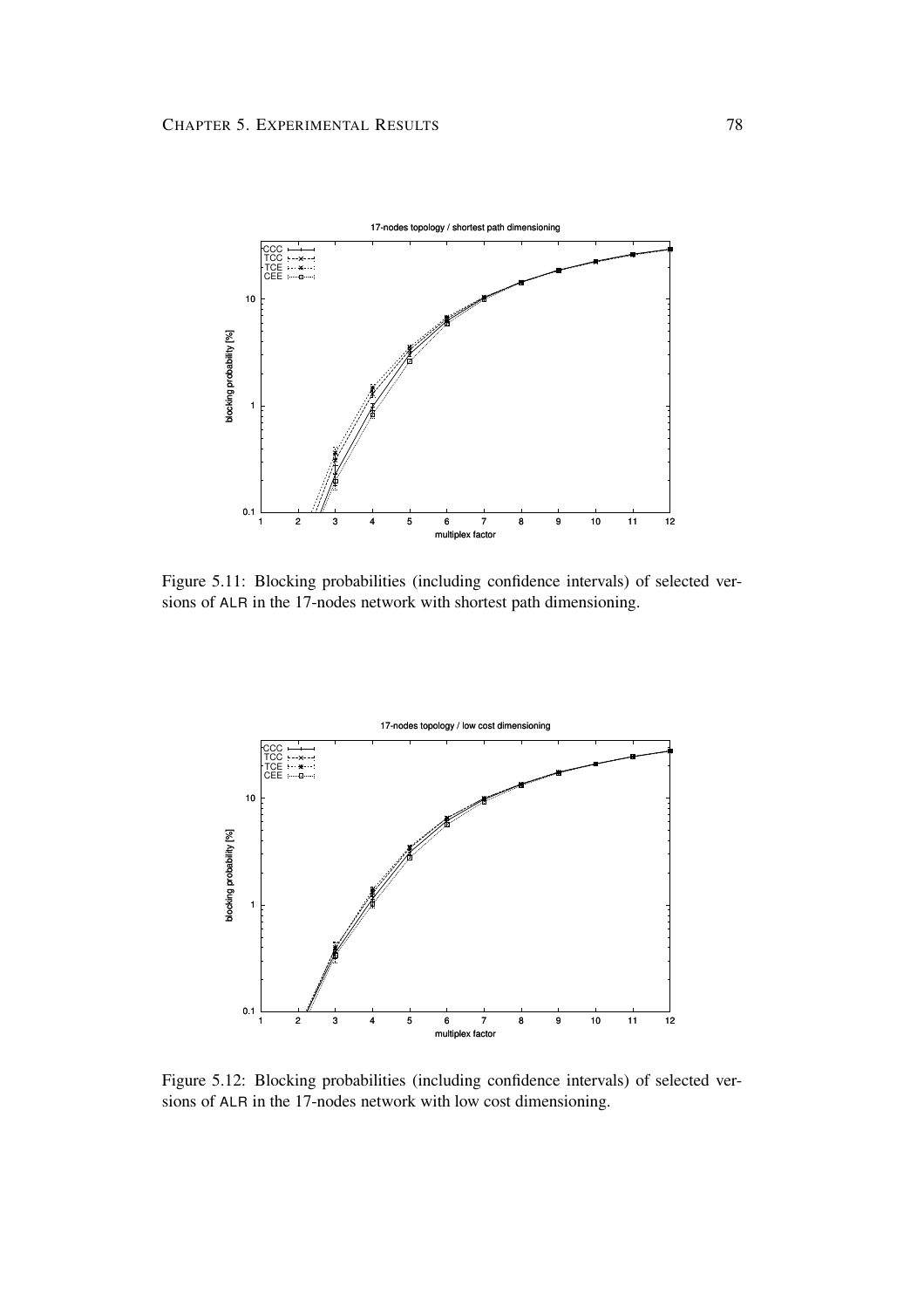Figure 5.11: Blocking probabilities (including confidence intervals) of selected versions of ALR in the 17-nodes network with shortest path dimensioning.

Figure 5.12: Blocking probabilities (including confidence intervals) of selected versions of ALR in the 17-nodes network with low cost dimensioning.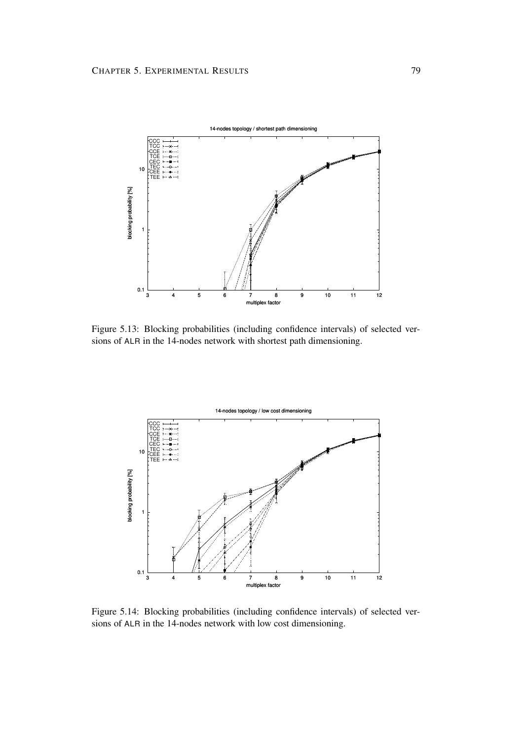Figure 5.13: Blocking probabilities (including confidence intervals) of selected versions of ALR in the 14-nodes network with shortest path dimensioning.

Figure 5.14: Blocking probabilities (including confidence intervals) of selected versions of ALR in the 14-nodes network with low cost dimensioning.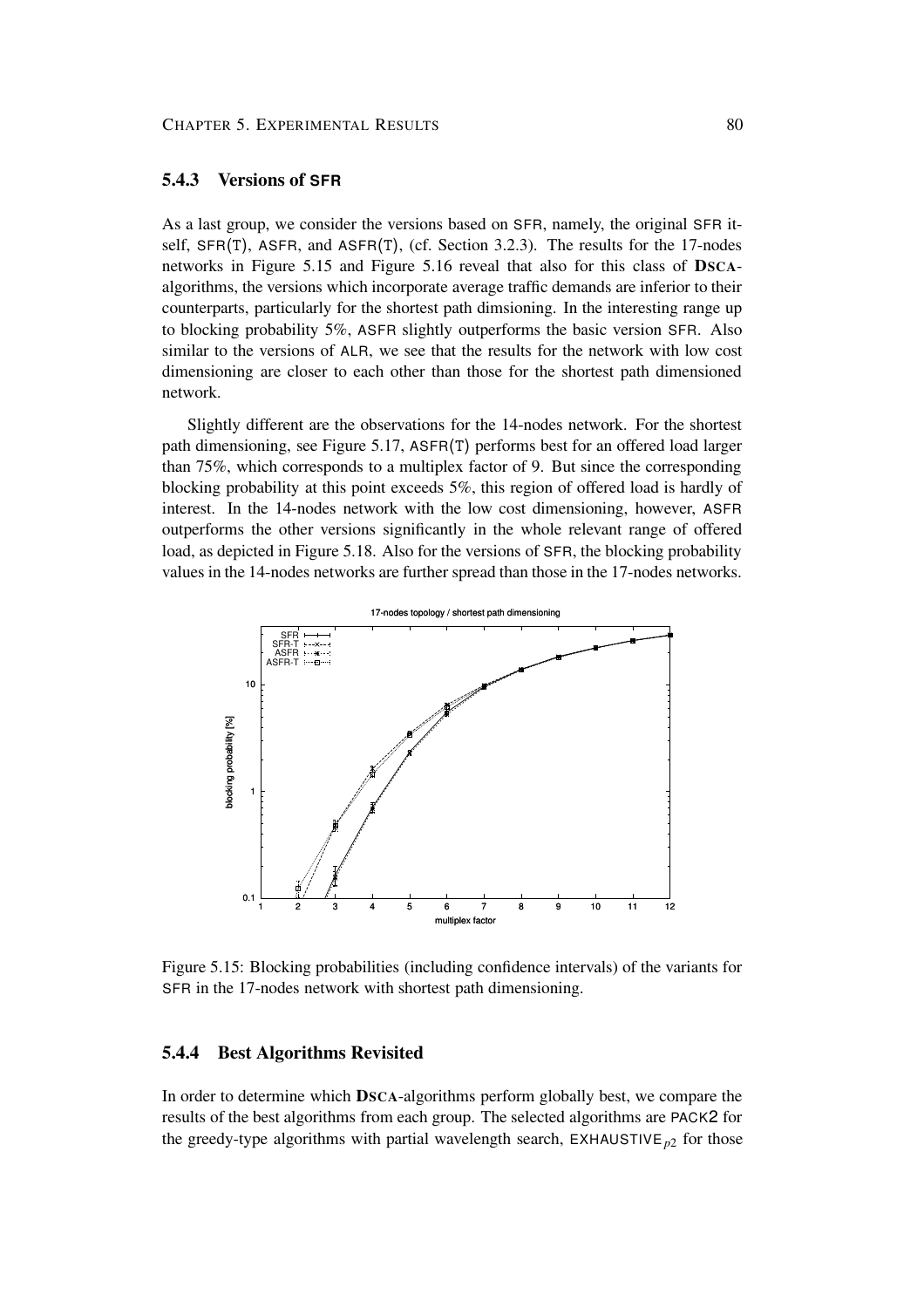### 5.4.3 Versions of SFR

As a last group, we consider the versions based on SFR, namely, the original SFR itself, SFR(T), ASFR, and ASFR(T), (cf. Section 3.2.3). The results for the 17-nodes networks in Figure 5.15 and Figure 5.16 reveal that also for this class of **DSCA**-algorithms, the versions which incorporate average traffic demands are inferior to their counterparts, particularly for the shortest path dimsioning. In the interesting range up to blocking probability 5%, ASFR slightly outperforms the basic version SFR. Also similar to the versions of ALR, we see that the results for the network with low cost dimensioning are closer to each other than those for the shortest path dimensioned network.

Slightly different are the observations for the 14-nodes network. For the shortest path dimensioning, see Figure 5.17, ASFR(T) performs best for an offered load larger than 75%, which corresponds to a multiplex factor of 9. But since the corresponding blocking probability at this point exceeds 5%, this region of offered load is hardly of interest. In the 14-nodes network with the low cost dimensioning, however, ASFR outperforms the other versions significantly in the whole relevant range of offered load, as depicted in Figure 5.18. Also for the versions of SFR, the blocking probability values in the 14-nodes networks are further spread than those in the 17-nodes networks.

Figure 5.15: Blocking probabilities (including confidence intervals) of the variants for SFR in the 17-nodes network with shortest path dimensioning.

### 5.4.4 Best Algorithms Revisited

In order to determine which **DSCA**-algorithms perform globally best, we compare the results of the best algorithms from each group. The selected algorithms are PACK2 for the greedy-type algorithms with partial wavelength search, $\text{EXHAUSTIVE}_{p2}$ for those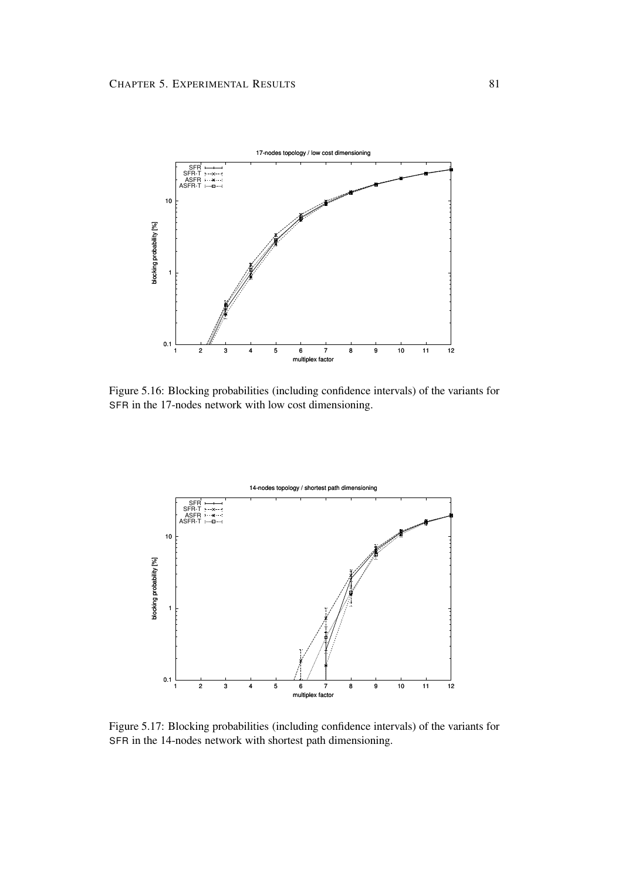Figure 5.16: Blocking probabilities (including confidence intervals) of the variants for SFR in the 17-nodes network with low cost dimensioning.

Figure 5.17: Blocking probabilities (including confidence intervals) of the variants for SFR in the 14-nodes network with shortest path dimensioning.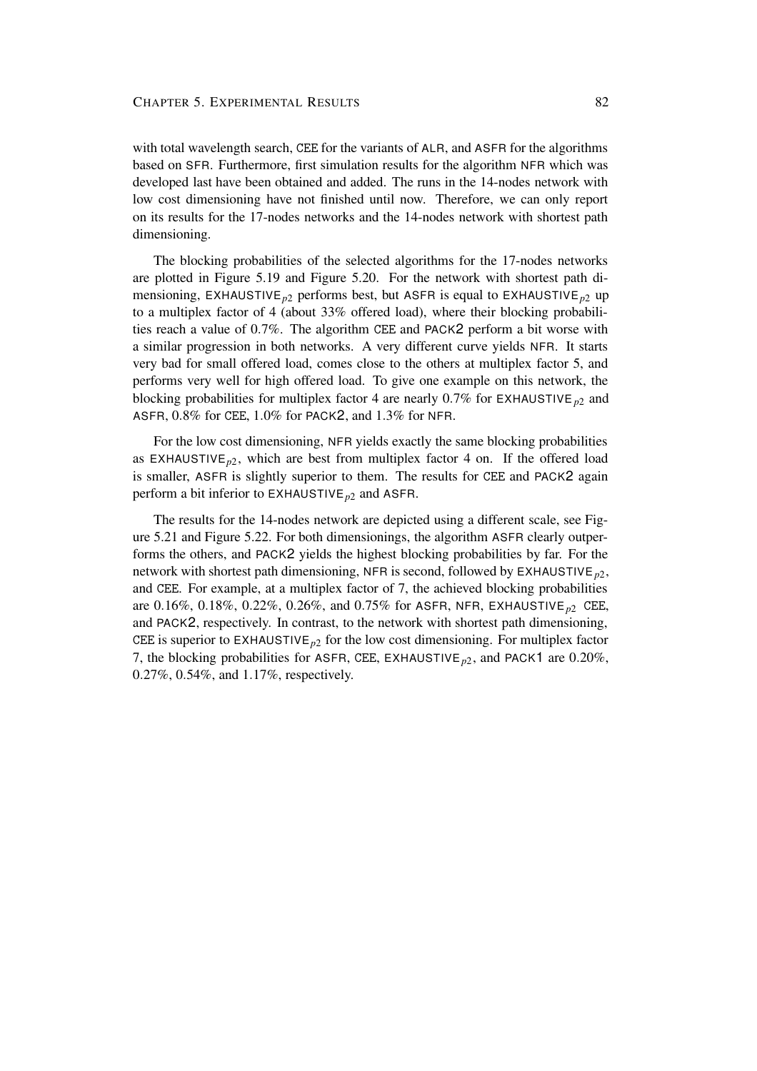with total wavelength search, CEE for the variants of ALR, and ASFR for the algorithms based on SFR. Furthermore, first simulation results for the algorithm NFR which was developed last have been obtained and added. The runs in the 14-nodes network with low cost dimensioning have not finished until now. Therefore, we can only report on its results for the 17-nodes networks and the 14-nodes network with shortest path dimensioning.

The blocking probabilities of the selected algorithms for the 17-nodes networks are plotted in Figure 5.19 and Figure 5.20. For the network with shortest path dimensioning, EXHAUSTIVE$_{p2}$ performs best, but ASFR is equal to EXHAUSTIVE$_{p2}$ up to a multiplex factor of 4 (about 33% offered load), where their blocking probabilities reach a value of 0.7%. The algorithm CEE and PACK2 perform a bit worse with a similar progression in both networks. A very different curve yields NFR. It starts very bad for small offered load, comes close to the others at multiplex factor 5, and performs very well for high offered load. To give one example on this network, the blocking probabilities for multiplex factor 4 are nearly 0.7% for EXHAUSTIVE$_{p2}$ and ASFR, 0.8% for CEE, 1.0% for PACK2, and 1.3% for NFR.

For the low cost dimensioning, NFR yields exactly the same blocking probabilities as EXHAUSTIVE$_{p2}$, which are best from multiplex factor 4 on. If the offered load is smaller, ASFR is slightly superior to them. The results for CEE and PACK2 again perform a bit inferior to EXHAUSTIVE$_{p2}$ and ASFR.

The results for the 14-nodes network are depicted using a different scale, see Figure 5.21 and Figure 5.22. For both dimensionings, the algorithm ASFR clearly outperforms the others, and PACK2 yields the highest blocking probabilities by far. For the network with shortest path dimensioning, NFR is second, followed by EXHAUSTIVE$_{p2}$, and CEE. For example, at a multiplex factor of 7, the achieved blocking probabilities are 0.16%, 0.18%, 0.22%, 0.26%, and 0.75% for ASFR, NFR, EXHAUSTIVE$_{p2}$ CEE, and PACK2, respectively. In contrast, to the network with shortest path dimensioning, CEE is superior to EXHAUSTIVE$_{p2}$ for the low cost dimensioning. For multiplex factor 7, the blocking probabilities for ASFR, CEE, EXHAUSTIVE$_{p2}$, and PACK1 are 0.20%, 0.27%, 0.54%, and 1.17%, respectively.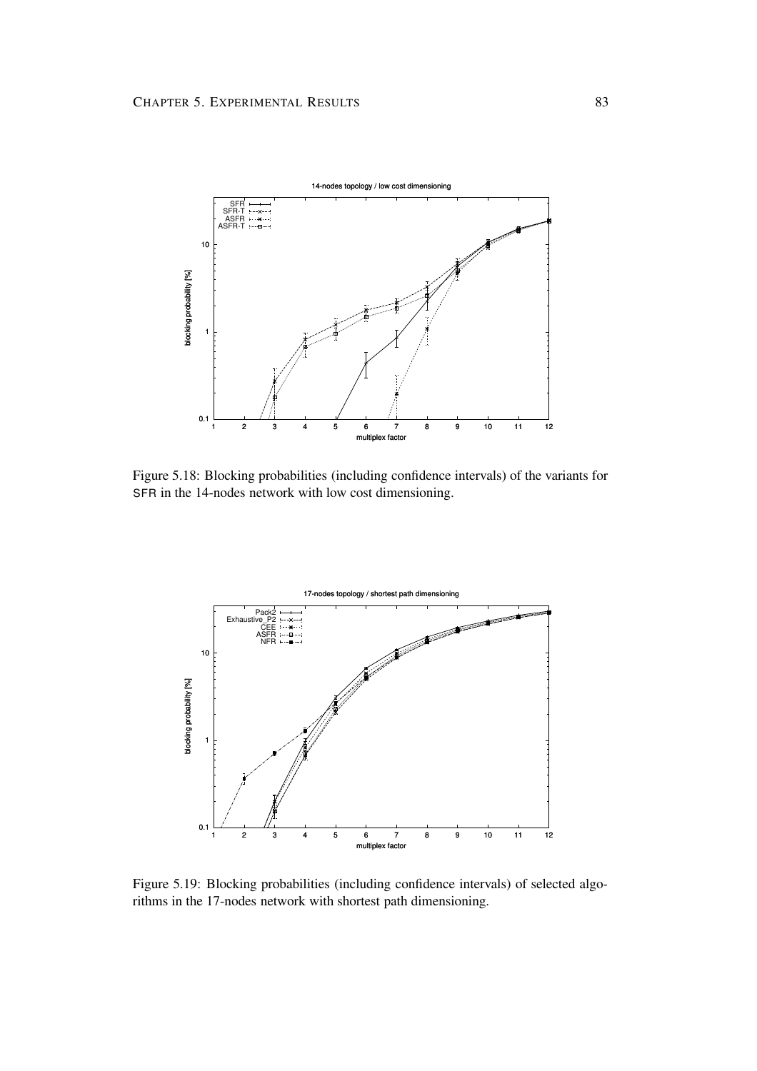Figure 5.18: Blocking probabilities (including confidence intervals) of the variants for SFR in the 14-nodes network with low cost dimensioning.

Figure 5.19: Blocking probabilities (including confidence intervals) of selected algorithms in the 17-nodes network with shortest path dimensioning.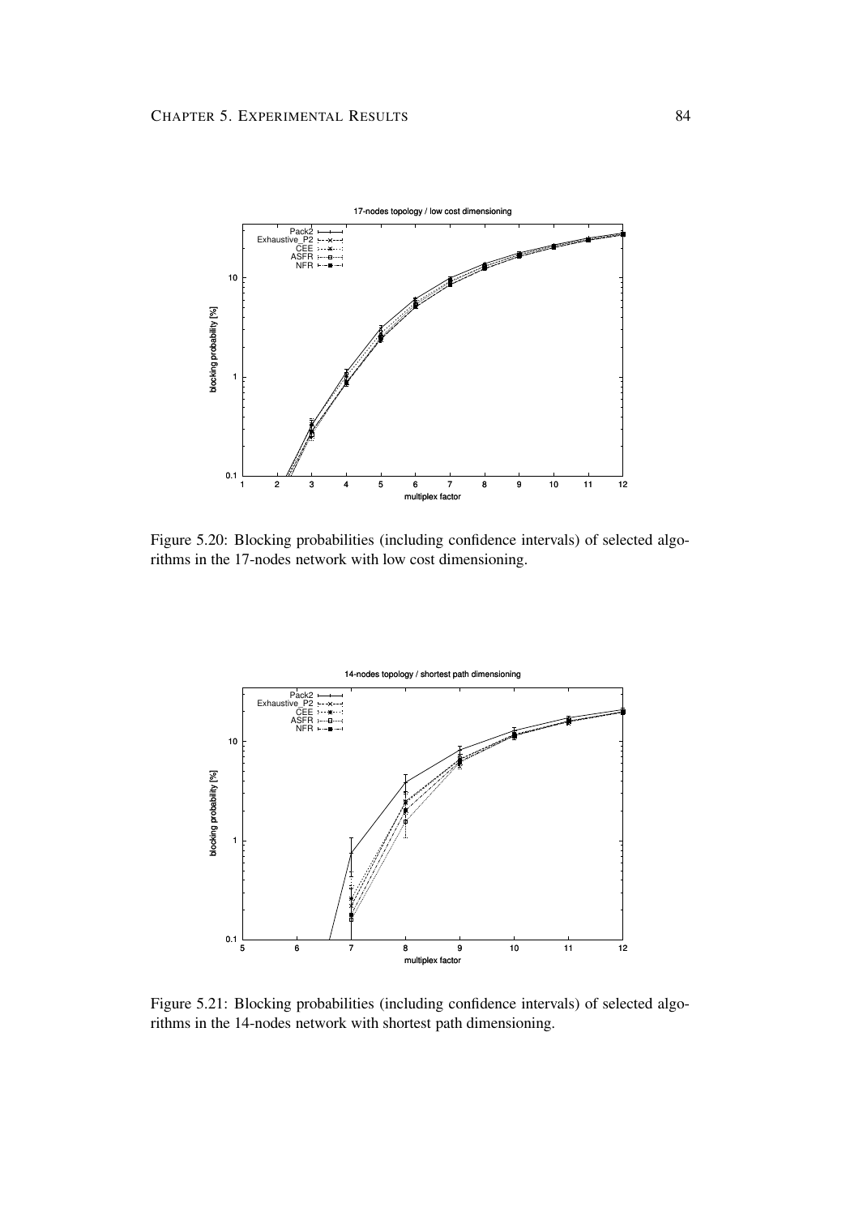Figure 5.20: Blocking probabilities (including confidence intervals) of selected algorithms in the 17-nodes network with low cost dimensioning.

Figure 5.21: Blocking probabilities (including confidence intervals) of selected algorithms in the 14-nodes network with shortest path dimensioning.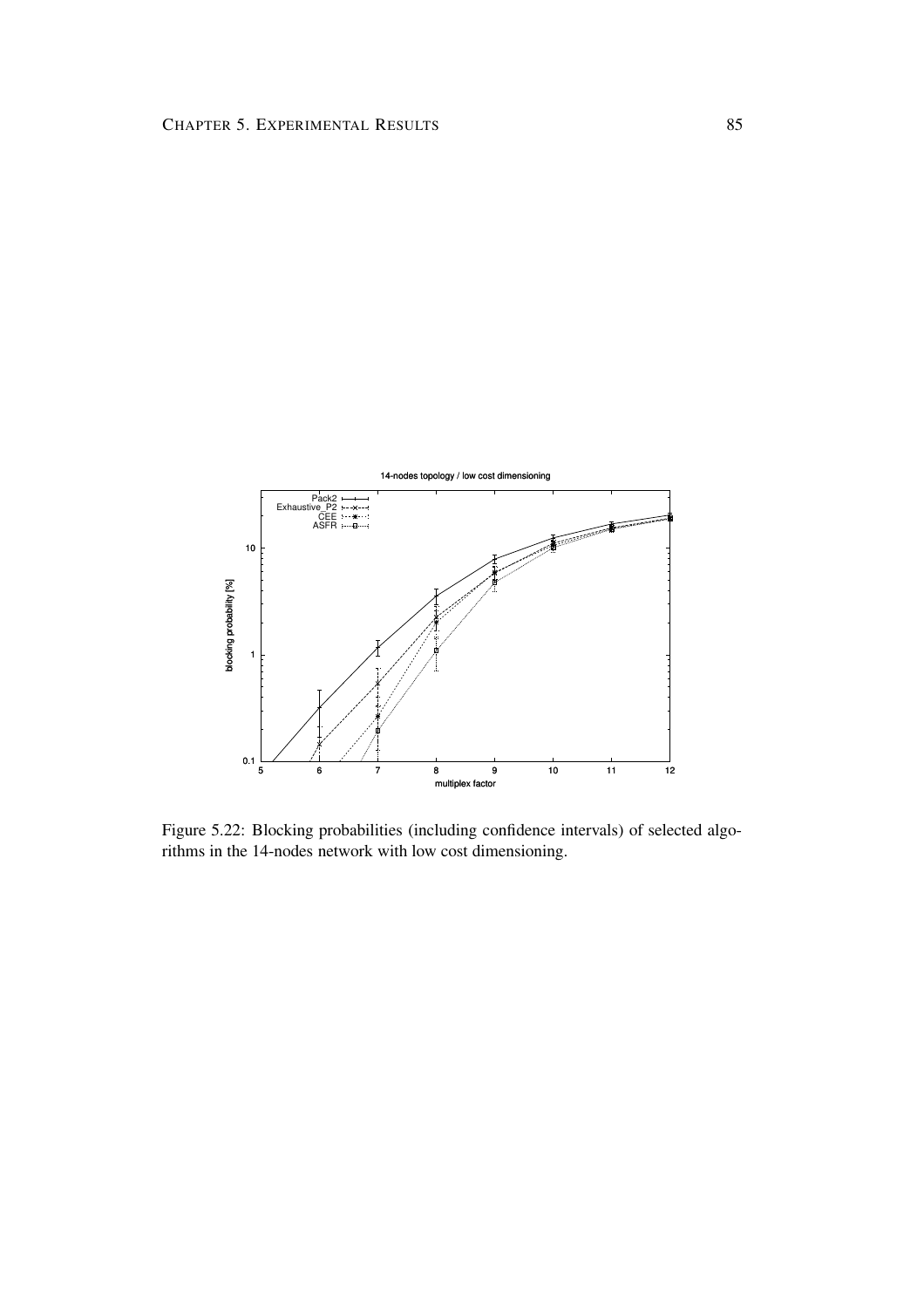Figure 5.22: Blocking probabilities (including confidence intervals) of selected algorithms in the 14-nodes network with low cost dimensioning.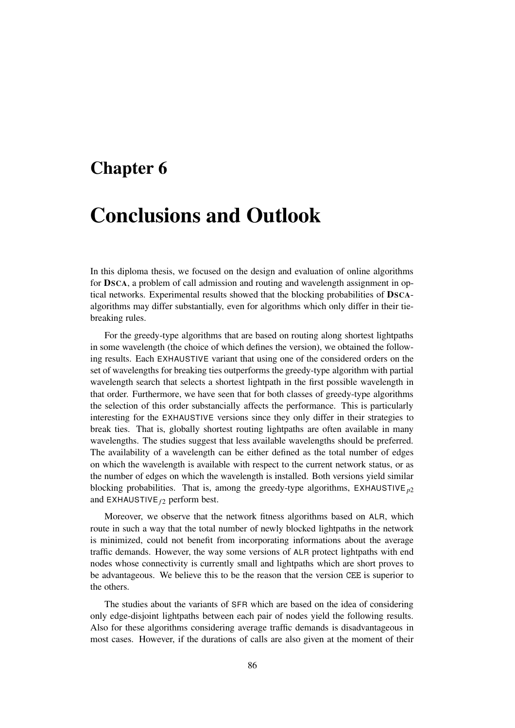# Chapter 6

# Conclusions and Outlook

In this diploma thesis, we focused on the design and evaluation of online algorithms for **DSCA**, a problem of call admission and routing and wavelength assignment in optical networks. Experimental results showed that the blocking probabilities of **DSCA**-algorithms may differ substantially, even for algorithms which only differ in their tie-breaking rules.

For the greedy-type algorithms that are based on routing along shortest lightpaths in some wavelength (the choice of which defines the version), we obtained the following results. Each EXHAUSTIVE variant that using one of the considered orders on the set of wavelengths for breaking ties outperforms the greedy-type algorithm with partial wavelength search that selects a shortest lightpath in the first possible wavelength in that order. Furthermore, we have seen that for both classes of greedy-type algorithms the selection of this order substancially affects the performance. This is particularly interesting for the EXHAUSTIVE versions since they only differ in their strategies to break ties. That is, globally shortest routing lightpaths are often available in many wavelengths. The studies suggest that less available wavelengths should be preferred. The availability of a wavelength can be either defined as the total number of edges on which the wavelength is available with respect to the current network status, or as the number of edges on which the wavelength is installed. Both versions yield similar blocking probabilities. That is, among the greedy-type algorithms, $\text{EXHAUSTIVE}_{p2}$ and $\text{EXHAUSTIVE}_{f2}$ perform best.

Moreover, we observe that the network fitness algorithms based on ALR, which route in such a way that the total number of newly blocked lightpaths in the network is minimized, could not benefit from incorporating informations about the average traffic demands. However, the way some versions of ALR protect lightpaths with end nodes whose connectivity is currently small and lightpaths which are short proves to be advantageous. We believe this to be the reason that the version CEE is superior to the others.

The studies about the variants of SFR which are based on the idea of considering only edge-disjoint lightpaths between each pair of nodes yield the following results. Also for these algorithms considering average traffic demands is disadvantageous in most cases. However, if the durations of calls are also given at the moment of their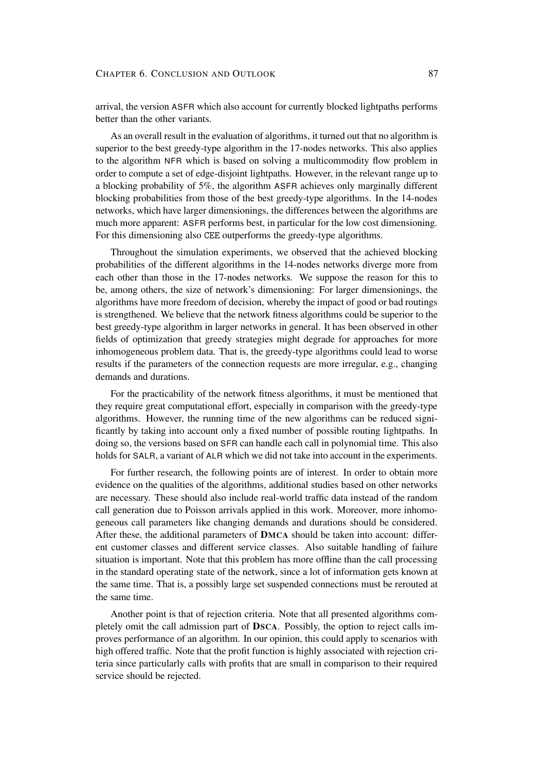arrival, the version ASFR which also account for currently blocked lightpaths performs better than the other variants.

As an overall result in the evaluation of algorithms, it turned out that no algorithm is superior to the best greedy-type algorithm in the 17-nodes networks. This also applies to the algorithm NFR which is based on solving a multicommodity flow problem in order to compute a set of edge-disjoint lightpaths. However, in the relevant range up to a blocking probability of 5%, the algorithm ASFR achieves only marginally different blocking probabilities from those of the best greedy-type algorithms. In the 14-nodes networks, which have larger dimensionings, the differences between the algorithms are much more apparent: ASFR performs best, in particular for the low cost dimensioning. For this dimensioning also CEE outperforms the greedy-type algorithms.

Throughout the simulation experiments, we observed that the achieved blocking probabilities of the different algorithms in the 14-nodes networks diverge more from each other than those in the 17-nodes networks. We suppose the reason for this to be, among others, the size of network's dimensioning: For larger dimensionings, the algorithms have more freedom of decision, whereby the impact of good or bad routings is strengthened. We believe that the network fitness algorithms could be superior to the best greedy-type algorithm in larger networks in general. It has been observed in other fields of optimization that greedy strategies might degrade for approaches for more inhomogeneous problem data. That is, the greedy-type algorithms could lead to worse results if the parameters of the connection requests are more irregular, e.g., changing demands and durations.

For the practicability of the network fitness algorithms, it must be mentioned that they require great computational effort, especially in comparison with the greedy-type algorithms. However, the running time of the new algorithms can be reduced significantly by taking into account only a fixed number of possible routing lightpaths. In doing so, the versions based on SFR can handle each call in polynomial time. This also holds for SALR, a variant of ALR which we did not take into account in the experiments.

For further research, the following points are of interest. In order to obtain more evidence on the qualities of the algorithms, additional studies based on other networks are necessary. These should also include real-world traffic data instead of the random call generation due to Poisson arrivals applied in this work. Moreover, more inhomogeneous call parameters like changing demands and durations should be considered. After these, the additional parameters of **DMCA** should be taken into account: different customer classes and different service classes. Also suitable handling of failure situation is important. Note that this problem has more offline than the call processing in the standard operating state of the network, since a lot of information gets known at the same time. That is, a possibly large set suspended connections must be rerouted at the same time.

Another point is that of rejection criteria. Note that all presented algorithms completely omit the call admission part of **DSCA**. Possibly, the option to reject calls improves performance of an algorithm. In our opinion, this could apply to scenarios with high offered traffic. Note that the profit function is highly associated with rejection criteria since particularly calls with profits that are small in comparison to their required service should be rejected.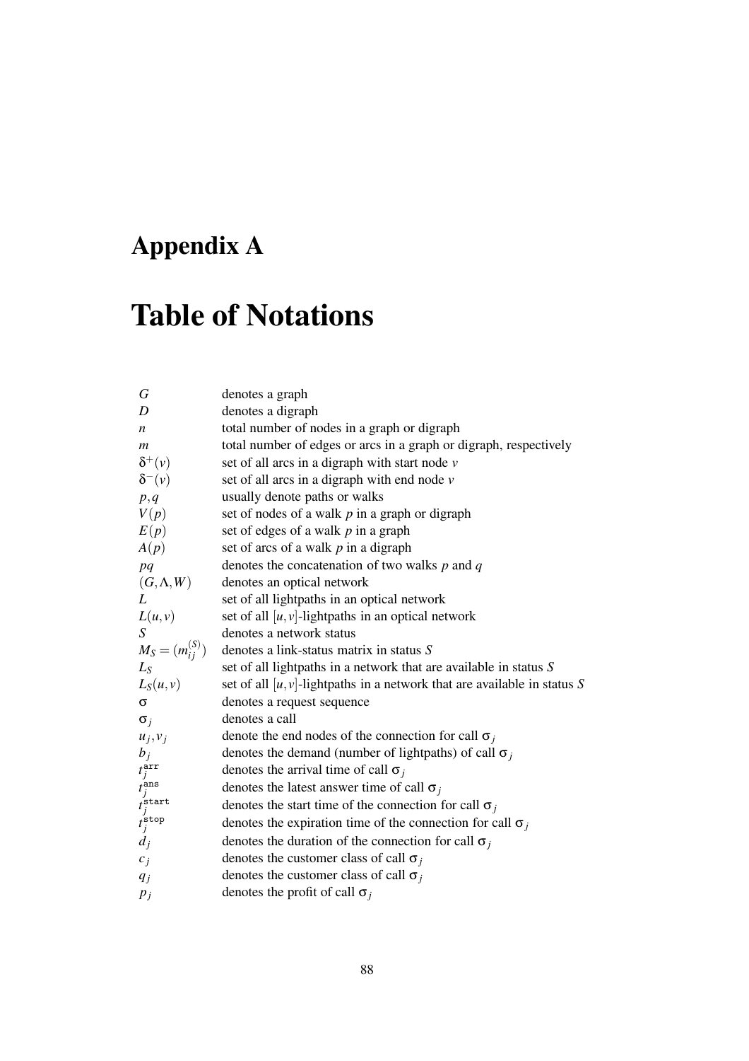# Appendix A

# Table of Notations

| | |
|---|---|
| $G$ | denotes a graph |
| $D$ | denotes a digraph |
| $n$ | total number of nodes in a graph or digraph |
| $m$ | total number of edges or arcs in a graph or digraph, respectively |
| $\delta^+(v)$ | set of all arcs in a digraph with start node $v$ |
| $\delta^-(v)$ | set of all arcs in a digraph with end node $v$ |
| $p,q$ | usually denote paths or walks |
| $V(p)$ | set of nodes of a walk $p$ in a graph or digraph |
| $E(p)$ | set of edges of a walk $p$ in a graph |
| $A(p)$ | set of arcs of a walk $p$ in a digraph |
| $pq$ | denotes the concatenation of two walks $p$ and $q$ |
| $(G,\Lambda,W)$ | denotes an optical network |
| $L$ | set of all lightpaths in an optical network |
| $L(u,v)$ | set of all $[u,v]$-lightpaths in an optical network |
| $S$ | denotes a network status |
| $M_S = (m_{ij}^{(S)})$ | denotes a link-status matrix in status $S$ |
| $L_S$ | set of all lightpaths in a network that are available in status $S$ |
| $L_S(u,v)$ | set of all $[u,v]$-lightpaths in a network that are available in status $S$ |
| $\sigma$ | denotes a request sequence |
| $\sigma_j$ | denotes a call |
| $u_j, v_j$ | denote the end nodes of the connection for call $\sigma_j$ |
| $b_j$ | denotes the demand (number of lightpaths) of call $\sigma_j$ |
| $t_j^{\texttt{arr}}$ | denotes the arrival time of call $\sigma_j$ |
| $t_j^{\texttt{ans}}$ | denotes the latest answer time of call $\sigma_j$ |
| $t_j^{\texttt{start}}$ | denotes the start time of the connection for call $\sigma_j$ |
| $t_j^{\texttt{stop}}$ | denotes the expiration time of the connection for call $\sigma_j$ |
| $d_j$ | denotes the duration of the connection for call $\sigma_j$ |
| $c_j$ | denotes the customer class of call $\sigma_j$ |
| $q_j$ | denotes the customer class of call $\sigma_j$ |
| $p_j$ | denotes the profit of call $\sigma_j$ |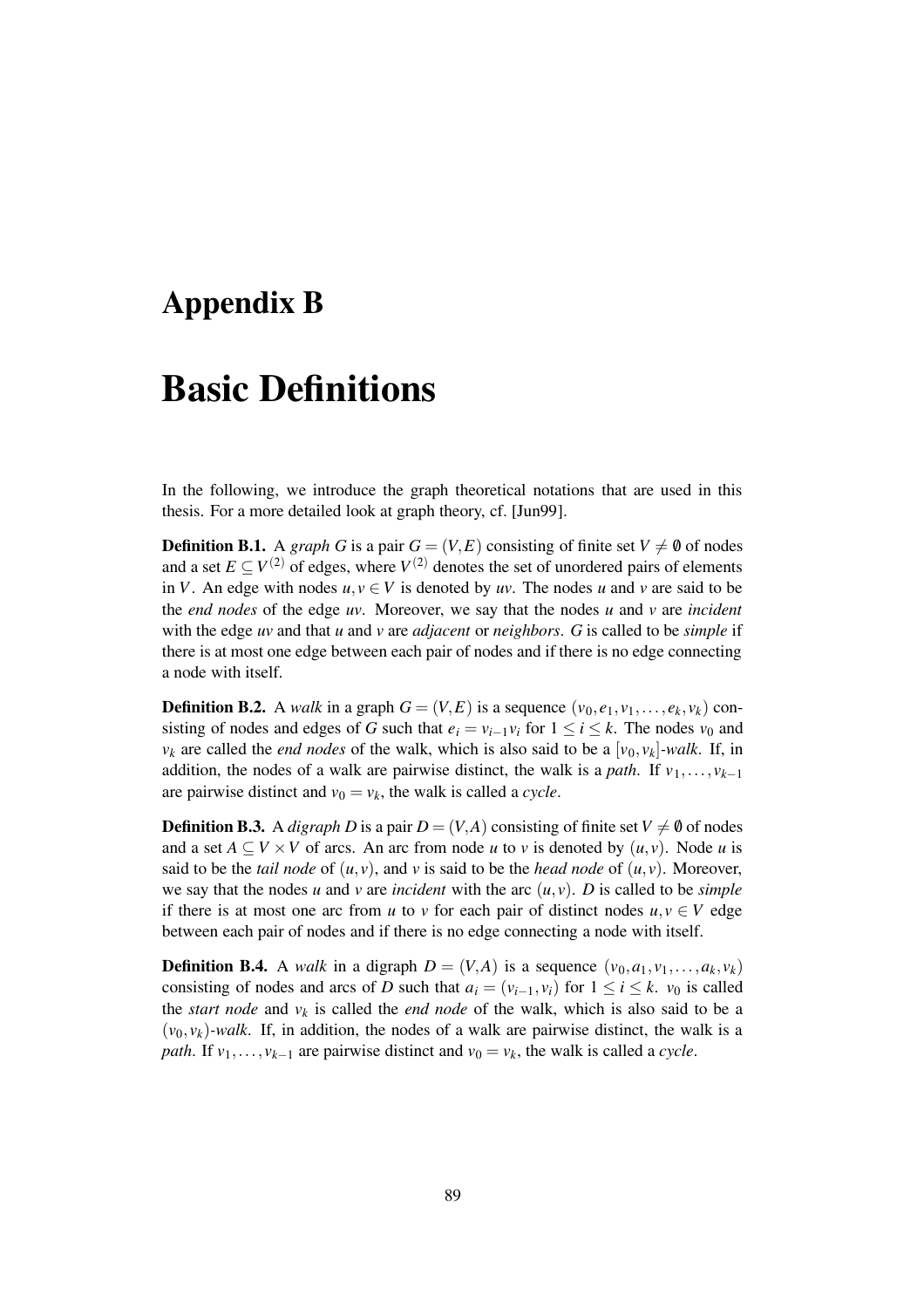# Appendix B

# Basic Definitions

In the following, we introduce the graph theoretical notations that are used in this thesis. For a more detailed look at graph theory, cf. [Jun99].

**Definition B.1.** A *graph* $G$ is a pair $G = (V,E)$ consisting of finite set $V \neq \emptyset$ of nodes and a set $E \subseteq V^{(2)}$ of edges, where $V^{(2)}$ denotes the set of unordered pairs of elements in $V$. An edge with nodes $u, v \in V$ is denoted by $uv$. The nodes $u$ and $v$ are said to be the *end nodes* of the edge $uv$. Moreover, we say that the nodes $u$ and $v$ are *incident* with the edge $uv$ and that $u$ and $v$ are *adjacent* or *neighbors*. $G$ is called to be *simple* if there is at most one edge between each pair of nodes and if there is no edge connecting a node with itself.

**Definition B.2.** A *walk* in a graph $G = (V,E)$ is a sequence $(v_0, e_1, v_1, \ldots, e_k, v_k)$ consisting of nodes and edges of $G$ such that $e_i = v_{i-1}v_i$ for $1 \leq i \leq k$. The nodes $v_0$ and $v_k$ are called the *end nodes* of the walk, which is also said to be a $[v_0, v_k]$-*walk*. If, in addition, the nodes of a walk are pairwise distinct, the walk is a *path*. If $v_1, \ldots, v_{k-1}$ are pairwise distinct and $v_0 = v_k$, the walk is called a *cycle*.

**Definition B.3.** A *digraph* $D$ is a pair $D = (V,A)$ consisting of finite set $V \neq \emptyset$ of nodes and a set $A \subseteq V \times V$ of arcs. An arc from node $u$ to $v$ is denoted by $(u,v)$. Node $u$ is said to be the *tail node* of $(u,v)$, and $v$ is said to be the *head node* of $(u,v)$. Moreover, we say that the nodes $u$ and $v$ are *incident* with the arc $(u,v)$. $D$ is called to be *simple* if there is at most one arc from $u$ to $v$ for each pair of distinct nodes $u, v \in V$ edge between each pair of nodes and if there is no edge connecting a node with itself.

**Definition B.4.** A *walk* in a digraph $D = (V,A)$ is a sequence $(v_0, a_1, v_1, \ldots, a_k, v_k)$ consisting of nodes and arcs of $D$ such that $a_i = (v_{i-1}, v_i)$ for $1 \leq i \leq k$. $v_0$ is called the *start node* and $v_k$ is called the *end node* of the walk, which is also said to be a $(v_0, v_k)$-*walk*. If, in addition, the nodes of a walk are pairwise distinct, the walk is a *path*. If $v_1, \ldots, v_{k-1}$ are pairwise distinct and $v_0 = v_k$, the walk is called a *cycle*.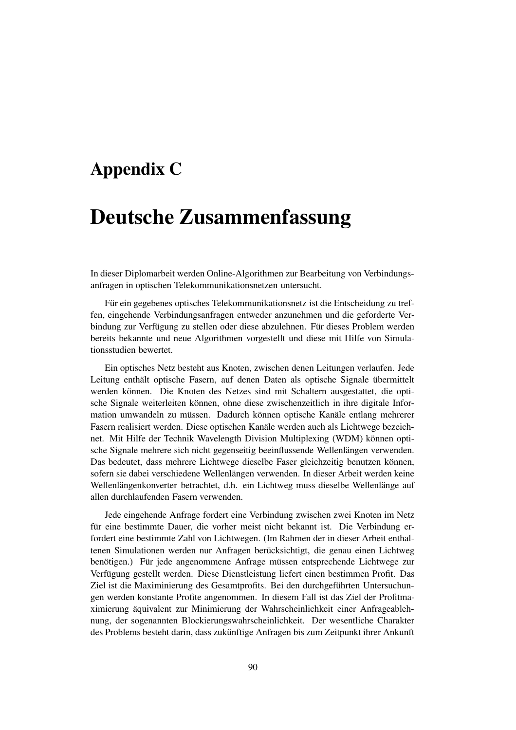# Appendix C

# Deutsche Zusammenfassung

In dieser Diplomarbeit werden Online-Algorithmen zur Bearbeitung von Verbindungsanfragen in optischen Telekommunikationsnetzen untersucht.

Für ein gegebenes optisches Telekommunikationsnetz ist die Entscheidung zu treffen, eingehende Verbindungsanfragen entweder anzunehmen und die geforderte Verbindung zur Verfügung zu stellen oder diese abzulehnen. Für dieses Problem werden bereits bekannte und neue Algorithmen vorgestellt und diese mit Hilfe von Simulationsstudien bewertet.

Ein optisches Netz besteht aus Knoten, zwischen denen Leitungen verlaufen. Jede Leitung enthält optische Fasern, auf denen Daten als optische Signale übermittelt werden können. Die Knoten des Netzes sind mit Schaltern ausgestattet, die optische Signale weiterleiten können, ohne diese zwischenzeitlich in ihre digitale Information umwandeln zu müssen. Dadurch können optische Kanäle entlang mehrerer Fasern realisiert werden. Diese optischen Kanäle werden auch als Lichtwege bezeichnet. Mit Hilfe der Technik Wavelength Division Multiplexing (WDM) können optische Signale mehrere sich nicht gegenseitig beeinflussende Wellenlängen verwenden. Das bedeutet, dass mehrere Lichtwege dieselbe Faser gleichzeitig benutzen können, sofern sie dabei verschiedene Wellenlängen verwenden. In dieser Arbeit werden keine Wellenlängenkonverter betrachtet, d.h. ein Lichtweg muss dieselbe Wellenlänge auf allen durchlaufenden Fasern verwenden.

Jede eingehende Anfrage fordert eine Verbindung zwischen zwei Knoten im Netz für eine bestimmte Dauer, die vorher meist nicht bekannt ist. Die Verbindung erfordert eine bestimmte Zahl von Lichtwegen. (Im Rahmen der in dieser Arbeit enthaltenen Simulationen werden nur Anfragen berücksichtigt, die genau einen Lichtweg benötigen.) Für jede angenommene Anfrage müssen entsprechende Lichtwege zur Verfügung gestellt werden. Diese Dienstleistung liefert einen bestimmen Profit. Das Ziel ist die Maximinierung des Gesamtprofits. Bei den durchgeführten Untersuchungen werden konstante Profite angenommen. In diesem Fall ist das Ziel der Profitmaximierung äquivalent zur Minimierung der Wahrscheinlichkeit einer Anfrageablehnung, der sogenannten Blockierungswahrscheinlichkeit. Der wesentliche Charakter des Problems besteht darin, dass zukünftige Anfragen bis zum Zeitpunkt ihrer Ankunft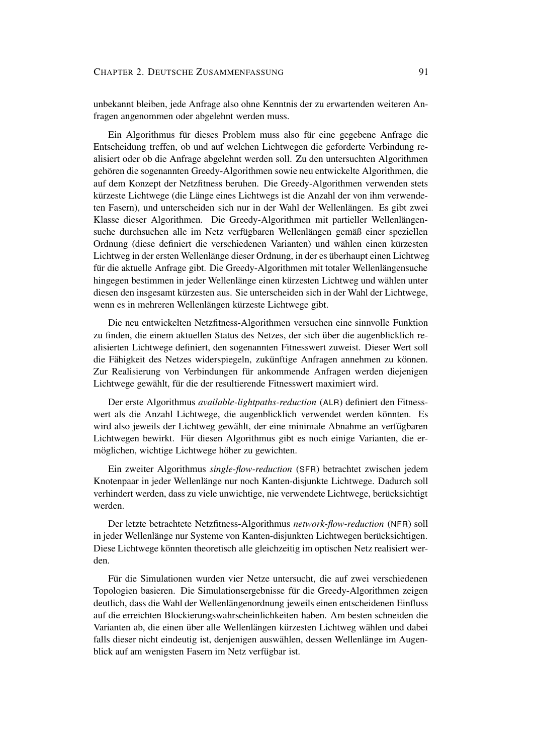unbekannt bleiben, jede Anfrage also ohne Kenntnis der zu erwartenden weiteren Anfragen angenommen oder abgelehnt werden muss.

Ein Algorithmus für dieses Problem muss also für eine gegebene Anfrage die Entscheidung treffen, ob und auf welchen Lichtwegen die geforderte Verbindung realisiert oder ob die Anfrage abgelehnt werden soll. Zu den untersuchten Algorithmen gehören die sogenannten Greedy-Algorithmen sowie neu entwickelte Algorithmen, die auf dem Konzept der Netzfitness beruhen. Die Greedy-Algorithmen verwenden stets kürzeste Lichtwege (die Länge eines Lichtwegs ist die Anzahl der von ihm verwendeten Fasern), und unterscheiden sich nur in der Wahl der Wellenlängen. Es gibt zwei Klasse dieser Algorithmen. Die Greedy-Algorithmen mit partieller Wellenlängensuche durchsuchen alle im Netz verfügbaren Wellenlängen gemäß einer speziellen Ordnung (diese definiert die verschiedenen Varianten) und wählen einen kürzesten Lichtweg in der ersten Wellenlänge dieser Ordnung, in der es überhaupt einen Lichtweg für die aktuelle Anfrage gibt. Die Greedy-Algorithmen mit totaler Wellenlängensuche hingegen bestimmen in jeder Wellenlänge einen kürzesten Lichtweg und wählen unter diesen den insgesamt kürzesten aus. Sie unterscheiden sich in der Wahl der Lichtwege, wenn es in mehreren Wellenlängen kürzeste Lichtwege gibt.

Die neu entwickelten Netzfitness-Algorithmen versuchen eine sinnvolle Funktion zu finden, die einem aktuellen Status des Netzes, der sich über die augenblicklich realisierten Lichtwege definiert, den sogenannten Fitnesswert zuweist. Dieser Wert soll die Fähigkeit des Netzes widerspiegeln, zukünftige Anfragen annehmen zu können. Zur Realisierung von Verbindungen für ankommende Anfragen werden diejenigen Lichtwege gewählt, für die der resultierende Fitnesswert maximiert wird.

Der erste Algorithmus *available-lightpaths-reduction* (ALR) definiert den Fitnesswert als die Anzahl Lichtwege, die augenblicklich verwendet werden könnten. Es wird also jeweils der Lichtweg gewählt, der eine minimale Abnahme an verfügbaren Lichtwegen bewirkt. Für diesen Algorithmus gibt es noch einige Varianten, die ermöglichen, wichtige Lichtwege höher zu gewichten.

Ein zweiter Algorithmus *single-flow-reduction* (SFR) betrachtet zwischen jedem Knotenpaar in jeder Wellenlänge nur noch Kanten-disjunkte Lichtwege. Dadurch soll verhindert werden, dass zu viele unwichtige, nie verwendete Lichtwege, berücksichtigt werden.

Der letzte betrachtete Netzfitness-Algorithmus *network-flow-reduction* (NFR) soll in jeder Wellenlänge nur Systeme von Kanten-disjunkten Lichtwegen berücksichtigen. Diese Lichtwege könnten theoretisch alle gleichzeitig im optischen Netz realisiert werden.

Für die Simulationen wurden vier Netze untersucht, die auf zwei verschiedenen Topologien basieren. Die Simulationsergebnisse für die Greedy-Algorithmen zeigen deutlich, dass die Wahl der Wellenlängenordnung jeweils einen entscheidenen Einfluss auf die erreichten Blockierungswahrscheinlichkeiten haben. Am besten schneiden die Varianten ab, die einen über alle Wellenlängen kürzesten Lichtweg wählen und dabei falls dieser nicht eindeutig ist, denjenigen auswählen, dessen Wellenlänge im Augenblick auf am wenigsten Fasern im Netz verfügbar ist.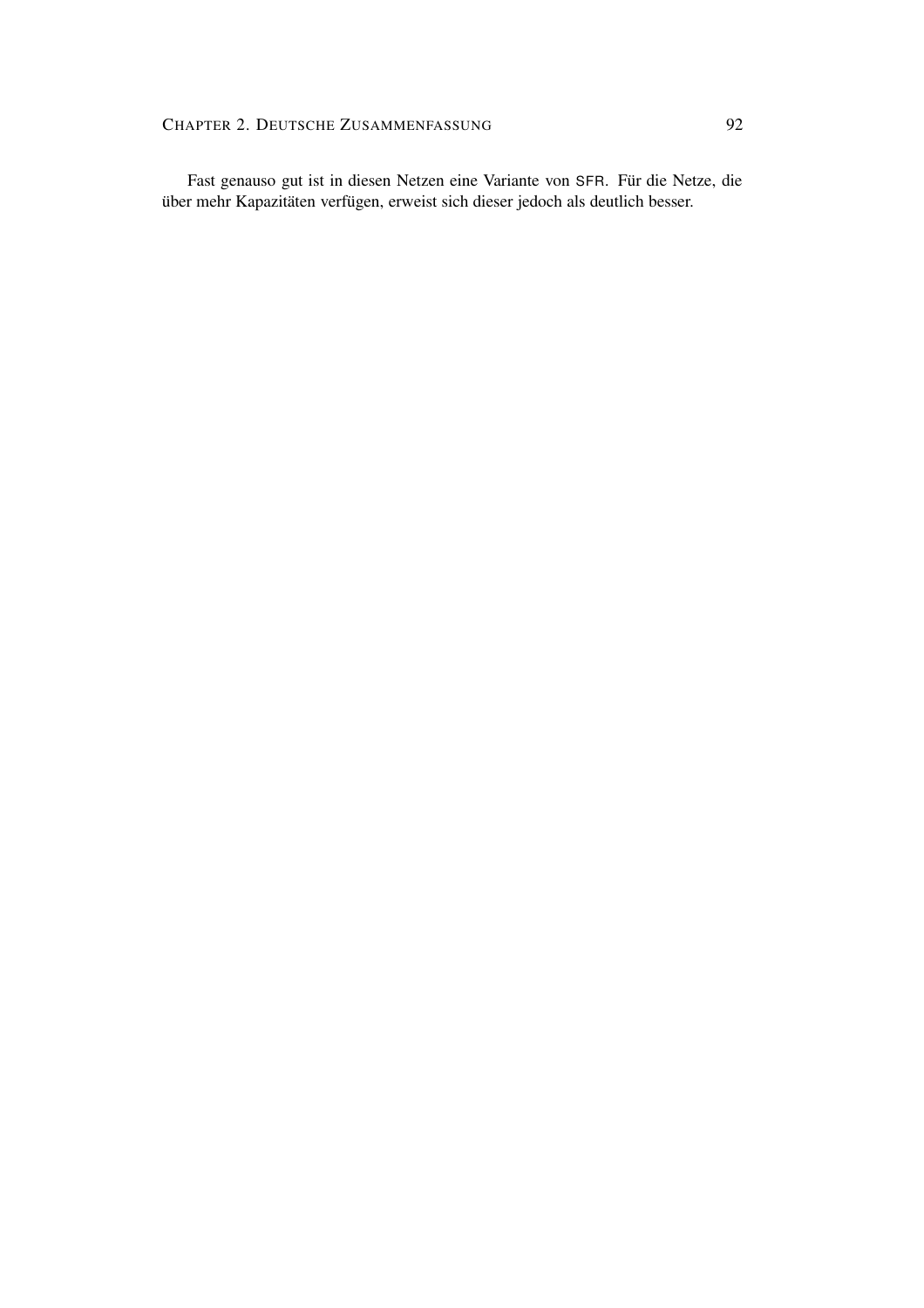Fast genauso gut ist in diesen Netzen eine Variante von SFR. Für die Netze, die über mehr Kapazitäten verfügen, erweist sich dieser jedoch als deutlich besser.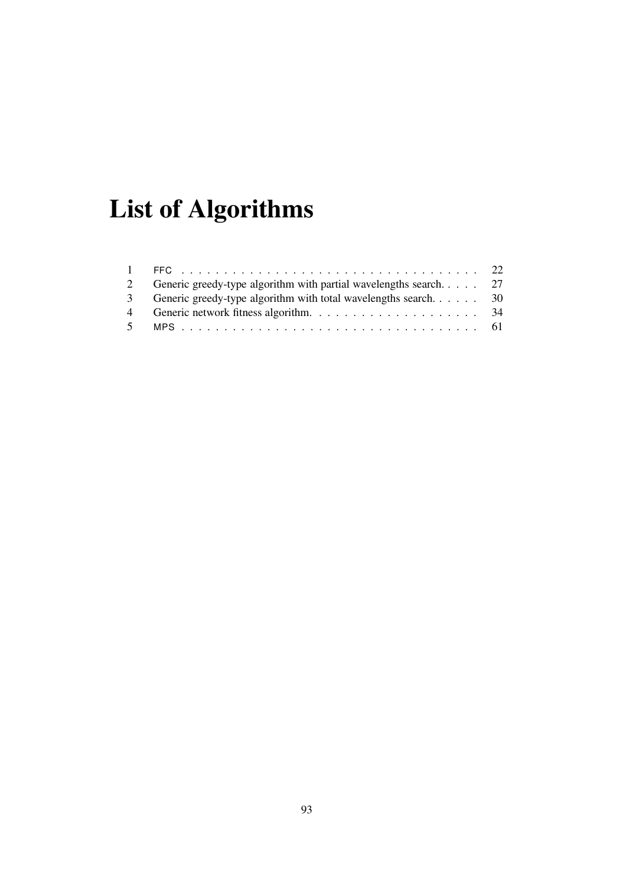# List of Algorithms

| | | |
|---|---|---|
| 1 | FFC | 22 |
| 2 | Generic greedy-type algorithm with partial wavelengths search. | 27 |
| 3 | Generic greedy-type algorithm with total wavelengths search. | 30 |
| 4 | Generic network fitness algorithm. | 34 |
| 5 | MPS | 61 |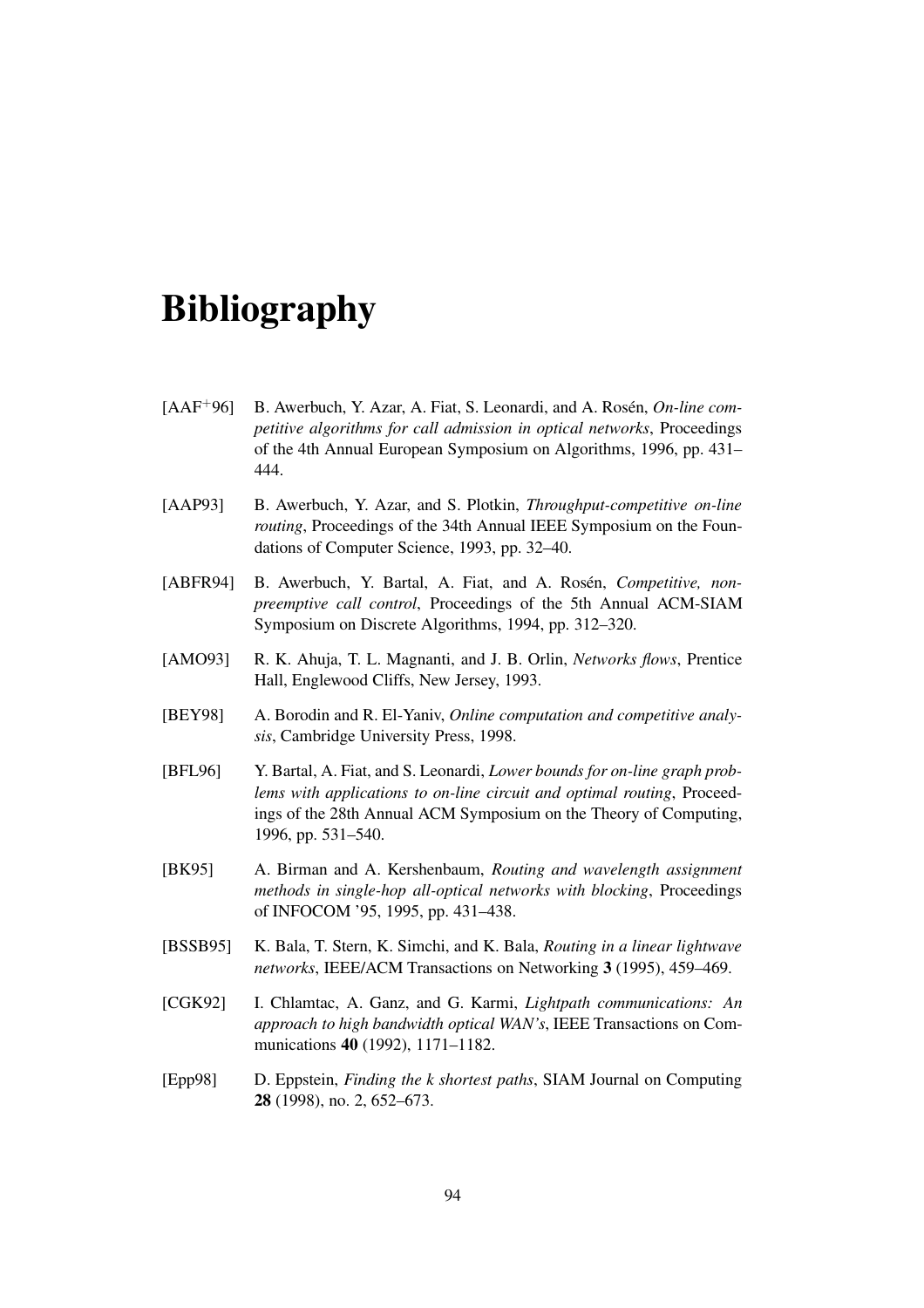# Bibliography

[AAF$^+$96] B. Awerbuch, Y. Azar, A. Fiat, S. Leonardi, and A. Rosén, *On-line competitive algorithms for call admission in optical networks*, Proceedings of the 4th Annual European Symposium on Algorithms, 1996, pp. 431–444.

[AAP93] B. Awerbuch, Y. Azar, and S. Plotkin, *Throughput-competitive on-line routing*, Proceedings of the 34th Annual IEEE Symposium on the Foundations of Computer Science, 1993, pp. 32–40.

[ABFR94] B. Awerbuch, Y. Bartal, A. Fiat, and A. Rosén, *Competitive, non-preemptive call control*, Proceedings of the 5th Annual ACM-SIAM Symposium on Discrete Algorithms, 1994, pp. 312–320.

[AMO93] R. K. Ahuja, T. L. Magnanti, and J. B. Orlin, *Networks flows*, Prentice Hall, Englewood Cliffs, New Jersey, 1993.

[BEY98] A. Borodin and R. El-Yaniv, *Online computation and competitive analysis*, Cambridge University Press, 1998.

[BFL96] Y. Bartal, A. Fiat, and S. Leonardi, *Lower bounds for on-line graph problems with applications to on-line circuit and optimal routing*, Proceedings of the 28th Annual ACM Symposium on the Theory of Computing, 1996, pp. 531–540.

[BK95] A. Birman and A. Kershenbaum, *Routing and wavelength assignment methods in single-hop all-optical networks with blocking*, Proceedings of INFOCOM '95, 1995, pp. 431–438.

[BSSB95] K. Bala, T. Stern, K. Simchi, and K. Bala, *Routing in a linear lightwave networks*, IEEE/ACM Transactions on Networking **3** (1995), 459–469.

[CGK92] I. Chlamtac, A. Ganz, and G. Karmi, *Lightpath communications: An approach to high bandwidth optical WAN's*, IEEE Transactions on Communications **40** (1992), 1171–1182.

[Epp98] D. Eppstein, *Finding the k shortest paths*, SIAM Journal on Computing **28** (1998), no. 2, 652–673.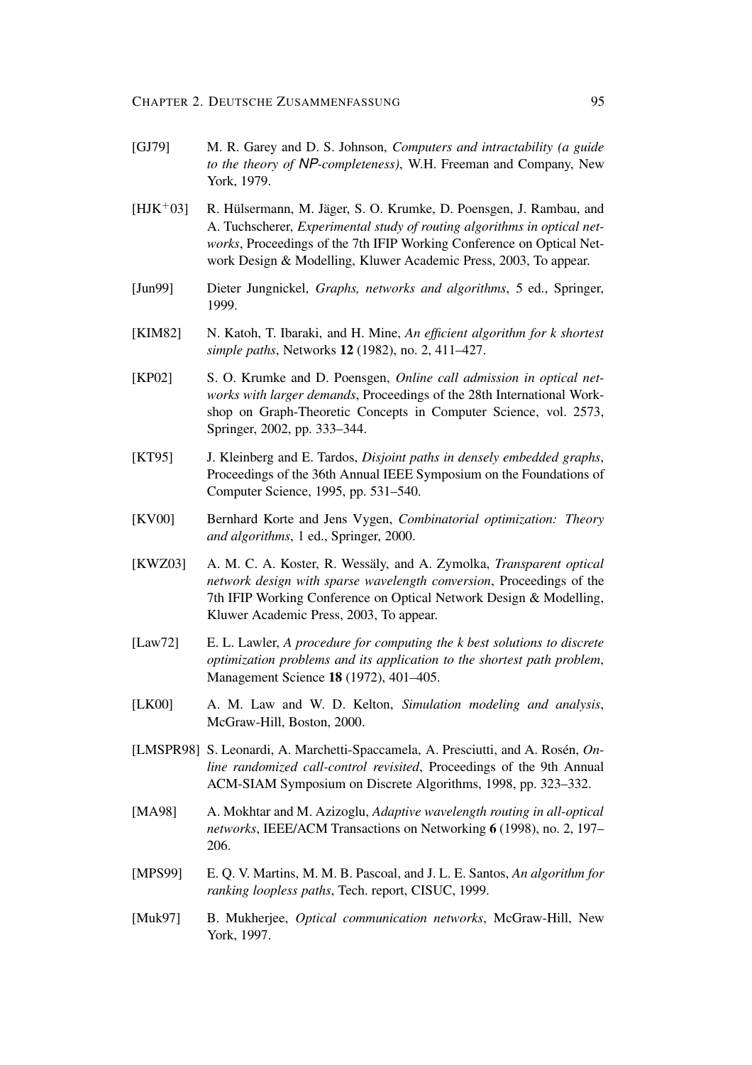[GJ79] M. R. Garey and D. S. Johnson, *Computers and intractability (a guide to the theory of NP-completeness)*, W.H. Freeman and Company, New York, 1979.

[HJK+03] R. Hülsermann, M. Jäger, S. O. Krumke, D. Poensgen, J. Rambau, and A. Tuchscherer, *Experimental study of routing algorithms in optical networks*, Proceedings of the 7th IFIP Working Conference on Optical Network Design & Modelling, Kluwer Academic Press, 2003, To appear.

[Jun99] Dieter Jungnickel, *Graphs, networks and algorithms*, 5 ed., Springer, 1999.

[KIM82] N. Katoh, T. Ibaraki, and H. Mine, *An efficient algorithm for k shortest simple paths*, Networks **12** (1982), no. 2, 411–427.

[KP02] S. O. Krumke and D. Poensgen, *Online call admission in optical networks with larger demands*, Proceedings of the 28th International Workshop on Graph-Theoretic Concepts in Computer Science, vol. 2573, Springer, 2002, pp. 333–344.

[KT95] J. Kleinberg and E. Tardos, *Disjoint paths in densely embedded graphs*, Proceedings of the 36th Annual IEEE Symposium on the Foundations of Computer Science, 1995, pp. 531–540.

[KV00] Bernhard Korte and Jens Vygen, *Combinatorial optimization: Theory and algorithms*, 1 ed., Springer, 2000.

[KWZ03] A. M. C. A. Koster, R. Wessäly, and A. Zymolka, *Transparent optical network design with sparse wavelength conversion*, Proceedings of the 7th IFIP Working Conference on Optical Network Design & Modelling, Kluwer Academic Press, 2003, To appear.

[Law72] E. L. Lawler, *A procedure for computing the k best solutions to discrete optimization problems and its application to the shortest path problem*, Management Science **18** (1972), 401–405.

[LK00] A. M. Law and W. D. Kelton, *Simulation modeling and analysis*, McGraw-Hill, Boston, 2000.

[LMSPR98] S. Leonardi, A. Marchetti-Spaccamela, A. Presciutti, and A. Rosén, *On-line randomized call-control revisited*, Proceedings of the 9th Annual ACM-SIAM Symposium on Discrete Algorithms, 1998, pp. 323–332.

[MA98] A. Mokhtar and M. Azizoglu, *Adaptive wavelength routing in all-optical networks*, IEEE/ACM Transactions on Networking **6** (1998), no. 2, 197–206.

[MPS99] E. Q. V. Martins, M. M. B. Pascoal, and J. L. E. Santos, *An algorithm for ranking loopless paths*, Tech. report, CISUC, 1999.

[Muk97] B. Mukherjee, *Optical communication networks*, McGraw-Hill, New York, 1997.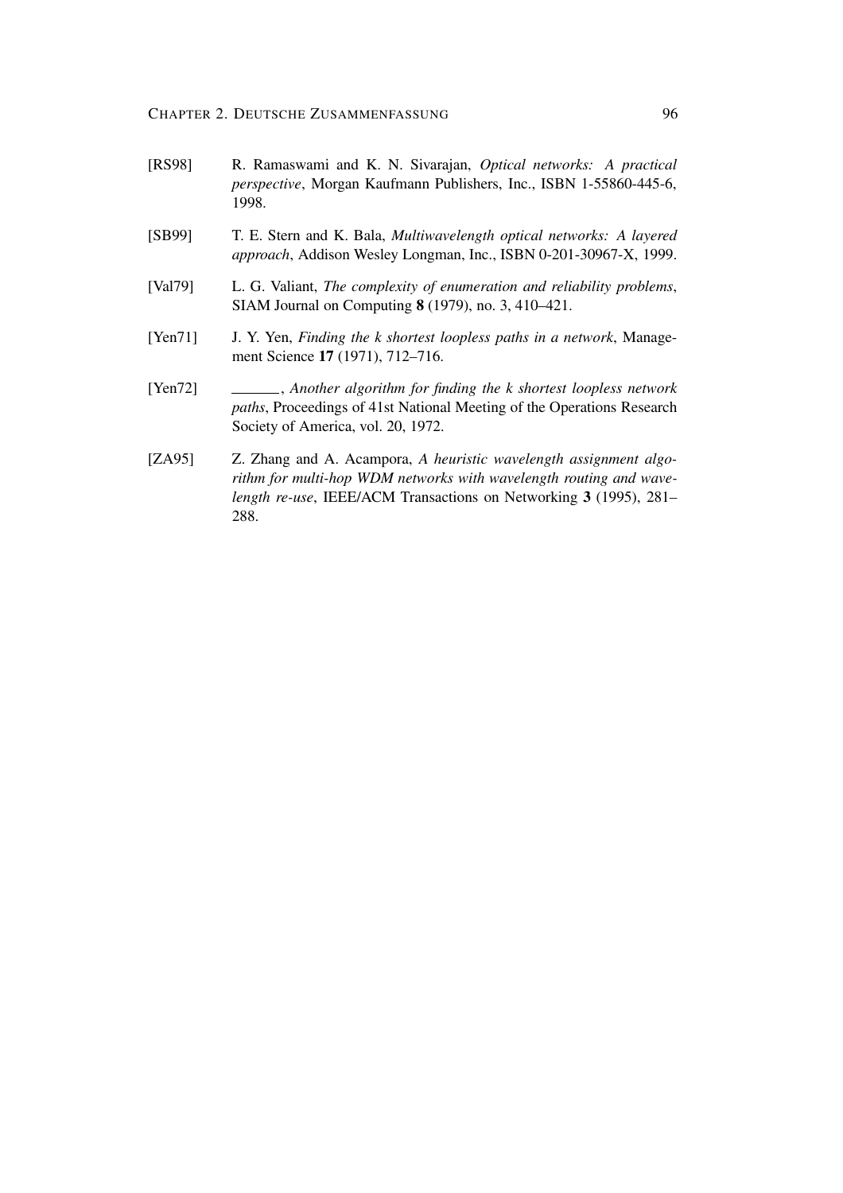[RS98] R. Ramaswami and K. N. Sivarajan, *Optical networks: A practical perspective*, Morgan Kaufmann Publishers, Inc., ISBN 1-55860-445-6, 1998.

[SB99] T. E. Stern and K. Bala, *Multiwavelength optical networks: A layered approach*, Addison Wesley Longman, Inc., ISBN 0-201-30967-X, 1999.

[Val79] L. G. Valiant, *The complexity of enumeration and reliability problems*, SIAM Journal on Computing **8** (1979), no. 3, 410–421.

[Yen71] J. Y. Yen, *Finding the k shortest loopless paths in a network*, Management Science **17** (1971), 712–716.

[Yen72] ______, *Another algorithm for finding the k shortest loopless network paths*, Proceedings of 41st National Meeting of the Operations Research Society of America, vol. 20, 1972.

[ZA95] Z. Zhang and A. Acampora, *A heuristic wavelength assignment algorithm for multi-hop WDM networks with wavelength routing and wavelength re-use*, IEEE/ACM Transactions on Networking **3** (1995), 281–288.